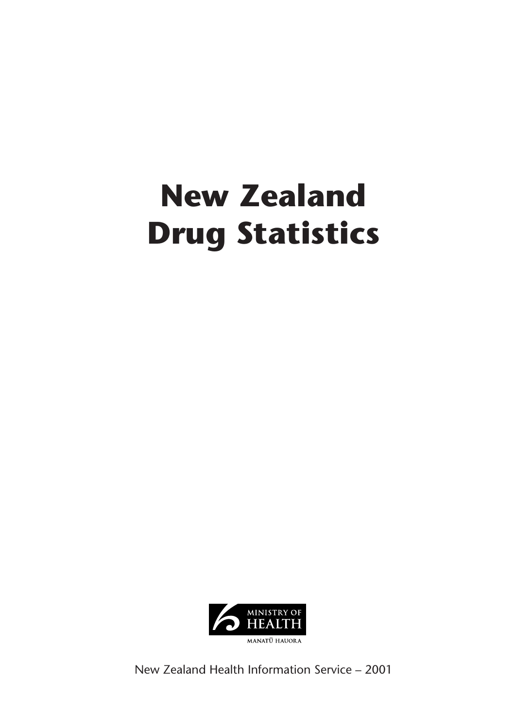# New Zealand Drug Statistics

MINISTRY OF HEALTH

MANATŪ HAUORA

New Zealand Health Information Service – 2001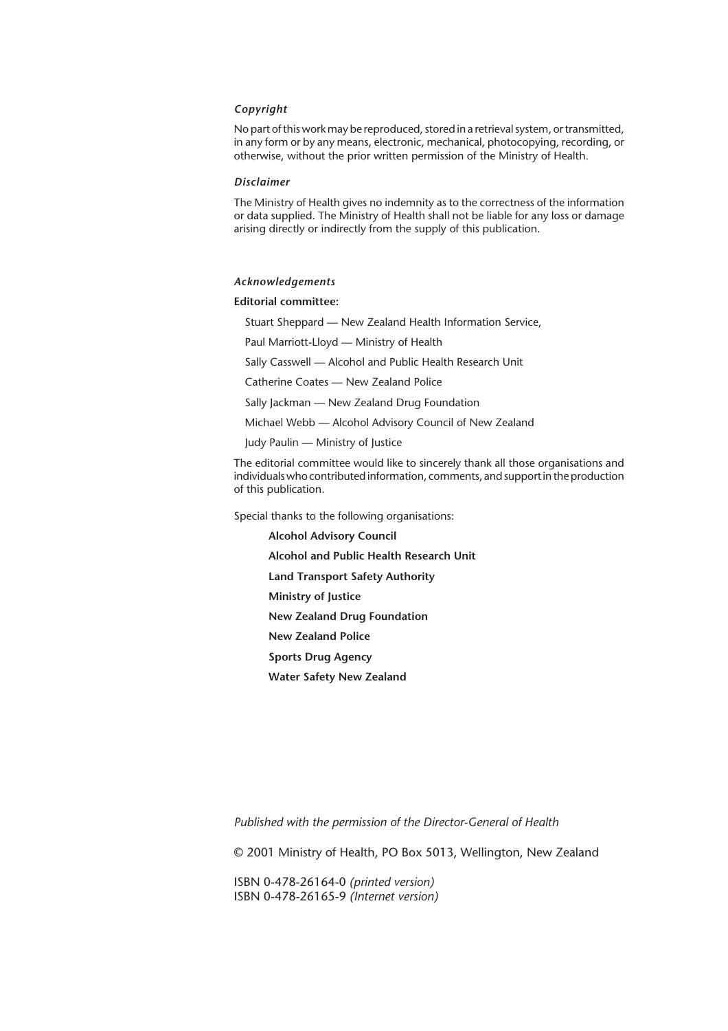*Copyright*

No part of this work may be reproduced, stored in a retrieval system, or transmitted, in any form or by any means, electronic, mechanical, photocopying, recording, or otherwise, without the prior written permission of the Ministry of Health.

*Disclaimer*

The Ministry of Health gives no indemnity as to the correctness of the information or data supplied. The Ministry of Health shall not be liable for any loss or damage arising directly or indirectly from the supply of this publication.

*Acknowledgements*

**Editorial committee:**

Stuart Sheppard — New Zealand Health Information Service,

Paul Marriott-Lloyd — Ministry of Health

Sally Casswell — Alcohol and Public Health Research Unit

Catherine Coates — New Zealand Police

Sally Jackman — New Zealand Drug Foundation

Michael Webb — Alcohol Advisory Council of New Zealand

Judy Paulin — Ministry of Justice

The editorial committee would like to sincerely thank all those organisations and individuals who contributed information, comments, and support in the production of this publication.

Special thanks to the following organisations:

**Alcohol Advisory Council**

**Alcohol and Public Health Research Unit**

**Land Transport Safety Authority**

**Ministry of Justice**

**New Zealand Drug Foundation**

**New Zealand Police**

**Sports Drug Agency**

**Water Safety New Zealand**

*Published with the permission of the Director-General of Health*

© 2001 Ministry of Health, PO Box 5013, Wellington, New Zealand

ISBN 0-478-26164-0 *(printed version)*
ISBN 0-478-26165-9 *(Internet version)*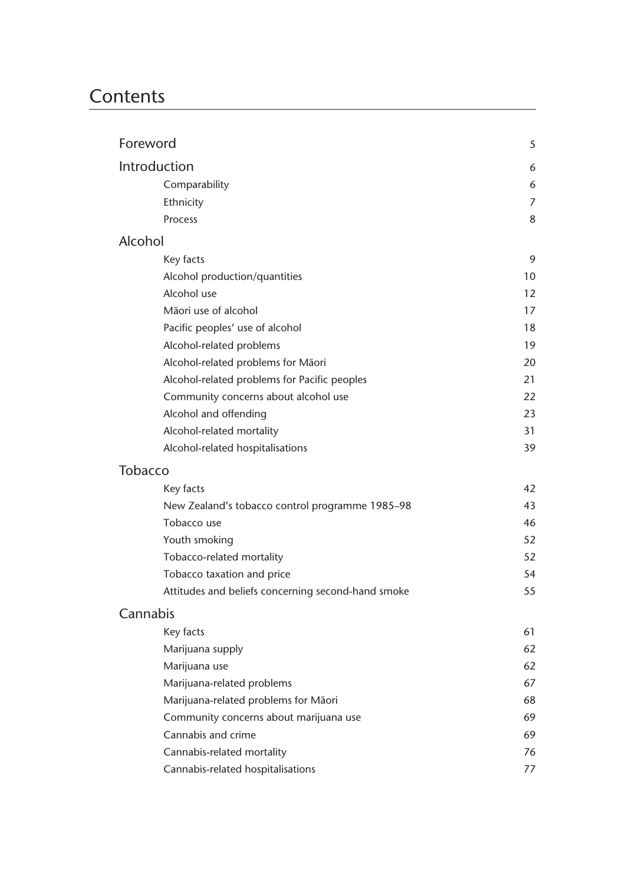# Contents

| | |
|---|---|
| Foreword | 5 |
| Introduction | 6 |
| Comparability | 6 |
| Ethnicity | 7 |
| Process | 8 |
| **Alcohol** | |
| Key facts | 9 |
| Alcohol production/quantities | 10 |
| Alcohol use | 12 |
| Māori use of alcohol | 17 |
| Pacific peoples' use of alcohol | 18 |
| Alcohol-related problems | 19 |
| Alcohol-related problems for Māori | 20 |
| Alcohol-related problems for Pacific peoples | 21 |
| Community concerns about alcohol use | 22 |
| Alcohol and offending | 23 |
| Alcohol-related mortality | 31 |
| Alcohol-related hospitalisations | 39 |
| **Tobacco** | |
| Key facts | 42 |
| New Zealand's tobacco control programme 1985–98 | 43 |
| Tobacco use | 46 |
| Youth smoking | 52 |
| Tobacco-related mortality | 52 |
| Tobacco taxation and price | 54 |
| Attitudes and beliefs concerning second-hand smoke | 55 |
| **Cannabis** | |
| Key facts | 61 |
| Marijuana supply | 62 |
| Marijuana use | 62 |
| Marijuana-related problems | 67 |
| Marijuana-related problems for Māori | 68 |
| Community concerns about marijuana use | 69 |
| Cannabis and crime | 69 |
| Cannabis-related mortality | 76 |
| Cannabis-related hospitalisations | 77 |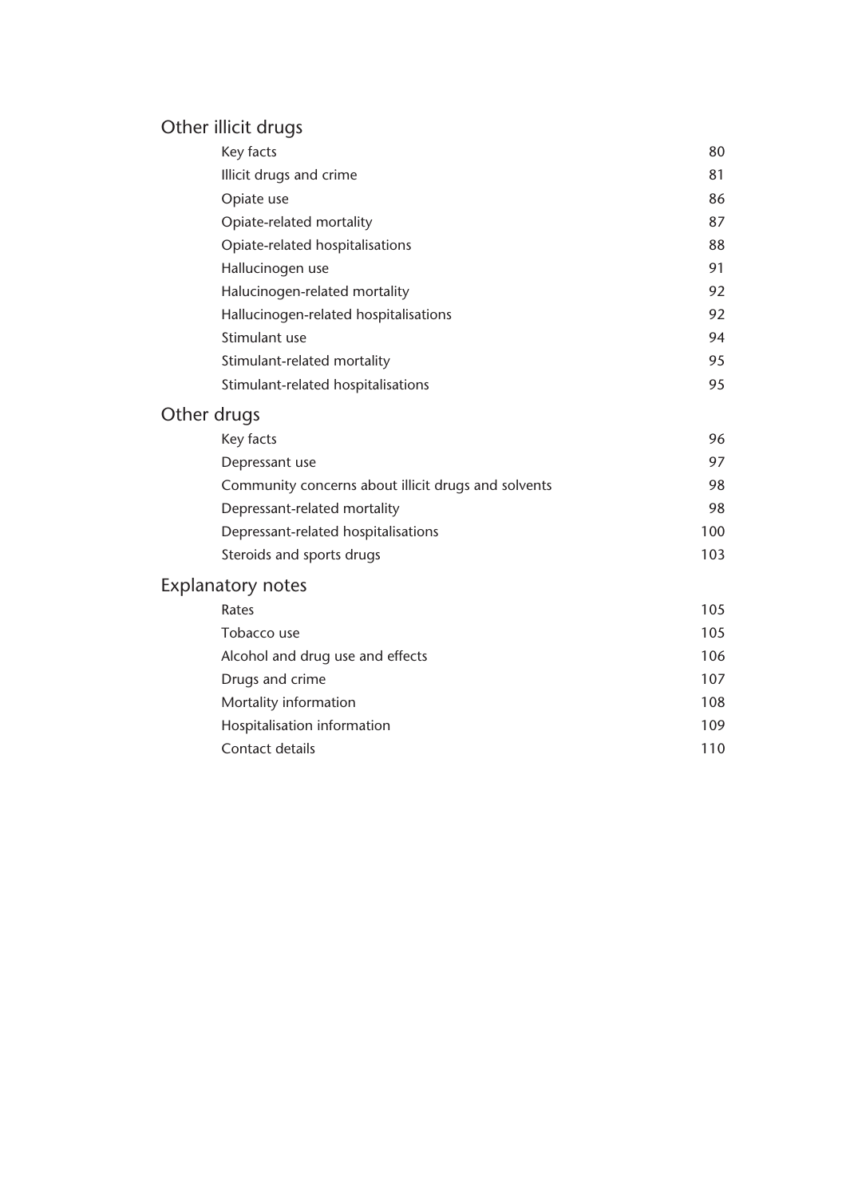## Other illicit drugs

| | |
|---|---|
| Key facts | 80 |
| Illicit drugs and crime | 81 |
| Opiate use | 86 |
| Opiate-related mortality | 87 |
| Opiate-related hospitalisations | 88 |
| Hallucinogen use | 91 |
| Halucinogen-related mortality | 92 |
| Hallucinogen-related hospitalisations | 92 |
| Stimulant use | 94 |
| Stimulant-related mortality | 95 |
| Stimulant-related hospitalisations | 95 |

## Other drugs

| | |
|---|---|
| Key facts | 96 |
| Depressant use | 97 |
| Community concerns about illicit drugs and solvents | 98 |
| Depressant-related mortality | 98 |
| Depressant-related hospitalisations | 100 |
| Steroids and sports drugs | 103 |

## Explanatory notes

| | |
|---|---|
| Rates | 105 |
| Tobacco use | 105 |
| Alcohol and drug use and effects | 106 |
| Drugs and crime | 107 |
| Mortality information | 108 |
| Hospitalisation information | 109 |
| Contact details | 110 |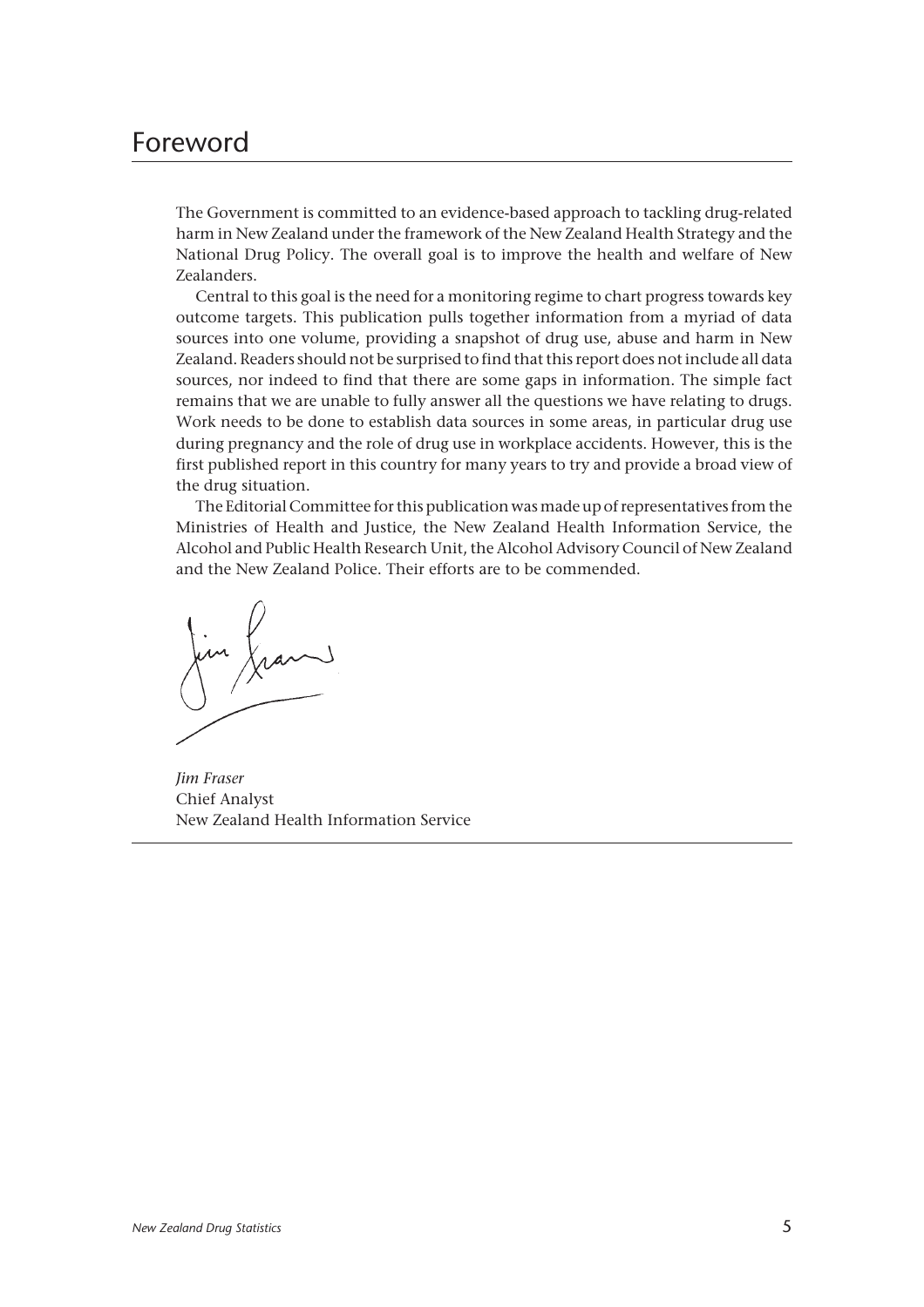# Foreword

The Government is committed to an evidence-based approach to tackling drug-related harm in New Zealand under the framework of the New Zealand Health Strategy and the National Drug Policy. The overall goal is to improve the health and welfare of New Zealanders.

Central to this goal is the need for a monitoring regime to chart progress towards key outcome targets. This publication pulls together information from a myriad of data sources into one volume, providing a snapshot of drug use, abuse and harm in New Zealand. Readers should not be surprised to find that this report does not include all data sources, nor indeed to find that there are some gaps in information. The simple fact remains that we are unable to fully answer all the questions we have relating to drugs. Work needs to be done to establish data sources in some areas, in particular drug use during pregnancy and the role of drug use in workplace accidents. However, this is the first published report in this country for many years to try and provide a broad view of the drug situation.

The Editorial Committee for this publication was made up of representatives from the Ministries of Health and Justice, the New Zealand Health Information Service, the Alcohol and Public Health Research Unit, the Alcohol Advisory Council of New Zealand and the New Zealand Police. Their efforts are to be commended.

*Jim Fraser*
Chief Analyst
New Zealand Health Information Service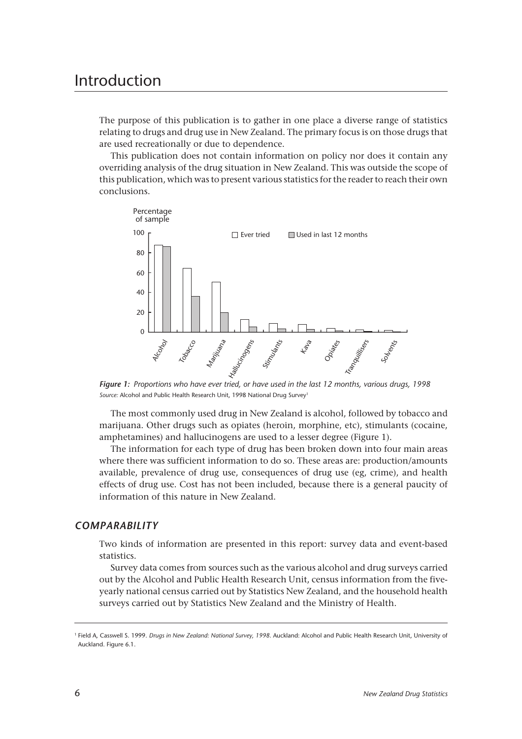# Introduction

The purpose of this publication is to gather in one place a diverse range of statistics relating to drugs and drug use in New Zealand. The primary focus is on those drugs that are used recreationally or due to dependence.

This publication does not contain information on policy nor does it contain any overriding analysis of the drug situation in New Zealand. This was outside the scope of this publication, which was to present various statistics for the reader to reach their own conclusions.

***Figure 1:*** *Proportions who have ever tried, or have used in the last 12 months, various drugs, 1998*
*Source:* Alcohol and Public Health Research Unit, 1998 National Drug Survey[1]

The most commonly used drug in New Zealand is alcohol, followed by tobacco and marijuana. Other drugs such as opiates (heroin, morphine, etc), stimulants (cocaine, amphetamines) and hallucinogens are used to a lesser degree (Figure 1).

The information for each type of drug has been broken down into four main areas where there was sufficient information to do so. These areas are: production/amounts available, prevalence of drug use, consequences of drug use (eg, crime), and health effects of drug use. Cost has not been included, because there is a general paucity of information of this nature in New Zealand.

## *COMPARABILITY*

Two kinds of information are presented in this report: survey data and event-based statistics.

Survey data comes from sources such as the various alcohol and drug surveys carried out by the Alcohol and Public Health Research Unit, census information from the five-yearly national census carried out by Statistics New Zealand, and the household health surveys carried out by Statistics New Zealand and the Ministry of Health.

---

[1] Field A, Casswell S. 1999. *Drugs in New Zealand: National Survey, 1998*. Auckland: Alcohol and Public Health Research Unit, University of Auckland. Figure 6.1.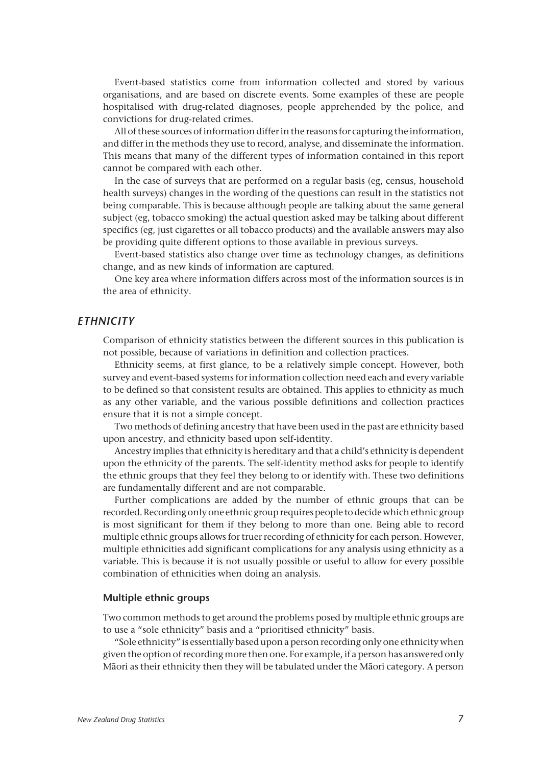Event-based statistics come from information collected and stored by various organisations, and are based on discrete events. Some examples of these are people hospitalised with drug-related diagnoses, people apprehended by the police, and convictions for drug-related crimes.

All of these sources of information differ in the reasons for capturing the information, and differ in the methods they use to record, analyse, and disseminate the information. This means that many of the different types of information contained in this report cannot be compared with each other.

In the case of surveys that are performed on a regular basis (eg, census, household health surveys) changes in the wording of the questions can result in the statistics not being comparable. This is because although people are talking about the same general subject (eg, tobacco smoking) the actual question asked may be talking about different specifics (eg, just cigarettes or all tobacco products) and the available answers may also be providing quite different options to those available in previous surveys.

Event-based statistics also change over time as technology changes, as definitions change, and as new kinds of information are captured.

One key area where information differs across most of the information sources is in the area of ethnicity.

## *ETHNICITY*

Comparison of ethnicity statistics between the different sources in this publication is not possible, because of variations in definition and collection practices.

Ethnicity seems, at first glance, to be a relatively simple concept. However, both survey and event-based systems for information collection need each and every variable to be defined so that consistent results are obtained. This applies to ethnicity as much as any other variable, and the various possible definitions and collection practices ensure that it is not a simple concept.

Two methods of defining ancestry that have been used in the past are ethnicity based upon ancestry, and ethnicity based upon self-identity.

Ancestry implies that ethnicity is hereditary and that a child's ethnicity is dependent upon the ethnicity of the parents. The self-identity method asks for people to identify the ethnic groups that they feel they belong to or identify with. These two definitions are fundamentally different and are not comparable.

Further complications are added by the number of ethnic groups that can be recorded. Recording only one ethnic group requires people to decide which ethnic group is most significant for them if they belong to more than one. Being able to record multiple ethnic groups allows for truer recording of ethnicity for each person. However, multiple ethnicities add significant complications for any analysis using ethnicity as a variable. This is because it is not usually possible or useful to allow for every possible combination of ethnicities when doing an analysis.

### Multiple ethnic groups

Two common methods to get around the problems posed by multiple ethnic groups are to use a "sole ethnicity" basis and a "prioritised ethnicity" basis.

"Sole ethnicity" is essentially based upon a person recording only one ethnicity when given the option of recording more then one. For example, if a person has answered only Māori as their ethnicity then they will be tabulated under the Māori category. A person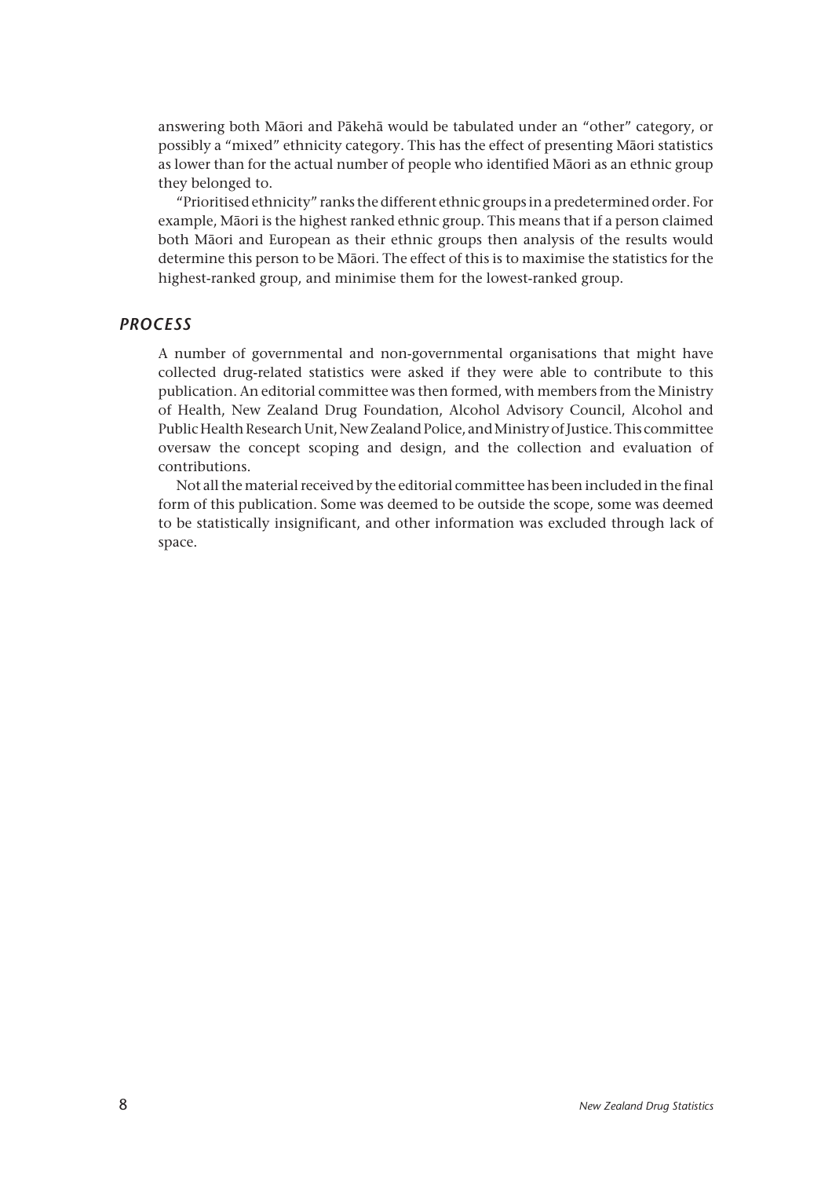answering both Māori and Pākehā would be tabulated under an "other" category, or possibly a "mixed" ethnicity category. This has the effect of presenting Māori statistics as lower than for the actual number of people who identified Māori as an ethnic group they belonged to.

"Prioritised ethnicity" ranks the different ethnic groups in a predetermined order. For example, Māori is the highest ranked ethnic group. This means that if a person claimed both Māori and European as their ethnic groups then analysis of the results would determine this person to be Māori. The effect of this is to maximise the statistics for the highest-ranked group, and minimise them for the lowest-ranked group.

## *PROCESS*

A number of governmental and non-governmental organisations that might have collected drug-related statistics were asked if they were able to contribute to this publication. An editorial committee was then formed, with members from the Ministry of Health, New Zealand Drug Foundation, Alcohol Advisory Council, Alcohol and Public Health Research Unit, New Zealand Police, and Ministry of Justice. This committee oversaw the concept scoping and design, and the collection and evaluation of contributions.

Not all the material received by the editorial committee has been included in the final form of this publication. Some was deemed to be outside the scope, some was deemed to be statistically insignificant, and other information was excluded through lack of space.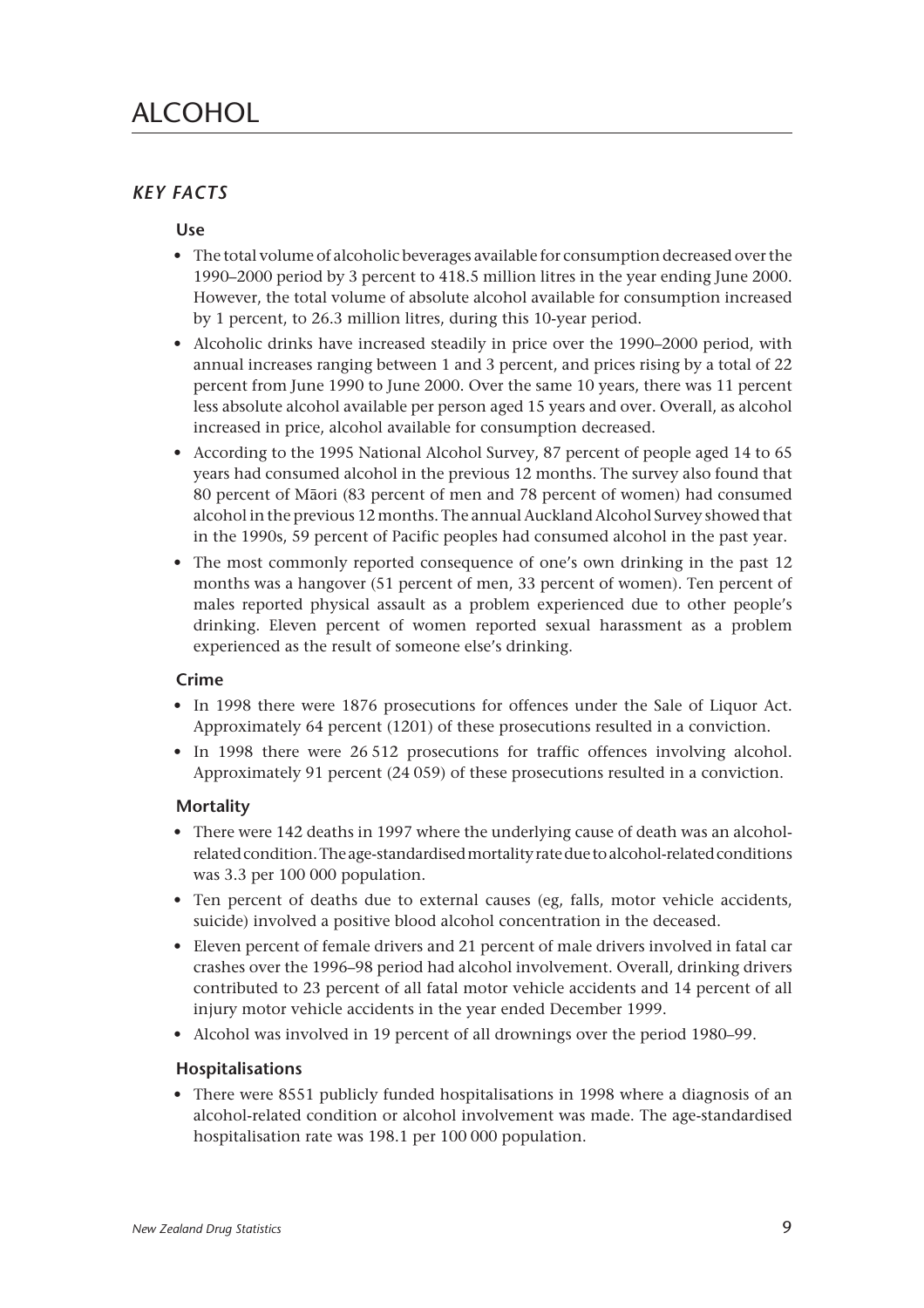# ALCOHOL

## *KEY FACTS*

### Use

- The total volume of alcoholic beverages available for consumption decreased over the 1990–2000 period by 3 percent to 418.5 million litres in the year ending June 2000. However, the total volume of absolute alcohol available for consumption increased by 1 percent, to 26.3 million litres, during this 10-year period.
- Alcoholic drinks have increased steadily in price over the 1990–2000 period, with annual increases ranging between 1 and 3 percent, and prices rising by a total of 22 percent from June 1990 to June 2000. Over the same 10 years, there was 11 percent less absolute alcohol available per person aged 15 years and over. Overall, as alcohol increased in price, alcohol available for consumption decreased.
- According to the 1995 National Alcohol Survey, 87 percent of people aged 14 to 65 years had consumed alcohol in the previous 12 months. The survey also found that 80 percent of Māori (83 percent of men and 78 percent of women) had consumed alcohol in the previous 12 months. The annual Auckland Alcohol Survey showed that in the 1990s, 59 percent of Pacific peoples had consumed alcohol in the past year.
- The most commonly reported consequence of one's own drinking in the past 12 months was a hangover (51 percent of men, 33 percent of women). Ten percent of males reported physical assault as a problem experienced due to other people's drinking. Eleven percent of women reported sexual harassment as a problem experienced as the result of someone else's drinking.

### Crime

- In 1998 there were 1876 prosecutions for offences under the Sale of Liquor Act. Approximately 64 percent (1201) of these prosecutions resulted in a conviction.
- In 1998 there were 26 512 prosecutions for traffic offences involving alcohol. Approximately 91 percent (24 059) of these prosecutions resulted in a conviction.

### Mortality

- There were 142 deaths in 1997 where the underlying cause of death was an alcohol-related condition. The age-standardised mortality rate due to alcohol-related conditions was 3.3 per 100 000 population.
- Ten percent of deaths due to external causes (eg, falls, motor vehicle accidents, suicide) involved a positive blood alcohol concentration in the deceased.
- Eleven percent of female drivers and 21 percent of male drivers involved in fatal car crashes over the 1996–98 period had alcohol involvement. Overall, drinking drivers contributed to 23 percent of all fatal motor vehicle accidents and 14 percent of all injury motor vehicle accidents in the year ended December 1999.
- Alcohol was involved in 19 percent of all drownings over the period 1980–99.

### Hospitalisations

- There were 8551 publicly funded hospitalisations in 1998 where a diagnosis of an alcohol-related condition or alcohol involvement was made. The age-standardised hospitalisation rate was 198.1 per 100 000 population.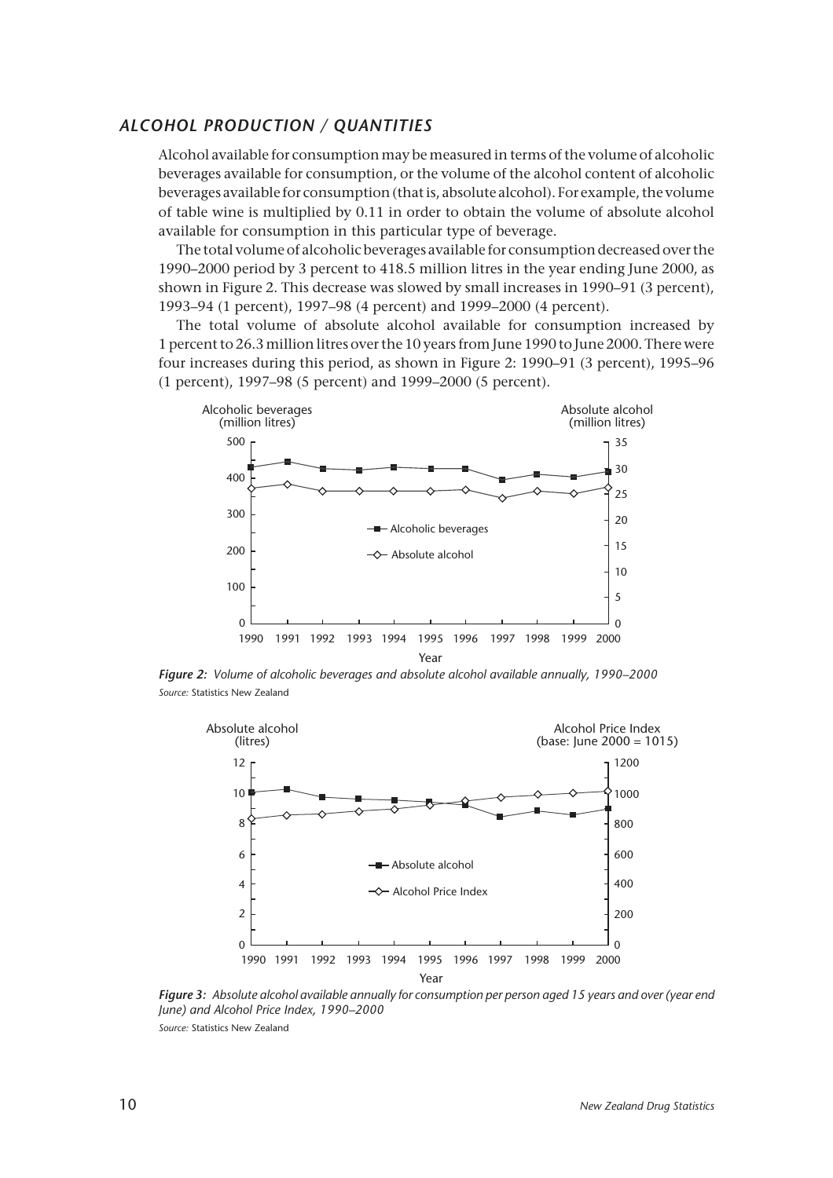## *ALCOHOL PRODUCTION / QUANTITIES*

Alcohol available for consumption may be measured in terms of the volume of alcoholic beverages available for consumption, or the volume of the alcohol content of alcoholic beverages available for consumption (that is, absolute alcohol). For example, the volume of table wine is multiplied by 0.11 in order to obtain the volume of absolute alcohol available for consumption in this particular type of beverage.

The total volume of alcoholic beverages available for consumption decreased over the 1990–2000 period by 3 percent to 418.5 million litres in the year ending June 2000, as shown in Figure 2. This decrease was slowed by small increases in 1990–91 (3 percent), 1993–94 (1 percent), 1997–98 (4 percent) and 1999–2000 (4 percent).

The total volume of absolute alcohol available for consumption increased by 1 percent to 26.3 million litres over the 10 years from June 1990 to June 2000. There were four increases during this period, as shown in Figure 2: 1990–91 (3 percent), 1995–96 (1 percent), 1997–98 (5 percent) and 1999–2000 (5 percent).

***Figure 2:** Volume of alcoholic beverages and absolute alcohol available annually, 1990–2000*

*Source:* Statistics New Zealand

***Figure 3:** Absolute alcohol available annually for consumption per person aged 15 years and over (year end June) and Alcohol Price Index, 1990–2000*

*Source:* Statistics New Zealand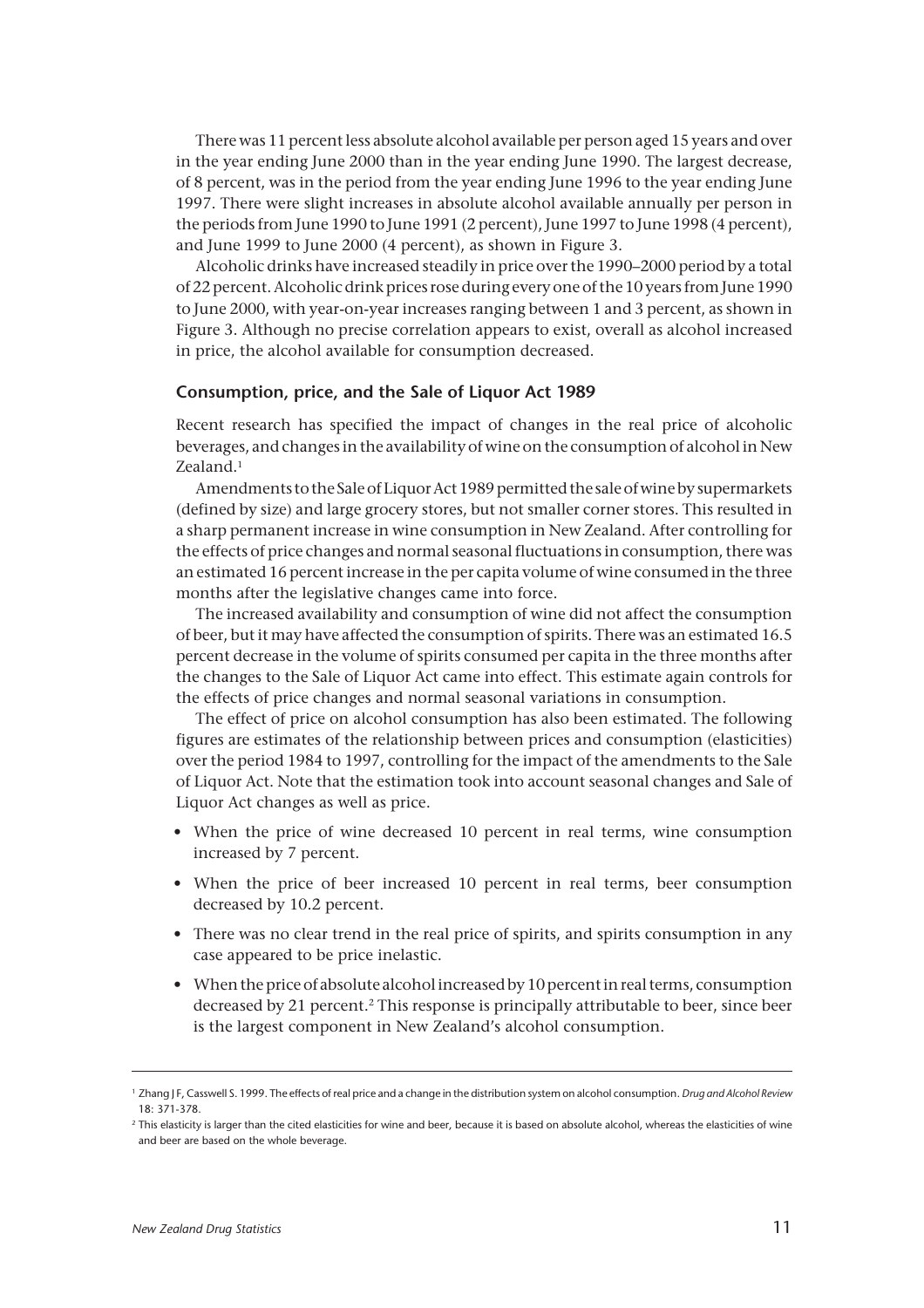There was 11 percent less absolute alcohol available per person aged 15 years and over in the year ending June 2000 than in the year ending June 1990. The largest decrease, of 8 percent, was in the period from the year ending June 1996 to the year ending June 1997. There were slight increases in absolute alcohol available annually per person in the periods from June 1990 to June 1991 (2 percent), June 1997 to June 1998 (4 percent), and June 1999 to June 2000 (4 percent), as shown in Figure 3.

Alcoholic drinks have increased steadily in price over the 1990–2000 period by a total of 22 percent. Alcoholic drink prices rose during every one of the 10 years from June 1990 to June 2000, with year-on-year increases ranging between 1 and 3 percent, as shown in Figure 3. Although no precise correlation appears to exist, overall as alcohol increased in price, the alcohol available for consumption decreased.

### Consumption, price, and the Sale of Liquor Act 1989

Recent research has specified the impact of changes in the real price of alcoholic beverages, and changes in the availability of wine on the consumption of alcohol in New Zealand.[1]

Amendments to the Sale of Liquor Act 1989 permitted the sale of wine by supermarkets (defined by size) and large grocery stores, but not smaller corner stores. This resulted in a sharp permanent increase in wine consumption in New Zealand. After controlling for the effects of price changes and normal seasonal fluctuations in consumption, there was an estimated 16 percent increase in the per capita volume of wine consumed in the three months after the legislative changes came into force.

The increased availability and consumption of wine did not affect the consumption of beer, but it may have affected the consumption of spirits. There was an estimated 16.5 percent decrease in the volume of spirits consumed per capita in the three months after the changes to the Sale of Liquor Act came into effect. This estimate again controls for the effects of price changes and normal seasonal variations in consumption.

The effect of price on alcohol consumption has also been estimated. The following figures are estimates of the relationship between prices and consumption (elasticities) over the period 1984 to 1997, controlling for the impact of the amendments to the Sale of Liquor Act. Note that the estimation took into account seasonal changes and Sale of Liquor Act changes as well as price.

- When the price of wine decreased 10 percent in real terms, wine consumption increased by 7 percent.
- When the price of beer increased 10 percent in real terms, beer consumption decreased by 10.2 percent.
- There was no clear trend in the real price of spirits, and spirits consumption in any case appeared to be price inelastic.
- When the price of absolute alcohol increased by 10 percent in real terms, consumption decreased by 21 percent.[2] This response is principally attributable to beer, since beer is the largest component in New Zealand's alcohol consumption.

---

[1] Zhang J F, Casswell S. 1999. The effects of real price and a change in the distribution system on alcohol consumption. *Drug and Alcohol Review* 18: 371-378.

[2] This elasticity is larger than the cited elasticities for wine and beer, because it is based on absolute alcohol, whereas the elasticities of wine and beer are based on the whole beverage.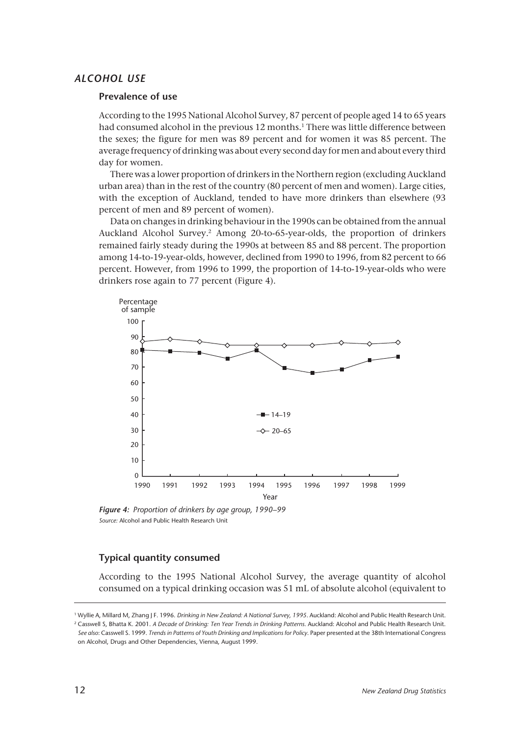## ALCOHOL USE

### Prevalence of use

According to the 1995 National Alcohol Survey, 87 percent of people aged 14 to 65 years had consumed alcohol in the previous 12 months.[1] There was little difference between the sexes; the figure for men was 89 percent and for women it was 85 percent. The average frequency of drinking was about every second day for men and about every third day for women.

There was a lower proportion of drinkers in the Northern region (excluding Auckland urban area) than in the rest of the country (80 percent of men and women). Large cities, with the exception of Auckland, tended to have more drinkers than elsewhere (93 percent of men and 89 percent of women).

Data on changes in drinking behaviour in the 1990s can be obtained from the annual Auckland Alcohol Survey.[2] Among 20-to-65-year-olds, the proportion of drinkers remained fairly steady during the 1990s at between 85 and 88 percent. The proportion among 14-to-19-year-olds, however, declined from 1990 to 1996, from 82 percent to 66 percent. However, from 1996 to 1999, the proportion of 14-to-19-year-olds who were drinkers rose again to 77 percent (Figure 4).

*Figure 4: Proportion of drinkers by age group, 1990–99*
*Source:* Alcohol and Public Health Research Unit

### Typical quantity consumed

According to the 1995 National Alcohol Survey, the average quantity of alcohol consumed on a typical drinking occasion was 51 mL of absolute alcohol (equivalent to

---

[1] Wyllie A, Millard M, Zhang J F. 1996. *Drinking in New Zealand: A National Survey, 1995*. Auckland: Alcohol and Public Health Research Unit.

[2] Casswell S, Bhatta K. 2001. *A Decade of Drinking: Ten Year Trends in Drinking Patterns*. Auckland: Alcohol and Public Health Research Unit. *See also*: Casswell S. 1999. *Trends in Patterns of Youth Drinking and Implications for Policy*. Paper presented at the 38th International Congress on Alcohol, Drugs and Other Dependencies, Vienna, August 1999.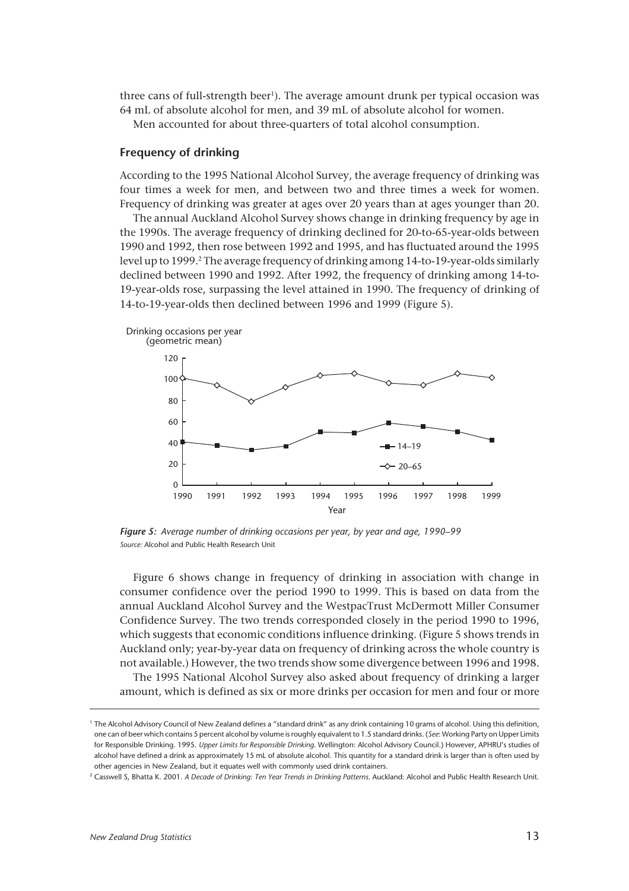three cans of full-strength beer[1]). The average amount drunk per typical occasion was 64 mL of absolute alcohol for men, and 39 mL of absolute alcohol for women.

Men accounted for about three-quarters of total alcohol consumption.

### Frequency of drinking

According to the 1995 National Alcohol Survey, the average frequency of drinking was four times a week for men, and between two and three times a week for women. Frequency of drinking was greater at ages over 20 years than at ages younger than 20.

The annual Auckland Alcohol Survey shows change in drinking frequency by age in the 1990s. The average frequency of drinking declined for 20-to-65-year-olds between 1990 and 1992, then rose between 1992 and 1995, and has fluctuated around the 1995 level up to 1999.[2] The average frequency of drinking among 14-to-19-year-olds similarly declined between 1990 and 1992. After 1992, the frequency of drinking among 14-to-19-year-olds rose, surpassing the level attained in 1990. The frequency of drinking of 14-to-19-year-olds then declined between 1996 and 1999 (Figure 5).

***Figure 5:*** *Average number of drinking occasions per year, by year and age, 1990–99*
*Source:* Alcohol and Public Health Research Unit

Figure 6 shows change in frequency of drinking in association with change in consumer confidence over the period 1990 to 1999. This is based on data from the annual Auckland Alcohol Survey and the WestpacTrust McDermott Miller Consumer Confidence Survey. The two trends corresponded closely in the period 1990 to 1996, which suggests that economic conditions influence drinking. (Figure 5 shows trends in Auckland only; year-by-year data on frequency of drinking across the whole country is not available.) However, the two trends show some divergence between 1996 and 1998.

The 1995 National Alcohol Survey also asked about frequency of drinking a larger amount, which is defined as six or more drinks per occasion for men and four or more

---

[1] The Alcohol Advisory Council of New Zealand defines a "standard drink" as any drink containing 10 grams of alcohol. Using this definition, one can of beer which contains 5 percent alcohol by volume is roughly equivalent to 1.5 standard drinks. (*See*: Working Party on Upper Limits for Responsible Drinking. 1995. *Upper Limits for Responsible Drinking*. Wellington: Alcohol Advisory Council.) However, APHRU's studies of alcohol have defined a drink as approximately 15 mL of absolute alcohol. This quantity for a standard drink is larger than is often used by other agencies in New Zealand, but it equates well with commonly used drink containers.

[2] Casswell S, Bhatta K. 2001. *A Decade of Drinking: Ten Year Trends in Drinking Patterns*. Auckland: Alcohol and Public Health Research Unit.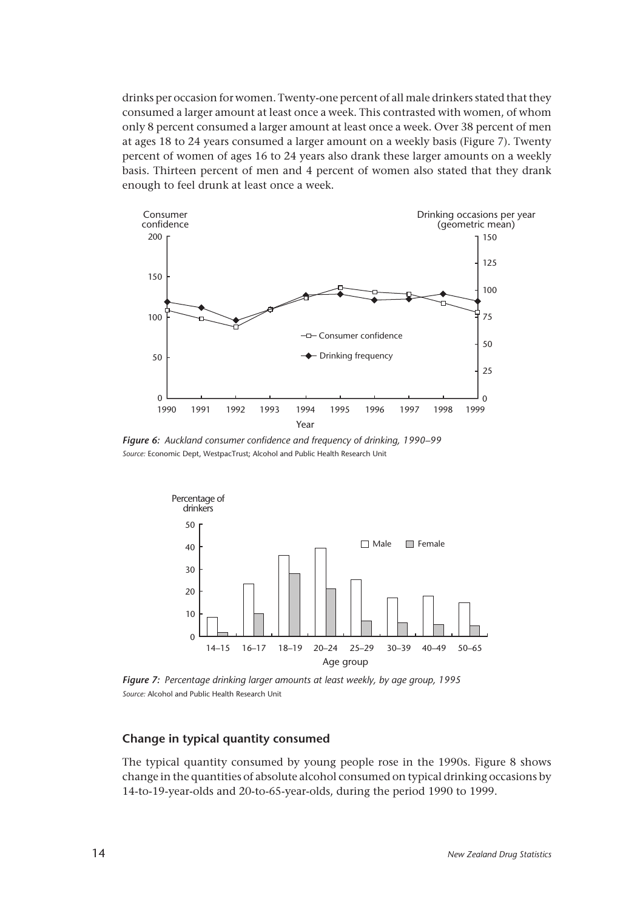drinks per occasion for women. Twenty-one percent of all male drinkers stated that they consumed a larger amount at least once a week. This contrasted with women, of whom only 8 percent consumed a larger amount at least once a week. Over 38 percent of men at ages 18 to 24 years consumed a larger amount on a weekly basis (Figure 7). Twenty percent of women of ages 16 to 24 years also drank these larger amounts on a weekly basis. Thirteen percent of men and 4 percent of women also stated that they drank enough to feel drunk at least once a week.

***Figure 6:*** *Auckland consumer confidence and frequency of drinking, 1990–99*
*Source:* Economic Dept, WestpacTrust; Alcohol and Public Health Research Unit

***Figure 7:*** *Percentage drinking larger amounts at least weekly, by age group, 1995*
*Source:* Alcohol and Public Health Research Unit

### Change in typical quantity consumed

The typical quantity consumed by young people rose in the 1990s. Figure 8 shows change in the quantities of absolute alcohol consumed on typical drinking occasions by 14-to-19-year-olds and 20-to-65-year-olds, during the period 1990 to 1999.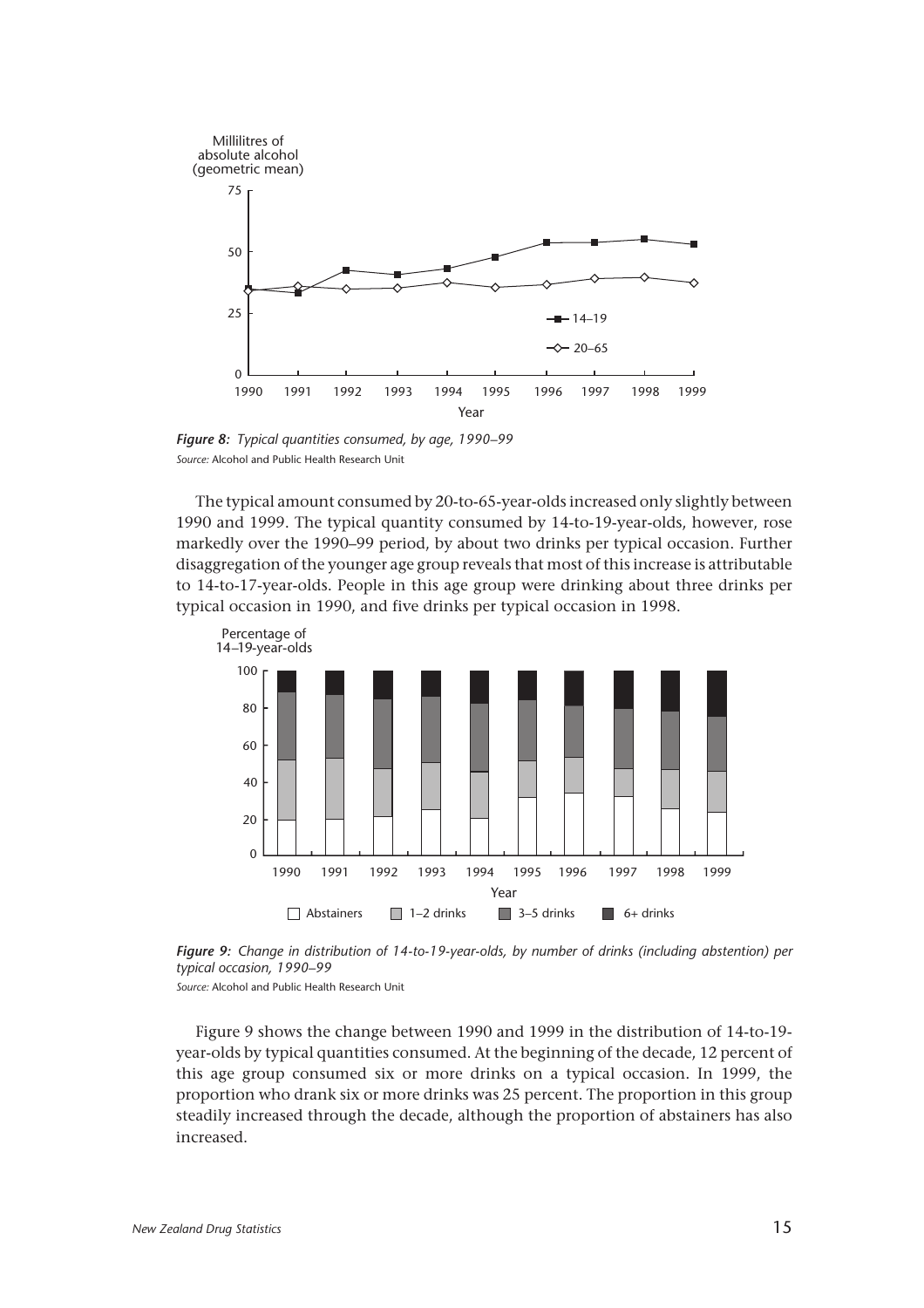*Figure 8: Typical quantities consumed, by age, 1990–99*
*Source:* Alcohol and Public Health Research Unit

The typical amount consumed by 20-to-65-year-olds increased only slightly between 1990 and 1999. The typical quantity consumed by 14-to-19-year-olds, however, rose markedly over the 1990–99 period, by about two drinks per typical occasion. Further disaggregation of the younger age group reveals that most of this increase is attributable to 14-to-17-year-olds. People in this age group were drinking about three drinks per typical occasion in 1990, and five drinks per typical occasion in 1998.

*Figure 9: Change in distribution of 14-to-19-year-olds, by number of drinks (including abstention) per typical occasion, 1990–99*
*Source:* Alcohol and Public Health Research Unit

Figure 9 shows the change between 1990 and 1999 in the distribution of 14-to-19-year-olds by typical quantities consumed. At the beginning of the decade, 12 percent of this age group consumed six or more drinks on a typical occasion. In 1999, the proportion who drank six or more drinks was 25 percent. The proportion in this group steadily increased through the decade, although the proportion of abstainers has also increased.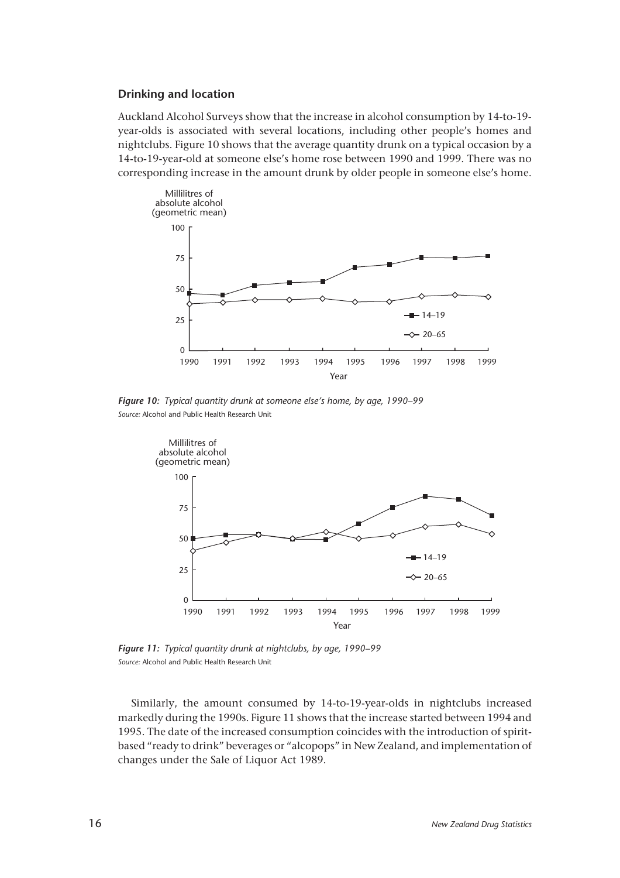### Drinking and location

Auckland Alcohol Surveys show that the increase in alcohol consumption by 14-to-19-year-olds is associated with several locations, including other people's homes and nightclubs. Figure 10 shows that the average quantity drunk on a typical occasion by a 14-to-19-year-old at someone else's home rose between 1990 and 1999. There was no corresponding increase in the amount drunk by older people in someone else's home.

*Figure 10: Typical quantity drunk at someone else's home, by age, 1990–99*
*Source:* Alcohol and Public Health Research Unit

*Figure 11: Typical quantity drunk at nightclubs, by age, 1990–99*
*Source:* Alcohol and Public Health Research Unit

Similarly, the amount consumed by 14-to-19-year-olds in nightclubs increased markedly during the 1990s. Figure 11 shows that the increase started between 1994 and 1995. The date of the increased consumption coincides with the introduction of spirit-based "ready to drink" beverages or "alcopops" in New Zealand, and implementation of changes under the Sale of Liquor Act 1989.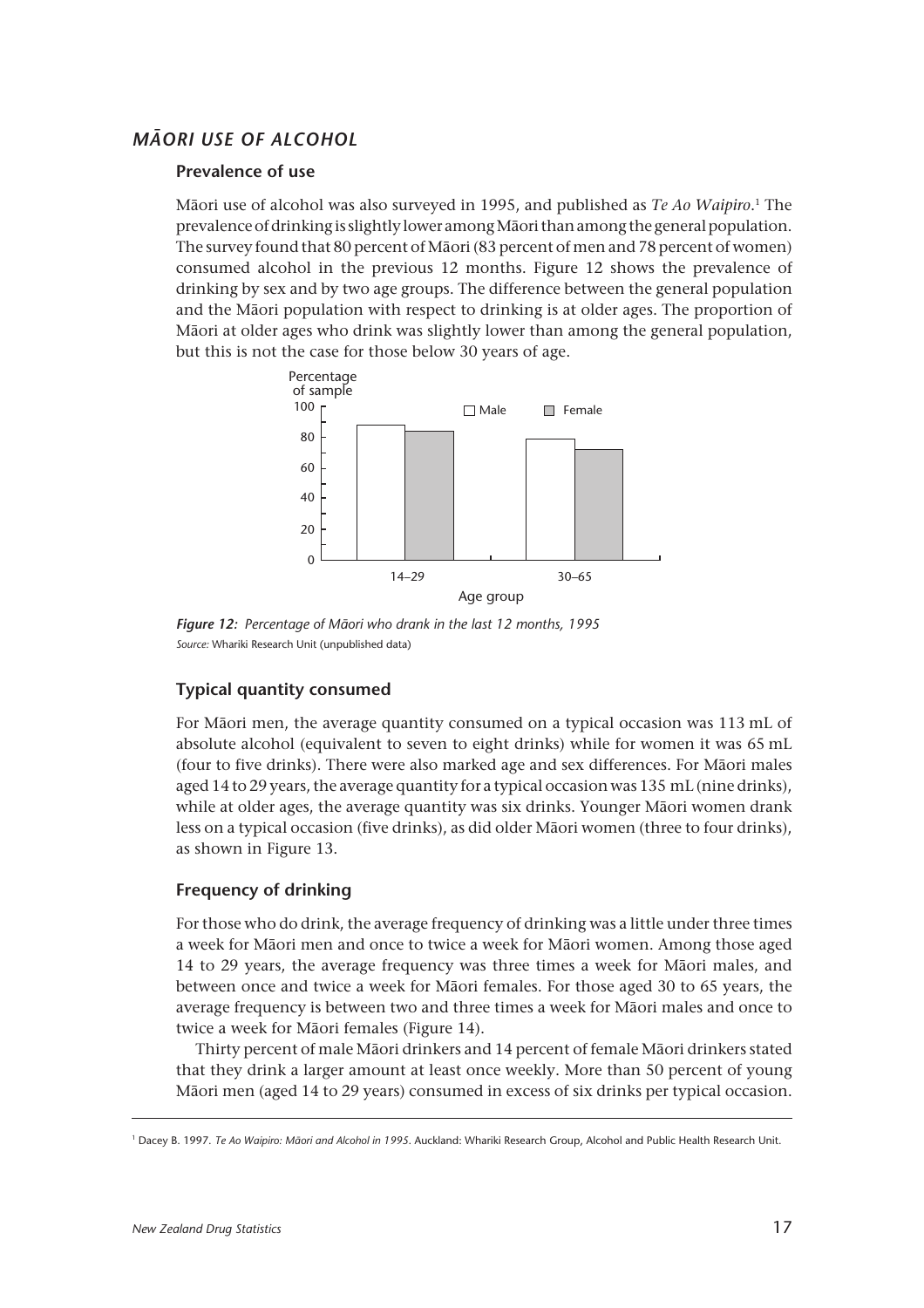## *MĀORI USE OF ALCOHOL*

### Prevalence of use

Māori use of alcohol was also surveyed in 1995, and published as *Te Ao Waipiro*.[1] The prevalence of drinking is slightly lower among Māori than among the general population. The survey found that 80 percent of Māori (83 percent of men and 78 percent of women) consumed alcohol in the previous 12 months. Figure 12 shows the prevalence of drinking by sex and by two age groups. The difference between the general population and the Māori population with respect to drinking is at older ages. The proportion of Māori at older ages who drink was slightly lower than among the general population, but this is not the case for those below 30 years of age.

*Figure 12: Percentage of Māori who drank in the last 12 months, 1995*
*Source:* Whariki Research Unit (unpublished data)

### Typical quantity consumed

For Māori men, the average quantity consumed on a typical occasion was 113 mL of absolute alcohol (equivalent to seven to eight drinks) while for women it was 65 mL (four to five drinks). There were also marked age and sex differences. For Māori males aged 14 to 29 years, the average quantity for a typical occasion was 135 mL (nine drinks), while at older ages, the average quantity was six drinks. Younger Māori women drank less on a typical occasion (five drinks), as did older Māori women (three to four drinks), as shown in Figure 13.

### Frequency of drinking

For those who do drink, the average frequency of drinking was a little under three times a week for Māori men and once to twice a week for Māori women. Among those aged 14 to 29 years, the average frequency was three times a week for Māori males, and between once and twice a week for Māori females. For those aged 30 to 65 years, the average frequency is between two and three times a week for Māori males and once to twice a week for Māori females (Figure 14).

Thirty percent of male Māori drinkers and 14 percent of female Māori drinkers stated that they drink a larger amount at least once weekly. More than 50 percent of young Māori men (aged 14 to 29 years) consumed in excess of six drinks per typical occasion.

---

[1] Dacey B. 1997. *Te Ao Waipiro: Māori and Alcohol in 1995*. Auckland: Whariki Research Group, Alcohol and Public Health Research Unit.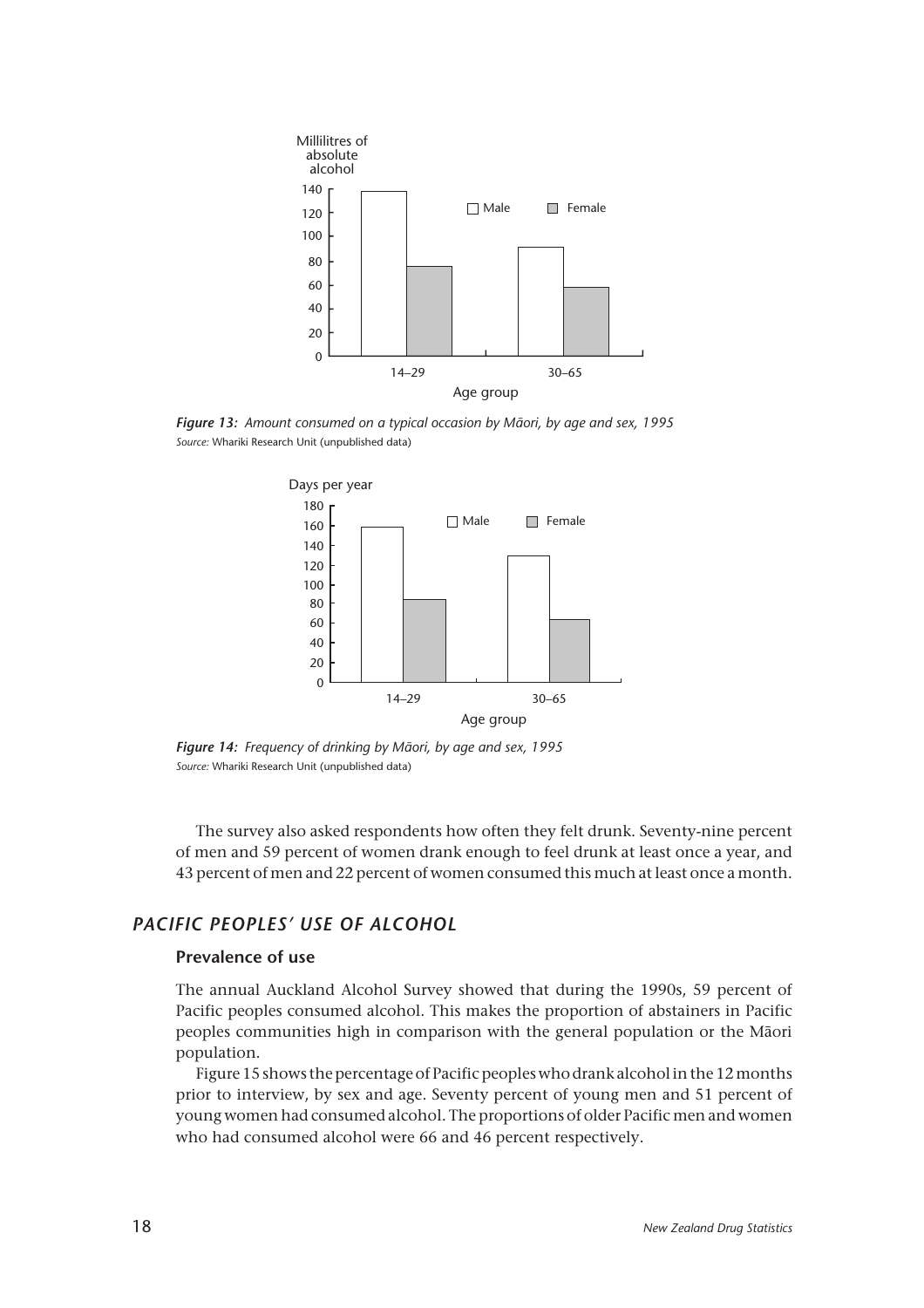*Figure 13: Amount consumed on a typical occasion by Māori, by age and sex, 1995*
*Source:* Whariki Research Unit (unpublished data)

*Figure 14: Frequency of drinking by Māori, by age and sex, 1995*
*Source:* Whariki Research Unit (unpublished data)

The survey also asked respondents how often they felt drunk. Seventy-nine percent of men and 59 percent of women drank enough to feel drunk at least once a year, and 43 percent of men and 22 percent of women consumed this much at least once a month.

## PACIFIC PEOPLES' USE OF ALCOHOL

### Prevalence of use

The annual Auckland Alcohol Survey showed that during the 1990s, 59 percent of Pacific peoples consumed alcohol. This makes the proportion of abstainers in Pacific peoples communities high in comparison with the general population or the Māori population.

Figure 15 shows the percentage of Pacific peoples who drank alcohol in the 12 months prior to interview, by sex and age. Seventy percent of young men and 51 percent of young women had consumed alcohol. The proportions of older Pacific men and women who had consumed alcohol were 66 and 46 percent respectively.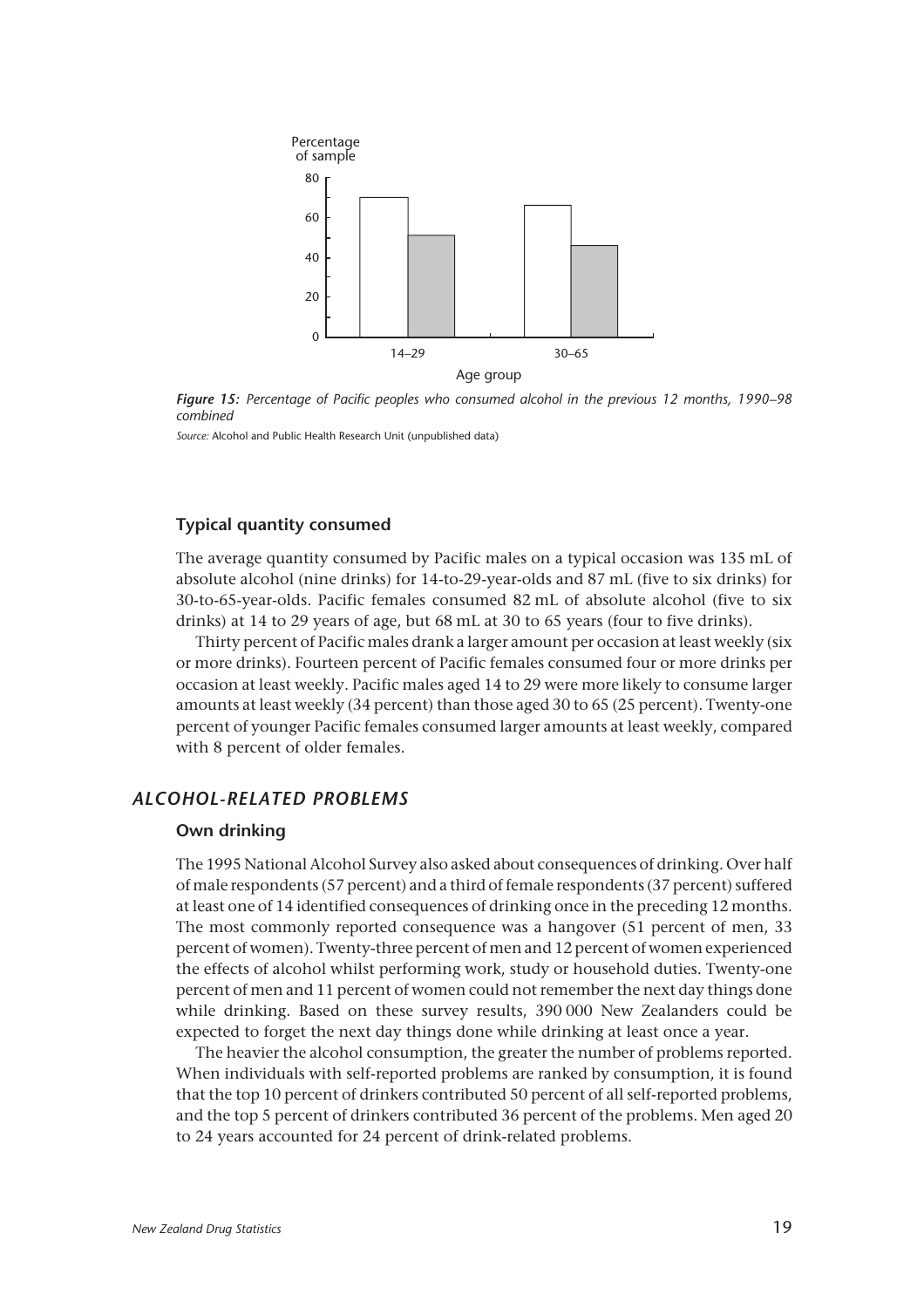**Figure 15:** *Percentage of Pacific peoples who consumed alcohol in the previous 12 months, 1990–98 combined*

*Source:* Alcohol and Public Health Research Unit (unpublished data)

### Typical quantity consumed

The average quantity consumed by Pacific males on a typical occasion was 135 mL of absolute alcohol (nine drinks) for 14-to-29-year-olds and 87 mL (five to six drinks) for 30-to-65-year-olds. Pacific females consumed 82 mL of absolute alcohol (five to six drinks) at 14 to 29 years of age, but 68 mL at 30 to 65 years (four to five drinks).

Thirty percent of Pacific males drank a larger amount per occasion at least weekly (six or more drinks). Fourteen percent of Pacific females consumed four or more drinks per occasion at least weekly. Pacific males aged 14 to 29 were more likely to consume larger amounts at least weekly (34 percent) than those aged 30 to 65 (25 percent). Twenty-one percent of younger Pacific females consumed larger amounts at least weekly, compared with 8 percent of older females.

## *ALCOHOL-RELATED PROBLEMS*

### Own drinking

The 1995 National Alcohol Survey also asked about consequences of drinking. Over half of male respondents (57 percent) and a third of female respondents (37 percent) suffered at least one of 14 identified consequences of drinking once in the preceding 12 months. The most commonly reported consequence was a hangover (51 percent of men, 33 percent of women). Twenty-three percent of men and 12 percent of women experienced the effects of alcohol whilst performing work, study or household duties. Twenty-one percent of men and 11 percent of women could not remember the next day things done while drinking. Based on these survey results, 390 000 New Zealanders could be expected to forget the next day things done while drinking at least once a year.

The heavier the alcohol consumption, the greater the number of problems reported. When individuals with self-reported problems are ranked by consumption, it is found that the top 10 percent of drinkers contributed 50 percent of all self-reported problems, and the top 5 percent of drinkers contributed 36 percent of the problems. Men aged 20 to 24 years accounted for 24 percent of drink-related problems.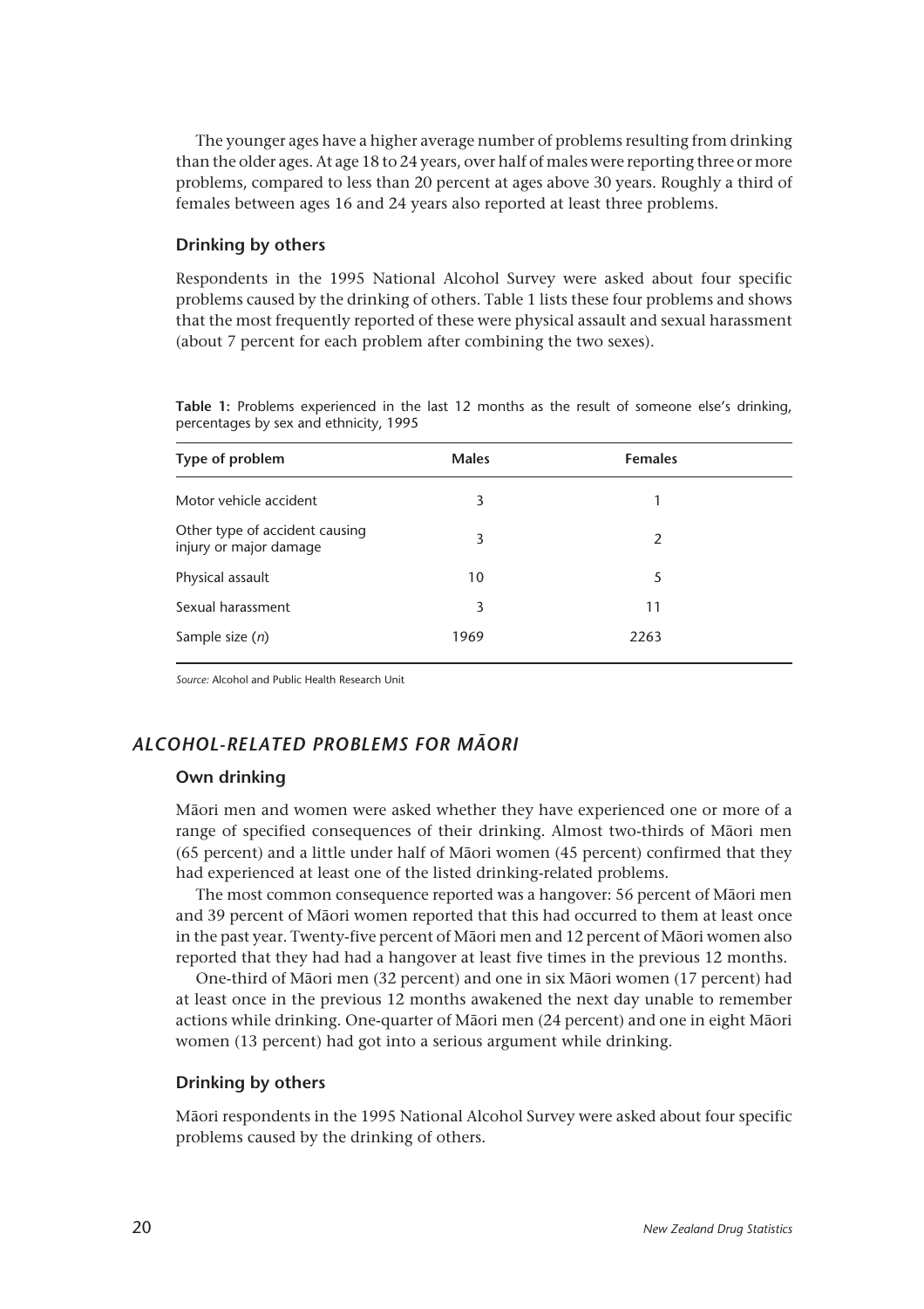The younger ages have a higher average number of problems resulting from drinking than the older ages. At age 18 to 24 years, over half of males were reporting three or more problems, compared to less than 20 percent at ages above 30 years. Roughly a third of females between ages 16 and 24 years also reported at least three problems.

### Drinking by others

Respondents in the 1995 National Alcohol Survey were asked about four specific problems caused by the drinking of others. Table 1 lists these four problems and shows that the most frequently reported of these were physical assault and sexual harassment (about 7 percent for each problem after combining the two sexes).

**Table 1:** Problems experienced in the last 12 months as the result of someone else's drinking, percentages by sex and ethnicity, 1995

| Type of problem | Males | Females |
|---|---|---|
| Motor vehicle accident | 3 | 1 |
| Other type of accident causing injury or major damage | 3 | 2 |
| Physical assault | 10 | 5 |
| Sexual harassment | 3 | 11 |
| Sample size (*n*) | 1969 | 2263 |

*Source:* Alcohol and Public Health Research Unit

## *ALCOHOL-RELATED PROBLEMS FOR MĀORI*

### Own drinking

Māori men and women were asked whether they have experienced one or more of a range of specified consequences of their drinking. Almost two-thirds of Māori men (65 percent) and a little under half of Māori women (45 percent) confirmed that they had experienced at least one of the listed drinking-related problems.

The most common consequence reported was a hangover: 56 percent of Māori men and 39 percent of Māori women reported that this had occurred to them at least once in the past year. Twenty-five percent of Māori men and 12 percent of Māori women also reported that they had had a hangover at least five times in the previous 12 months.

One-third of Māori men (32 percent) and one in six Māori women (17 percent) had at least once in the previous 12 months awakened the next day unable to remember actions while drinking. One-quarter of Māori men (24 percent) and one in eight Māori women (13 percent) had got into a serious argument while drinking.

### Drinking by others

Māori respondents in the 1995 National Alcohol Survey were asked about four specific problems caused by the drinking of others.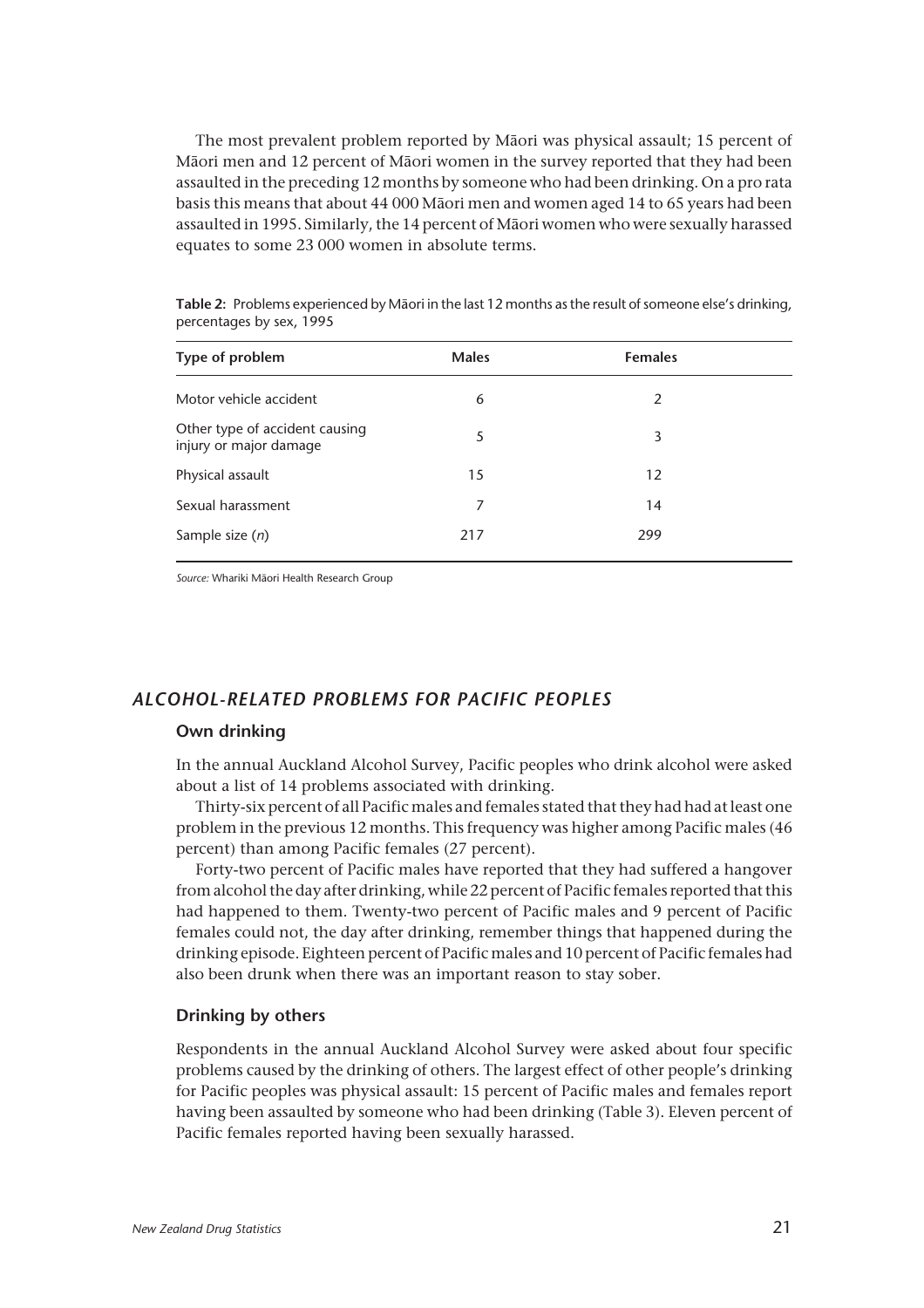The most prevalent problem reported by Māori was physical assault; 15 percent of Māori men and 12 percent of Māori women in the survey reported that they had been assaulted in the preceding 12 months by someone who had been drinking. On a pro rata basis this means that about 44 000 Māori men and women aged 14 to 65 years had been assaulted in 1995. Similarly, the 14 percent of Māori women who were sexually harassed equates to some 23 000 women in absolute terms.

**Table 2:** Problems experienced by Māori in the last 12 months as the result of someone else's drinking, percentages by sex, 1995

| Type of problem | Males | Females |
|---|---|---|
| Motor vehicle accident | 6 | 2 |
| Other type of accident causing injury or major damage | 5 | 3 |
| Physical assault | 15 | 12 |
| Sexual harassment | 7 | 14 |
| Sample size (*n*) | 217 | 299 |

*Source:* Whariki Māori Health Research Group

## *ALCOHOL-RELATED PROBLEMS FOR PACIFIC PEOPLES*

### Own drinking

In the annual Auckland Alcohol Survey, Pacific peoples who drink alcohol were asked about a list of 14 problems associated with drinking.

Thirty-six percent of all Pacific males and females stated that they had had at least one problem in the previous 12 months. This frequency was higher among Pacific males (46 percent) than among Pacific females (27 percent).

Forty-two percent of Pacific males have reported that they had suffered a hangover from alcohol the day after drinking, while 22 percent of Pacific females reported that this had happened to them. Twenty-two percent of Pacific males and 9 percent of Pacific females could not, the day after drinking, remember things that happened during the drinking episode. Eighteen percent of Pacific males and 10 percent of Pacific females had also been drunk when there was an important reason to stay sober.

### Drinking by others

Respondents in the annual Auckland Alcohol Survey were asked about four specific problems caused by the drinking of others. The largest effect of other people's drinking for Pacific peoples was physical assault: 15 percent of Pacific males and females report having been assaulted by someone who had been drinking (Table 3). Eleven percent of Pacific females reported having been sexually harassed.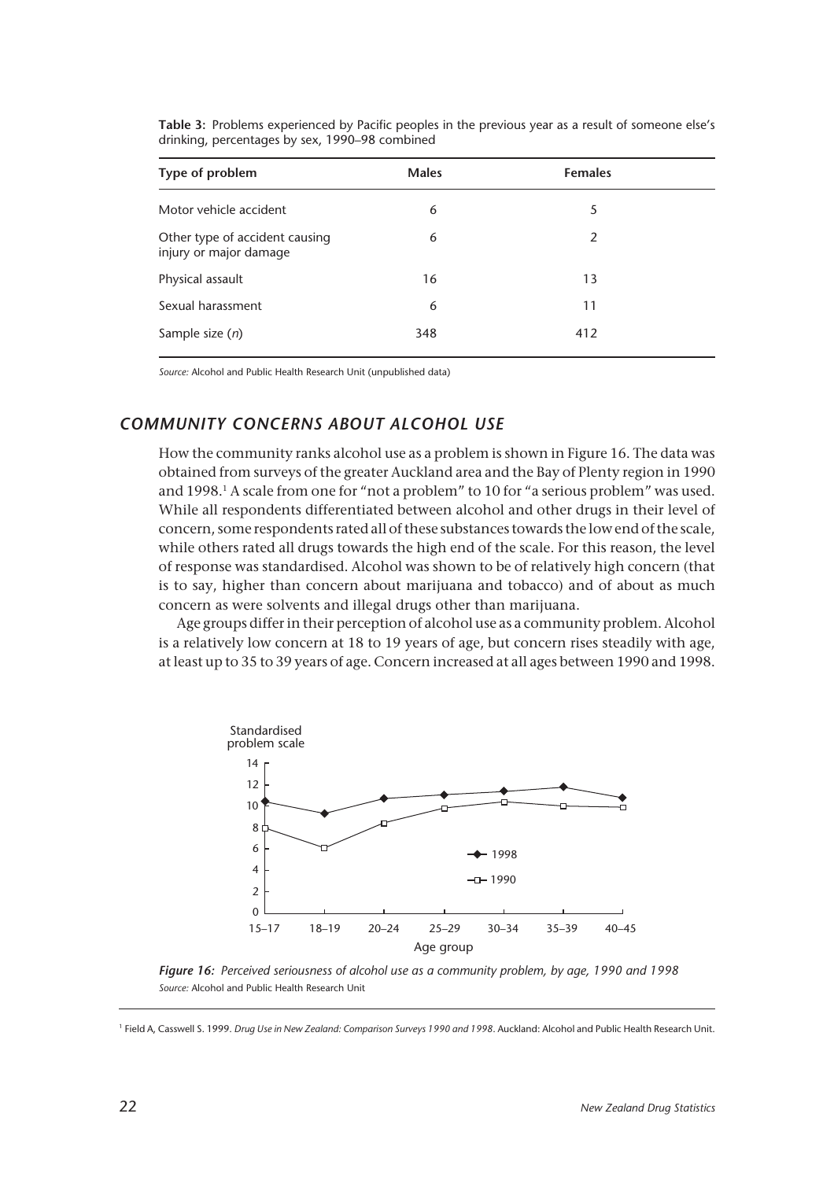**Table 3:** Problems experienced by Pacific peoples in the previous year as a result of someone else's drinking, percentages by sex, 1990–98 combined

| Type of problem | Males | Females |
| --- | --- | --- |
| Motor vehicle accident | 6 | 5 |
| Other type of accident causing injury or major damage | 6 | 2 |
| Physical assault | 16 | 13 |
| Sexual harassment | 6 | 11 |
| Sample size (*n*) | 348 | 412 |

*Source:* Alcohol and Public Health Research Unit (unpublished data)

## *COMMUNITY CONCERNS ABOUT ALCOHOL USE*

How the community ranks alcohol use as a problem is shown in Figure 16. The data was obtained from surveys of the greater Auckland area and the Bay of Plenty region in 1990 and 1998.[1] A scale from one for "not a problem" to 10 for "a serious problem" was used. While all respondents differentiated between alcohol and other drugs in their level of concern, some respondents rated all of these substances towards the low end of the scale, while others rated all drugs towards the high end of the scale. For this reason, the level of response was standardised. Alcohol was shown to be of relatively high concern (that is to say, higher than concern about marijuana and tobacco) and of about as much concern as were solvents and illegal drugs other than marijuana.

Age groups differ in their perception of alcohol use as a community problem. Alcohol is a relatively low concern at 18 to 19 years of age, but concern rises steadily with age, at least up to 35 to 39 years of age. Concern increased at all ages between 1990 and 1998.

***Figure 16:*** *Perceived seriousness of alcohol use as a community problem, by age, 1990 and 1998*
*Source:* Alcohol and Public Health Research Unit

[1] Field A, Casswell S. 1999. *Drug Use in New Zealand: Comparison Surveys 1990 and 1998*. Auckland: Alcohol and Public Health Research Unit.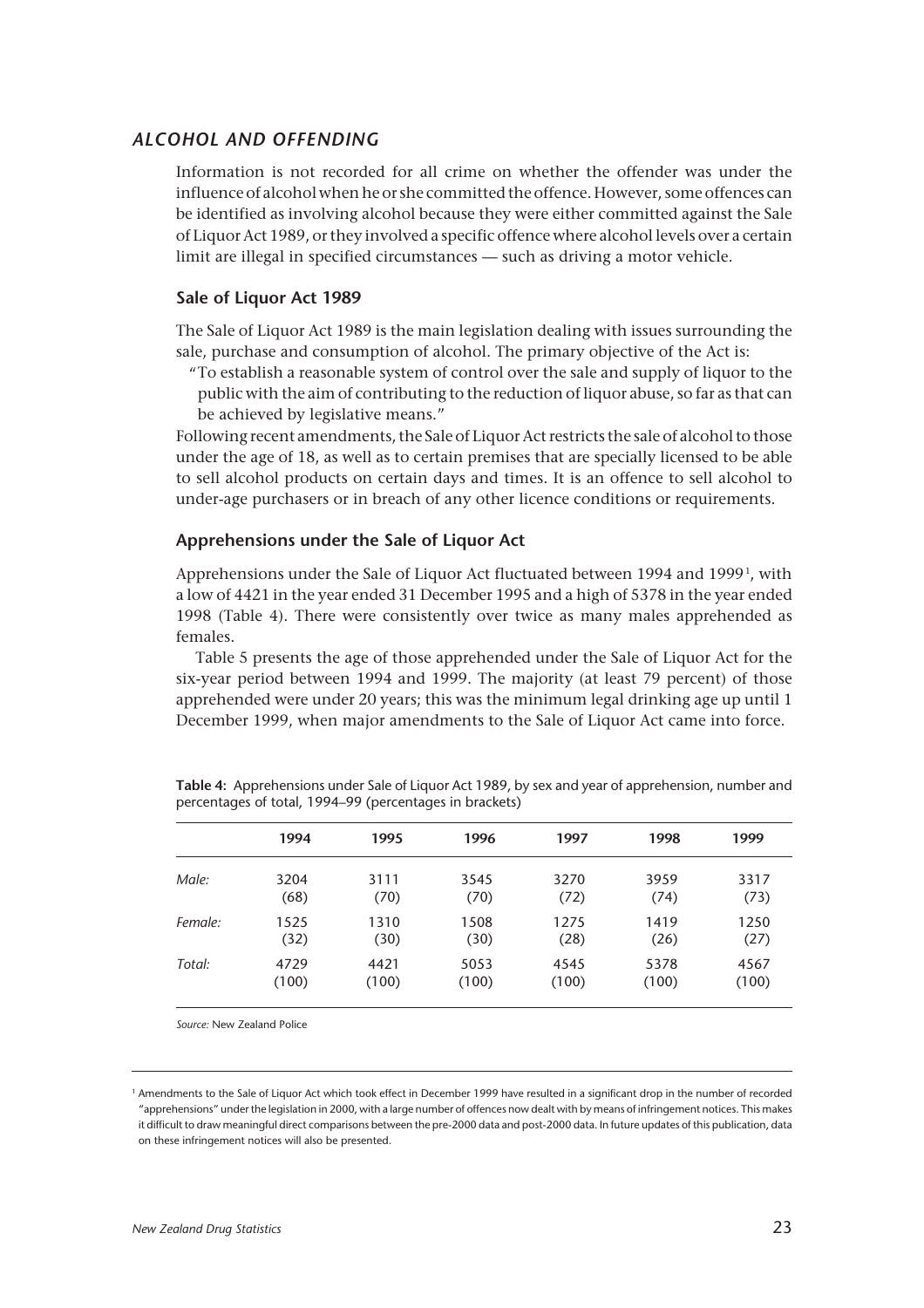## *ALCOHOL AND OFFENDING*

Information is not recorded for all crime on whether the offender was under the influence of alcohol when he or she committed the offence. However, some offences can be identified as involving alcohol because they were either committed against the Sale of Liquor Act 1989, or they involved a specific offence where alcohol levels over a certain limit are illegal in specified circumstances — such as driving a motor vehicle.

### Sale of Liquor Act 1989

The Sale of Liquor Act 1989 is the main legislation dealing with issues surrounding the sale, purchase and consumption of alcohol. The primary objective of the Act is:

> "To establish a reasonable system of control over the sale and supply of liquor to the public with the aim of contributing to the reduction of liquor abuse, so far as that can be achieved by legislative means."

Following recent amendments, the Sale of Liquor Act restricts the sale of alcohol to those under the age of 18, as well as to certain premises that are specially licensed to be able to sell alcohol products on certain days and times. It is an offence to sell alcohol to under-age purchasers or in breach of any other licence conditions or requirements.

### Apprehensions under the Sale of Liquor Act

Apprehensions under the Sale of Liquor Act fluctuated between 1994 and 1999[1], with a low of 4421 in the year ended 31 December 1995 and a high of 5378 in the year ended 1998 (Table 4). There were consistently over twice as many males apprehended as females.

Table 5 presents the age of those apprehended under the Sale of Liquor Act for the six-year period between 1994 and 1999. The majority (at least 79 percent) of those apprehended were under 20 years; this was the minimum legal drinking age up until 1 December 1999, when major amendments to the Sale of Liquor Act came into force.

**Table 4:** Apprehensions under Sale of Liquor Act 1989, by sex and year of apprehension, number and percentages of total, 1994–99 (percentages in brackets)

| | 1994 | 1995 | 1996 | 1997 | 1998 | 1999 |
|---|---|---|---|---|---|---|
| *Male:* | 3204 | 3111 | 3545 | 3270 | 3959 | 3317 |
| | (68) | (70) | (70) | (72) | (74) | (73) |
| *Female:* | 1525 | 1310 | 1508 | 1275 | 1419 | 1250 |
| | (32) | (30) | (30) | (28) | (26) | (27) |
| *Total:* | 4729 | 4421 | 5053 | 4545 | 5378 | 4567 |
| | (100) | (100) | (100) | (100) | (100) | (100) |

*Source:* New Zealand Police

[1] Amendments to the Sale of Liquor Act which took effect in December 1999 have resulted in a significant drop in the number of recorded "apprehensions" under the legislation in 2000, with a large number of offences now dealt with by means of infringement notices. This makes it difficult to draw meaningful direct comparisons between the pre-2000 data and post-2000 data. In future updates of this publication, data on these infringement notices will also be presented.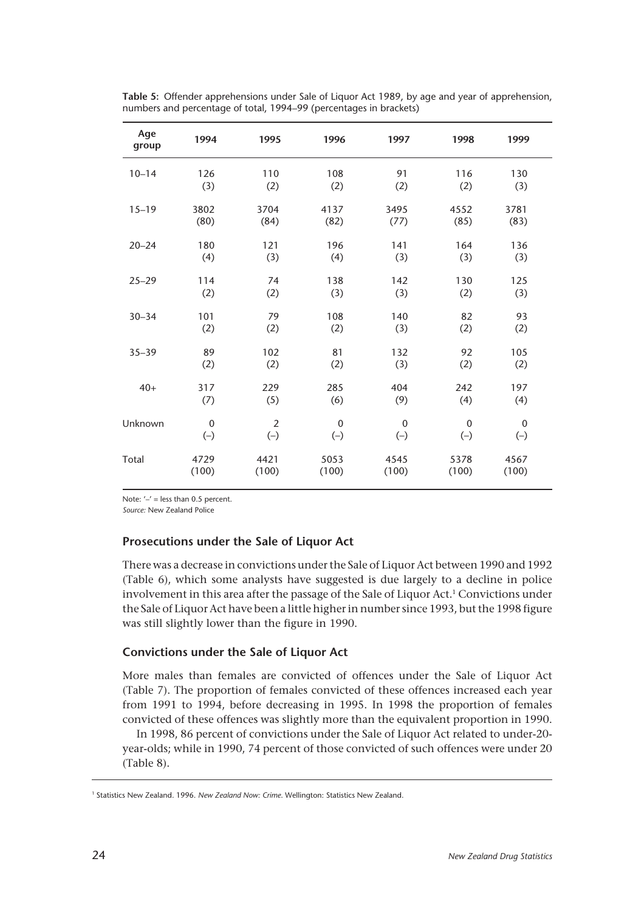**Table 5:** Offender apprehensions under Sale of Liquor Act 1989, by age and year of apprehension, numbers and percentage of total, 1994–99 (percentages in brackets)

| Age group | 1994 | 1995 | 1996 | 1997 | 1998 | 1999 |
|---|---|---|---|---|---|---|
| 10–14 | 126 (3) | 110 (2) | 108 (2) | 91 (2) | 116 (2) | 130 (3) |
| 15–19 | 3802 (80) | 3704 (84) | 4137 (82) | 3495 (77) | 4552 (85) | 3781 (83) |
| 20–24 | 180 (4) | 121 (3) | 196 (4) | 141 (3) | 164 (3) | 136 (3) |
| 25–29 | 114 (2) | 74 (2) | 138 (3) | 142 (3) | 130 (2) | 125 (3) |
| 30–34 | 101 (2) | 79 (2) | 108 (2) | 140 (3) | 82 (2) | 93 (2) |
| 35–39 | 89 (2) | 102 (2) | 81 (2) | 132 (3) | 92 (2) | 105 (2) |
| 40+ | 317 (7) | 229 (5) | 285 (6) | 404 (9) | 242 (4) | 197 (4) |
| Unknown | 0 (–) | 2 (–) | 0 (–) | 0 (–) | 0 (–) | 0 (–) |
| Total | 4729 (100) | 4421 (100) | 5053 (100) | 4545 (100) | 5378 (100) | 4567 (100) |

Note: '–' = less than 0.5 percent.
*Source:* New Zealand Police

### Prosecutions under the Sale of Liquor Act

There was a decrease in convictions under the Sale of Liquor Act between 1990 and 1992 (Table 6), which some analysts have suggested is due largely to a decline in police involvement in this area after the passage of the Sale of Liquor Act.[1] Convictions under the Sale of Liquor Act have been a little higher in number since 1993, but the 1998 figure was still slightly lower than the figure in 1990.

### Convictions under the Sale of Liquor Act

More males than females are convicted of offences under the Sale of Liquor Act (Table 7). The proportion of females convicted of these offences increased each year from 1991 to 1994, before decreasing in 1995. In 1998 the proportion of females convicted of these offences was slightly more than the equivalent proportion in 1990.

In 1998, 86 percent of convictions under the Sale of Liquor Act related to under-20-year-olds; while in 1990, 74 percent of those convicted of such offences were under 20 (Table 8).

[1] Statistics New Zealand. 1996. *New Zealand Now: Crime*. Wellington: Statistics New Zealand.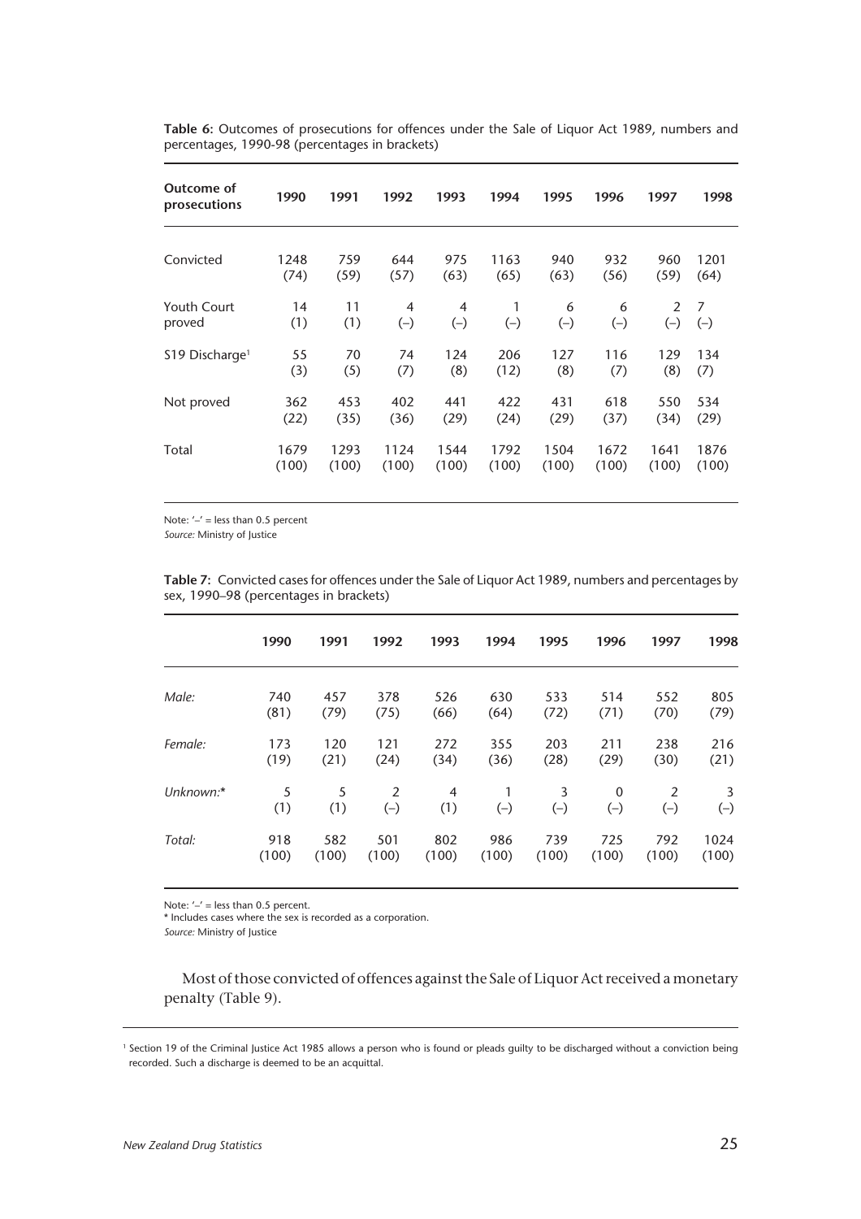**Table 6:** Outcomes of prosecutions for offences under the Sale of Liquor Act 1989, numbers and percentages, 1990-98 (percentages in brackets)

| Outcome of prosecutions | 1990 | 1991 | 1992 | 1993 | 1994 | 1995 | 1996 | 1997 | 1998 |
|---|---|---|---|---|---|---|---|---|---|
| Convicted | 1248 (74) | 759 (59) | 644 (57) | 975 (63) | 1163 (65) | 940 (63) | 932 (56) | 960 (59) | 1201 (64) |
| Youth Court proved | 14 (1) | 11 (1) | 4 (–) | 4 (–) | 1 (–) | 6 (–) | 6 (–) | 2 (–) | 7 (–) |
| S19 Discharge[1] | 55 (3) | 70 (5) | 74 (7) | 124 (8) | 206 (12) | 127 (8) | 116 (7) | 129 (8) | 134 (7) |
| Not proved | 362 (22) | 453 (35) | 402 (36) | 441 (29) | 422 (24) | 431 (29) | 618 (37) | 550 (34) | 534 (29) |
| Total | 1679 (100) | 1293 (100) | 1124 (100) | 1544 (100) | 1792 (100) | 1504 (100) | 1672 (100) | 1641 (100) | 1876 (100) |

Note: '–' = less than 0.5 percent
*Source:* Ministry of Justice

**Table 7:** Convicted cases for offences under the Sale of Liquor Act 1989, numbers and percentages by sex, 1990–98 (percentages in brackets)

| | 1990 | 1991 | 1992 | 1993 | 1994 | 1995 | 1996 | 1997 | 1998 |
|---|---|---|---|---|---|---|---|---|---|
| *Male:* | 740 (81) | 457 (79) | 378 (75) | 526 (66) | 630 (64) | 533 (72) | 514 (71) | 552 (70) | 805 (79) |
| *Female:* | 173 (19) | 120 (21) | 121 (24) | 272 (34) | 355 (36) | 203 (28) | 211 (29) | 238 (30) | 216 (21) |
| *Unknown:** | 5 (1) | 5 (1) | 2 (–) | 4 (1) | 1 (–) | 3 (–) | 0 (–) | 2 (–) | 3 (–) |
| *Total:* | 918 (100) | 582 (100) | 501 (100) | 802 (100) | 986 (100) | 739 (100) | 725 (100) | 792 (100) | 1024 (100) |

Note: '–' = less than 0.5 percent.
* Includes cases where the sex is recorded as a corporation.
*Source:* Ministry of Justice

Most of those convicted of offences against the Sale of Liquor Act received a monetary penalty (Table 9).

[1] Section 19 of the Criminal Justice Act 1985 allows a person who is found or pleads guilty to be discharged without a conviction being recorded. Such a discharge is deemed to be an acquittal.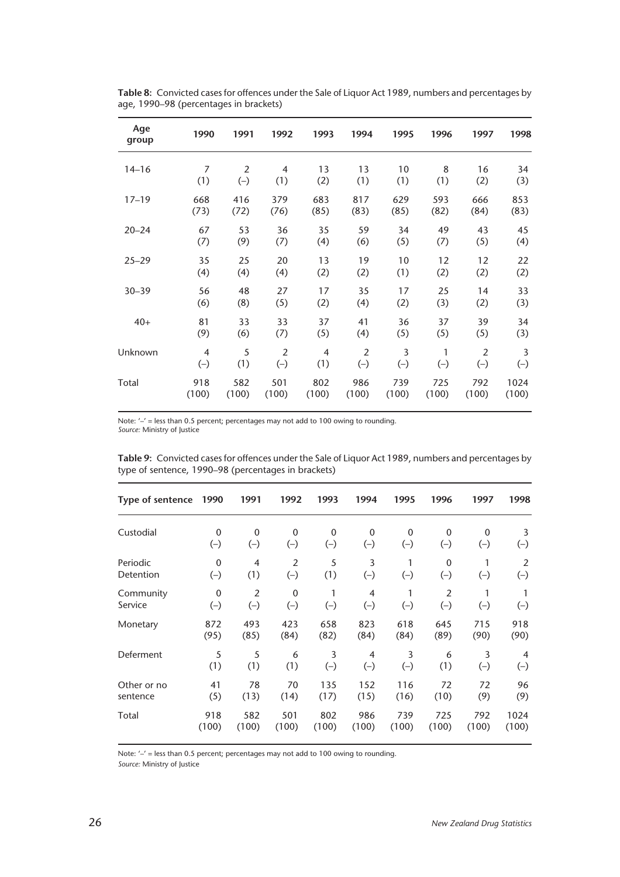**Table 8:** Convicted cases for offences under the Sale of Liquor Act 1989, numbers and percentages by age, 1990–98 (percentages in brackets)

| Age group | 1990 | 1991 | 1992 | 1993 | 1994 | 1995 | 1996 | 1997 | 1998 |
|---|---|---|---|---|---|---|---|---|---|
| 14–16 | 7<br>(1) | 2<br>(–) | 4<br>(1) | 13<br>(2) | 13<br>(1) | 10<br>(1) | 8<br>(1) | 16<br>(2) | 34<br>(3) |
| 17–19 | 668<br>(73) | 416<br>(72) | 379<br>(76) | 683<br>(85) | 817<br>(83) | 629<br>(85) | 593<br>(82) | 666<br>(84) | 853<br>(83) |
| 20–24 | 67<br>(7) | 53<br>(9) | 36<br>(7) | 35<br>(4) | 59<br>(6) | 34<br>(5) | 49<br>(7) | 43<br>(5) | 45<br>(4) |
| 25–29 | 35<br>(4) | 25<br>(4) | 20<br>(4) | 13<br>(2) | 19<br>(2) | 10<br>(1) | 12<br>(2) | 12<br>(2) | 22<br>(2) |
| 30–39 | 56<br>(6) | 48<br>(8) | 27<br>(5) | 17<br>(2) | 35<br>(4) | 17<br>(2) | 25<br>(3) | 14<br>(2) | 33<br>(3) |
| 40+ | 81<br>(9) | 33<br>(6) | 33<br>(7) | 37<br>(5) | 41<br>(4) | 36<br>(5) | 37<br>(5) | 39<br>(5) | 34<br>(3) |
| Unknown | 4<br>(–) | 5<br>(1) | 2<br>(–) | 4<br>(1) | 2<br>(–) | 3<br>(–) | 1<br>(–) | 2<br>(–) | 3<br>(–) |
| Total | 918<br>(100) | 582<br>(100) | 501<br>(100) | 802<br>(100) | 986<br>(100) | 739<br>(100) | 725<br>(100) | 792<br>(100) | 1024<br>(100) |

Note: '–' = less than 0.5 percent; percentages may not add to 100 owing to rounding.
*Source:* Ministry of Justice

**Table 9:** Convicted cases for offences under the Sale of Liquor Act 1989, numbers and percentages by type of sentence, 1990–98 (percentages in brackets)

| Type of sentence | 1990 | 1991 | 1992 | 1993 | 1994 | 1995 | 1996 | 1997 | 1998 |
|---|---|---|---|---|---|---|---|---|---|
| Custodial | 0<br>(–) | 0<br>(–) | 0<br>(–) | 0<br>(–) | 0<br>(–) | 0<br>(–) | 0<br>(–) | 0<br>(–) | 3<br>(–) |
| Periodic Detention | 0<br>(–) | 4<br>(1) | 2<br>(–) | 5<br>(1) | 3<br>(–) | 1<br>(–) | 0<br>(–) | 1<br>(–) | 2<br>(–) |
| Community Service | 0<br>(–) | 2<br>(–) | 0<br>(–) | 1<br>(–) | 4<br>(–) | 1<br>(–) | 2<br>(–) | 1<br>(–) | 1<br>(–) |
| Monetary | 872<br>(95) | 493<br>(85) | 423<br>(84) | 658<br>(82) | 823<br>(84) | 618<br>(84) | 645<br>(89) | 715<br>(90) | 918<br>(90) |
| Deferment | 5<br>(1) | 5<br>(1) | 6<br>(1) | 3<br>(–) | 4<br>(–) | 3<br>(–) | 6<br>(1) | 3<br>(–) | 4<br>(–) |
| Other or no sentence | 41<br>(5) | 78<br>(13) | 70<br>(14) | 135<br>(17) | 152<br>(15) | 116<br>(16) | 72<br>(10) | 72<br>(9) | 96<br>(9) |
| Total | 918<br>(100) | 582<br>(100) | 501<br>(100) | 802<br>(100) | 986<br>(100) | 739<br>(100) | 725<br>(100) | 792<br>(100) | 1024<br>(100) |

Note: '–' = less than 0.5 percent; percentages may not add to 100 owing to rounding.
*Source:* Ministry of Justice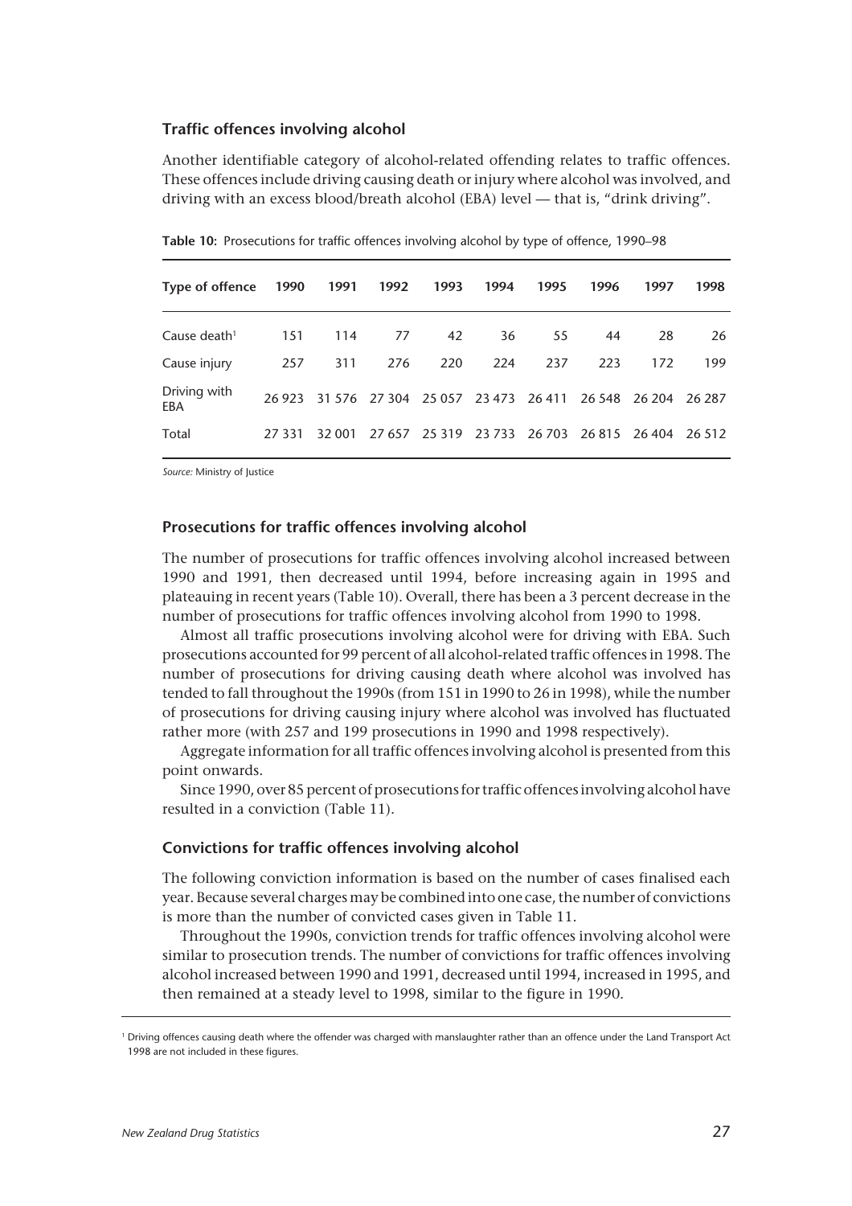### Traffic offences involving alcohol

Another identifiable category of alcohol-related offending relates to traffic offences. These offences include driving causing death or injury where alcohol was involved, and driving with an excess blood/breath alcohol (EBA) level — that is, "drink driving".

**Table 10:** Prosecutions for traffic offences involving alcohol by type of offence, 1990–98

| Type of offence | 1990 | 1991 | 1992 | 1993 | 1994 | 1995 | 1996 | 1997 | 1998 |
|---|---|---|---|---|---|---|---|---|---|
| Cause death[1] | 151 | 114 | 77 | 42 | 36 | 55 | 44 | 28 | 26 |
| Cause injury | 257 | 311 | 276 | 220 | 224 | 237 | 223 | 172 | 199 |
| Driving with EBA | 26 923 | 31 576 | 27 304 | 25 057 | 23 473 | 26 411 | 26 548 | 26 204 | 26 287 |
| Total | 27 331 | 32 001 | 27 657 | 25 319 | 23 733 | 26 703 | 26 815 | 26 404 | 26 512 |

*Source:* Ministry of Justice

### Prosecutions for traffic offences involving alcohol

The number of prosecutions for traffic offences involving alcohol increased between 1990 and 1991, then decreased until 1994, before increasing again in 1995 and plateauing in recent years (Table 10). Overall, there has been a 3 percent decrease in the number of prosecutions for traffic offences involving alcohol from 1990 to 1998.

Almost all traffic prosecutions involving alcohol were for driving with EBA. Such prosecutions accounted for 99 percent of all alcohol-related traffic offences in 1998. The number of prosecutions for driving causing death where alcohol was involved has tended to fall throughout the 1990s (from 151 in 1990 to 26 in 1998), while the number of prosecutions for driving causing injury where alcohol was involved has fluctuated rather more (with 257 and 199 prosecutions in 1990 and 1998 respectively).

Aggregate information for all traffic offences involving alcohol is presented from this point onwards.

Since 1990, over 85 percent of prosecutions for traffic offences involving alcohol have resulted in a conviction (Table 11).

### Convictions for traffic offences involving alcohol

The following conviction information is based on the number of cases finalised each year. Because several charges may be combined into one case, the number of convictions is more than the number of convicted cases given in Table 11.

Throughout the 1990s, conviction trends for traffic offences involving alcohol were similar to prosecution trends. The number of convictions for traffic offences involving alcohol increased between 1990 and 1991, decreased until 1994, increased in 1995, and then remained at a steady level to 1998, similar to the figure in 1990.

[1] Driving offences causing death where the offender was charged with manslaughter rather than an offence under the Land Transport Act 1998 are not included in these figures.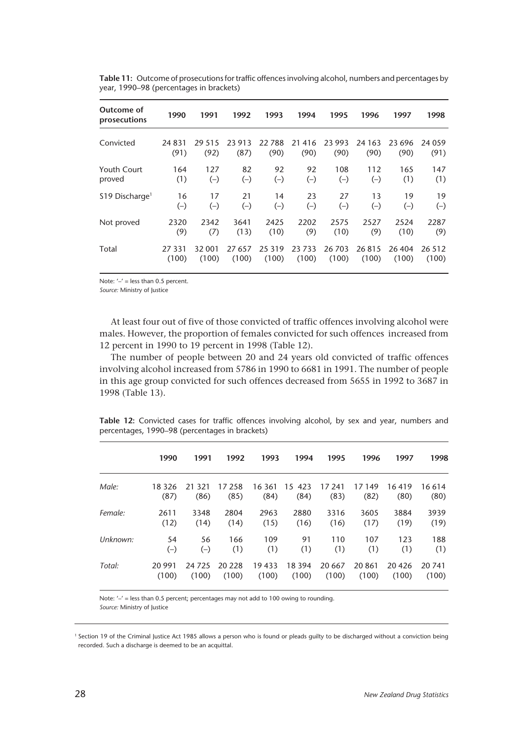**Table 11:** Outcome of prosecutions for traffic offences involving alcohol, numbers and percentages by year, 1990–98 (percentages in brackets)

| Outcome of prosecutions | 1990 | 1991 | 1992 | 1993 | 1994 | 1995 | 1996 | 1997 | 1998 |
|---|---|---|---|---|---|---|---|---|---|
| Convicted | 24 831 (91) | 29 515 (92) | 23 913 (87) | 22 788 (90) | 21 416 (90) | 23 993 (90) | 24 163 (90) | 23 696 (90) | 24 059 (91) |
| Youth Court proved | 164 (1) | 127 (–) | 82 (–) | 92 (–) | 92 (–) | 108 (–) | 112 (–) | 165 (1) | 147 (1) |
| S19 Discharge[1] | 16 (–) | 17 (–) | 21 (–) | 14 (–) | 23 (–) | 27 (–) | 13 (–) | 19 (–) | 19 (–) |
| Not proved | 2320 (9) | 2342 (7) | 3641 (13) | 2425 (10) | 2202 (9) | 2575 (10) | 2527 (9) | 2524 (10) | 2287 (9) |
| Total | 27 331 (100) | 32 001 (100) | 27 657 (100) | 25 319 (100) | 23 733 (100) | 26 703 (100) | 26 815 (100) | 26 404 (100) | 26 512 (100) |

Note: '–' = less than 0.5 percent.
*Source:* Ministry of Justice

At least four out of five of those convicted of traffic offences involving alcohol were males. However, the proportion of females convicted for such offences increased from 12 percent in 1990 to 19 percent in 1998 (Table 12).

The number of people between 20 and 24 years old convicted of traffic offences involving alcohol increased from 5786 in 1990 to 6681 in 1991. The number of people in this age group convicted for such offences decreased from 5655 in 1992 to 3687 in 1998 (Table 13).

**Table 12:** Convicted cases for traffic offences involving alcohol, by sex and year, numbers and percentages, 1990–98 (percentages in brackets)

| | 1990 | 1991 | 1992 | 1993 | 1994 | 1995 | 1996 | 1997 | 1998 |
|---|---|---|---|---|---|---|---|---|---|
| *Male:* | 18 326 (87) | 21 321 (86) | 17 258 (85) | 16 361 (84) | 15 423 (84) | 17 241 (83) | 17 149 (82) | 16 419 (80) | 16 614 (80) |
| *Female:* | 2611 (12) | 3348 (14) | 2804 (14) | 2963 (15) | 2880 (16) | 3316 (16) | 3605 (17) | 3884 (19) | 3939 (19) |
| *Unknown:* | 54 (–) | 56 (–) | 166 (1) | 109 (1) | 91 (1) | 110 (1) | 107 (1) | 123 (1) | 188 (1) |
| *Total:* | 20 991 (100) | 24 725 (100) | 20 228 (100) | 19 433 (100) | 18 394 (100) | 20 667 (100) | 20 861 (100) | 20 426 (100) | 20 741 (100) |

Note: '–' = less than 0.5 percent; percentages may not add to 100 owing to rounding.
*Source:* Ministry of Justice

[1] Section 19 of the Criminal Justice Act 1985 allows a person who is found or pleads guilty to be discharged without a conviction being recorded. Such a discharge is deemed to be an acquittal.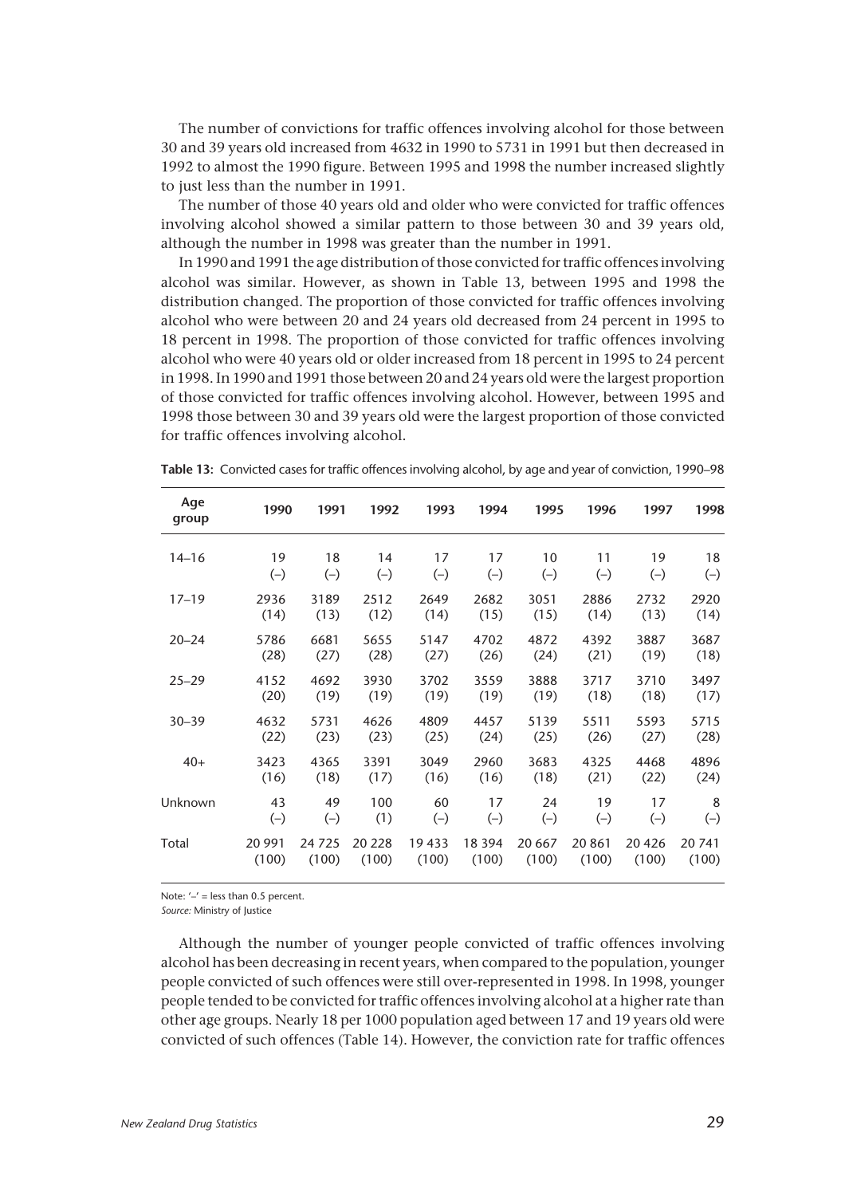The number of convictions for traffic offences involving alcohol for those between 30 and 39 years old increased from 4632 in 1990 to 5731 in 1991 but then decreased in 1992 to almost the 1990 figure. Between 1995 and 1998 the number increased slightly to just less than the number in 1991.

The number of those 40 years old and older who were convicted for traffic offences involving alcohol showed a similar pattern to those between 30 and 39 years old, although the number in 1998 was greater than the number in 1991.

In 1990 and 1991 the age distribution of those convicted for traffic offences involving alcohol was similar. However, as shown in Table 13, between 1995 and 1998 the distribution changed. The proportion of those convicted for traffic offences involving alcohol who were between 20 and 24 years old decreased from 24 percent in 1995 to 18 percent in 1998. The proportion of those convicted for traffic offences involving alcohol who were 40 years old or older increased from 18 percent in 1995 to 24 percent in 1998. In 1990 and 1991 those between 20 and 24 years old were the largest proportion of those convicted for traffic offences involving alcohol. However, between 1995 and 1998 those between 30 and 39 years old were the largest proportion of those convicted for traffic offences involving alcohol.

**Table 13:** Convicted cases for traffic offences involving alcohol, by age and year of conviction, 1990–98

| Age group | 1990 | 1991 | 1992 | 1993 | 1994 | 1995 | 1996 | 1997 | 1998 |
|---|---|---|---|---|---|---|---|---|---|
| 14–16 | 19 | 18 | 14 | 17 | 17 | 10 | 11 | 19 | 18 |
| | (–) | (–) | (–) | (–) | (–) | (–) | (–) | (–) | (–) |
| 17–19 | 2936 | 3189 | 2512 | 2649 | 2682 | 3051 | 2886 | 2732 | 2920 |
| | (14) | (13) | (12) | (14) | (15) | (15) | (14) | (13) | (14) |
| 20–24 | 5786 | 6681 | 5655 | 5147 | 4702 | 4872 | 4392 | 3887 | 3687 |
| | (28) | (27) | (28) | (27) | (26) | (24) | (21) | (19) | (18) |
| 25–29 | 4152 | 4692 | 3930 | 3702 | 3559 | 3888 | 3717 | 3710 | 3497 |
| | (20) | (19) | (19) | (19) | (19) | (19) | (18) | (18) | (17) |
| 30–39 | 4632 | 5731 | 4626 | 4809 | 4457 | 5139 | 5511 | 5593 | 5715 |
| | (22) | (23) | (23) | (25) | (24) | (25) | (26) | (27) | (28) |
| 40+ | 3423 | 4365 | 3391 | 3049 | 2960 | 3683 | 4325 | 4468 | 4896 |
| | (16) | (18) | (17) | (16) | (16) | (18) | (21) | (22) | (24) |
| Unknown | 43 | 49 | 100 | 60 | 17 | 24 | 19 | 17 | 8 |
| | (–) | (–) | (1) | (–) | (–) | (–) | (–) | (–) | (–) |
| Total | 20 991 | 24 725 | 20 228 | 19 433 | 18 394 | 20 667 | 20 861 | 20 426 | 20 741 |
| | (100) | (100) | (100) | (100) | (100) | (100) | (100) | (100) | (100) |

Note: '–' = less than 0.5 percent.
*Source:* Ministry of Justice

Although the number of younger people convicted of traffic offences involving alcohol has been decreasing in recent years, when compared to the population, younger people convicted of such offences were still over-represented in 1998. In 1998, younger people tended to be convicted for traffic offences involving alcohol at a higher rate than other age groups. Nearly 18 per 1000 population aged between 17 and 19 years old were convicted of such offences (Table 14). However, the conviction rate for traffic offences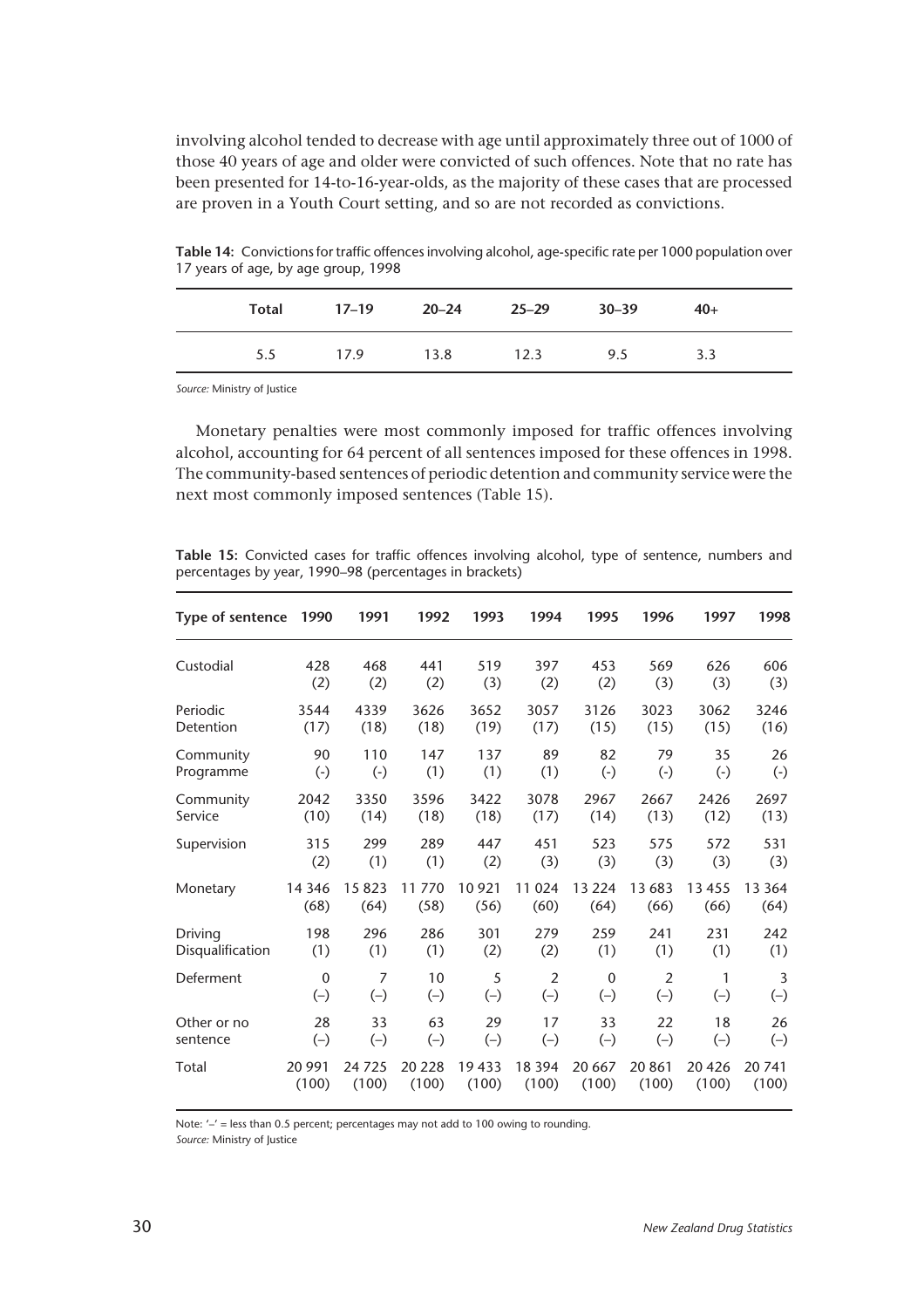involving alcohol tended to decrease with age until approximately three out of 1000 of those 40 years of age and older were convicted of such offences. Note that no rate has been presented for 14-to-16-year-olds, as the majority of these cases that are processed are proven in a Youth Court setting, and so are not recorded as convictions.

**Table 14:** Convictions for traffic offences involving alcohol, age-specific rate per 1000 population over 17 years of age, by age group, 1998

| Total | 17–19 | 20–24 | 25–29 | 30–39 | 40+ |
|---|---|---|---|---|---|
| 5.5 | 17.9 | 13.8 | 12.3 | 9.5 | 3.3 |

*Source:* Ministry of Justice

Monetary penalties were most commonly imposed for traffic offences involving alcohol, accounting for 64 percent of all sentences imposed for these offences in 1998. The community-based sentences of periodic detention and community service were the next most commonly imposed sentences (Table 15).

**Table 15:** Convicted cases for traffic offences involving alcohol, type of sentence, numbers and percentages by year, 1990–98 (percentages in brackets)

| Type of sentence | 1990 | 1991 | 1992 | 1993 | 1994 | 1995 | 1996 | 1997 | 1998 |
|---|---|---|---|---|---|---|---|---|---|
| Custodial | 428 (2) | 468 (2) | 441 (2) | 519 (3) | 397 (2) | 453 (2) | 569 (3) | 626 (3) | 606 (3) |
| Periodic Detention | 3544 (17) | 4339 (18) | 3626 (18) | 3652 (19) | 3057 (17) | 3126 (15) | 3023 (15) | 3062 (15) | 3246 (16) |
| Community Programme | 90 (-) | 110 (-) | 147 (1) | 137 (1) | 89 (1) | 82 (-) | 79 (-) | 35 (-) | 26 (-) |
| Community Service | 2042 (10) | 3350 (14) | 3596 (18) | 3422 (18) | 3078 (17) | 2967 (14) | 2667 (13) | 2426 (12) | 2697 (13) |
| Supervision | 315 (2) | 299 (1) | 289 (1) | 447 (2) | 451 (3) | 523 (3) | 575 (3) | 572 (3) | 531 (3) |
| Monetary | 14 346 (68) | 15 823 (64) | 11 770 (58) | 10 921 (56) | 11 024 (60) | 13 224 (64) | 13 683 (66) | 13 455 (66) | 13 364 (64) |
| Driving Disqualification | 198 (1) | 296 (1) | 286 (1) | 301 (2) | 279 (2) | 259 (1) | 241 (1) | 231 (1) | 242 (1) |
| Deferment | 0 (–) | 7 (–) | 10 (–) | 5 (–) | 2 (–) | 0 (–) | 2 (–) | 1 (–) | 3 (–) |
| Other or no sentence | 28 (–) | 33 (–) | 63 (–) | 29 (–) | 17 (–) | 33 (–) | 22 (–) | 18 (–) | 26 (–) |
| Total | 20 991 (100) | 24 725 (100) | 20 228 (100) | 19 433 (100) | 18 394 (100) | 20 667 (100) | 20 861 (100) | 20 426 (100) | 20 741 (100) |

Note: '–' = less than 0.5 percent; percentages may not add to 100 owing to rounding.
*Source:* Ministry of Justice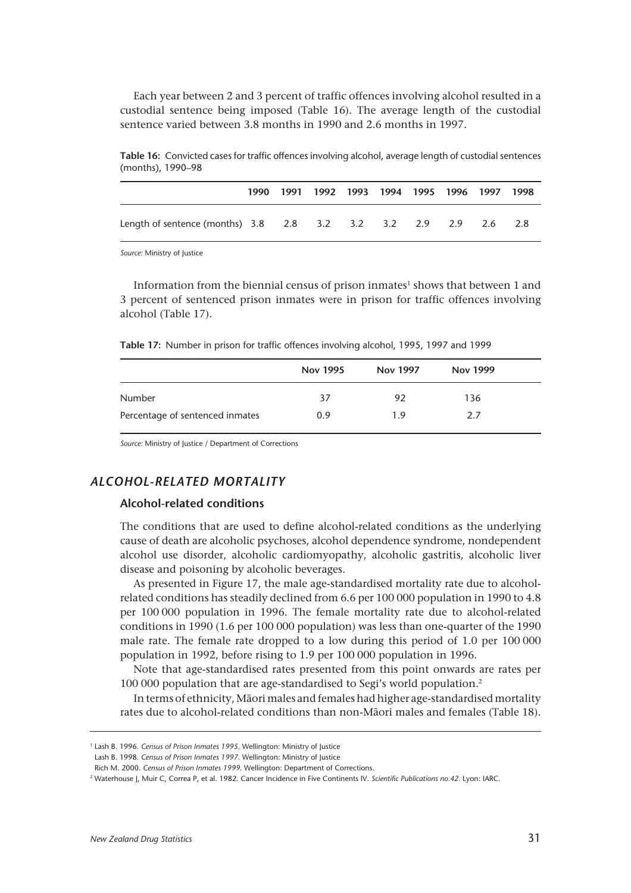Each year between 2 and 3 percent of traffic offences involving alcohol resulted in a custodial sentence being imposed (Table 16). The average length of the custodial sentence varied between 3.8 months in 1990 and 2.6 months in 1997.

**Table 16:** Convicted cases for traffic offences involving alcohol, average length of custodial sentences (months), 1990–98

| | 1990 | 1991 | 1992 | 1993 | 1994 | 1995 | 1996 | 1997 | 1998 |
|---|---|---|---|---|---|---|---|---|---|
| Length of sentence (months) | 3.8 | 2.8 | 3.2 | 3.2 | 3.2 | 2.9 | 2.9 | 2.6 | 2.8 |

*Source:* Ministry of Justice

Information from the biennial census of prison inmates[1] shows that between 1 and 3 percent of sentenced prison inmates were in prison for traffic offences involving alcohol (Table 17).

**Table 17:** Number in prison for traffic offences involving alcohol, 1995, 1997 and 1999

| | Nov 1995 | Nov 1997 | Nov 1999 |
|---|---|---|---|
| Number | 37 | 92 | 136 |
| Percentage of sentenced inmates | 0.9 | 1.9 | 2.7 |

*Source:* Ministry of Justice / Department of Corrections

## ALCOHOL-RELATED MORTALITY

### Alcohol-related conditions

The conditions that are used to define alcohol-related conditions as the underlying cause of death are alcoholic psychoses, alcohol dependence syndrome, nondependent alcohol use disorder, alcoholic cardiomyopathy, alcoholic gastritis, alcoholic liver disease and poisoning by alcoholic beverages.

As presented in Figure 17, the male age-standardised mortality rate due to alcohol-related conditions has steadily declined from 6.6 per 100 000 population in 1990 to 4.8 per 100 000 population in 1996. The female mortality rate due to alcohol-related conditions in 1990 (1.6 per 100 000 population) was less than one-quarter of the 1990 male rate. The female rate dropped to a low during this period of 1.0 per 100 000 population in 1992, before rising to 1.9 per 100 000 population in 1996.

Note that age-standardised rates presented from this point onwards are rates per 100 000 population that are age-standardised to Segi's world population.[2]

In terms of ethnicity, Māori males and females had higher age-standardised mortality rates due to alcohol-related conditions than non-Māori males and females (Table 18).

---

[1] Lash B. 1996. *Census of Prison Inmates 1995*. Wellington: Ministry of Justice
Lash B. 1998. *Census of Prison Inmates 1997*. Wellington: Ministry of Justice
Rich M. 2000. *Census of Prison Inmates 1999*. Wellington: Department of Corrections.

[2] Waterhouse J, Muir C, Correa P, et al. 1982. Cancer Incidence in Five Continents IV. *Scientific Publications no.42*. Lyon: IARC.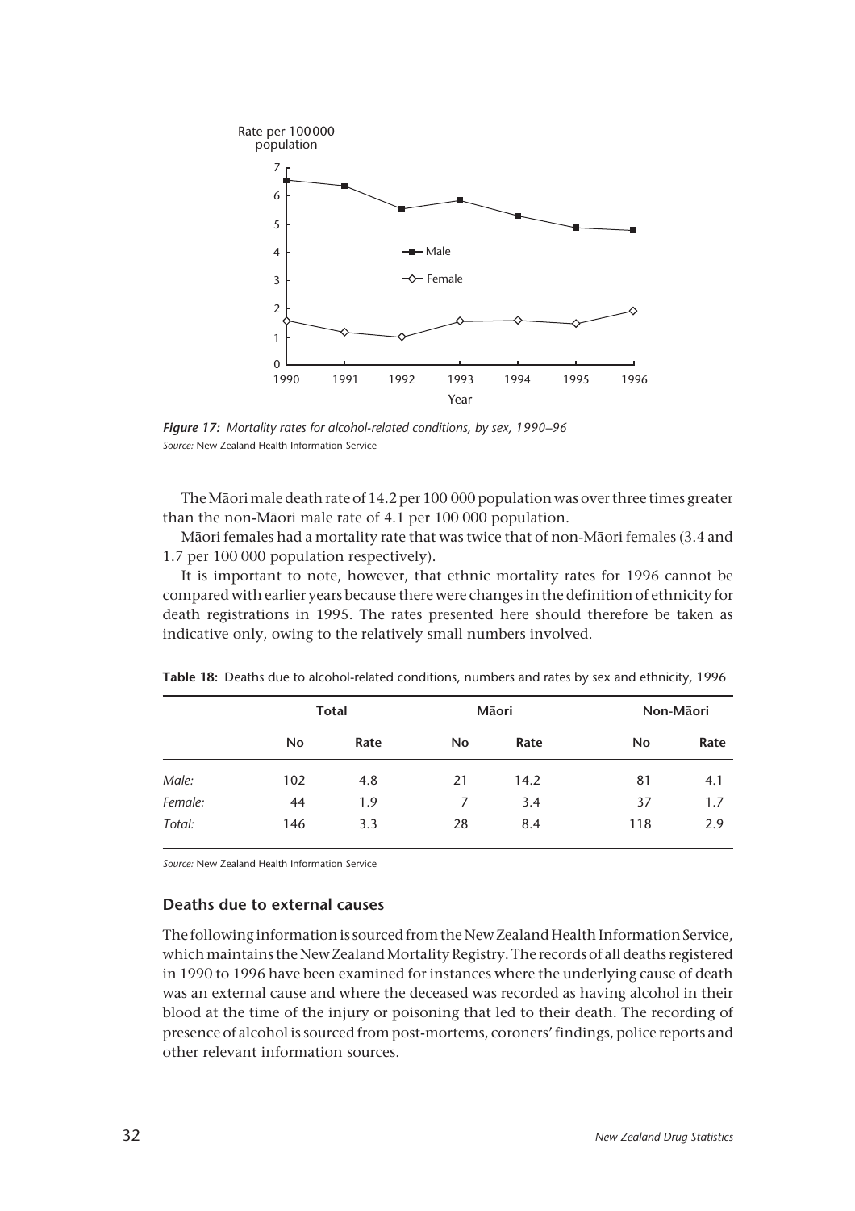*Figure 17: Mortality rates for alcohol-related conditions, by sex, 1990–96*
*Source:* New Zealand Health Information Service

The Māori male death rate of 14.2 per 100 000 population was over three times greater than the non-Māori male rate of 4.1 per 100 000 population.

Māori females had a mortality rate that was twice that of non-Māori females (3.4 and 1.7 per 100 000 population respectively).

It is important to note, however, that ethnic mortality rates for 1996 cannot be compared with earlier years because there were changes in the definition of ethnicity for death registrations in 1995. The rates presented here should therefore be taken as indicative only, owing to the relatively small numbers involved.

**Table 18:** Deaths due to alcohol-related conditions, numbers and rates by sex and ethnicity, 1996

| | Total | | Māori | | Non-Māori | |
|---|---|---|---|---|---|---|
| | No | Rate | No | Rate | No | Rate |
| *Male:* | 102 | 4.8 | 21 | 14.2 | 81 | 4.1 |
| *Female:* | 44 | 1.9 | 7 | 3.4 | 37 | 1.7 |
| *Total:* | 146 | 3.3 | 28 | 8.4 | 118 | 2.9 |

*Source:* New Zealand Health Information Service

### Deaths due to external causes

The following information is sourced from the New Zealand Health Information Service, which maintains the New Zealand Mortality Registry. The records of all deaths registered in 1990 to 1996 have been examined for instances where the underlying cause of death was an external cause and where the deceased was recorded as having alcohol in their blood at the time of the injury or poisoning that led to their death. The recording of presence of alcohol is sourced from post-mortems, coroners' findings, police reports and other relevant information sources.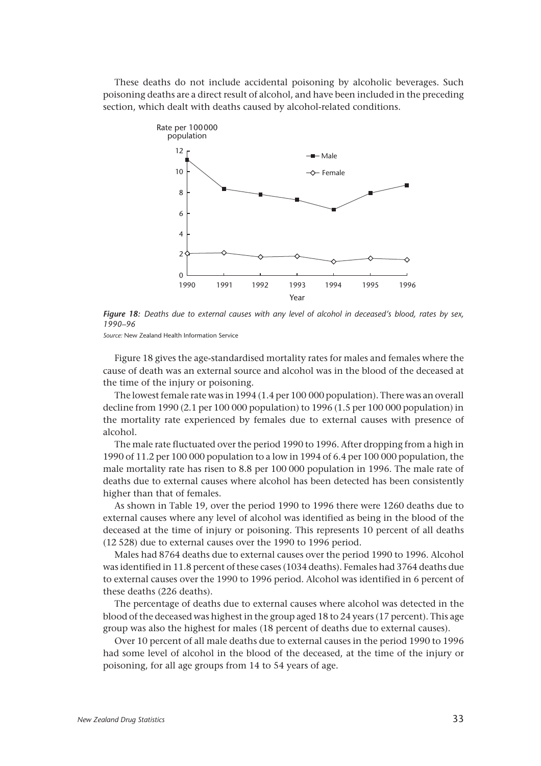These deaths do not include accidental poisoning by alcoholic beverages. Such poisoning deaths are a direct result of alcohol, and have been included in the preceding section, which dealt with deaths caused by alcohol-related conditions.

***Figure 18:*** *Deaths due to external causes with any level of alcohol in deceased's blood, rates by sex, 1990–96*

*Source:* New Zealand Health Information Service

Figure 18 gives the age-standardised mortality rates for males and females where the cause of death was an external source and alcohol was in the blood of the deceased at the time of the injury or poisoning.

The lowest female rate was in 1994 (1.4 per 100 000 population). There was an overall decline from 1990 (2.1 per 100 000 population) to 1996 (1.5 per 100 000 population) in the mortality rate experienced by females due to external causes with presence of alcohol.

The male rate fluctuated over the period 1990 to 1996. After dropping from a high in 1990 of 11.2 per 100 000 population to a low in 1994 of 6.4 per 100 000 population, the male mortality rate has risen to 8.8 per 100 000 population in 1996. The male rate of deaths due to external causes where alcohol has been detected has been consistently higher than that of females.

As shown in Table 19, over the period 1990 to 1996 there were 1260 deaths due to external causes where any level of alcohol was identified as being in the blood of the deceased at the time of injury or poisoning. This represents 10 percent of all deaths (12 528) due to external causes over the 1990 to 1996 period.

Males had 8764 deaths due to external causes over the period 1990 to 1996. Alcohol was identified in 11.8 percent of these cases (1034 deaths). Females had 3764 deaths due to external causes over the 1990 to 1996 period. Alcohol was identified in 6 percent of these deaths (226 deaths).

The percentage of deaths due to external causes where alcohol was detected in the blood of the deceased was highest in the group aged 18 to 24 years (17 percent). This age group was also the highest for males (18 percent of deaths due to external causes).

Over 10 percent of all male deaths due to external causes in the period 1990 to 1996 had some level of alcohol in the blood of the deceased, at the time of the injury or poisoning, for all age groups from 14 to 54 years of age.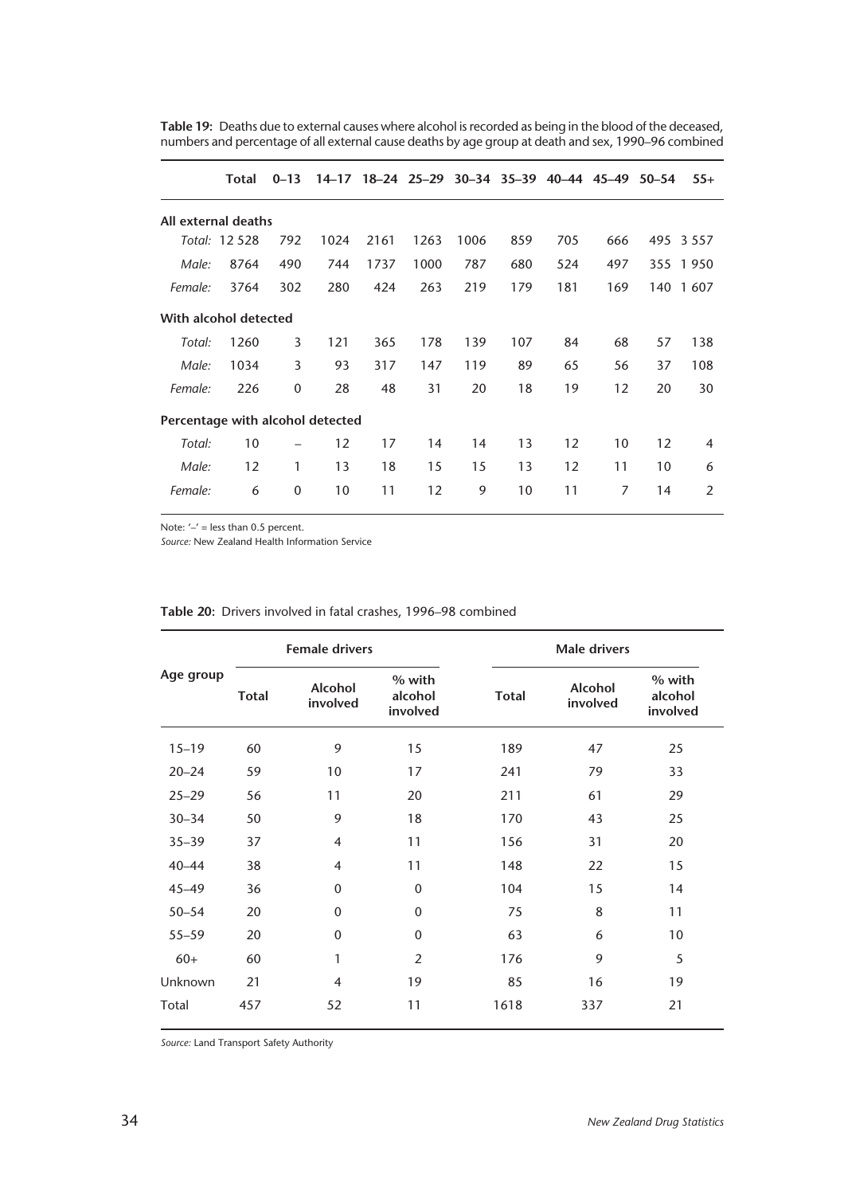**Table 19:** Deaths due to external causes where alcohol is recorded as being in the blood of the deceased, numbers and percentage of all external cause deaths by age group at death and sex, 1990–96 combined

| | Total | 0–13 | 14–17 | 18–24 | 25–29 | 30–34 | 35–39 | 40–44 | 45–49 | 50–54 | 55+ |
|---|---|---|---|---|---|---|---|---|---|---|---|
| **All external deaths** | | | | | | | | | | | |
| *Total:* | 12 528 | 792 | 1024 | 2161 | 1263 | 1006 | 859 | 705 | 666 | 495 | 3 557 |
| *Male:* | 8764 | 490 | 744 | 1737 | 1000 | 787 | 680 | 524 | 497 | 355 | 1 950 |
| *Female:* | 3764 | 302 | 280 | 424 | 263 | 219 | 179 | 181 | 169 | 140 | 1 607 |
| **With alcohol detected** | | | | | | | | | | | |
| *Total:* | 1260 | 3 | 121 | 365 | 178 | 139 | 107 | 84 | 68 | 57 | 138 |
| *Male:* | 1034 | 3 | 93 | 317 | 147 | 119 | 89 | 65 | 56 | 37 | 108 |
| *Female:* | 226 | 0 | 28 | 48 | 31 | 20 | 18 | 19 | 12 | 20 | 30 |
| **Percentage with alcohol detected** | | | | | | | | | | | |
| *Total:* | 10 | – | 12 | 17 | 14 | 14 | 13 | 12 | 10 | 12 | 4 |
| *Male:* | 12 | 1 | 13 | 18 | 15 | 15 | 13 | 12 | 11 | 10 | 6 |
| *Female:* | 6 | 0 | 10 | 11 | 12 | 9 | 10 | 11 | 7 | 14 | 2 |

Note: '–' = less than 0.5 percent.
*Source:* New Zealand Health Information Service

**Table 20:** Drivers involved in fatal crashes, 1996–98 combined

| Age group | Female drivers | | | Male drivers | | |
|---|---|---|---|---|---|---|
| | Total | Alcohol involved | % with alcohol involved | Total | Alcohol involved | % with alcohol involved |
| 15–19 | 60 | 9 | 15 | 189 | 47 | 25 |
| 20–24 | 59 | 10 | 17 | 241 | 79 | 33 |
| 25–29 | 56 | 11 | 20 | 211 | 61 | 29 |
| 30–34 | 50 | 9 | 18 | 170 | 43 | 25 |
| 35–39 | 37 | 4 | 11 | 156 | 31 | 20 |
| 40–44 | 38 | 4 | 11 | 148 | 22 | 15 |
| 45–49 | 36 | 0 | 0 | 104 | 15 | 14 |
| 50–54 | 20 | 0 | 0 | 75 | 8 | 11 |
| 55–59 | 20 | 0 | 0 | 63 | 6 | 10 |
| 60+ | 60 | 1 | 2 | 176 | 9 | 5 |
| Unknown | 21 | 4 | 19 | 85 | 16 | 19 |
| Total | 457 | 52 | 11 | 1618 | 337 | 21 |

*Source:* Land Transport Safety Authority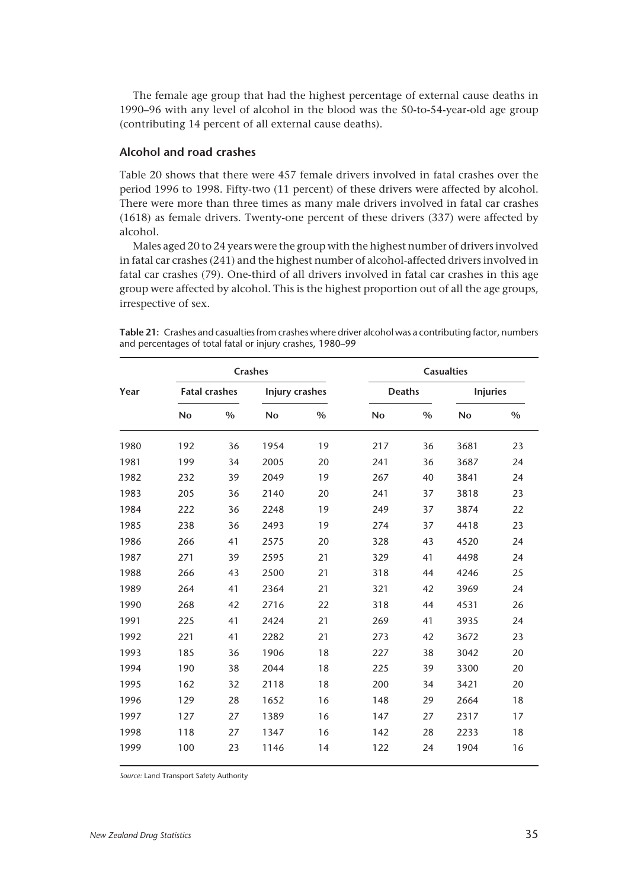The female age group that had the highest percentage of external cause deaths in 1990–96 with any level of alcohol in the blood was the 50-to-54-year-old age group (contributing 14 percent of all external cause deaths).

### Alcohol and road crashes

Table 20 shows that there were 457 female drivers involved in fatal crashes over the period 1996 to 1998. Fifty-two (11 percent) of these drivers were affected by alcohol. There were more than three times as many male drivers involved in fatal car crashes (1618) as female drivers. Twenty-one percent of these drivers (337) were affected by alcohol.

Males aged 20 to 24 years were the group with the highest number of drivers involved in fatal car crashes (241) and the highest number of alcohol-affected drivers involved in fatal car crashes (79). One-third of all drivers involved in fatal car crashes in this age group were affected by alcohol. This is the highest proportion out of all the age groups, irrespective of sex.

**Table 21:** Crashes and casualties from crashes where driver alcohol was a contributing factor, numbers and percentages of total fatal or injury crashes, 1980–99

| Year | Crashes | | | | Casualties | | | |
|---|---|---|---|---|---|---|---|---|
| | Fatal crashes | | Injury crashes | | Deaths | | Injuries | |
| | No | % | No | % | No | % | No | % |
| 1980 | 192 | 36 | 1954 | 19 | 217 | 36 | 3681 | 23 |
| 1981 | 199 | 34 | 2005 | 20 | 241 | 36 | 3687 | 24 |
| 1982 | 232 | 39 | 2049 | 19 | 267 | 40 | 3841 | 24 |
| 1983 | 205 | 36 | 2140 | 20 | 241 | 37 | 3818 | 23 |
| 1984 | 222 | 36 | 2248 | 19 | 249 | 37 | 3874 | 22 |
| 1985 | 238 | 36 | 2493 | 19 | 274 | 37 | 4418 | 23 |
| 1986 | 266 | 41 | 2575 | 20 | 328 | 43 | 4520 | 24 |
| 1987 | 271 | 39 | 2595 | 21 | 329 | 41 | 4498 | 24 |
| 1988 | 266 | 43 | 2500 | 21 | 318 | 44 | 4246 | 25 |
| 1989 | 264 | 41 | 2364 | 21 | 321 | 42 | 3969 | 24 |
| 1990 | 268 | 42 | 2716 | 22 | 318 | 44 | 4531 | 26 |
| 1991 | 225 | 41 | 2424 | 21 | 269 | 41 | 3935 | 24 |
| 1992 | 221 | 41 | 2282 | 21 | 273 | 42 | 3672 | 23 |
| 1993 | 185 | 36 | 1906 | 18 | 227 | 38 | 3042 | 20 |
| 1994 | 190 | 38 | 2044 | 18 | 225 | 39 | 3300 | 20 |
| 1995 | 162 | 32 | 2118 | 18 | 200 | 34 | 3421 | 20 |
| 1996 | 129 | 28 | 1652 | 16 | 148 | 29 | 2664 | 18 |
| 1997 | 127 | 27 | 1389 | 16 | 147 | 27 | 2317 | 17 |
| 1998 | 118 | 27 | 1347 | 16 | 142 | 28 | 2233 | 18 |
| 1999 | 100 | 23 | 1146 | 14 | 122 | 24 | 1904 | 16 |

*Source:* Land Transport Safety Authority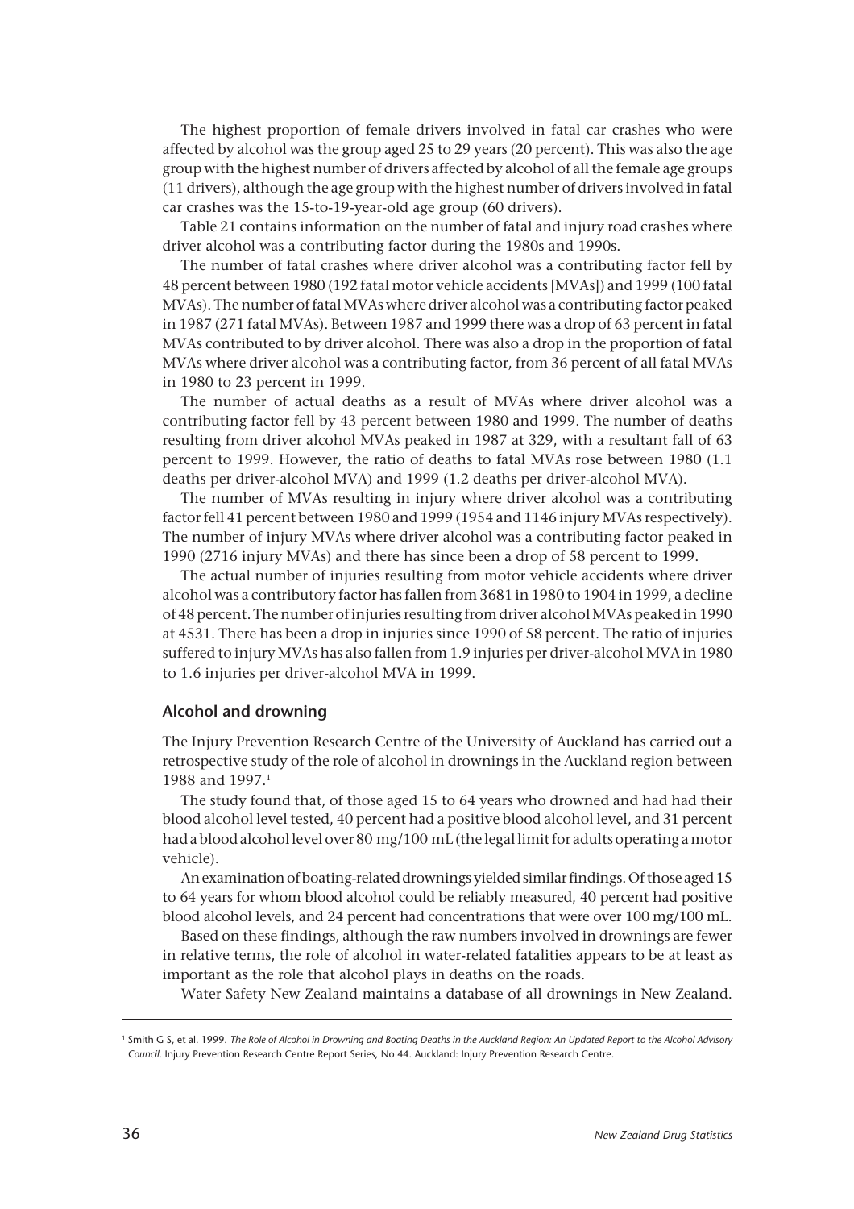The highest proportion of female drivers involved in fatal car crashes who were affected by alcohol was the group aged 25 to 29 years (20 percent). This was also the age group with the highest number of drivers affected by alcohol of all the female age groups (11 drivers), although the age group with the highest number of drivers involved in fatal car crashes was the 15-to-19-year-old age group (60 drivers).

Table 21 contains information on the number of fatal and injury road crashes where driver alcohol was a contributing factor during the 1980s and 1990s.

The number of fatal crashes where driver alcohol was a contributing factor fell by 48 percent between 1980 (192 fatal motor vehicle accidents [MVAs]) and 1999 (100 fatal MVAs). The number of fatal MVAs where driver alcohol was a contributing factor peaked in 1987 (271 fatal MVAs). Between 1987 and 1999 there was a drop of 63 percent in fatal MVAs contributed to by driver alcohol. There was also a drop in the proportion of fatal MVAs where driver alcohol was a contributing factor, from 36 percent of all fatal MVAs in 1980 to 23 percent in 1999.

The number of actual deaths as a result of MVAs where driver alcohol was a contributing factor fell by 43 percent between 1980 and 1999. The number of deaths resulting from driver alcohol MVAs peaked in 1987 at 329, with a resultant fall of 63 percent to 1999. However, the ratio of deaths to fatal MVAs rose between 1980 (1.1 deaths per driver-alcohol MVA) and 1999 (1.2 deaths per driver-alcohol MVA).

The number of MVAs resulting in injury where driver alcohol was a contributing factor fell 41 percent between 1980 and 1999 (1954 and 1146 injury MVAs respectively). The number of injury MVAs where driver alcohol was a contributing factor peaked in 1990 (2716 injury MVAs) and there has since been a drop of 58 percent to 1999.

The actual number of injuries resulting from motor vehicle accidents where driver alcohol was a contributory factor has fallen from 3681 in 1980 to 1904 in 1999, a decline of 48 percent. The number of injuries resulting from driver alcohol MVAs peaked in 1990 at 4531. There has been a drop in injuries since 1990 of 58 percent. The ratio of injuries suffered to injury MVAs has also fallen from 1.9 injuries per driver-alcohol MVA in 1980 to 1.6 injuries per driver-alcohol MVA in 1999.

### Alcohol and drowning

The Injury Prevention Research Centre of the University of Auckland has carried out a retrospective study of the role of alcohol in drownings in the Auckland region between 1988 and 1997.[1]

The study found that, of those aged 15 to 64 years who drowned and had had their blood alcohol level tested, 40 percent had a positive blood alcohol level, and 31 percent had a blood alcohol level over 80 mg/100 mL (the legal limit for adults operating a motor vehicle).

An examination of boating-related drownings yielded similar findings. Of those aged 15 to 64 years for whom blood alcohol could be reliably measured, 40 percent had positive blood alcohol levels, and 24 percent had concentrations that were over 100 mg/100 mL.

Based on these findings, although the raw numbers involved in drownings are fewer in relative terms, the role of alcohol in water-related fatalities appears to be at least as important as the role that alcohol plays in deaths on the roads.

Water Safety New Zealand maintains a database of all drownings in New Zealand.

---

[1] Smith G S, et al. 1999. *The Role of Alcohol in Drowning and Boating Deaths in the Auckland Region: An Updated Report to the Alcohol Advisory Council.* Injury Prevention Research Centre Report Series, No 44. Auckland: Injury Prevention Research Centre.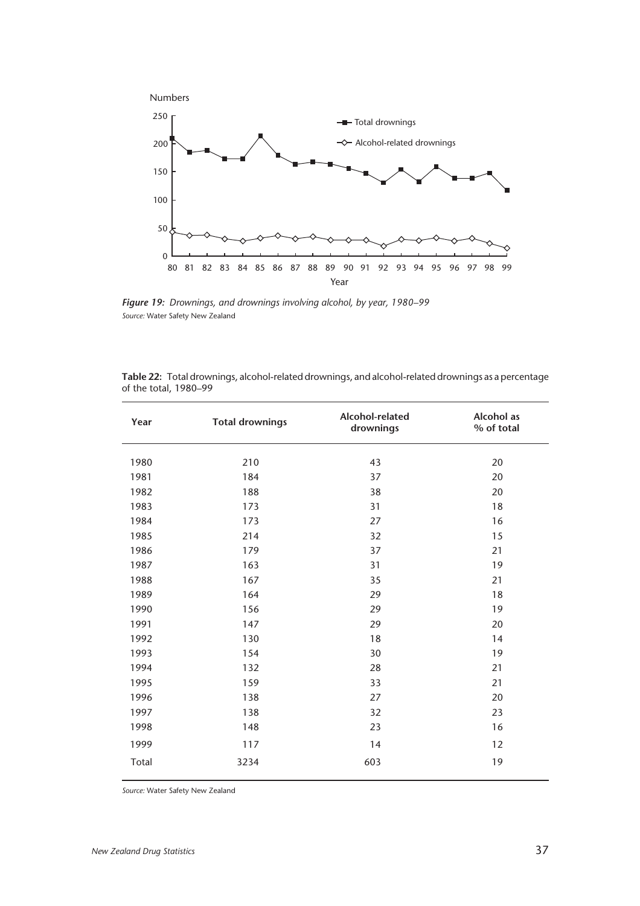*Figure 19: Drownings, and drownings involving alcohol, by year, 1980–99*
*Source:* Water Safety New Zealand

**Table 22:** Total drownings, alcohol-related drownings, and alcohol-related drownings as a percentage of the total, 1980–99

| Year | Total drownings | Alcohol-related drownings | Alcohol as % of total |
|---|---|---|---|
| 1980 | 210 | 43 | 20 |
| 1981 | 184 | 37 | 20 |
| 1982 | 188 | 38 | 20 |
| 1983 | 173 | 31 | 18 |
| 1984 | 173 | 27 | 16 |
| 1985 | 214 | 32 | 15 |
| 1986 | 179 | 37 | 21 |
| 1987 | 163 | 31 | 19 |
| 1988 | 167 | 35 | 21 |
| 1989 | 164 | 29 | 18 |
| 1990 | 156 | 29 | 19 |
| 1991 | 147 | 29 | 20 |
| 1992 | 130 | 18 | 14 |
| 1993 | 154 | 30 | 19 |
| 1994 | 132 | 28 | 21 |
| 1995 | 159 | 33 | 21 |
| 1996 | 138 | 27 | 20 |
| 1997 | 138 | 32 | 23 |
| 1998 | 148 | 23 | 16 |
| 1999 | 117 | 14 | 12 |
| Total | 3234 | 603 | 19 |

*Source:* Water Safety New Zealand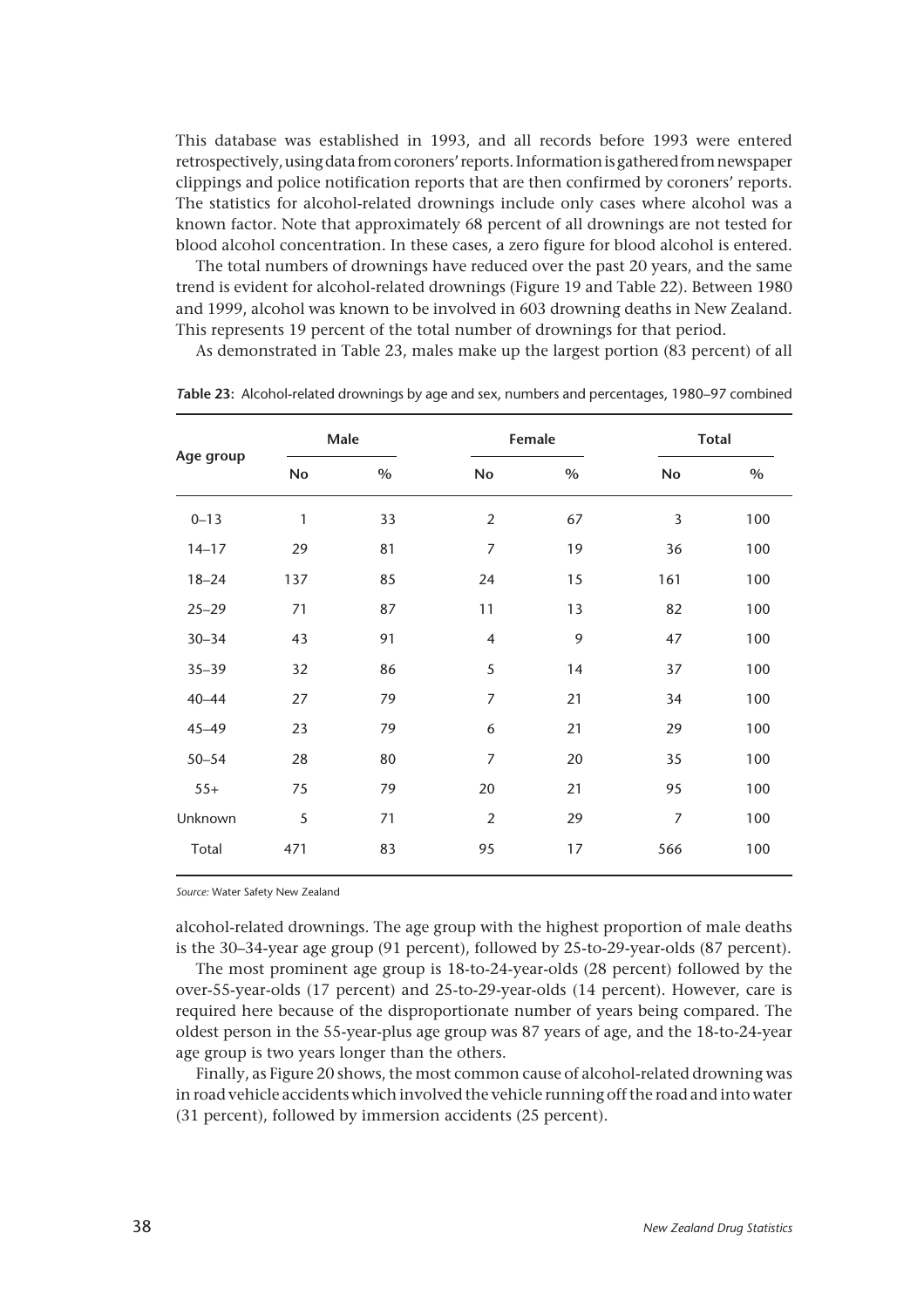This database was established in 1993, and all records before 1993 were entered retrospectively, using data from coroners' reports. Information is gathered from newspaper clippings and police notification reports that are then confirmed by coroners' reports. The statistics for alcohol-related drownings include only cases where alcohol was a known factor. Note that approximately 68 percent of all drownings are not tested for blood alcohol concentration. In these cases, a zero figure for blood alcohol is entered.

The total numbers of drownings have reduced over the past 20 years, and the same trend is evident for alcohol-related drownings (Figure 19 and Table 22). Between 1980 and 1999, alcohol was known to be involved in 603 drowning deaths in New Zealand. This represents 19 percent of the total number of drownings for that period.

As demonstrated in Table 23, males make up the largest portion (83 percent) of all alcohol-related drownings. The age group with the highest proportion of male deaths is the 30–34-year age group (91 percent), followed by 25-to-29-year-olds (87 percent).

**Table 23:** Alcohol-related drownings by age and sex, numbers and percentages, 1980–97 combined

| Age group | Male | | Female | | Total | |
|---|---|---|---|---|---|---|
| | No | % | No | % | No | % |
| 0–13 | 1 | 33 | 2 | 67 | 3 | 100 |
| 14–17 | 29 | 81 | 7 | 19 | 36 | 100 |
| 18–24 | 137 | 85 | 24 | 15 | 161 | 100 |
| 25–29 | 71 | 87 | 11 | 13 | 82 | 100 |
| 30–34 | 43 | 91 | 4 | 9 | 47 | 100 |
| 35–39 | 32 | 86 | 5 | 14 | 37 | 100 |
| 40–44 | 27 | 79 | 7 | 21 | 34 | 100 |
| 45–49 | 23 | 79 | 6 | 21 | 29 | 100 |
| 50–54 | 28 | 80 | 7 | 20 | 35 | 100 |
| 55+ | 75 | 79 | 20 | 21 | 95 | 100 |
| Unknown | 5 | 71 | 2 | 29 | 7 | 100 |
| Total | 471 | 83 | 95 | 17 | 566 | 100 |

*Source:* Water Safety New Zealand

The most prominent age group is 18-to-24-year-olds (28 percent) followed by the over-55-year-olds (17 percent) and 25-to-29-year-olds (14 percent). However, care is required here because of the disproportionate number of years being compared. The oldest person in the 55-year-plus age group was 87 years of age, and the 18-to-24-year age group is two years longer than the others.

Finally, as Figure 20 shows, the most common cause of alcohol-related drowning was in road vehicle accidents which involved the vehicle running off the road and into water (31 percent), followed by immersion accidents (25 percent).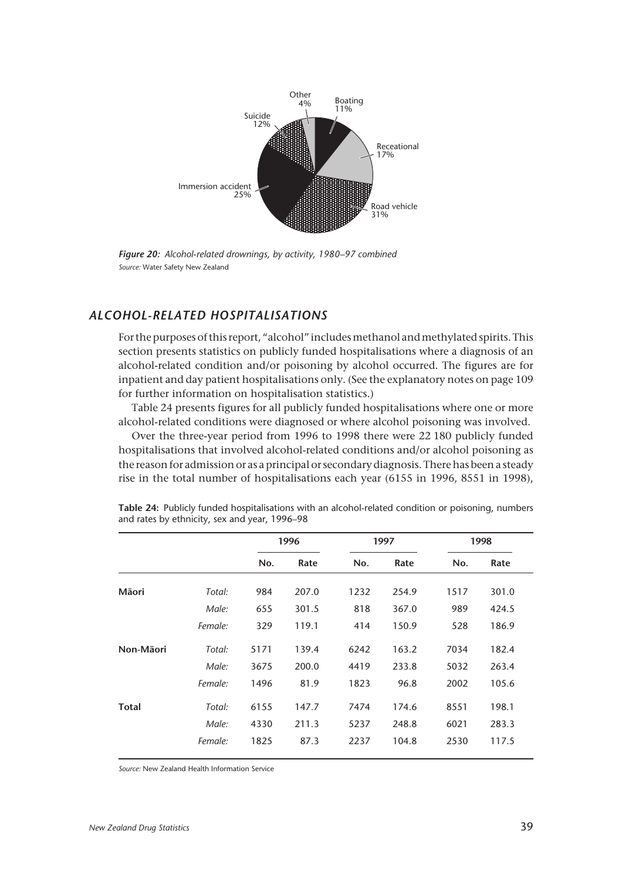Other
4%

Boating
11%

Suicide
12%

Receational
17%

Immersion accident
25%

Road vehicle
31%

***Figure 20:*** *Alcohol-related drownings, by activity, 1980–97 combined*
*Source:* Water Safety New Zealand

## *ALCOHOL-RELATED HOSPITALISATIONS*

For the purposes of this report, "alcohol" includes methanol and methylated spirits. This section presents statistics on publicly funded hospitalisations where a diagnosis of an alcohol-related condition and/or poisoning by alcohol occurred. The figures are for inpatient and day patient hospitalisations only. (See the explanatory notes on page 109 for further information on hospitalisation statistics.)

Table 24 presents figures for all publicly funded hospitalisations where one or more alcohol-related conditions were diagnosed or where alcohol poisoning was involved.

Over the three-year period from 1996 to 1998 there were 22 180 publicly funded hospitalisations that involved alcohol-related conditions and/or alcohol poisoning as the reason for admission or as a principal or secondary diagnosis. There has been a steady rise in the total number of hospitalisations each year (6155 in 1996, 8551 in 1998),

**Table 24:** Publicly funded hospitalisations with an alcohol-related condition or poisoning, numbers and rates by ethnicity, sex and year, 1996–98

| | | 1996 | | 1997 | | 1998 | |
|---|---|---|---|---|---|---|---|
| | | No. | Rate | No. | Rate | No. | Rate |
| **Māori** | *Total:* | 984 | 207.0 | 1232 | 254.9 | 1517 | 301.0 |
| | *Male:* | 655 | 301.5 | 818 | 367.0 | 989 | 424.5 |
| | *Female:* | 329 | 119.1 | 414 | 150.9 | 528 | 186.9 |
| **Non-Māori** | *Total:* | 5171 | 139.4 | 6242 | 163.2 | 7034 | 182.4 |
| | *Male:* | 3675 | 200.0 | 4419 | 233.8 | 5032 | 263.4 |
| | *Female:* | 1496 | 81.9 | 1823 | 96.8 | 2002 | 105.6 |
| **Total** | *Total:* | 6155 | 147.7 | 7474 | 174.6 | 8551 | 198.1 |
| | *Male:* | 4330 | 211.3 | 5237 | 248.8 | 6021 | 283.3 |
| | *Female:* | 1825 | 87.3 | 2237 | 104.8 | 2530 | 117.5 |

*Source:* New Zealand Health Information Service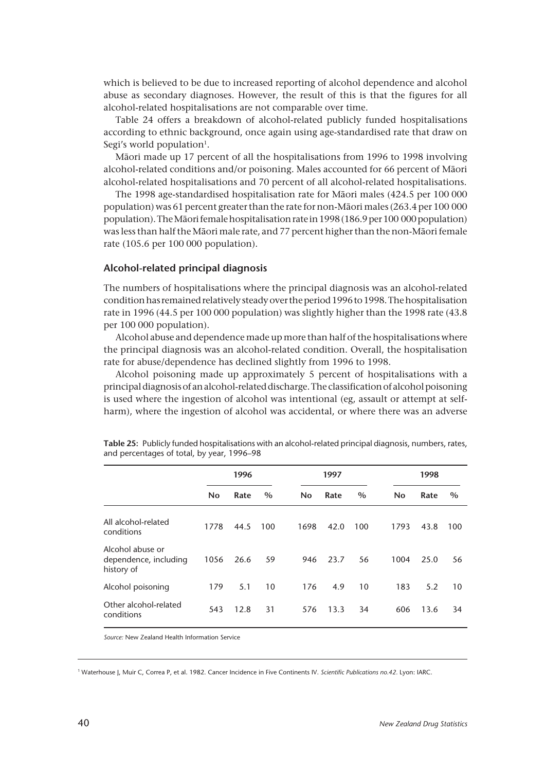which is believed to be due to increased reporting of alcohol dependence and alcohol abuse as secondary diagnoses. However, the result of this is that the figures for all alcohol-related hospitalisations are not comparable over time.

Table 24 offers a breakdown of alcohol-related publicly funded hospitalisations according to ethnic background, once again using age-standardised rate that draw on Segi's world population[1].

Māori made up 17 percent of all the hospitalisations from 1996 to 1998 involving alcohol-related conditions and/or poisoning. Males accounted for 66 percent of Māori alcohol-related hospitalisations and 70 percent of all alcohol-related hospitalisations.

The 1998 age-standardised hospitalisation rate for Māori males (424.5 per 100 000 population) was 61 percent greater than the rate for non-Māori males (263.4 per 100 000 population). The Māori female hospitalisation rate in 1998 (186.9 per 100 000 population) was less than half the Māori male rate, and 77 percent higher than the non-Māori female rate (105.6 per 100 000 population).

### Alcohol-related principal diagnosis

The numbers of hospitalisations where the principal diagnosis was an alcohol-related condition has remained relatively steady over the period 1996 to 1998. The hospitalisation rate in 1996 (44.5 per 100 000 population) was slightly higher than the 1998 rate (43.8 per 100 000 population).

Alcohol abuse and dependence made up more than half of the hospitalisations where the principal diagnosis was an alcohol-related condition. Overall, the hospitalisation rate for abuse/dependence has declined slightly from 1996 to 1998.

Alcohol poisoning made up approximately 5 percent of hospitalisations with a principal diagnosis of an alcohol-related discharge. The classification of alcohol poisoning is used where the ingestion of alcohol was intentional (eg, assault or attempt at self-harm), where the ingestion of alcohol was accidental, or where there was an adverse

**Table 25:** Publicly funded hospitalisations with an alcohol-related principal diagnosis, numbers, rates, and percentages of total, by year, 1996–98

| | 1996 | | | 1997 | | | 1998 | | |
|---|---|---|---|---|---|---|---|---|---|
| | No | Rate | % | No | Rate | % | No | Rate | % |
| All alcohol-related conditions | 1778 | 44.5 | 100 | 1698 | 42.0 | 100 | 1793 | 43.8 | 100 |
| Alcohol abuse or dependence, including history of | 1056 | 26.6 | 59 | 946 | 23.7 | 56 | 1004 | 25.0 | 56 |
| Alcohol poisoning | 179 | 5.1 | 10 | 176 | 4.9 | 10 | 183 | 5.2 | 10 |
| Other alcohol-related conditions | 543 | 12.8 | 31 | 576 | 13.3 | 34 | 606 | 13.6 | 34 |

*Source:* New Zealand Health Information Service

[1] Waterhouse J, Muir C, Correa P, et al. 1982. Cancer Incidence in Five Continents IV. *Scientific Publications no.42.* Lyon: IARC.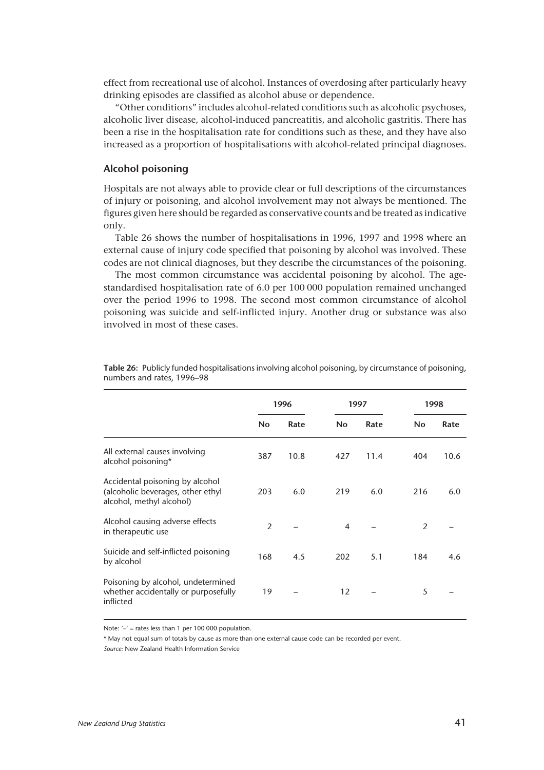effect from recreational use of alcohol. Instances of overdosing after particularly heavy drinking episodes are classified as alcohol abuse or dependence.

"Other conditions" includes alcohol-related conditions such as alcoholic psychoses, alcoholic liver disease, alcohol-induced pancreatitis, and alcoholic gastritis. There has been a rise in the hospitalisation rate for conditions such as these, and they have also increased as a proportion of hospitalisations with alcohol-related principal diagnoses.

### Alcohol poisoning

Hospitals are not always able to provide clear or full descriptions of the circumstances of injury or poisoning, and alcohol involvement may not always be mentioned. The figures given here should be regarded as conservative counts and be treated as indicative only.

Table 26 shows the number of hospitalisations in 1996, 1997 and 1998 where an external cause of injury code specified that poisoning by alcohol was involved. These codes are not clinical diagnoses, but they describe the circumstances of the poisoning.

The most common circumstance was accidental poisoning by alcohol. The age-standardised hospitalisation rate of 6.0 per 100 000 population remained unchanged over the period 1996 to 1998. The second most common circumstance of alcohol poisoning was suicide and self-inflicted injury. Another drug or substance was also involved in most of these cases.

**Table 26:** Publicly funded hospitalisations involving alcohol poisoning, by circumstance of poisoning, numbers and rates, 1996–98

| | 1996 | | 1997 | | 1998 | |
|---|---|---|---|---|---|---|
| | No | Rate | No | Rate | No | Rate |
| All external causes involving alcohol poisoning* | 387 | 10.8 | 427 | 11.4 | 404 | 10.6 |
| Accidental poisoning by alcohol (alcoholic beverages, other ethyl alcohol, methyl alcohol) | 203 | 6.0 | 219 | 6.0 | 216 | 6.0 |
| Alcohol causing adverse effects in therapeutic use | 2 | – | 4 | – | 2 | – |
| Suicide and self-inflicted poisoning by alcohol | 168 | 4.5 | 202 | 5.1 | 184 | 4.6 |
| Poisoning by alcohol, undetermined whether accidentally or purposefully inflicted | 19 | – | 12 | – | 5 | – |

Note: '–' = rates less than 1 per 100 000 population.

\* May not equal sum of totals by cause as more than one external cause code can be recorded per event.

*Source:* New Zealand Health Information Service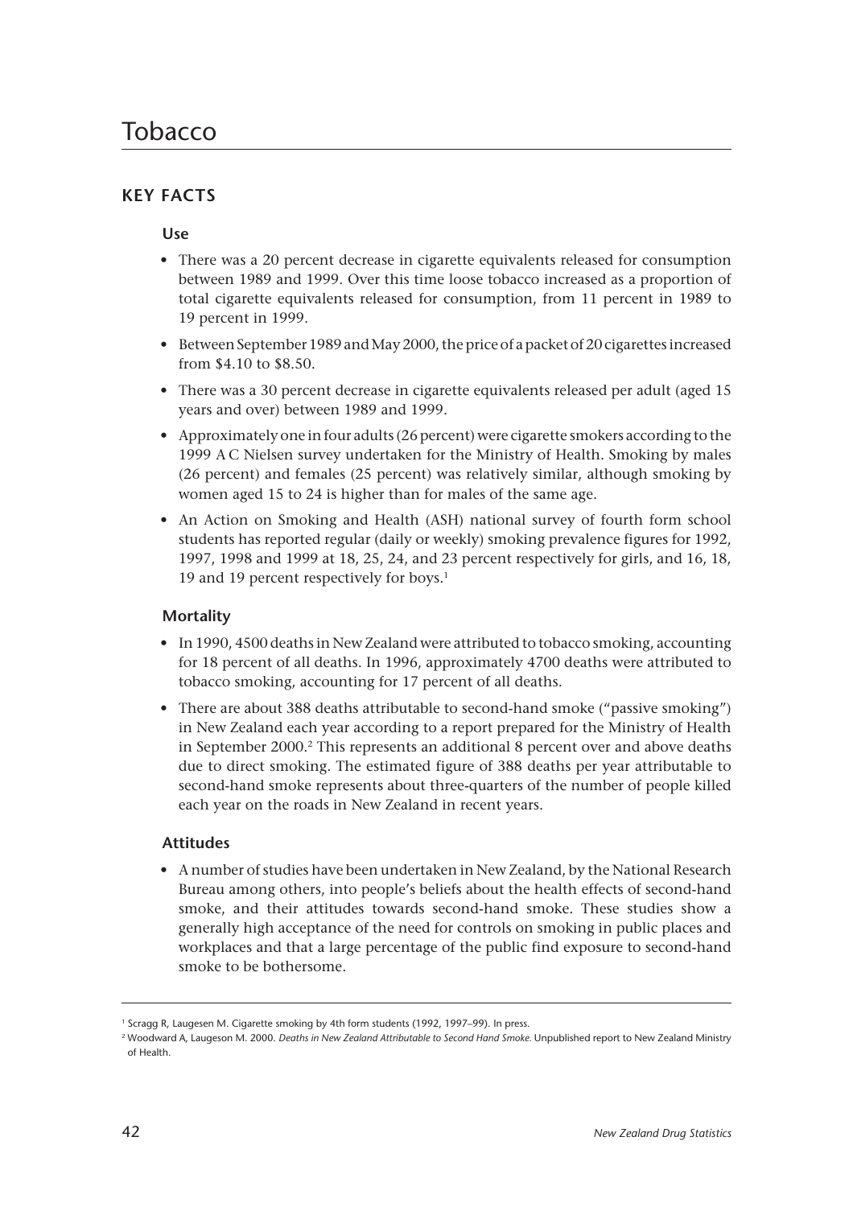# Tobacco

## KEY FACTS

### Use

- There was a 20 percent decrease in cigarette equivalents released for consumption between 1989 and 1999. Over this time loose tobacco increased as a proportion of total cigarette equivalents released for consumption, from 11 percent in 1989 to 19 percent in 1999.
- Between September 1989 and May 2000, the price of a packet of 20 cigarettes increased from $4.10 to $8.50.
- There was a 30 percent decrease in cigarette equivalents released per adult (aged 15 years and over) between 1989 and 1999.
- Approximately one in four adults (26 percent) were cigarette smokers according to the 1999 A C Nielsen survey undertaken for the Ministry of Health. Smoking by males (26 percent) and females (25 percent) was relatively similar, although smoking by women aged 15 to 24 is higher than for males of the same age.
- An Action on Smoking and Health (ASH) national survey of fourth form school students has reported regular (daily or weekly) smoking prevalence figures for 1992, 1997, 1998 and 1999 at 18, 25, 24, and 23 percent respectively for girls, and 16, 18, 19 and 19 percent respectively for boys.[1]

### Mortality

- In 1990, 4500 deaths in New Zealand were attributed to tobacco smoking, accounting for 18 percent of all deaths. In 1996, approximately 4700 deaths were attributed to tobacco smoking, accounting for 17 percent of all deaths.
- There are about 388 deaths attributable to second-hand smoke ("passive smoking") in New Zealand each year according to a report prepared for the Ministry of Health in September 2000.[2] This represents an additional 8 percent over and above deaths due to direct smoking. The estimated figure of 388 deaths per year attributable to second-hand smoke represents about three-quarters of the number of people killed each year on the roads in New Zealand in recent years.

### Attitudes

- A number of studies have been undertaken in New Zealand, by the National Research Bureau among others, into people's beliefs about the health effects of second-hand smoke, and their attitudes towards second-hand smoke. These studies show a generally high acceptance of the need for controls on smoking in public places and workplaces and that a large percentage of the public find exposure to second-hand smoke to be bothersome.

---

[1] Scragg R, Laugesen M. Cigarette smoking by 4th form students (1992, 1997–99). In press.

[2] Woodward A, Laugeson M. 2000. *Deaths in New Zealand Attributable to Second Hand Smoke*. Unpublished report to New Zealand Ministry of Health.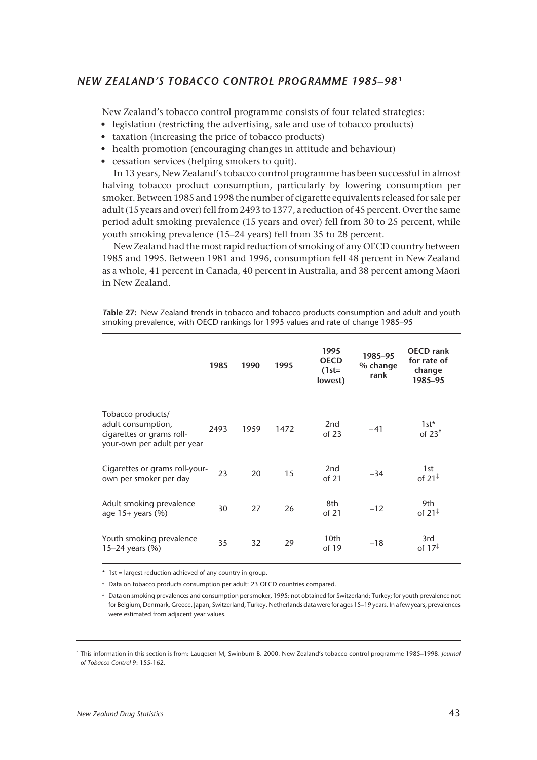## *NEW ZEALAND'S TOBACCO CONTROL PROGRAMME 1985–98*[1]

New Zealand's tobacco control programme consists of four related strategies:

- legislation (restricting the advertising, sale and use of tobacco products)
- taxation (increasing the price of tobacco products)
- health promotion (encouraging changes in attitude and behaviour)
- cessation services (helping smokers to quit).

In 13 years, New Zealand's tobacco control programme has been successful in almost halving tobacco product consumption, particularly by lowering consumption per smoker. Between 1985 and 1998 the number of cigarette equivalents released for sale per adult (15 years and over) fell from 2493 to 1377, a reduction of 45 percent. Over the same period adult smoking prevalence (15 years and over) fell from 30 to 25 percent, while youth smoking prevalence (15–24 years) fell from 35 to 28 percent.

New Zealand had the most rapid reduction of smoking of any OECD country between 1985 and 1995. Between 1981 and 1996, consumption fell 48 percent in New Zealand as a whole, 41 percent in Canada, 40 percent in Australia, and 38 percent among Māori in New Zealand.

**Table 27:** New Zealand trends in tobacco and tobacco products consumption and adult and youth smoking prevalence, with OECD rankings for 1995 values and rate of change 1985–95

| | 1985 | 1990 | 1995 | 1995 OECD (1st= lowest) | 1985–95 % change rank | OECD rank for rate of change 1985–95 |
|---|---|---|---|---|---|---|
| Tobacco products/ adult consumption, cigarettes or grams roll-your-own per adult per year | 2493 | 1959 | 1472 | 2nd of 23 | –41 | 1st* of 23† |
| Cigarettes or grams roll-your-own per smoker per day | 23 | 20 | 15 | 2nd of 21 | –34 | 1st of 21‡ |
| Adult smoking prevalence age 15+ years (%) | 30 | 27 | 26 | 8th of 21 | –12 | 9th of 21‡ |
| Youth smoking prevalence 15–24 years (%) | 35 | 32 | 29 | 10th of 19 | –18 | 3rd of 17‡ |

\* 1st = largest reduction achieved of any country in group.

† Data on tobacco products consumption per adult: 23 OECD countries compared.

‡ Data on smoking prevalences and consumption per smoker, 1995: not obtained for Switzerland; Turkey; for youth prevalence not for Belgium, Denmark, Greece, Japan, Switzerland, Turkey. Netherlands data were for ages 15–19 years. In a few years, prevalences were estimated from adjacent year values.

---

[1] This information in this section is from: Laugesen M, Swinburn B. 2000. New Zealand's tobacco control programme 1985–1998. *Journal of Tobacco Control* 9: 155-162.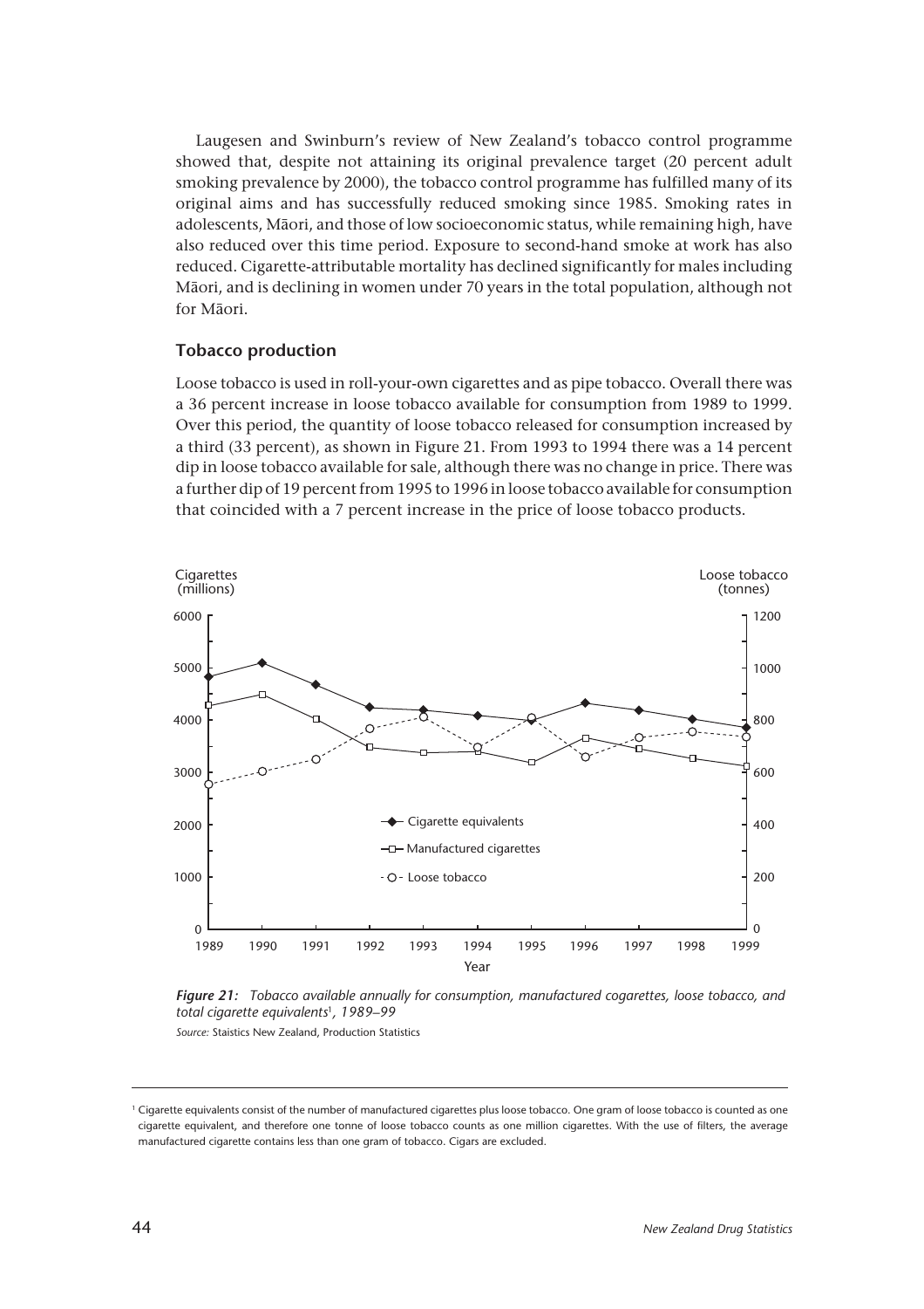Laugesen and Swinburn's review of New Zealand's tobacco control programme showed that, despite not attaining its original prevalence target (20 percent adult smoking prevalence by 2000), the tobacco control programme has fulfilled many of its original aims and has successfully reduced smoking since 1985. Smoking rates in adolescents, Māori, and those of low socioeconomic status, while remaining high, have also reduced over this time period. Exposure to second-hand smoke at work has also reduced. Cigarette-attributable mortality has declined significantly for males including Māori, and is declining in women under 70 years in the total population, although not for Māori.

### Tobacco production

Loose tobacco is used in roll-your-own cigarettes and as pipe tobacco. Overall there was a 36 percent increase in loose tobacco available for consumption from 1989 to 1999. Over this period, the quantity of loose tobacco released for consumption increased by a third (33 percent), as shown in Figure 21. From 1993 to 1994 there was a 14 percent dip in loose tobacco available for sale, although there was no change in price. There was a further dip of 19 percent from 1995 to 1996 in loose tobacco available for consumption that coincided with a 7 percent increase in the price of loose tobacco products.

***Figure 21:*** *Tobacco available annually for consumption, manufactured cogarettes, loose tobacco, and total cigarette equivalents*[1]*, 1989–99*

*Source:* Staistics New Zealand, Production Statistics

---

[1] Cigarette equivalents consist of the number of manufactured cigarettes plus loose tobacco. One gram of loose tobacco is counted as one cigarette equivalent, and therefore one tonne of loose tobacco counts as one million cigarettes. With the use of filters, the average manufactured cigarette contains less than one gram of tobacco. Cigars are excluded.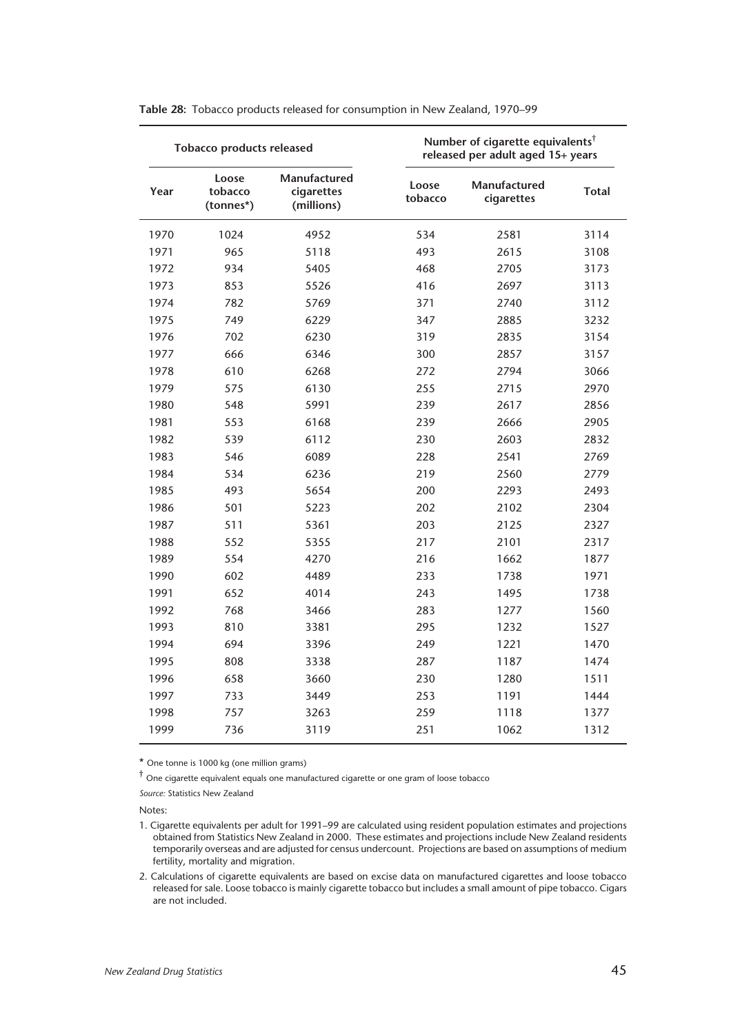**Table 28:** Tobacco products released for consumption in New Zealand, 1970–99

| Tobacco products released | | | Number of cigarette equivalents[†] released per adult aged 15+ years | | |
|---|---|---|---|---|---|
| Year | Loose tobacco (tonnes*) | Manufactured cigarettes (millions) | Loose tobacco | Manufactured cigarettes | Total |
| 1970 | 1024 | 4952 | 534 | 2581 | 3114 |
| 1971 | 965 | 5118 | 493 | 2615 | 3108 |
| 1972 | 934 | 5405 | 468 | 2705 | 3173 |
| 1973 | 853 | 5526 | 416 | 2697 | 3113 |
| 1974 | 782 | 5769 | 371 | 2740 | 3112 |
| 1975 | 749 | 6229 | 347 | 2885 | 3232 |
| 1976 | 702 | 6230 | 319 | 2835 | 3154 |
| 1977 | 666 | 6346 | 300 | 2857 | 3157 |
| 1978 | 610 | 6268 | 272 | 2794 | 3066 |
| 1979 | 575 | 6130 | 255 | 2715 | 2970 |
| 1980 | 548 | 5991 | 239 | 2617 | 2856 |
| 1981 | 553 | 6168 | 239 | 2666 | 2905 |
| 1982 | 539 | 6112 | 230 | 2603 | 2832 |
| 1983 | 546 | 6089 | 228 | 2541 | 2769 |
| 1984 | 534 | 6236 | 219 | 2560 | 2779 |
| 1985 | 493 | 5654 | 200 | 2293 | 2493 |
| 1986 | 501 | 5223 | 202 | 2102 | 2304 |
| 1987 | 511 | 5361 | 203 | 2125 | 2327 |
| 1988 | 552 | 5355 | 217 | 2101 | 2317 |
| 1989 | 554 | 4270 | 216 | 1662 | 1877 |
| 1990 | 602 | 4489 | 233 | 1738 | 1971 |
| 1991 | 652 | 4014 | 243 | 1495 | 1738 |
| 1992 | 768 | 3466 | 283 | 1277 | 1560 |
| 1993 | 810 | 3381 | 295 | 1232 | 1527 |
| 1994 | 694 | 3396 | 249 | 1221 | 1470 |
| 1995 | 808 | 3338 | 287 | 1187 | 1474 |
| 1996 | 658 | 3660 | 230 | 1280 | 1511 |
| 1997 | 733 | 3449 | 253 | 1191 | 1444 |
| 1998 | 757 | 3263 | 259 | 1118 | 1377 |
| 1999 | 736 | 3119 | 251 | 1062 | 1312 |

* One tonne is 1000 kg (one million grams)

† One cigarette equivalent equals one manufactured cigarette or one gram of loose tobacco

*Source:* Statistics New Zealand

Notes:

1. Cigarette equivalents per adult for 1991–99 are calculated using resident population estimates and projections obtained from Statistics New Zealand in 2000. These estimates and projections include New Zealand residents temporarily overseas and are adjusted for census undercount. Projections are based on assumptions of medium fertility, mortality and migration.
2. Calculations of cigarette equivalents are based on excise data on manufactured cigarettes and loose tobacco released for sale. Loose tobacco is mainly cigarette tobacco but includes a small amount of pipe tobacco. Cigars are not included.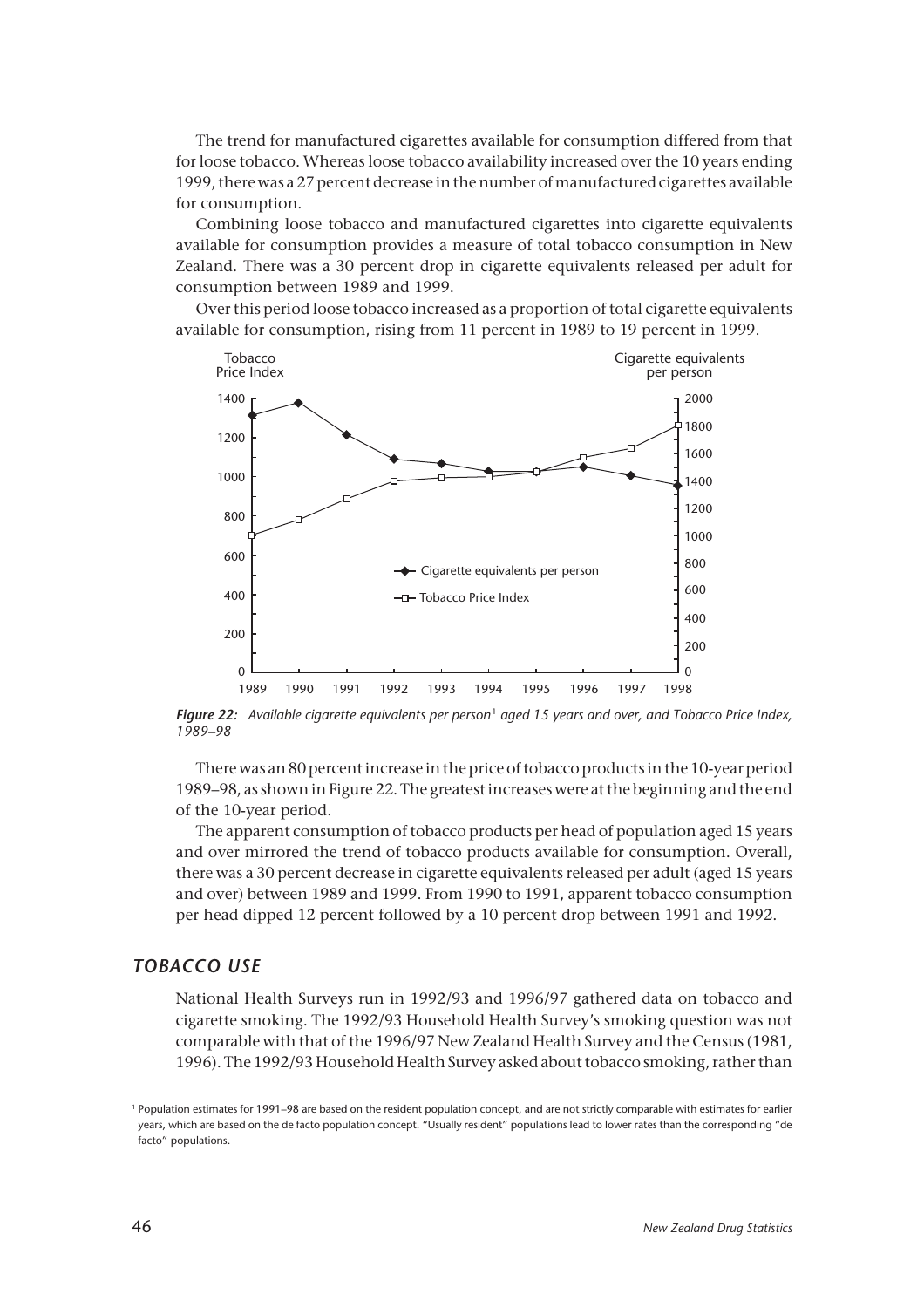The trend for manufactured cigarettes available for consumption differed from that for loose tobacco. Whereas loose tobacco availability increased over the 10 years ending 1999, there was a 27 percent decrease in the number of manufactured cigarettes available for consumption.

Combining loose tobacco and manufactured cigarettes into cigarette equivalents available for consumption provides a measure of total tobacco consumption in New Zealand. There was a 30 percent drop in cigarette equivalents released per adult for consumption between 1989 and 1999.

Over this period loose tobacco increased as a proportion of total cigarette equivalents available for consumption, rising from 11 percent in 1989 to 19 percent in 1999.

***Figure 22:*** *Available cigarette equivalents per person*[1] *aged 15 years and over, and Tobacco Price Index, 1989–98*

There was an 80 percent increase in the price of tobacco products in the 10-year period 1989–98, as shown in Figure 22. The greatest increases were at the beginning and the end of the 10-year period.

The apparent consumption of tobacco products per head of population aged 15 years and over mirrored the trend of tobacco products available for consumption. Overall, there was a 30 percent decrease in cigarette equivalents released per adult (aged 15 years and over) between 1989 and 1999. From 1990 to 1991, apparent tobacco consumption per head dipped 12 percent followed by a 10 percent drop between 1991 and 1992.

## TOBACCO USE

National Health Surveys run in 1992/93 and 1996/97 gathered data on tobacco and cigarette smoking. The 1992/93 Household Health Survey's smoking question was not comparable with that of the 1996/97 New Zealand Health Survey and the Census (1981, 1996). The 1992/93 Household Health Survey asked about tobacco smoking, rather than

[1] Population estimates for 1991–98 are based on the resident population concept, and are not strictly comparable with estimates for earlier years, which are based on the de facto population concept. "Usually resident" populations lead to lower rates than the corresponding "de facto" populations.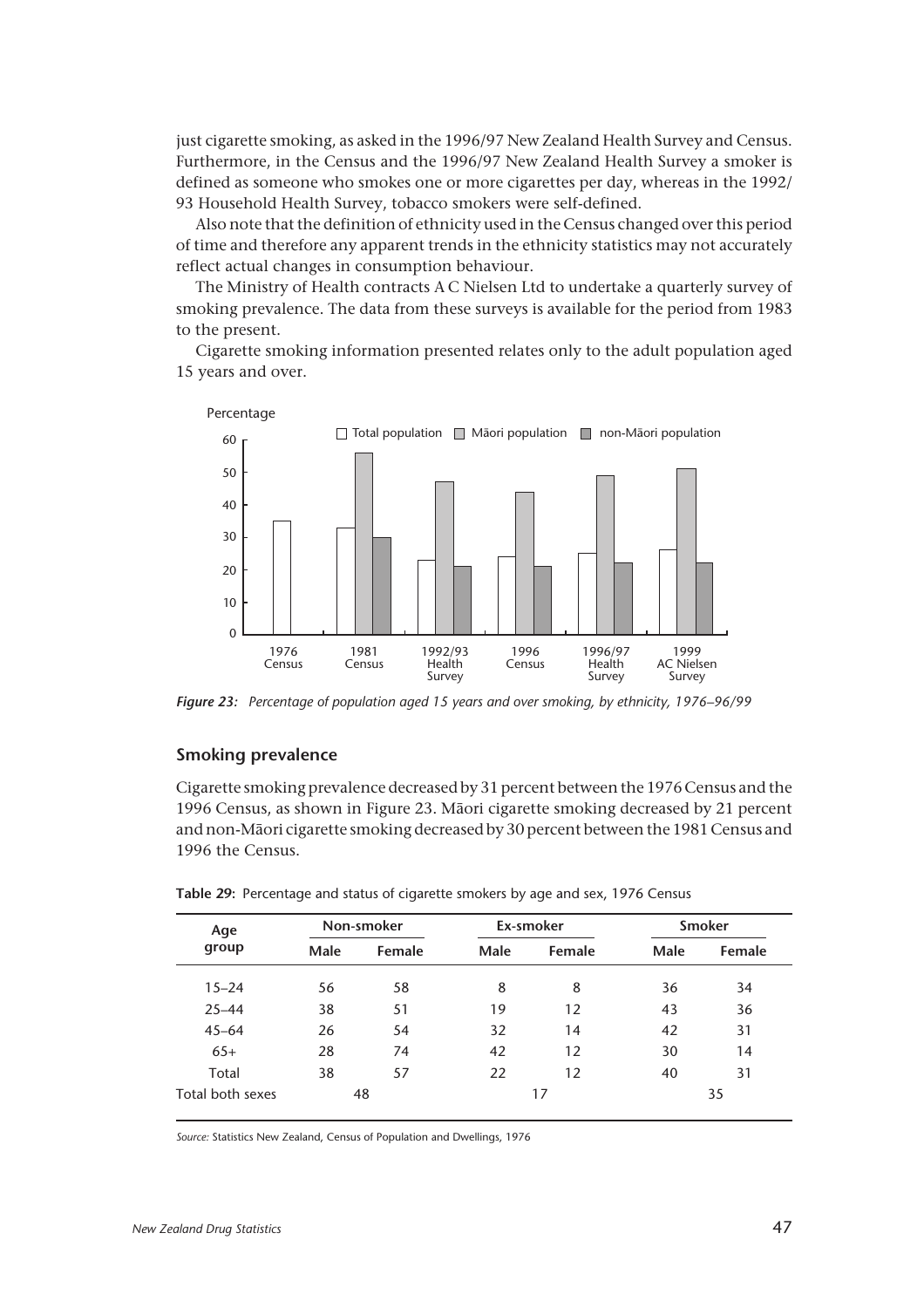just cigarette smoking, as asked in the 1996/97 New Zealand Health Survey and Census. Furthermore, in the Census and the 1996/97 New Zealand Health Survey a smoker is defined as someone who smokes one or more cigarettes per day, whereas in the 1992/93 Household Health Survey, tobacco smokers were self-defined.

Also note that the definition of ethnicity used in the Census changed over this period of time and therefore any apparent trends in the ethnicity statistics may not accurately reflect actual changes in consumption behaviour.

The Ministry of Health contracts A C Nielsen Ltd to undertake a quarterly survey of smoking prevalence. The data from these surveys is available for the period from 1983 to the present.

Cigarette smoking information presented relates only to the adult population aged 15 years and over.

*Figure 23: Percentage of population aged 15 years and over smoking, by ethnicity, 1976–96/99*

### Smoking prevalence

Cigarette smoking prevalence decreased by 31 percent between the 1976 Census and the 1996 Census, as shown in Figure 23. Māori cigarette smoking decreased by 21 percent and non-Māori cigarette smoking decreased by 30 percent between the 1981 Census and 1996 the Census.

**Table 29:** Percentage and status of cigarette smokers by age and sex, 1976 Census

| Age group | Non-smoker | | Ex-smoker | | Smoker | |
|---|---|---|---|---|---|---|
| | Male | Female | Male | Female | Male | Female |
| 15–24 | 56 | 58 | 8 | 8 | 36 | 34 |
| 25–44 | 38 | 51 | 19 | 12 | 43 | 36 |
| 45–64 | 26 | 54 | 32 | 14 | 42 | 31 |
| 65+ | 28 | 74 | 42 | 12 | 30 | 14 |
| Total | 38 | 57 | 22 | 12 | 40 | 31 |
| Total both sexes | 48 | | 17 | | 35 | |

*Source:* Statistics New Zealand, Census of Population and Dwellings, 1976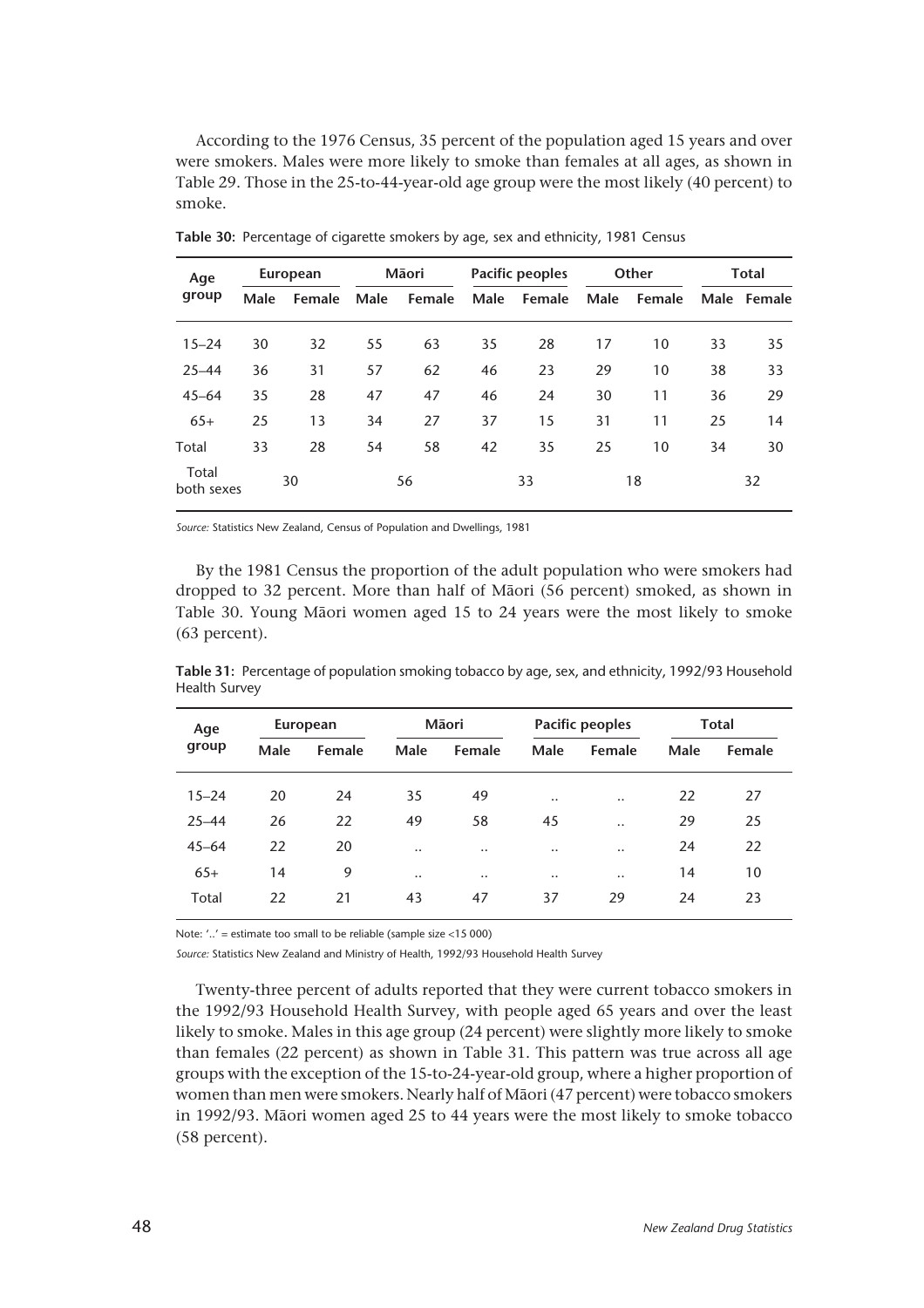According to the 1976 Census, 35 percent of the population aged 15 years and over were smokers. Males were more likely to smoke than females at all ages, as shown in Table 29. Those in the 25-to-44-year-old age group were the most likely (40 percent) to smoke.

**Table 30:** Percentage of cigarette smokers by age, sex and ethnicity, 1981 Census

| Age group | European | | Māori | | Pacific peoples | | Other | | Total | |
|---|---|---|---|---|---|---|---|---|---|---|
| | Male | Female | Male | Female | Male | Female | Male | Female | Male | Female |
| 15–24 | 30 | 32 | 55 | 63 | 35 | 28 | 17 | 10 | 33 | 35 |
| 25–44 | 36 | 31 | 57 | 62 | 46 | 23 | 29 | 10 | 38 | 33 |
| 45–64 | 35 | 28 | 47 | 47 | 46 | 24 | 30 | 11 | 36 | 29 |
| 65+ | 25 | 13 | 34 | 27 | 37 | 15 | 31 | 11 | 25 | 14 |
| Total | 33 | 28 | 54 | 58 | 42 | 35 | 25 | 10 | 34 | 30 |
| Total both sexes | 30 | | 56 | | 33 | | 18 | | 32 | |

*Source:* Statistics New Zealand, Census of Population and Dwellings, 1981

By the 1981 Census the proportion of the adult population who were smokers had dropped to 32 percent. More than half of Māori (56 percent) smoked, as shown in Table 30. Young Māori women aged 15 to 24 years were the most likely to smoke (63 percent).

**Table 31:** Percentage of population smoking tobacco by age, sex, and ethnicity, 1992/93 Household Health Survey

| Age group | European | | Māori | | Pacific peoples | | Total | |
|---|---|---|---|---|---|---|---|---|
| | Male | Female | Male | Female | Male | Female | Male | Female |
| 15–24 | 20 | 24 | 35 | 49 | .. | .. | 22 | 27 |
| 25–44 | 26 | 22 | 49 | 58 | 45 | .. | 29 | 25 |
| 45–64 | 22 | 20 | .. | .. | .. | .. | 24 | 22 |
| 65+ | 14 | 9 | .. | .. | .. | .. | 14 | 10 |
| Total | 22 | 21 | 43 | 47 | 37 | 29 | 24 | 23 |

Note: '..' = estimate too small to be reliable (sample size <15 000)

*Source:* Statistics New Zealand and Ministry of Health, 1992/93 Household Health Survey

Twenty-three percent of adults reported that they were current tobacco smokers in the 1992/93 Household Health Survey, with people aged 65 years and over the least likely to smoke. Males in this age group (24 percent) were slightly more likely to smoke than females (22 percent) as shown in Table 31. This pattern was true across all age groups with the exception of the 15-to-24-year-old group, where a higher proportion of women than men were smokers. Nearly half of Māori (47 percent) were tobacco smokers in 1992/93. Māori women aged 25 to 44 years were the most likely to smoke tobacco (58 percent).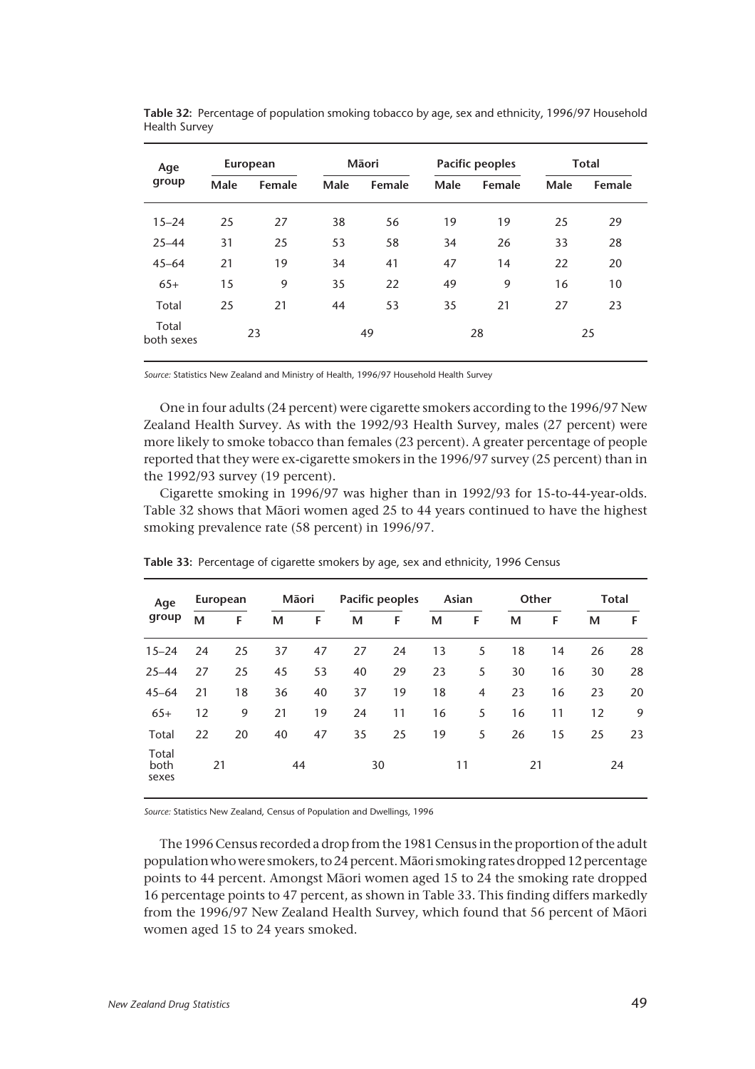**Table 32:** Percentage of population smoking tobacco by age, sex and ethnicity, 1996/97 Household Health Survey

| Age group | European | | Māori | | Pacific peoples | | Total | |
|---|---|---|---|---|---|---|---|---|
| | Male | Female | Male | Female | Male | Female | Male | Female |
| 15–24 | 25 | 27 | 38 | 56 | 19 | 19 | 25 | 29 |
| 25–44 | 31 | 25 | 53 | 58 | 34 | 26 | 33 | 28 |
| 45–64 | 21 | 19 | 34 | 41 | 47 | 14 | 22 | 20 |
| 65+ | 15 | 9 | 35 | 22 | 49 | 9 | 16 | 10 |
| Total | 25 | 21 | 44 | 53 | 35 | 21 | 27 | 23 |
| Total both sexes | 23 | | 49 | | 28 | | 25 | |

*Source:* Statistics New Zealand and Ministry of Health, 1996/97 Household Health Survey

One in four adults (24 percent) were cigarette smokers according to the 1996/97 New Zealand Health Survey. As with the 1992/93 Health Survey, males (27 percent) were more likely to smoke tobacco than females (23 percent). A greater percentage of people reported that they were ex-cigarette smokers in the 1996/97 survey (25 percent) than in the 1992/93 survey (19 percent).

Cigarette smoking in 1996/97 was higher than in 1992/93 for 15-to-44-year-olds. Table 32 shows that Māori women aged 25 to 44 years continued to have the highest smoking prevalence rate (58 percent) in 1996/97.

**Table 33:** Percentage of cigarette smokers by age, sex and ethnicity, 1996 Census

| Age group | European | | Māori | | Pacific peoples | | Asian | | Other | | Total | |
|---|---|---|---|---|---|---|---|---|---|---|---|---|
| | M | F | M | F | M | F | M | F | M | F | M | F |
| 15–24 | 24 | 25 | 37 | 47 | 27 | 24 | 13 | 5 | 18 | 14 | 26 | 28 |
| 25–44 | 27 | 25 | 45 | 53 | 40 | 29 | 23 | 5 | 30 | 16 | 30 | 28 |
| 45–64 | 21 | 18 | 36 | 40 | 37 | 19 | 18 | 4 | 23 | 16 | 23 | 20 |
| 65+ | 12 | 9 | 21 | 19 | 24 | 11 | 16 | 5 | 16 | 11 | 12 | 9 |
| Total | 22 | 20 | 40 | 47 | 35 | 25 | 19 | 5 | 26 | 15 | 25 | 23 |
| Total both sexes | 21 | | 44 | | 30 | | 11 | | 21 | | 24 | |

*Source:* Statistics New Zealand, Census of Population and Dwellings, 1996

The 1996 Census recorded a drop from the 1981 Census in the proportion of the adult population who were smokers, to 24 percent. Māori smoking rates dropped 12 percentage points to 44 percent. Amongst Māori women aged 15 to 24 the smoking rate dropped 16 percentage points to 47 percent, as shown in Table 33. This finding differs markedly from the 1996/97 New Zealand Health Survey, which found that 56 percent of Māori women aged 15 to 24 years smoked.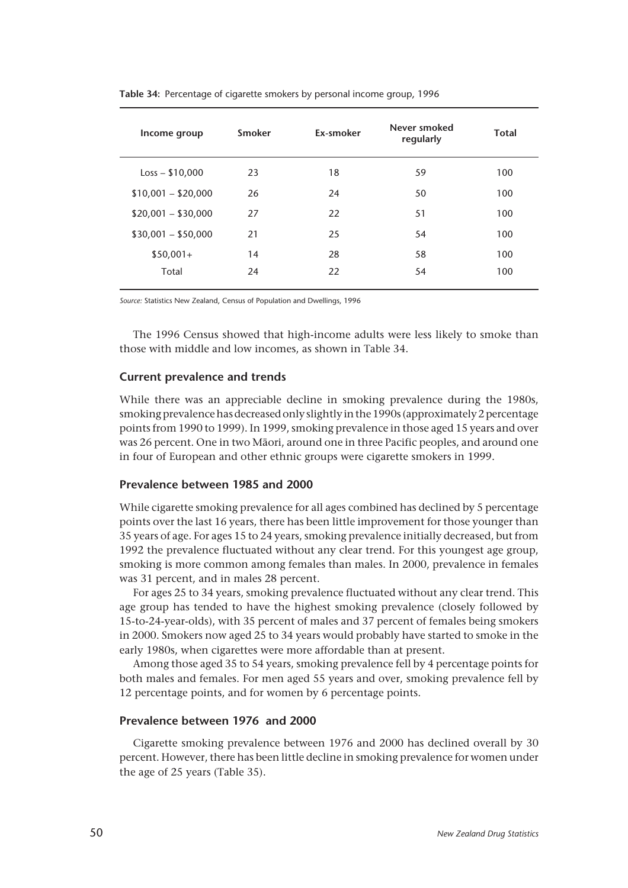**Table 34:** Percentage of cigarette smokers by personal income group, 1996

| Income group | Smoker | Ex-smoker | Never smoked regularly | Total |
|---|---|---|---|---|
| Loss – $10,000 | 23 | 18 | 59 | 100 |
| $10,001 – $20,000 | 26 | 24 | 50 | 100 |
| $20,001 – $30,000 | 27 | 22 | 51 | 100 |
| $30,001 – $50,000 | 21 | 25 | 54 | 100 |
| $50,001+ | 14 | 28 | 58 | 100 |
| Total | 24 | 22 | 54 | 100 |

*Source:* Statistics New Zealand, Census of Population and Dwellings, 1996

The 1996 Census showed that high-income adults were less likely to smoke than those with middle and low incomes, as shown in Table 34.

### Current prevalence and trends

While there was an appreciable decline in smoking prevalence during the 1980s, smoking prevalence has decreased only slightly in the 1990s (approximately 2 percentage points from 1990 to 1999). In 1999, smoking prevalence in those aged 15 years and over was 26 percent. One in two Māori, around one in three Pacific peoples, and around one in four of European and other ethnic groups were cigarette smokers in 1999.

### Prevalence between 1985 and 2000

While cigarette smoking prevalence for all ages combined has declined by 5 percentage points over the last 16 years, there has been little improvement for those younger than 35 years of age. For ages 15 to 24 years, smoking prevalence initially decreased, but from 1992 the prevalence fluctuated without any clear trend. For this youngest age group, smoking is more common among females than males. In 2000, prevalence in females was 31 percent, and in males 28 percent.

For ages 25 to 34 years, smoking prevalence fluctuated without any clear trend. This age group has tended to have the highest smoking prevalence (closely followed by 15-to-24-year-olds), with 35 percent of males and 37 percent of females being smokers in 2000. Smokers now aged 25 to 34 years would probably have started to smoke in the early 1980s, when cigarettes were more affordable than at present.

Among those aged 35 to 54 years, smoking prevalence fell by 4 percentage points for both males and females. For men aged 55 years and over, smoking prevalence fell by 12 percentage points, and for women by 6 percentage points.

### Prevalence between 1976 and 2000

Cigarette smoking prevalence between 1976 and 2000 has declined overall by 30 percent. However, there has been little decline in smoking prevalence for women under the age of 25 years (Table 35).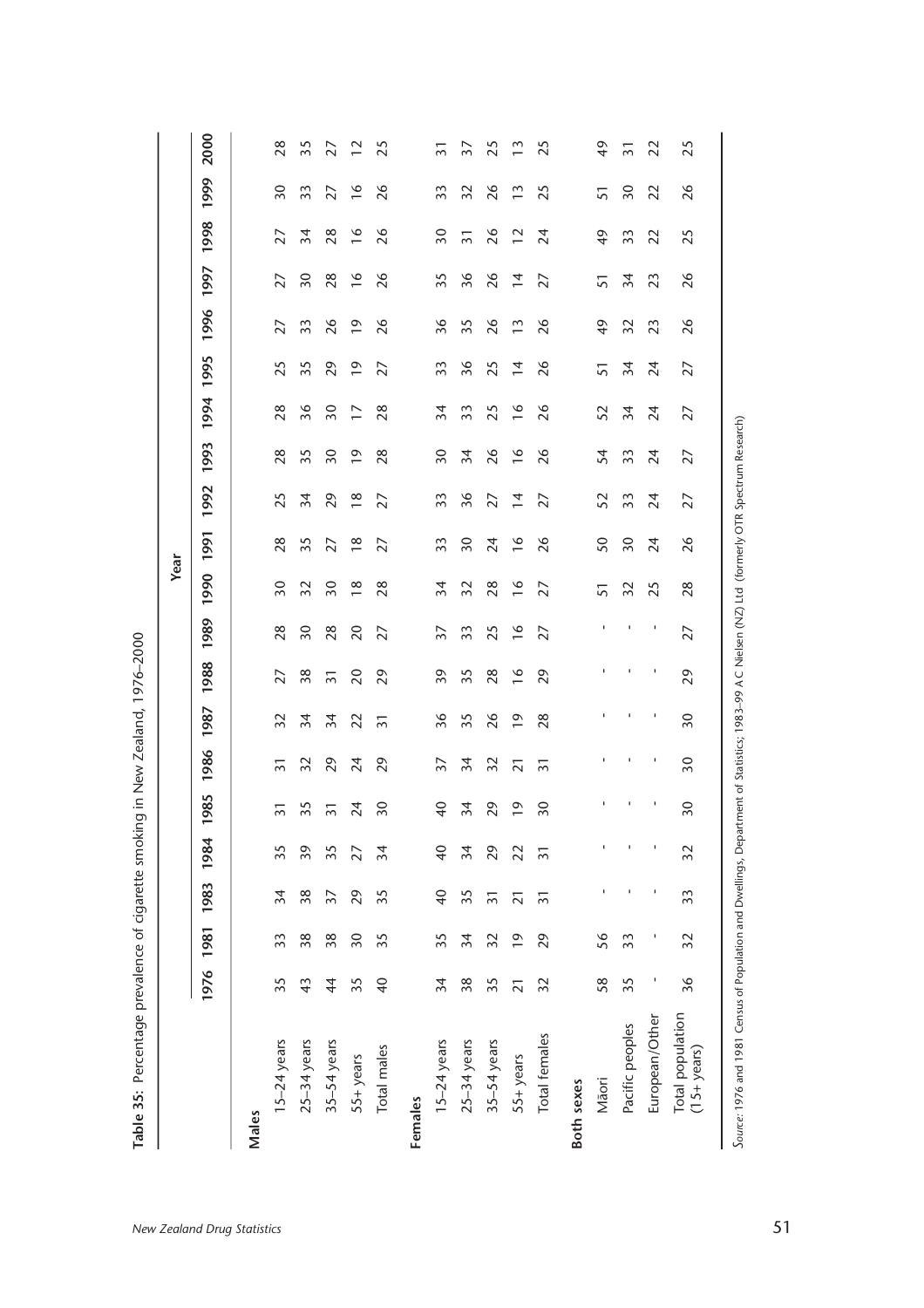**Table 35**: Percentage prevalence of cigarette smoking in New Zealand, 1976–2000

| | Year | | | | | | | | | | | | | | | | | | | |
|---|---|---|---|---|---|---|---|---|---|---|---|---|---|---|---|---|---|---|---|---|
| | 1976 | 1981 | 1983 | 1984 | 1985 | 1986 | 1987 | 1988 | 1989 | 1990 | 1991 | 1992 | 1993 | 1994 | 1995 | 1996 | 1997 | 1998 | 1999 | 2000 |
| **Males** | | | | | | | | | | | | | | | | | | | | |
| 15–24 years | 35 | 33 | 34 | 35 | 31 | 31 | 32 | 27 | 28 | 30 | 28 | 25 | 28 | 28 | 25 | 27 | 27 | 27 | 30 | 28 |
| 25–34 years | 43 | 38 | 38 | 39 | 35 | 32 | 34 | 38 | 30 | 32 | 35 | 34 | 35 | 36 | 35 | 33 | 30 | 34 | 33 | 35 |
| 35–54 years | 44 | 38 | 37 | 35 | 31 | 29 | 34 | 31 | 28 | 30 | 27 | 29 | 30 | 30 | 29 | 26 | 28 | 28 | 27 | 27 |
| 55+ years | 35 | 30 | 29 | 27 | 24 | 24 | 22 | 20 | 20 | 18 | 18 | 18 | 19 | 17 | 19 | 19 | 16 | 16 | 16 | 12 |
| Total males | 40 | 35 | 35 | 34 | 30 | 29 | 31 | 29 | 27 | 28 | 27 | 27 | 28 | 28 | 27 | 26 | 26 | 26 | 26 | 25 |
| **Females** | | | | | | | | | | | | | | | | | | | | |
| 15–24 years | 34 | 35 | 40 | 40 | 40 | 37 | 36 | 39 | 37 | 34 | 33 | 33 | 30 | 34 | 33 | 36 | 35 | 30 | 33 | 31 |
| 25–34 years | 38 | 34 | 35 | 34 | 34 | 34 | 35 | 35 | 33 | 32 | 30 | 36 | 34 | 33 | 36 | 35 | 36 | 31 | 32 | 37 |
| 35–54 years | 35 | 32 | 31 | 29 | 29 | 32 | 26 | 28 | 25 | 28 | 24 | 27 | 26 | 25 | 25 | 26 | 26 | 26 | 26 | 25 |
| 55+ years | 21 | 19 | 21 | 22 | 19 | 21 | 19 | 16 | 16 | 16 | 16 | 14 | 16 | 16 | 14 | 13 | 14 | 12 | 13 | 13 |
| Total females | 32 | 29 | 31 | 31 | 30 | 31 | 28 | 29 | 27 | 27 | 26 | 27 | 26 | 26 | 26 | 26 | 27 | 24 | 25 | 25 |
| **Both sexes** | | | | | | | | | | | | | | | | | | | | |
| Māori | 58 | 56 | - | - | - | - | - | - | - | 51 | 50 | 52 | 54 | 52 | 51 | 49 | 51 | 49 | 51 | 49 |
| Pacific peoples | 35 | 33 | - | - | - | - | - | - | - | 32 | 30 | 33 | 33 | 34 | 34 | 32 | 34 | 33 | 30 | 31 |
| European/Other | - | - | - | - | - | - | - | - | - | 25 | 24 | 24 | 24 | 24 | 24 | 23 | 23 | 22 | 22 | 22 |
| Total population (15+ years) | 36 | 32 | 33 | 32 | 30 | 30 | 30 | 29 | 27 | 28 | 26 | 27 | 27 | 27 | 27 | 26 | 26 | 25 | 26 | 25 |

*Source*: 1976 and 1981 Census of Population and Dwellings, Department of Statistics; 1983–99 A C Nielsen (NZ) Ltd (formerly OTR Spectrum Research)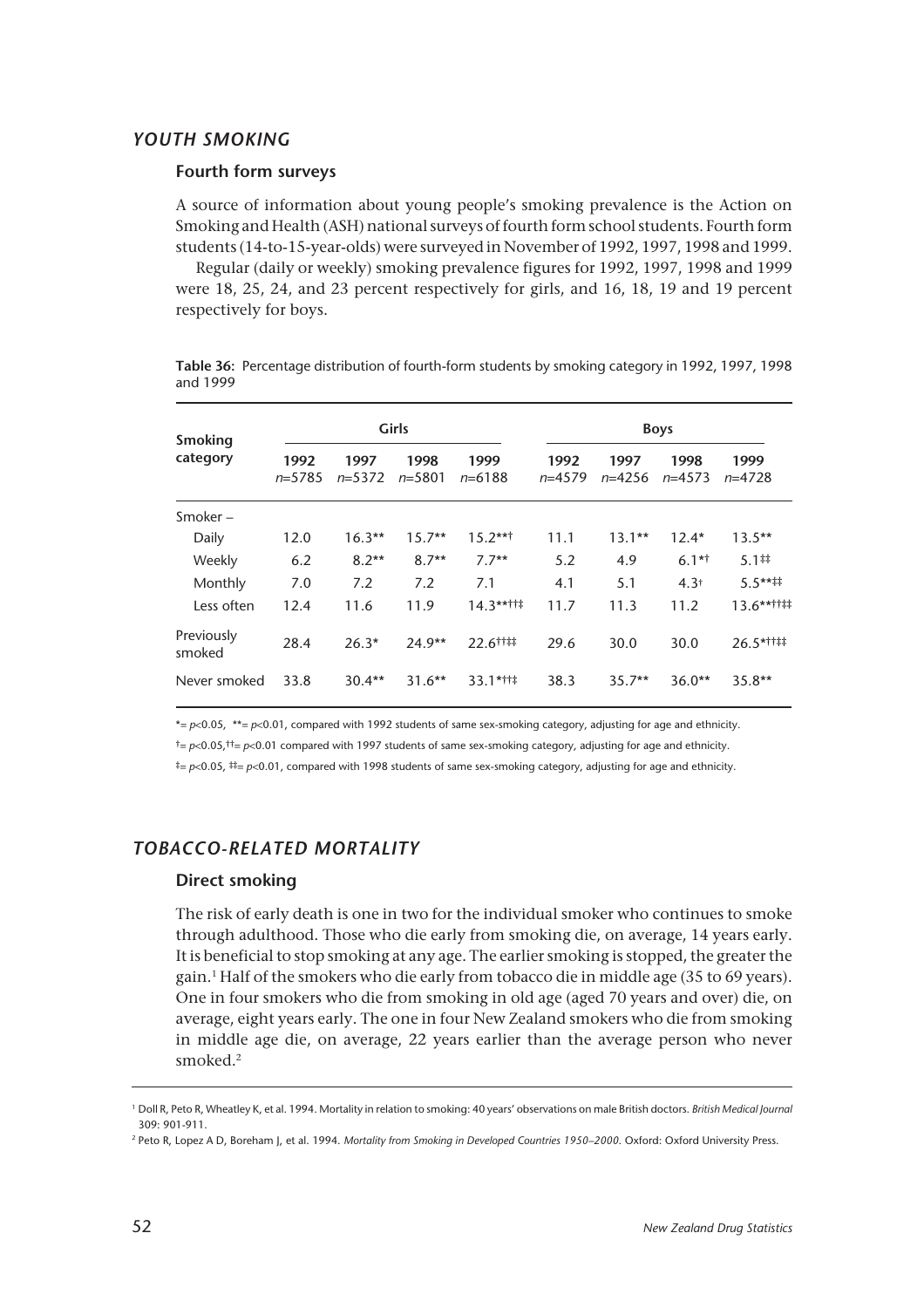## *YOUTH SMOKING*

### Fourth form surveys

A source of information about young people's smoking prevalence is the Action on Smoking and Health (ASH) national surveys of fourth form school students. Fourth form students (14-to-15-year-olds) were surveyed in November of 1992, 1997, 1998 and 1999.

Regular (daily or weekly) smoking prevalence figures for 1992, 1997, 1998 and 1999 were 18, 25, 24, and 23 percent respectively for girls, and 16, 18, 19 and 19 percent respectively for boys.

**Table 36:** Percentage distribution of fourth-form students by smoking category in 1992, 1997, 1998 and 1999

| Smoking category | Girls | | | | Boys | | | |
|---|---|---|---|---|---|---|---|---|
| | 1992 *n*=5785 | 1997 *n*=5372 | 1998 *n*=5801 | 1999 *n*=6188 | 1992 *n*=4579 | 1997 *n*=4256 | 1998 *n*=4573 | 1999 *n*=4728 |
| Smoker – | | | | | | | | |
| Daily | 12.0 | 16.3** | 15.7** | 15.2**† | 11.1 | 13.1** | 12.4* | 13.5** |
| Weekly | 6.2 | 8.2** | 8.7** | 7.7** | 5.2 | 4.9 | 6.1*† | 5.1‡‡ |
| Monthly | 7.0 | 7.2 | 7.2 | 7.1 | 4.1 | 5.1 | 4.3† | 5.5**‡‡ |
| Less often | 12.4 | 11.6 | 11.9 | 14.3**††‡ | 11.7 | 11.3 | 11.2 | 13.6**††‡‡ |
| Previously smoked | 28.4 | 26.3* | 24.9** | 22.6††‡‡ | 29.6 | 30.0 | 30.0 | 26.5*††‡‡ |
| Never smoked | 33.8 | 30.4** | 31.6** | 33.1*††‡ | 38.3 | 35.7** | 36.0** | 35.8** |

*= $p<0.05$, **= $p<0.01$, compared with 1992 students of same sex-smoking category, adjusting for age and ethnicity.

†= $p<0.05$, ††= $p<0.01$ compared with 1997 students of same sex-smoking category, adjusting for age and ethnicity.

‡= $p<0.05$, ‡‡= $p<0.01$, compared with 1998 students of same sex-smoking category, adjusting for age and ethnicity.

## *TOBACCO-RELATED MORTALITY*

### Direct smoking

The risk of early death is one in two for the individual smoker who continues to smoke through adulthood. Those who die early from smoking die, on average, 14 years early. It is beneficial to stop smoking at any age. The earlier smoking is stopped, the greater the gain.[1] Half of the smokers who die early from tobacco die in middle age (35 to 69 years). One in four smokers who die from smoking in old age (aged 70 years and over) die, on average, eight years early. The one in four New Zealand smokers who die from smoking in middle age die, on average, 22 years earlier than the average person who never smoked.[2]

[1] Doll R, Peto R, Wheatley K, et al. 1994. Mortality in relation to smoking: 40 years' observations on male British doctors. *British Medical Journal* 309: 901-911.

[2] Peto R, Lopez A D, Boreham J, et al. 1994. *Mortality from Smoking in Developed Countries 1950–2000*. Oxford: Oxford University Press.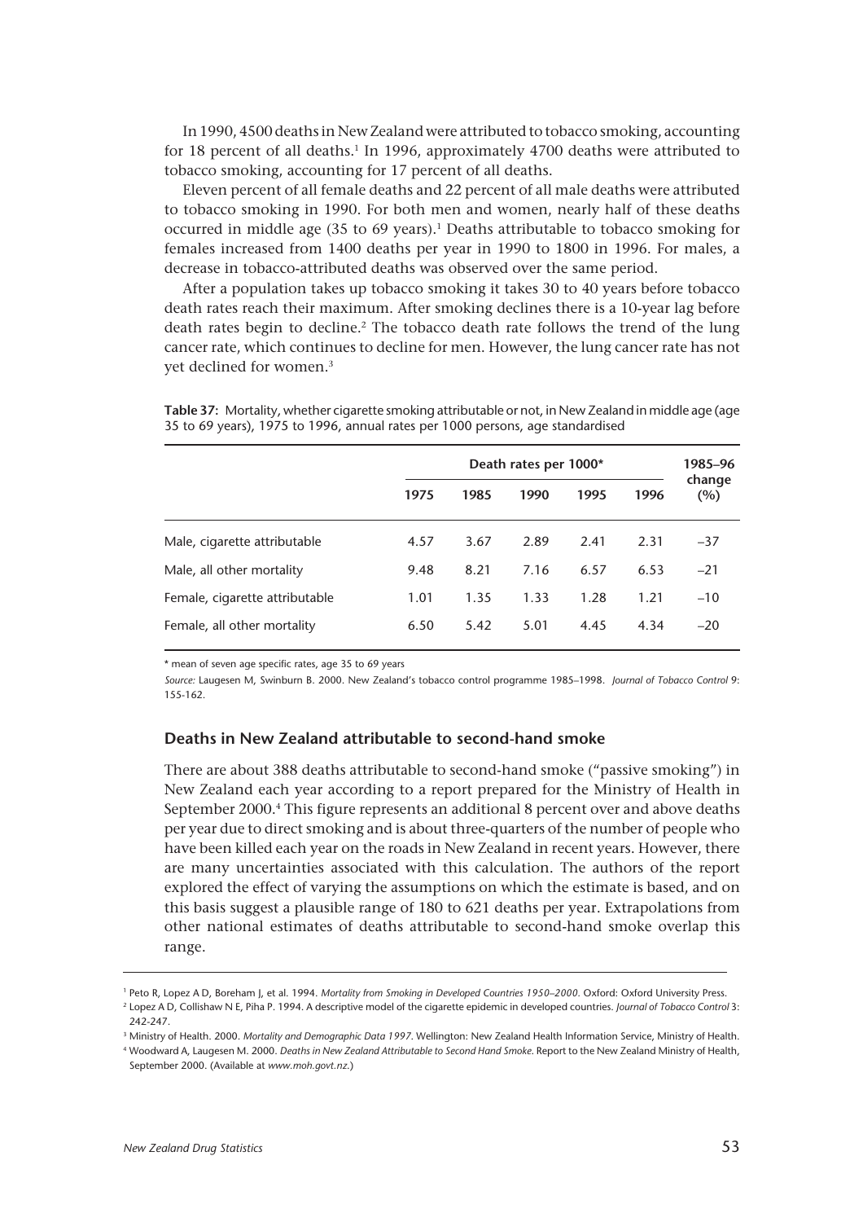In 1990, 4500 deaths in New Zealand were attributed to tobacco smoking, accounting for 18 percent of all deaths.[1] In 1996, approximately 4700 deaths were attributed to tobacco smoking, accounting for 17 percent of all deaths.

Eleven percent of all female deaths and 22 percent of all male deaths were attributed to tobacco smoking in 1990. For both men and women, nearly half of these deaths occurred in middle age (35 to 69 years).[1] Deaths attributable to tobacco smoking for females increased from 1400 deaths per year in 1990 to 1800 in 1996. For males, a decrease in tobacco-attributed deaths was observed over the same period.

After a population takes up tobacco smoking it takes 30 to 40 years before tobacco death rates reach their maximum. After smoking declines there is a 10-year lag before death rates begin to decline.[2] The tobacco death rate follows the trend of the lung cancer rate, which continues to decline for men. However, the lung cancer rate has not yet declined for women.[3]

**Table 37:** Mortality, whether cigarette smoking attributable or not, in New Zealand in middle age (age 35 to 69 years), 1975 to 1996, annual rates per 1000 persons, age standardised

| | Death rates per 1000* | | | | | 1985–96 change (%) |
|---|---|---|---|---|---|---|
| | 1975 | 1985 | 1990 | 1995 | 1996 | |
| Male, cigarette attributable | 4.57 | 3.67 | 2.89 | 2.41 | 2.31 | −37 |
| Male, all other mortality | 9.48 | 8.21 | 7.16 | 6.57 | 6.53 | −21 |
| Female, cigarette attributable | 1.01 | 1.35 | 1.33 | 1.28 | 1.21 | −10 |
| Female, all other mortality | 6.50 | 5.42 | 5.01 | 4.45 | 4.34 | −20 |

\* mean of seven age specific rates, age 35 to 69 years

*Source:* Laugesen M, Swinburn B. 2000. New Zealand's tobacco control programme 1985–1998. *Journal of Tobacco Control* 9: 155-162.

### Deaths in New Zealand attributable to second-hand smoke

There are about 388 deaths attributable to second-hand smoke ("passive smoking") in New Zealand each year according to a report prepared for the Ministry of Health in September 2000.[4] This figure represents an additional 8 percent over and above deaths per year due to direct smoking and is about three-quarters of the number of people who have been killed each year on the roads in New Zealand in recent years. However, there are many uncertainties associated with this calculation. The authors of the report explored the effect of varying the assumptions on which the estimate is based, and on this basis suggest a plausible range of 180 to 621 deaths per year. Extrapolations from other national estimates of deaths attributable to second-hand smoke overlap this range.

---

[1] Peto R, Lopez A D, Boreham J, et al. 1994. *Mortality from Smoking in Developed Countries 1950–2000.* Oxford: Oxford University Press.

[2] Lopez A D, Collishaw N E, Piha P. 1994. A descriptive model of the cigarette epidemic in developed countries. *Journal of Tobacco Control* 3: 242-247.

[3] Ministry of Health. 2000. *Mortality and Demographic Data 1997.* Wellington: New Zealand Health Information Service, Ministry of Health.

[4] Woodward A, Laugesen M. 2000. *Deaths in New Zealand Attributable to Second Hand Smoke.* Report to the New Zealand Ministry of Health, September 2000. (Available at *www.moh.govt.nz*.)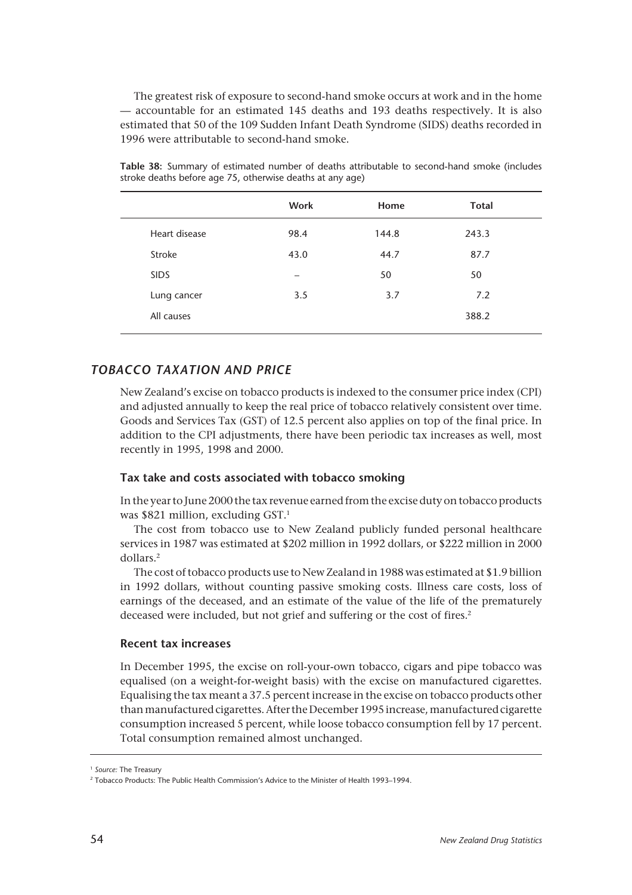The greatest risk of exposure to second-hand smoke occurs at work and in the home — accountable for an estimated 145 deaths and 193 deaths respectively. It is also estimated that 50 of the 109 Sudden Infant Death Syndrome (SIDS) deaths recorded in 1996 were attributable to second-hand smoke.

**Table 38:** Summary of estimated number of deaths attributable to second-hand smoke (includes stroke deaths before age 75, otherwise deaths at any age)

| | Work | Home | Total |
|---|---|---|---|
| Heart disease | 98.4 | 144.8 | 243.3 |
| Stroke | 43.0 | 44.7 | 87.7 |
| SIDS | – | 50 | 50 |
| Lung cancer | 3.5 | 3.7 | 7.2 |
| All causes | | | 388.2 |

## *TOBACCO TAXATION AND PRICE*

New Zealand's excise on tobacco products is indexed to the consumer price index (CPI) and adjusted annually to keep the real price of tobacco relatively consistent over time. Goods and Services Tax (GST) of 12.5 percent also applies on top of the final price. In addition to the CPI adjustments, there have been periodic tax increases as well, most recently in 1995, 1998 and 2000.

### Tax take and costs associated with tobacco smoking

In the year to June 2000 the tax revenue earned from the excise duty on tobacco products was $821 million, excluding GST.[1]

The cost from tobacco use to New Zealand publicly funded personal healthcare services in 1987 was estimated at $202 million in 1992 dollars, or $222 million in 2000 dollars.[2]

The cost of tobacco products use to New Zealand in 1988 was estimated at $1.9 billion in 1992 dollars, without counting passive smoking costs. Illness care costs, loss of earnings of the deceased, and an estimate of the value of the life of the prematurely deceased were included, but not grief and suffering or the cost of fires.[2]

### Recent tax increases

In December 1995, the excise on roll-your-own tobacco, cigars and pipe tobacco was equalised (on a weight-for-weight basis) with the excise on manufactured cigarettes. Equalising the tax meant a 37.5 percent increase in the excise on tobacco products other than manufactured cigarettes. After the December 1995 increase, manufactured cigarette consumption increased 5 percent, while loose tobacco consumption fell by 17 percent. Total consumption remained almost unchanged.

[1] *Source:* The Treasury

[2] Tobacco Products: The Public Health Commission's Advice to the Minister of Health 1993–1994.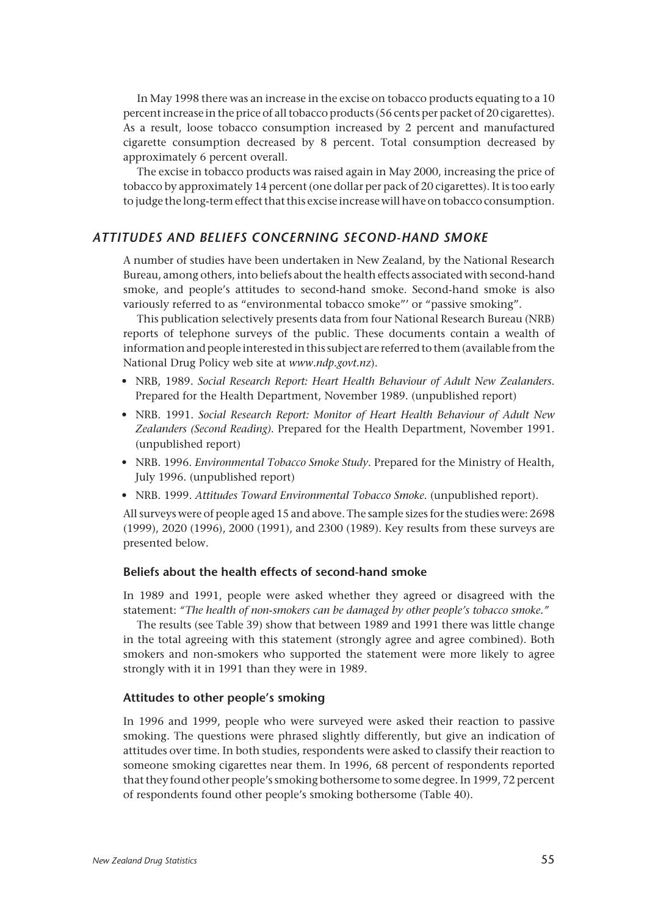In May 1998 there was an increase in the excise on tobacco products equating to a 10 percent increase in the price of all tobacco products (56 cents per packet of 20 cigarettes). As a result, loose tobacco consumption increased by 2 percent and manufactured cigarette consumption decreased by 8 percent. Total consumption decreased by approximately 6 percent overall.

The excise in tobacco products was raised again in May 2000, increasing the price of tobacco by approximately 14 percent (one dollar per pack of 20 cigarettes). It is too early to judge the long-term effect that this excise increase will have on tobacco consumption.

## *ATTITUDES AND BELIEFS CONCERNING SECOND-HAND SMOKE*

A number of studies have been undertaken in New Zealand, by the National Research Bureau, among others, into beliefs about the health effects associated with second-hand smoke, and people's attitudes to second-hand smoke. Second-hand smoke is also variously referred to as "environmental tobacco smoke"' or "passive smoking".

This publication selectively presents data from four National Research Bureau (NRB) reports of telephone surveys of the public. These documents contain a wealth of information and people interested in this subject are referred to them (available from the National Drug Policy web site at *www.ndp.govt.nz*).

- NRB, 1989. *Social Research Report: Heart Health Behaviour of Adult New Zealanders*. Prepared for the Health Department, November 1989. (unpublished report)
- NRB. 1991. *Social Research Report: Monitor of Heart Health Behaviour of Adult New Zealanders (Second Reading)*. Prepared for the Health Department, November 1991. (unpublished report)
- NRB. 1996. *Environmental Tobacco Smoke Study*. Prepared for the Ministry of Health, July 1996. (unpublished report)
- NRB. 1999. *Attitudes Toward Environmental Tobacco Smoke*. (unpublished report).

All surveys were of people aged 15 and above. The sample sizes for the studies were: 2698 (1999), 2020 (1996), 2000 (1991), and 2300 (1989). Key results from these surveys are presented below.

### Beliefs about the health effects of second-hand smoke

In 1989 and 1991, people were asked whether they agreed or disagreed with the statement: *"The health of non-smokers can be damaged by other people's tobacco smoke."*

The results (see Table 39) show that between 1989 and 1991 there was little change in the total agreeing with this statement (strongly agree and agree combined). Both smokers and non-smokers who supported the statement were more likely to agree strongly with it in 1991 than they were in 1989.

### Attitudes to other people's smoking

In 1996 and 1999, people who were surveyed were asked their reaction to passive smoking. The questions were phrased slightly differently, but give an indication of attitudes over time. In both studies, respondents were asked to classify their reaction to someone smoking cigarettes near them. In 1996, 68 percent of respondents reported that they found other people's smoking bothersome to some degree. In 1999, 72 percent of respondents found other people's smoking bothersome (Table 40).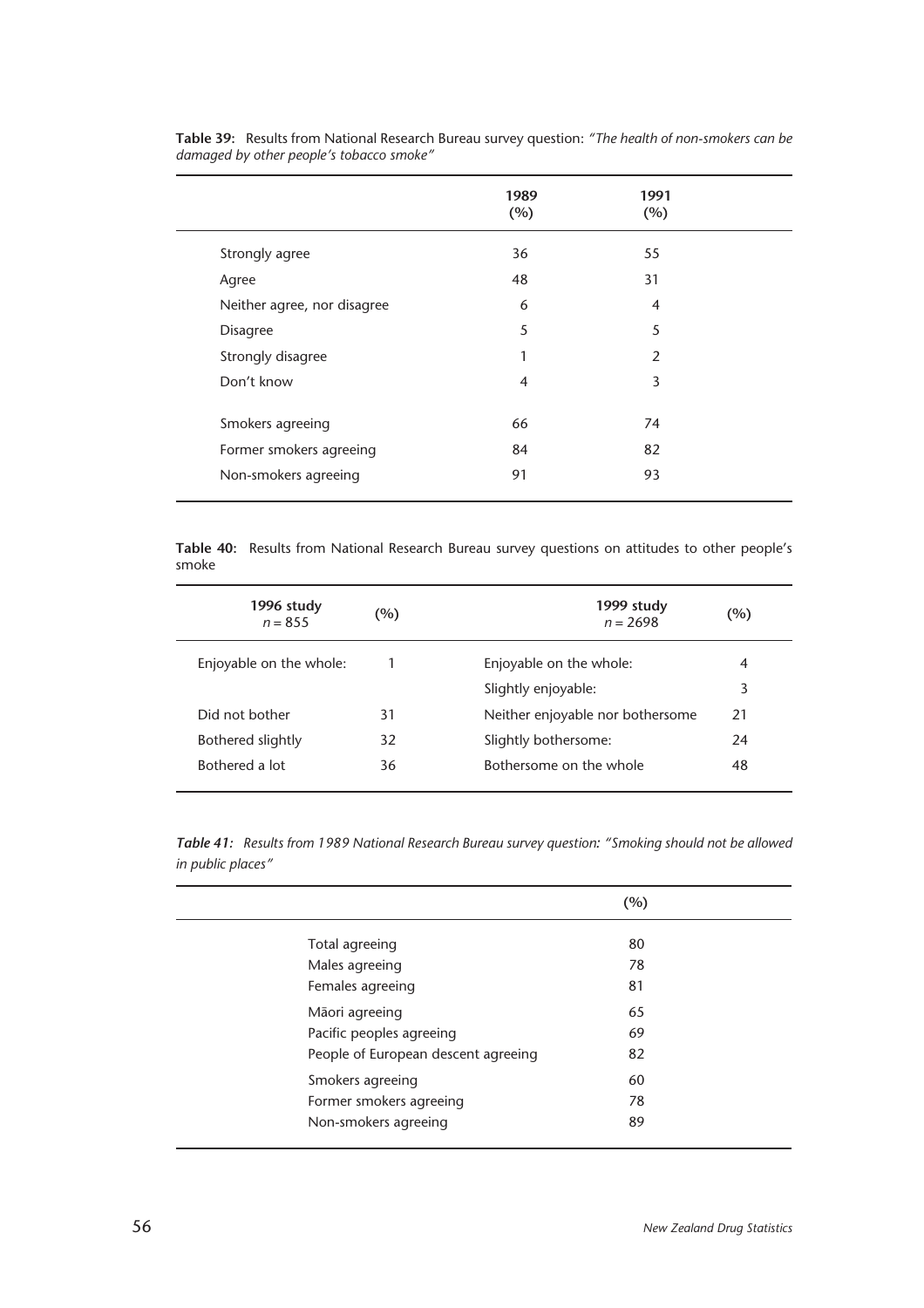**Table 39:** Results from National Research Bureau survey question: *"The health of non-smokers can be damaged by other people's tobacco smoke"*

| | 1989 (%) | 1991 (%) |
|---|---|---|
| Strongly agree | 36 | 55 |
| Agree | 48 | 31 |
| Neither agree, nor disagree | 6 | 4 |
| Disagree | 5 | 5 |
| Strongly disagree | 1 | 2 |
| Don't know | 4 | 3 |
| Smokers agreeing | 66 | 74 |
| Former smokers agreeing | 84 | 82 |
| Non-smokers agreeing | 91 | 93 |

**Table 40:** Results from National Research Bureau survey questions on attitudes to other people's smoke

| 1996 study *n* = 855 | (%) | 1999 study *n* = 2698 | (%) |
|---|---|---|---|
| Enjoyable on the whole: | 1 | Enjoyable on the whole: | 4 |
| | | Slightly enjoyable: | 3 |
| Did not bother | 31 | Neither enjoyable nor bothersome | 21 |
| Bothered slightly | 32 | Slightly bothersome: | 24 |
| Bothered a lot | 36 | Bothersome on the whole | 48 |

***Table 41:*** *Results from 1989 National Research Bureau survey question: "Smoking should not be allowed in public places"*

| | (%) |
|---|---|
| Total agreeing | 80 |
| Males agreeing | 78 |
| Females agreeing | 81 |
| Māori agreeing | 65 |
| Pacific peoples agreeing | 69 |
| People of European descent agreeing | 82 |
| Smokers agreeing | 60 |
| Former smokers agreeing | 78 |
| Non-smokers agreeing | 89 |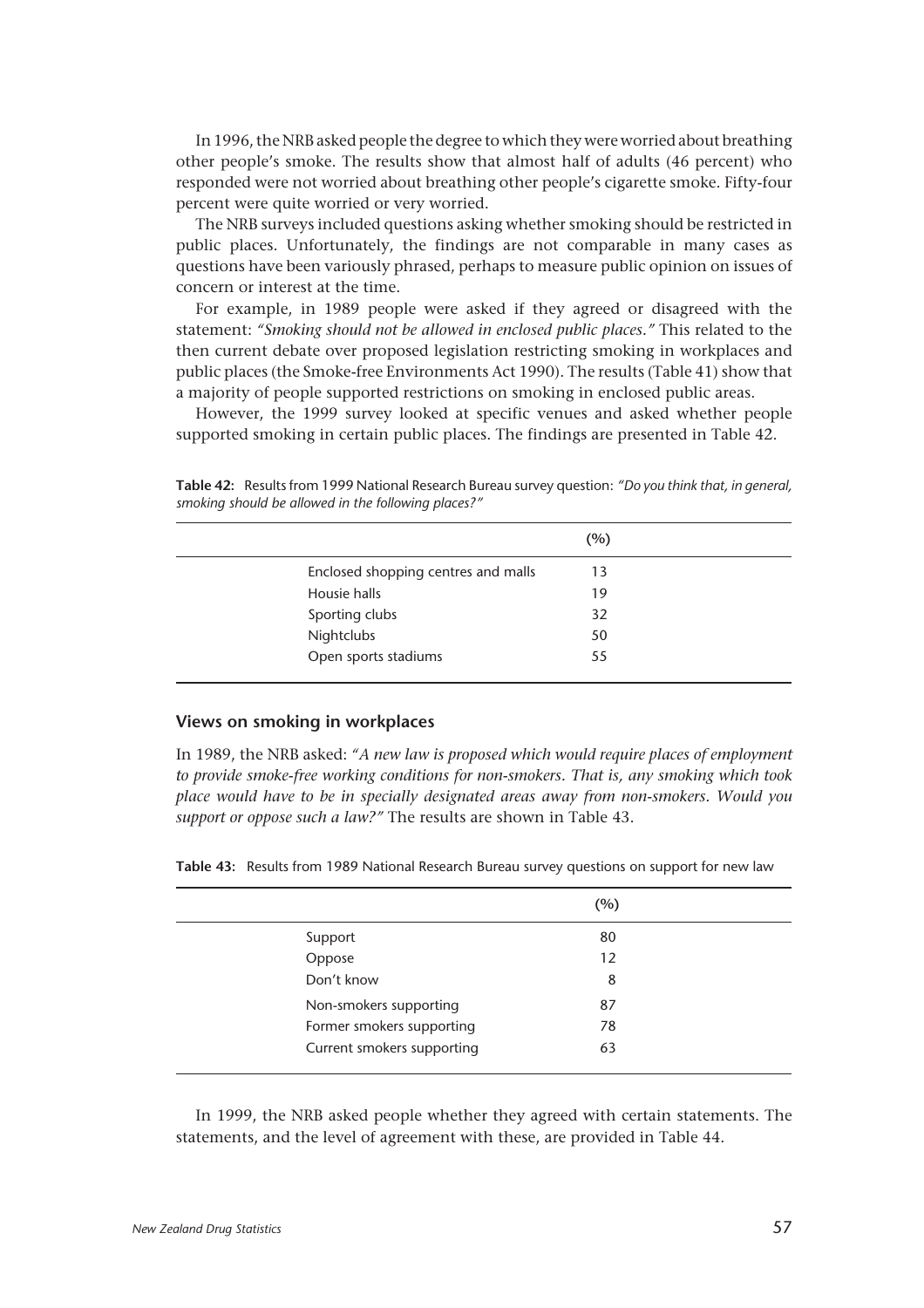In 1996, the NRB asked people the degree to which they were worried about breathing other people's smoke. The results show that almost half of adults (46 percent) who responded were not worried about breathing other people's cigarette smoke. Fifty-four percent were quite worried or very worried.

The NRB surveys included questions asking whether smoking should be restricted in public places. Unfortunately, the findings are not comparable in many cases as questions have been variously phrased, perhaps to measure public opinion on issues of concern or interest at the time.

For example, in 1989 people were asked if they agreed or disagreed with the statement: *"Smoking should not be allowed in enclosed public places."* This related to the then current debate over proposed legislation restricting smoking in workplaces and public places (the Smoke-free Environments Act 1990). The results (Table 41) show that a majority of people supported restrictions on smoking in enclosed public areas.

However, the 1999 survey looked at specific venues and asked whether people supported smoking in certain public places. The findings are presented in Table 42.

**Table 42:** Results from 1999 National Research Bureau survey question: *"Do you think that, in general, smoking should be allowed in the following places?"*

| | (%) |
|---|---|
| Enclosed shopping centres and malls | 13 |
| Housie halls | 19 |
| Sporting clubs | 32 |
| Nightclubs | 50 |
| Open sports stadiums | 55 |

### Views on smoking in workplaces

In 1989, the NRB asked: *"A new law is proposed which would require places of employment to provide smoke-free working conditions for non-smokers. That is, any smoking which took place would have to be in specially designated areas away from non-smokers. Would you support or oppose such a law?"* The results are shown in Table 43.

**Table 43:** Results from 1989 National Research Bureau survey questions on support for new law

| | (%) |
|---|---|
| Support | 80 |
| Oppose | 12 |
| Don't know | 8 |
| Non-smokers supporting | 87 |
| Former smokers supporting | 78 |
| Current smokers supporting | 63 |

In 1999, the NRB asked people whether they agreed with certain statements. The statements, and the level of agreement with these, are provided in Table 44.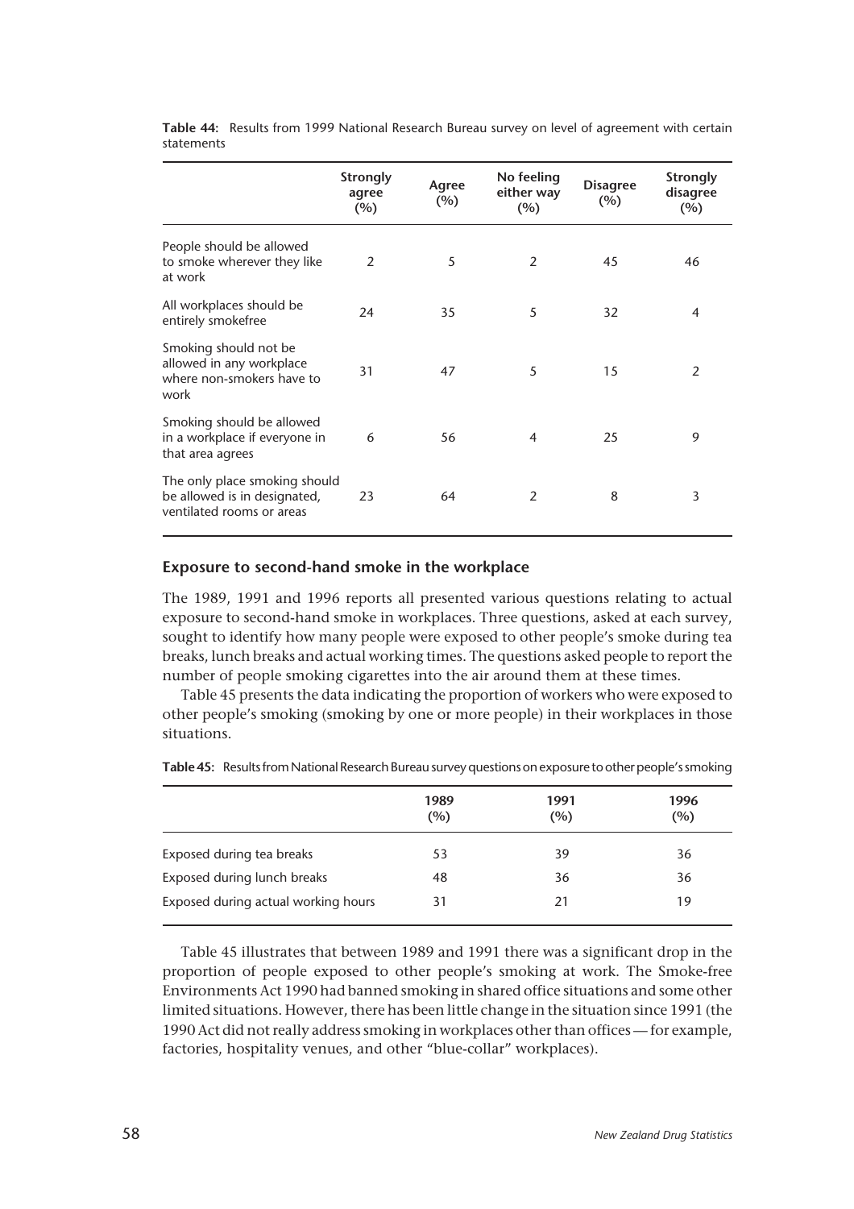**Table 44:** Results from 1999 National Research Bureau survey on level of agreement with certain statements

| | Strongly agree (%) | Agree (%) | No feeling either way (%) | Disagree (%) | Strongly disagree (%) |
|---|---|---|---|---|---|
| People should be allowed to smoke wherever they like at work | 2 | 5 | 2 | 45 | 46 |
| All workplaces should be entirely smokefree | 24 | 35 | 5 | 32 | 4 |
| Smoking should not be allowed in any workplace where non-smokers have to work | 31 | 47 | 5 | 15 | 2 |
| Smoking should be allowed in a workplace if everyone in that area agrees | 6 | 56 | 4 | 25 | 9 |
| The only place smoking should be allowed is in designated, ventilated rooms or areas | 23 | 64 | 2 | 8 | 3 |

## Exposure to second-hand smoke in the workplace

The 1989, 1991 and 1996 reports all presented various questions relating to actual exposure to second-hand smoke in workplaces. Three questions, asked at each survey, sought to identify how many people were exposed to other people's smoke during tea breaks, lunch breaks and actual working times. The questions asked people to report the number of people smoking cigarettes into the air around them at these times.

Table 45 presents the data indicating the proportion of workers who were exposed to other people's smoking (smoking by one or more people) in their workplaces in those situations.

**Table 45:** Results from National Research Bureau survey questions on exposure to other people's smoking

| | 1989 (%) | 1991 (%) | 1996 (%) |
|---|---|---|---|
| Exposed during tea breaks | 53 | 39 | 36 |
| Exposed during lunch breaks | 48 | 36 | 36 |
| Exposed during actual working hours | 31 | 21 | 19 |

Table 45 illustrates that between 1989 and 1991 there was a significant drop in the proportion of people exposed to other people's smoking at work. The Smoke-free Environments Act 1990 had banned smoking in shared office situations and some other limited situations. However, there has been little change in the situation since 1991 (the 1990 Act did not really address smoking in workplaces other than offices — for example, factories, hospitality venues, and other "blue-collar" workplaces).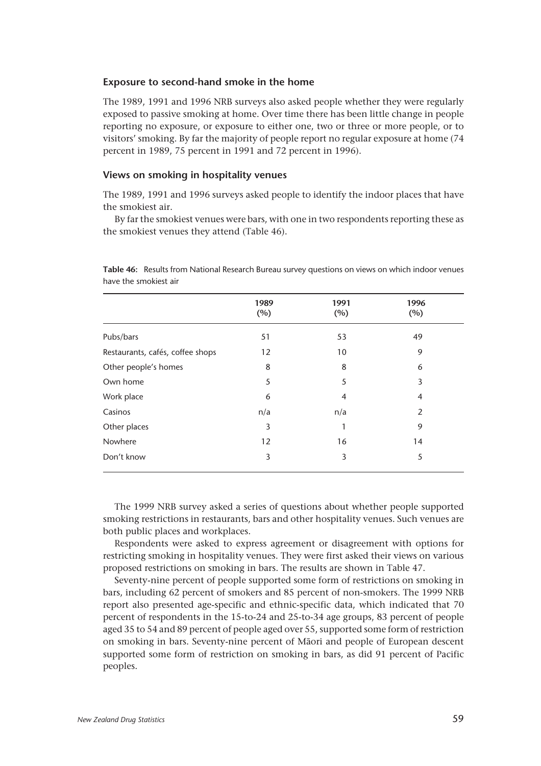### Exposure to second-hand smoke in the home

The 1989, 1991 and 1996 NRB surveys also asked people whether they were regularly exposed to passive smoking at home. Over time there has been little change in people reporting no exposure, or exposure to either one, two or three or more people, or to visitors' smoking. By far the majority of people report no regular exposure at home (74 percent in 1989, 75 percent in 1991 and 72 percent in 1996).

### Views on smoking in hospitality venues

The 1989, 1991 and 1996 surveys asked people to identify the indoor places that have the smokiest air.

By far the smokiest venues were bars, with one in two respondents reporting these as the smokiest venues they attend (Table 46).

**Table 46:** Results from National Research Bureau survey questions on views on which indoor venues have the smokiest air

| | 1989 (%) | 1991 (%) | 1996 (%) |
|---|---|---|---|
| Pubs/bars | 51 | 53 | 49 |
| Restaurants, cafés, coffee shops | 12 | 10 | 9 |
| Other people's homes | 8 | 8 | 6 |
| Own home | 5 | 5 | 3 |
| Work place | 6 | 4 | 4 |
| Casinos | n/a | n/a | 2 |
| Other places | 3 | 1 | 9 |
| Nowhere | 12 | 16 | 14 |
| Don't know | 3 | 3 | 5 |

The 1999 NRB survey asked a series of questions about whether people supported smoking restrictions in restaurants, bars and other hospitality venues. Such venues are both public places and workplaces.

Respondents were asked to express agreement or disagreement with options for restricting smoking in hospitality venues. They were first asked their views on various proposed restrictions on smoking in bars. The results are shown in Table 47.

Seventy-nine percent of people supported some form of restrictions on smoking in bars, including 62 percent of smokers and 85 percent of non-smokers. The 1999 NRB report also presented age-specific and ethnic-specific data, which indicated that 70 percent of respondents in the 15-to-24 and 25-to-34 age groups, 83 percent of people aged 35 to 54 and 89 percent of people aged over 55, supported some form of restriction on smoking in bars. Seventy-nine percent of Māori and people of European descent supported some form of restriction on smoking in bars, as did 91 percent of Pacific peoples.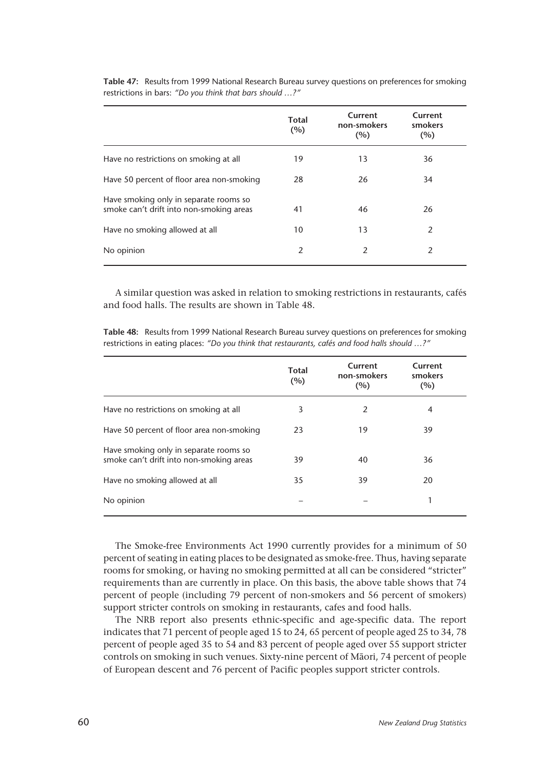**Table 47:** Results from 1999 National Research Bureau survey questions on preferences for smoking restrictions in bars: *"Do you think that bars should …?"*

| | Total (%) | Current non-smokers (%) | Current smokers (%) |
|---|---|---|---|
| Have no restrictions on smoking at all | 19 | 13 | 36 |
| Have 50 percent of floor area non-smoking | 28 | 26 | 34 |
| Have smoking only in separate rooms so smoke can't drift into non-smoking areas | 41 | 46 | 26 |
| Have no smoking allowed at all | 10 | 13 | 2 |
| No opinion | 2 | 2 | 2 |

A similar question was asked in relation to smoking restrictions in restaurants, cafés and food halls. The results are shown in Table 48.

**Table 48:** Results from 1999 National Research Bureau survey questions on preferences for smoking restrictions in eating places: *"Do you think that restaurants, cafés and food halls should …?"*

| | Total (%) | Current non-smokers (%) | Current smokers (%) |
|---|---|---|---|
| Have no restrictions on smoking at all | 3 | 2 | 4 |
| Have 50 percent of floor area non-smoking | 23 | 19 | 39 |
| Have smoking only in separate rooms so smoke can't drift into non-smoking areas | 39 | 40 | 36 |
| Have no smoking allowed at all | 35 | 39 | 20 |
| No opinion | – | – | 1 |

The Smoke-free Environments Act 1990 currently provides for a minimum of 50 percent of seating in eating places to be designated as smoke-free. Thus, having separate rooms for smoking, or having no smoking permitted at all can be considered "stricter" requirements than are currently in place. On this basis, the above table shows that 74 percent of people (including 79 percent of non-smokers and 56 percent of smokers) support stricter controls on smoking in restaurants, cafes and food halls.

The NRB report also presents ethnic-specific and age-specific data. The report indicates that 71 percent of people aged 15 to 24, 65 percent of people aged 25 to 34, 78 percent of people aged 35 to 54 and 83 percent of people aged over 55 support stricter controls on smoking in such venues. Sixty-nine percent of Māori, 74 percent of people of European descent and 76 percent of Pacific peoples support stricter controls.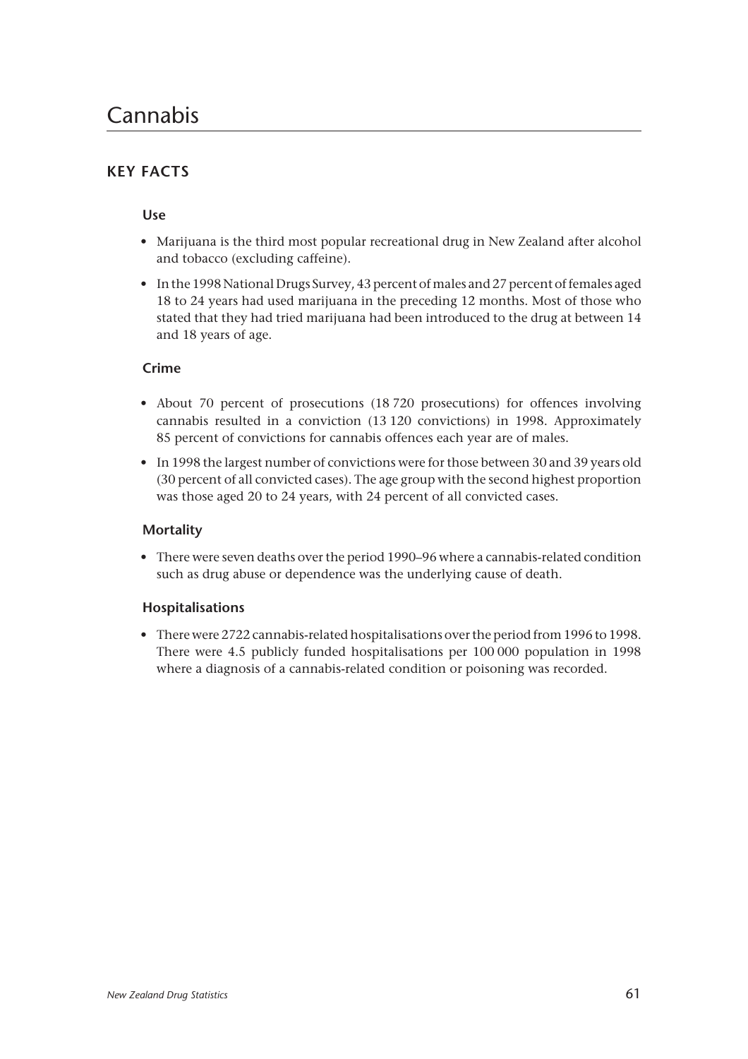# Cannabis

## KEY FACTS

### Use

- Marijuana is the third most popular recreational drug in New Zealand after alcohol and tobacco (excluding caffeine).
- In the 1998 National Drugs Survey, 43 percent of males and 27 percent of females aged 18 to 24 years had used marijuana in the preceding 12 months. Most of those who stated that they had tried marijuana had been introduced to the drug at between 14 and 18 years of age.

### Crime

- About 70 percent of prosecutions (18 720 prosecutions) for offences involving cannabis resulted in a conviction (13 120 convictions) in 1998. Approximately 85 percent of convictions for cannabis offences each year are of males.
- In 1998 the largest number of convictions were for those between 30 and 39 years old (30 percent of all convicted cases). The age group with the second highest proportion was those aged 20 to 24 years, with 24 percent of all convicted cases.

### Mortality

- There were seven deaths over the period 1990–96 where a cannabis-related condition such as drug abuse or dependence was the underlying cause of death.

### Hospitalisations

- There were 2722 cannabis-related hospitalisations over the period from 1996 to 1998. There were 4.5 publicly funded hospitalisations per 100 000 population in 1998 where a diagnosis of a cannabis-related condition or poisoning was recorded.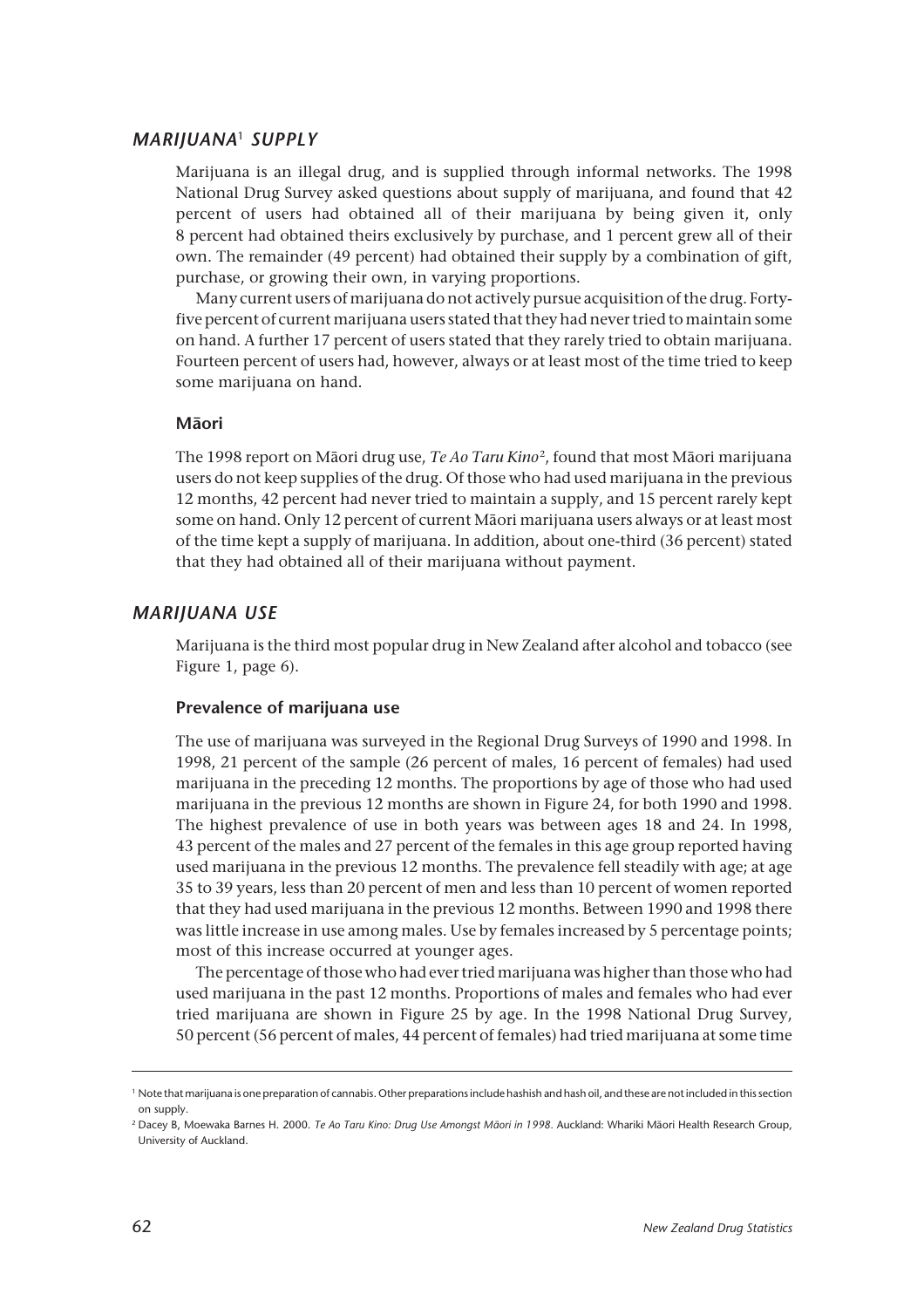## *MARIJUANA[1] SUPPLY*

Marijuana is an illegal drug, and is supplied through informal networks. The 1998 National Drug Survey asked questions about supply of marijuana, and found that 42 percent of users had obtained all of their marijuana by being given it, only 8 percent had obtained theirs exclusively by purchase, and 1 percent grew all of their own. The remainder (49 percent) had obtained their supply by a combination of gift, purchase, or growing their own, in varying proportions.

Many current users of marijuana do not actively pursue acquisition of the drug. Forty-five percent of current marijuana users stated that they had never tried to maintain some on hand. A further 17 percent of users stated that they rarely tried to obtain marijuana. Fourteen percent of users had, however, always or at least most of the time tried to keep some marijuana on hand.

### Māori

The 1998 report on Māori drug use, *Te Ao Taru Kino*[2], found that most Māori marijuana users do not keep supplies of the drug. Of those who had used marijuana in the previous 12 months, 42 percent had never tried to maintain a supply, and 15 percent rarely kept some on hand. Only 12 percent of current Māori marijuana users always or at least most of the time kept a supply of marijuana. In addition, about one-third (36 percent) stated that they had obtained all of their marijuana without payment.

## *MARIJUANA USE*

Marijuana is the third most popular drug in New Zealand after alcohol and tobacco (see Figure 1, page 6).

### Prevalence of marijuana use

The use of marijuana was surveyed in the Regional Drug Surveys of 1990 and 1998. In 1998, 21 percent of the sample (26 percent of males, 16 percent of females) had used marijuana in the preceding 12 months. The proportions by age of those who had used marijuana in the previous 12 months are shown in Figure 24, for both 1990 and 1998. The highest prevalence of use in both years was between ages 18 and 24. In 1998, 43 percent of the males and 27 percent of the females in this age group reported having used marijuana in the previous 12 months. The prevalence fell steadily with age; at age 35 to 39 years, less than 20 percent of men and less than 10 percent of women reported that they had used marijuana in the previous 12 months. Between 1990 and 1998 there was little increase in use among males. Use by females increased by 5 percentage points; most of this increase occurred at younger ages.

The percentage of those who had ever tried marijuana was higher than those who had used marijuana in the past 12 months. Proportions of males and females who had ever tried marijuana are shown in Figure 25 by age. In the 1998 National Drug Survey, 50 percent (56 percent of males, 44 percent of females) had tried marijuana at some time

---

[1] Note that marijuana is one preparation of cannabis. Other preparations include hashish and hash oil, and these are not included in this section on supply.

[2] Dacey B, Moewaka Barnes H. 2000. *Te Ao Taru Kino: Drug Use Amongst Māori in 1998*. Auckland: Whariki Māori Health Research Group, University of Auckland.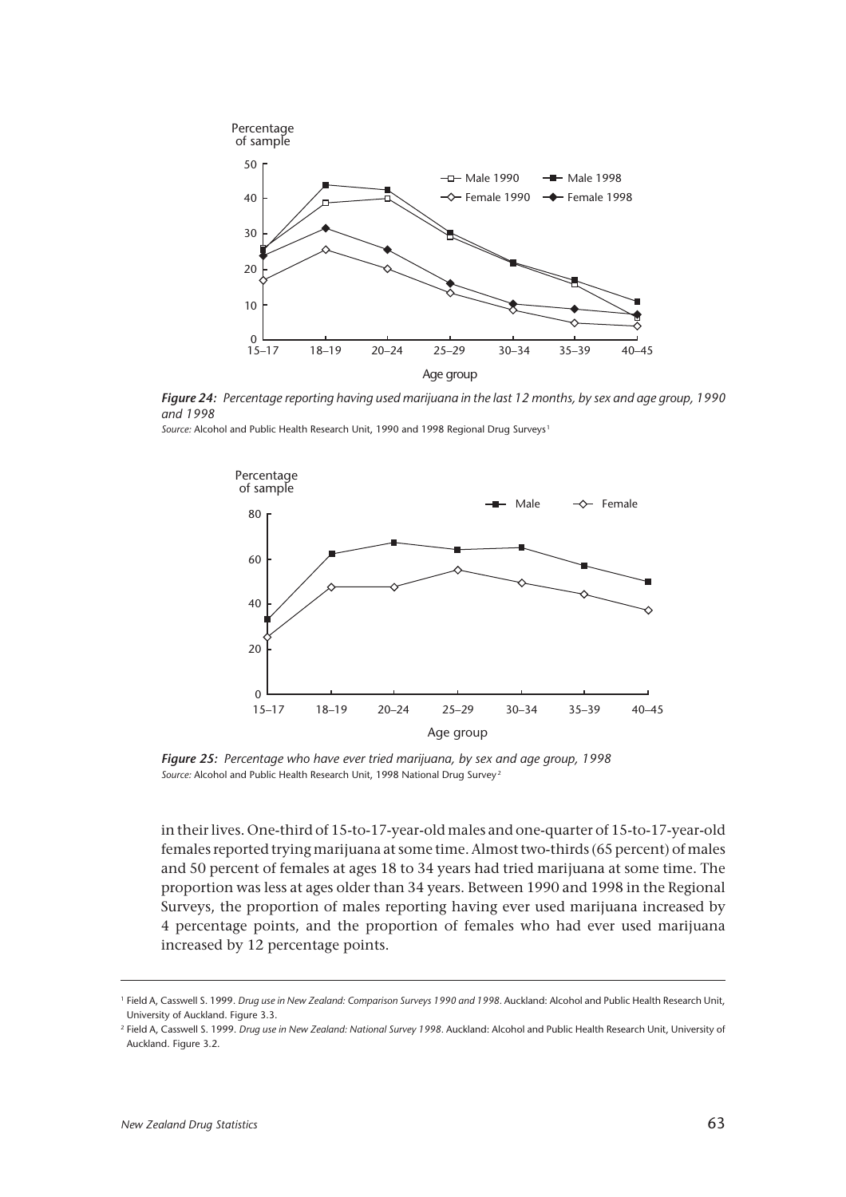**Figure 24:** *Percentage reporting having used marijuana in the last 12 months, by sex and age group, 1990 and 1998*

*Source:* Alcohol and Public Health Research Unit, 1990 and 1998 Regional Drug Surveys[1]

**Figure 25:** *Percentage who have ever tried marijuana, by sex and age group, 1998*

*Source:* Alcohol and Public Health Research Unit, 1998 National Drug Survey[2]

in their lives. One-third of 15-to-17-year-old males and one-quarter of 15-to-17-year-old females reported trying marijuana at some time. Almost two-thirds (65 percent) of males and 50 percent of females at ages 18 to 34 years had tried marijuana at some time. The proportion was less at ages older than 34 years. Between 1990 and 1998 in the Regional Surveys, the proportion of males reporting having ever used marijuana increased by 4 percentage points, and the proportion of females who had ever used marijuana increased by 12 percentage points.

---

[1] Field A, Casswell S. 1999. *Drug use in New Zealand: Comparison Surveys 1990 and 1998*. Auckland: Alcohol and Public Health Research Unit, University of Auckland. Figure 3.3.

[2] Field A, Casswell S. 1999. *Drug use in New Zealand: National Survey 1998*. Auckland: Alcohol and Public Health Research Unit, University of Auckland. Figure 3.2.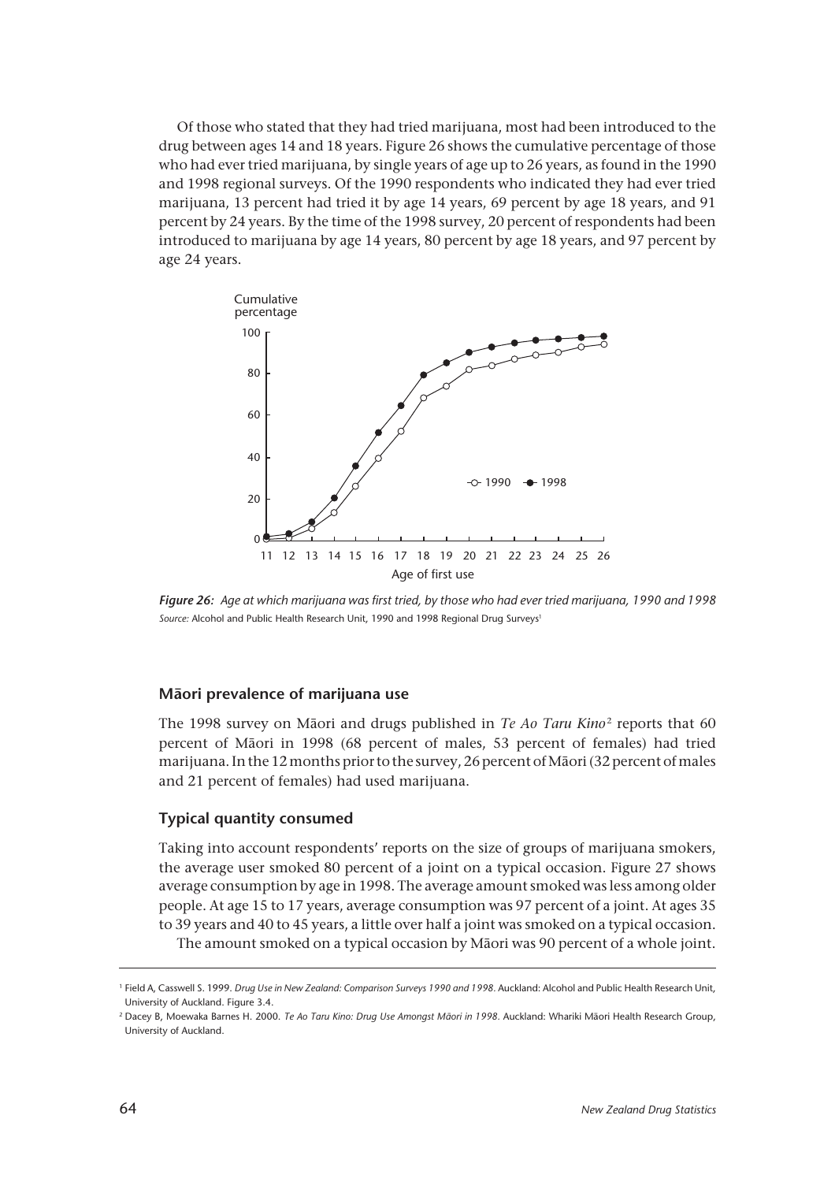Of those who stated that they had tried marijuana, most had been introduced to the drug between ages 14 and 18 years. Figure 26 shows the cumulative percentage of those who had ever tried marijuana, by single years of age up to 26 years, as found in the 1990 and 1998 regional surveys. Of the 1990 respondents who indicated they had ever tried marijuana, 13 percent had tried it by age 14 years, 69 percent by age 18 years, and 91 percent by 24 years. By the time of the 1998 survey, 20 percent of respondents had been introduced to marijuana by age 14 years, 80 percent by age 18 years, and 97 percent by age 24 years.

***Figure 26:*** *Age at which marijuana was first tried, by those who had ever tried marijuana, 1990 and 1998*
*Source:* Alcohol and Public Health Research Unit, 1990 and 1998 Regional Drug Surveys[1]

### Māori prevalence of marijuana use

The 1998 survey on Māori and drugs published in *Te Ao Taru Kino*[2] reports that 60 percent of Māori in 1998 (68 percent of males, 53 percent of females) had tried marijuana. In the 12 months prior to the survey, 26 percent of Māori (32 percent of males and 21 percent of females) had used marijuana.

### Typical quantity consumed

Taking into account respondents' reports on the size of groups of marijuana smokers, the average user smoked 80 percent of a joint on a typical occasion. Figure 27 shows average consumption by age in 1998. The average amount smoked was less among older people. At age 15 to 17 years, average consumption was 97 percent of a joint. At ages 35 to 39 years and 40 to 45 years, a little over half a joint was smoked on a typical occasion.

The amount smoked on a typical occasion by Māori was 90 percent of a whole joint.

---

[1] Field A, Casswell S. 1999. *Drug Use in New Zealand: Comparison Surveys 1990 and 1998.* Auckland: Alcohol and Public Health Research Unit, University of Auckland. Figure 3.4.

[2] Dacey B, Moewaka Barnes H. 2000. *Te Ao Taru Kino: Drug Use Amongst Māori in 1998.* Auckland: Whariki Māori Health Research Group, University of Auckland.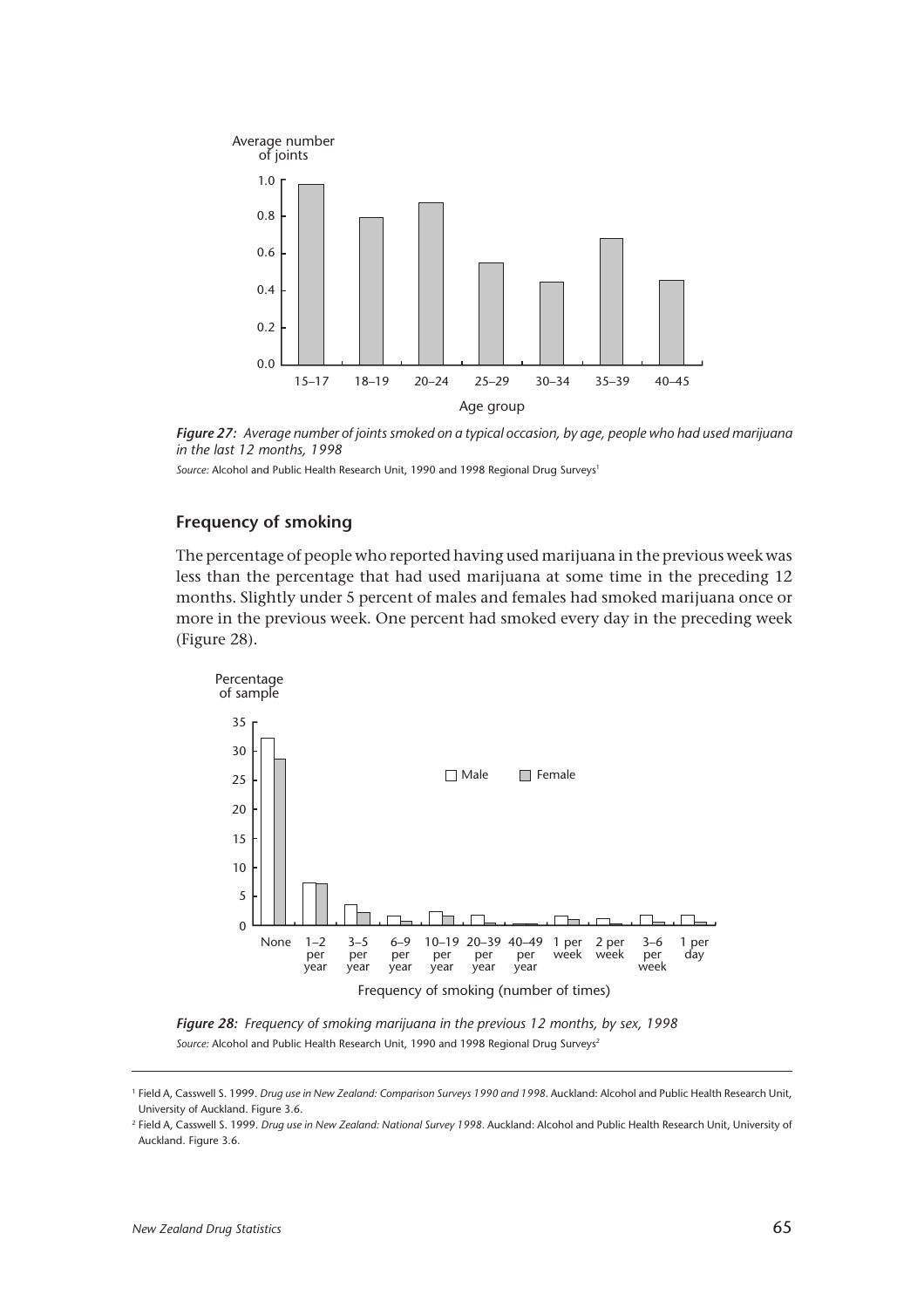*Figure 27: Average number of joints smoked on a typical occasion, by age, people who had used marijuana in the last 12 months, 1998*

*Source:* Alcohol and Public Health Research Unit, 1990 and 1998 Regional Drug Surveys[1]

### Frequency of smoking

The percentage of people who reported having used marijuana in the previous week was less than the percentage that had used marijuana at some time in the preceding 12 months. Slightly under 5 percent of males and females had smoked marijuana once or more in the previous week. One percent had smoked every day in the preceding week (Figure 28).

*Figure 28: Frequency of smoking marijuana in the previous 12 months, by sex, 1998*

*Source:* Alcohol and Public Health Research Unit, 1990 and 1998 Regional Drug Surveys[2]

---

[1] Field A, Casswell S. 1999. *Drug use in New Zealand: Comparison Surveys 1990 and 1998*. Auckland: Alcohol and Public Health Research Unit, University of Auckland. Figure 3.6.

[2] Field A, Casswell S. 1999. *Drug use in New Zealand: National Survey 1998*. Auckland: Alcohol and Public Health Research Unit, University of Auckland. Figure 3.6.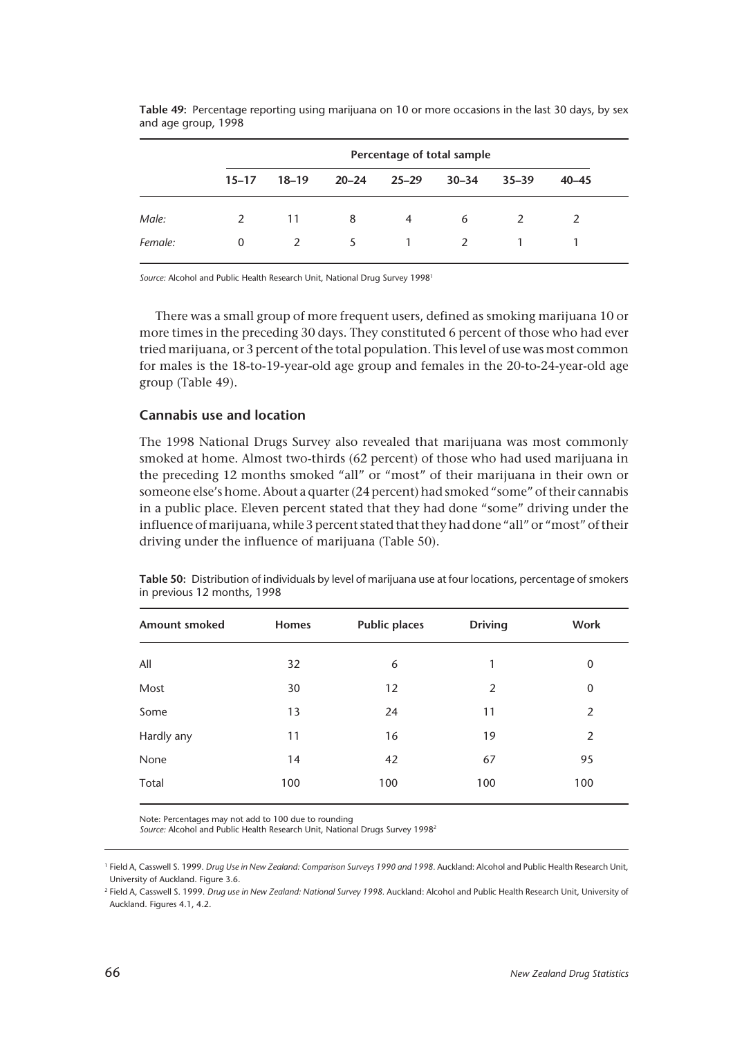**Table 49:** Percentage reporting using marijuana on 10 or more occasions in the last 30 days, by sex and age group, 1998

| | Percentage of total sample | | | | | | |
|---|---|---|---|---|---|---|---|
| | 15–17 | 18–19 | 20–24 | 25–29 | 30–34 | 35–39 | 40–45 |
| *Male:* | 2 | 11 | 8 | 4 | 6 | 2 | 2 |
| *Female:* | 0 | 2 | 5 | 1 | 2 | 1 | 1 |

*Source:* Alcohol and Public Health Research Unit, National Drug Survey 1998[1]

There was a small group of more frequent users, defined as smoking marijuana 10 or more times in the preceding 30 days. They constituted 6 percent of those who had ever tried marijuana, or 3 percent of the total population. This level of use was most common for males is the 18-to-19-year-old age group and females in the 20-to-24-year-old age group (Table 49).

### Cannabis use and location

The 1998 National Drugs Survey also revealed that marijuana was most commonly smoked at home. Almost two-thirds (62 percent) of those who had used marijuana in the preceding 12 months smoked "all" or "most" of their marijuana in their own or someone else's home. About a quarter (24 percent) had smoked "some" of their cannabis in a public place. Eleven percent stated that they had done "some" driving under the influence of marijuana, while 3 percent stated that they had done "all" or "most" of their driving under the influence of marijuana (Table 50).

**Table 50:** Distribution of individuals by level of marijuana use at four locations, percentage of smokers in previous 12 months, 1998

| Amount smoked | Homes | Public places | Driving | Work |
|---|---|---|---|---|
| All | 32 | 6 | 1 | 0 |
| Most | 30 | 12 | 2 | 0 |
| Some | 13 | 24 | 11 | 2 |
| Hardly any | 11 | 16 | 19 | 2 |
| None | 14 | 42 | 67 | 95 |
| Total | 100 | 100 | 100 | 100 |

Note: Percentages may not add to 100 due to rounding
*Source:* Alcohol and Public Health Research Unit, National Drugs Survey 1998[2]

[1] Field A, Casswell S. 1999. *Drug Use in New Zealand: Comparison Surveys 1990 and 1998.* Auckland: Alcohol and Public Health Research Unit, University of Auckland. Figure 3.6.

[2] Field A, Casswell S. 1999. *Drug use in New Zealand: National Survey 1998.* Auckland: Alcohol and Public Health Research Unit, University of Auckland. Figures 4.1, 4.2.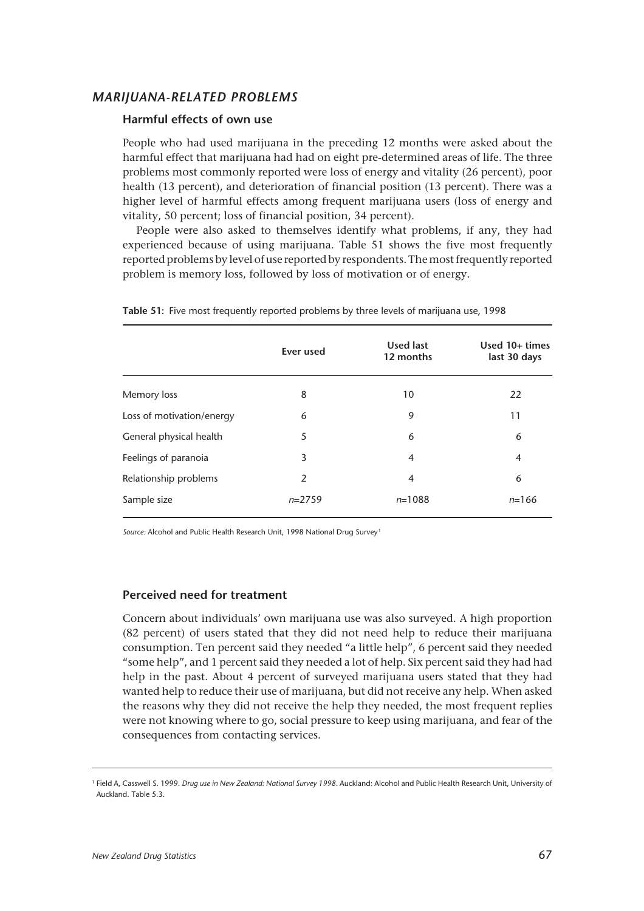## *MARIJUANA-RELATED PROBLEMS*

### Harmful effects of own use

People who had used marijuana in the preceding 12 months were asked about the harmful effect that marijuana had had on eight pre-determined areas of life. The three problems most commonly reported were loss of energy and vitality (26 percent), poor health (13 percent), and deterioration of financial position (13 percent). There was a higher level of harmful effects among frequent marijuana users (loss of energy and vitality, 50 percent; loss of financial position, 34 percent).

People were also asked to themselves identify what problems, if any, they had experienced because of using marijuana. Table 51 shows the five most frequently reported problems by level of use reported by respondents. The most frequently reported problem is memory loss, followed by loss of motivation or of energy.

**Table 51:** Five most frequently reported problems by three levels of marijuana use, 1998

| | Ever used | Used last 12 months | Used 10+ times last 30 days |
|---|---|---|---|
| Memory loss | 8 | 10 | 22 |
| Loss of motivation/energy | 6 | 9 | 11 |
| General physical health | 5 | 6 | 6 |
| Feelings of paranoia | 3 | 4 | 4 |
| Relationship problems | 2 | 4 | 6 |
| Sample size | *n*=2759 | *n*=1088 | *n*=166 |

*Source:* Alcohol and Public Health Research Unit, 1998 National Drug Survey[1]

### Perceived need for treatment

Concern about individuals' own marijuana use was also surveyed. A high proportion (82 percent) of users stated that they did not need help to reduce their marijuana consumption. Ten percent said they needed "a little help", 6 percent said they needed "some help", and 1 percent said they needed a lot of help. Six percent said they had had help in the past. About 4 percent of surveyed marijuana users stated that they had wanted help to reduce their use of marijuana, but did not receive any help. When asked the reasons why they did not receive the help they needed, the most frequent replies were not knowing where to go, social pressure to keep using marijuana, and fear of the consequences from contacting services.

[1] Field A, Casswell S. 1999. *Drug use in New Zealand: National Survey 1998*. Auckland: Alcohol and Public Health Research Unit, University of Auckland. Table 5.3.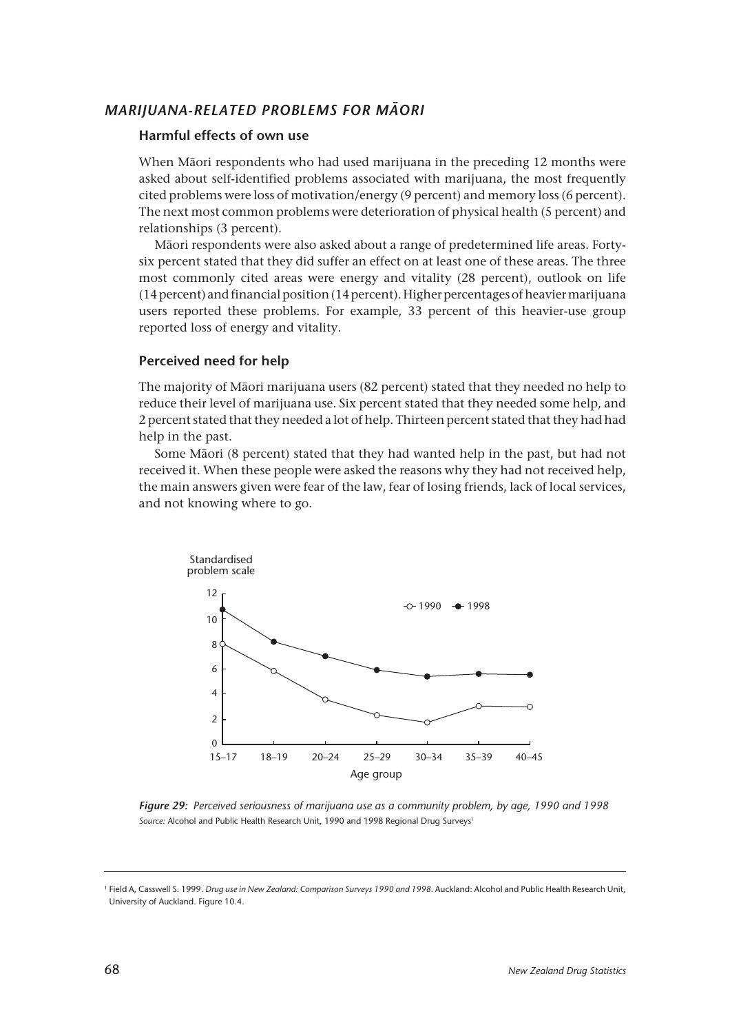## *MARIJUANA-RELATED PROBLEMS FOR MĀORI*

### Harmful effects of own use

When Māori respondents who had used marijuana in the preceding 12 months were asked about self-identified problems associated with marijuana, the most frequently cited problems were loss of motivation/energy (9 percent) and memory loss (6 percent). The next most common problems were deterioration of physical health (5 percent) and relationships (3 percent).

Māori respondents were also asked about a range of predetermined life areas. Forty-six percent stated that they did suffer an effect on at least one of these areas. The three most commonly cited areas were energy and vitality (28 percent), outlook on life (14 percent) and financial position (14 percent). Higher percentages of heavier marijuana users reported these problems. For example, 33 percent of this heavier-use group reported loss of energy and vitality.

### Perceived need for help

The majority of Māori marijuana users (82 percent) stated that they needed no help to reduce their level of marijuana use. Six percent stated that they needed some help, and 2 percent stated that they needed a lot of help. Thirteen percent stated that they had had help in the past.

Some Māori (8 percent) stated that they had wanted help in the past, but had not received it. When these people were asked the reasons why they had not received help, the main answers given were fear of the law, fear of losing friends, lack of local services, and not knowing where to go.

***Figure 29:*** *Perceived seriousness of marijuana use as a community problem, by age, 1990 and 1998*
*Source:* Alcohol and Public Health Research Unit, 1990 and 1998 Regional Drug Surveys[1]

---

[1] Field A, Casswell S. 1999. *Drug use in New Zealand: Comparison Surveys 1990 and 1998*. Auckland: Alcohol and Public Health Research Unit, University of Auckland. Figure 10.4.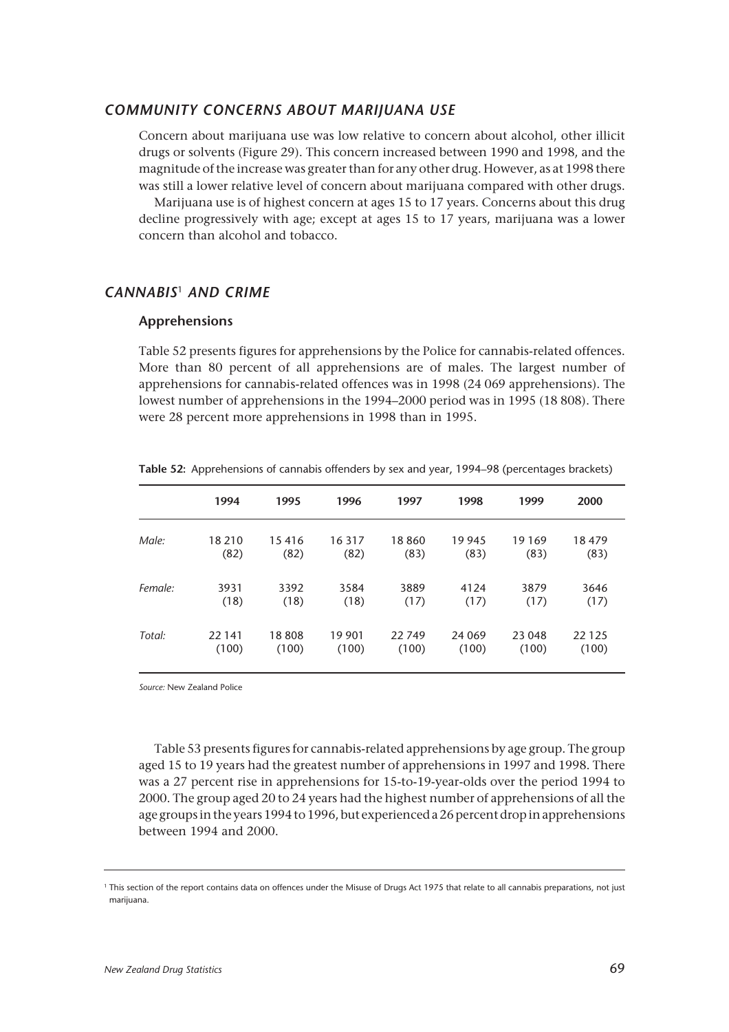## *COMMUNITY CONCERNS ABOUT MARIJUANA USE*

Concern about marijuana use was low relative to concern about alcohol, other illicit drugs or solvents (Figure 29). This concern increased between 1990 and 1998, and the magnitude of the increase was greater than for any other drug. However, as at 1998 there was still a lower relative level of concern about marijuana compared with other drugs.

Marijuana use is of highest concern at ages 15 to 17 years. Concerns about this drug decline progressively with age; except at ages 15 to 17 years, marijuana was a lower concern than alcohol and tobacco.

## *CANNABIS*[1] *AND CRIME*

### Apprehensions

Table 52 presents figures for apprehensions by the Police for cannabis-related offences. More than 80 percent of all apprehensions are of males. The largest number of apprehensions for cannabis-related offences was in 1998 (24 069 apprehensions). The lowest number of apprehensions in the 1994–2000 period was in 1995 (18 808). There were 28 percent more apprehensions in 1998 than in 1995.

**Table 52:** Apprehensions of cannabis offenders by sex and year, 1994–98 (percentages brackets)

| | 1994 | 1995 | 1996 | 1997 | 1998 | 1999 | 2000 |
|---|---|---|---|---|---|---|---|
| *Male:* | 18 210 | 15 416 | 16 317 | 18 860 | 19 945 | 19 169 | 18 479 |
| | (82) | (82) | (82) | (83) | (83) | (83) | (83) |
| *Female:* | 3931 | 3392 | 3584 | 3889 | 4124 | 3879 | 3646 |
| | (18) | (18) | (18) | (17) | (17) | (17) | (17) |
| *Total:* | 22 141 | 18 808 | 19 901 | 22 749 | 24 069 | 23 048 | 22 125 |
| | (100) | (100) | (100) | (100) | (100) | (100) | (100) |

*Source:* New Zealand Police

Table 53 presents figures for cannabis-related apprehensions by age group. The group aged 15 to 19 years had the greatest number of apprehensions in 1997 and 1998. There was a 27 percent rise in apprehensions for 15-to-19-year-olds over the period 1994 to 2000. The group aged 20 to 24 years had the highest number of apprehensions of all the age groups in the years 1994 to 1996, but experienced a 26 percent drop in apprehensions between 1994 and 2000.

[1] This section of the report contains data on offences under the Misuse of Drugs Act 1975 that relate to all cannabis preparations, not just marijuana.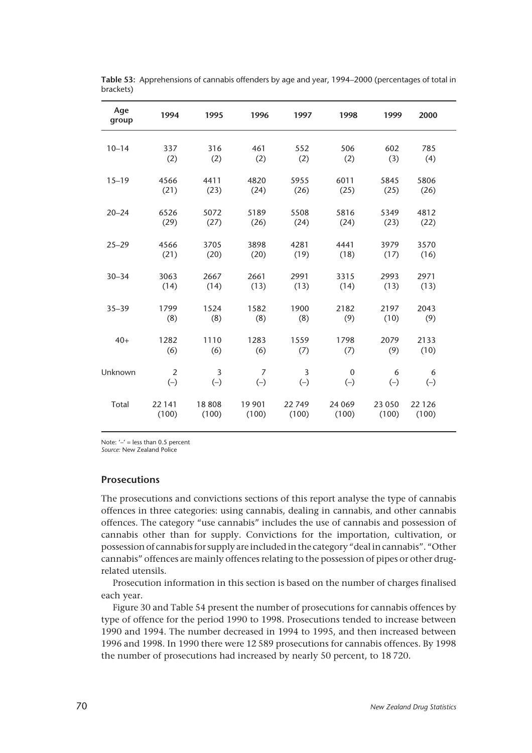**Table 53:** Apprehensions of cannabis offenders by age and year, 1994–2000 (percentages of total in brackets)

| Age group | 1994 | 1995 | 1996 | 1997 | 1998 | 1999 | 2000 |
|---|---|---|---|---|---|---|---|
| 10–14 | 337 (2) | 316 (2) | 461 (2) | 552 (2) | 506 (2) | 602 (3) | 785 (4) |
| 15–19 | 4566 (21) | 4411 (23) | 4820 (24) | 5955 (26) | 6011 (25) | 5845 (25) | 5806 (26) |
| 20–24 | 6526 (29) | 5072 (27) | 5189 (26) | 5508 (24) | 5816 (24) | 5349 (23) | 4812 (22) |
| 25–29 | 4566 (21) | 3705 (20) | 3898 (20) | 4281 (19) | 4441 (18) | 3979 (17) | 3570 (16) |
| 30–34 | 3063 (14) | 2667 (14) | 2661 (13) | 2991 (13) | 3315 (14) | 2993 (13) | 2971 (13) |
| 35–39 | 1799 (8) | 1524 (8) | 1582 (8) | 1900 (8) | 2182 (9) | 2197 (10) | 2043 (9) |
| 40+ | 1282 (6) | 1110 (6) | 1283 (6) | 1559 (7) | 1798 (7) | 2079 (9) | 2133 (10) |
| Unknown | 2 (–) | 3 (–) | 7 (–) | 3 (–) | 0 (–) | 6 (–) | 6 (–) |
| Total | 22 141 (100) | 18 808 (100) | 19 901 (100) | 22 749 (100) | 24 069 (100) | 23 050 (100) | 22 126 (100) |

Note: '–' = less than 0.5 percent
*Source:* New Zealand Police

## Prosecutions

The prosecutions and convictions sections of this report analyse the type of cannabis offences in three categories: using cannabis, dealing in cannabis, and other cannabis offences. The category "use cannabis" includes the use of cannabis and possession of cannabis other than for supply. Convictions for the importation, cultivation, or possession of cannabis for supply are included in the category "deal in cannabis". "Other cannabis" offences are mainly offences relating to the possession of pipes or other drug-related utensils.

Prosecution information in this section is based on the number of charges finalised each year.

Figure 30 and Table 54 present the number of prosecutions for cannabis offences by type of offence for the period 1990 to 1998. Prosecutions tended to increase between 1990 and 1994. The number decreased in 1994 to 1995, and then increased between 1996 and 1998. In 1990 there were 12 589 prosecutions for cannabis offences. By 1998 the number of prosecutions had increased by nearly 50 percent, to 18 720.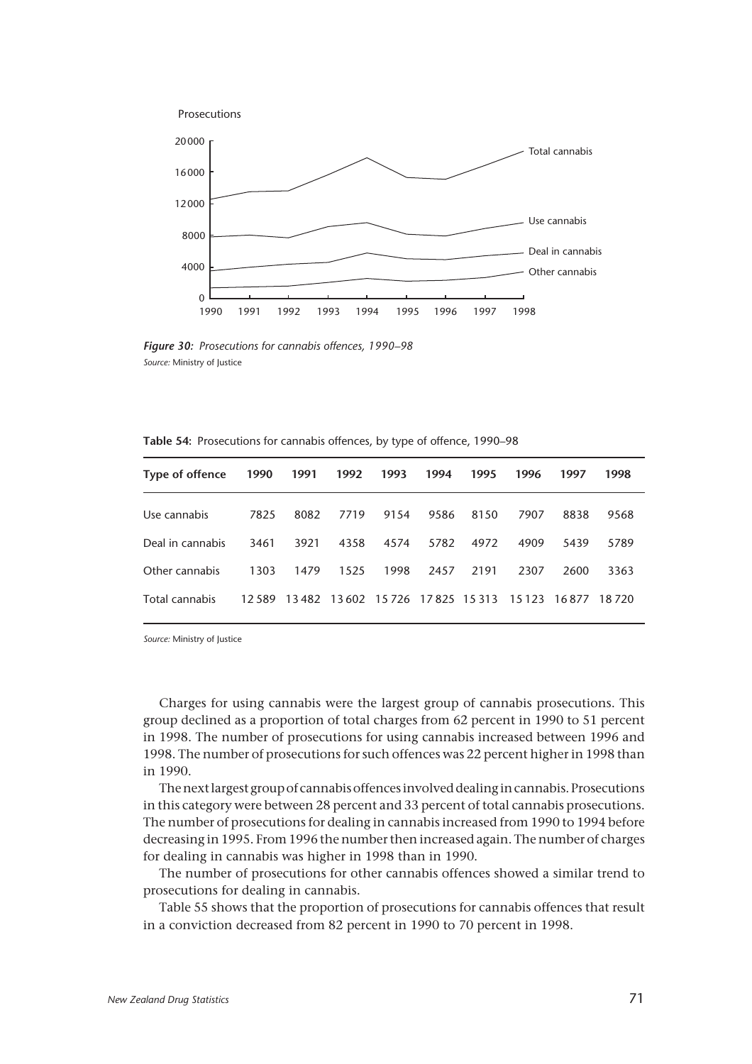Prosecutions

20000

16000

12000

8000

4000

0

1990 1991 1992 1993 1994 1995 1996 1997 1998

Total cannabis

Use cannabis

Deal in cannabis

Other cannabis

***Figure 30:** Prosecutions for cannabis offences, 1990–98*
*Source:* Ministry of Justice

**Table 54:** Prosecutions for cannabis offences, by type of offence, 1990–98

| Type of offence | 1990 | 1991 | 1992 | 1993 | 1994 | 1995 | 1996 | 1997 | 1998 |
|---|---|---|---|---|---|---|---|---|---|
| Use cannabis | 7825 | 8082 | 7719 | 9154 | 9586 | 8150 | 7907 | 8838 | 9568 |
| Deal in cannabis | 3461 | 3921 | 4358 | 4574 | 5782 | 4972 | 4909 | 5439 | 5789 |
| Other cannabis | 1303 | 1479 | 1525 | 1998 | 2457 | 2191 | 2307 | 2600 | 3363 |
| Total cannabis | 12 589 | 13 482 | 13 602 | 15 726 | 17 825 | 15 313 | 15 123 | 16 877 | 18 720 |

*Source:* Ministry of Justice

Charges for using cannabis were the largest group of cannabis prosecutions. This group declined as a proportion of total charges from 62 percent in 1990 to 51 percent in 1998. The number of prosecutions for using cannabis increased between 1996 and 1998. The number of prosecutions for such offences was 22 percent higher in 1998 than in 1990.

The next largest group of cannabis offences involved dealing in cannabis. Prosecutions in this category were between 28 percent and 33 percent of total cannabis prosecutions. The number of prosecutions for dealing in cannabis increased from 1990 to 1994 before decreasing in 1995. From 1996 the number then increased again. The number of charges for dealing in cannabis was higher in 1998 than in 1990.

The number of prosecutions for other cannabis offences showed a similar trend to prosecutions for dealing in cannabis.

Table 55 shows that the proportion of prosecutions for cannabis offences that result in a conviction decreased from 82 percent in 1990 to 70 percent in 1998.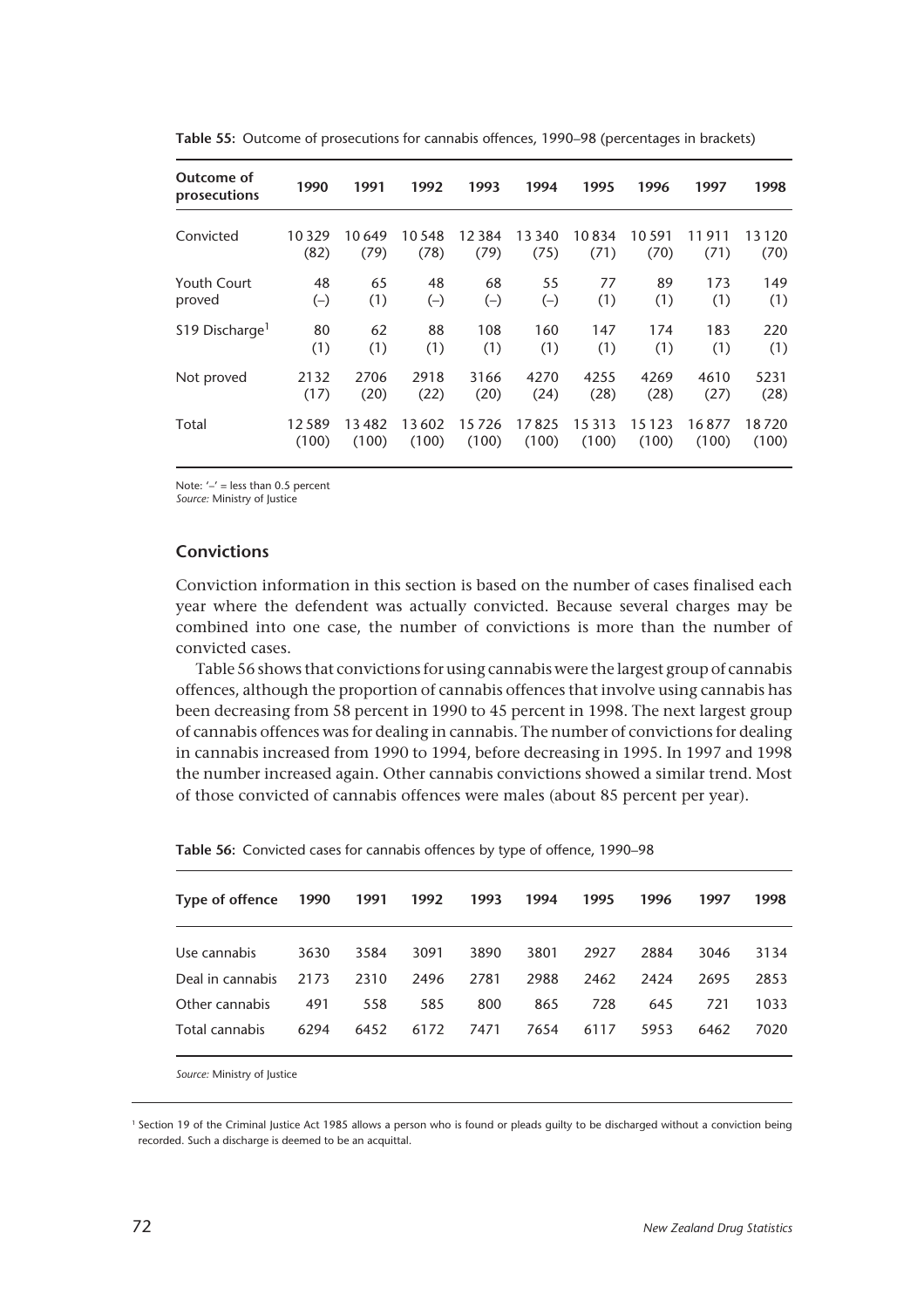**Table 55:** Outcome of prosecutions for cannabis offences, 1990–98 (percentages in brackets)

| Outcome of prosecutions | 1990 | 1991 | 1992 | 1993 | 1994 | 1995 | 1996 | 1997 | 1998 |
|---|---|---|---|---|---|---|---|---|---|
| Convicted | 10 329 (82) | 10 649 (79) | 10 548 (78) | 12 384 (79) | 13 340 (75) | 10 834 (71) | 10 591 (70) | 11 911 (71) | 13 120 (70) |
| Youth Court proved | 48 (–) | 65 (1) | 48 (–) | 68 (–) | 55 (–) | 77 (1) | 89 (1) | 173 (1) | 149 (1) |
| S19 Discharge[1] | 80 (1) | 62 (1) | 88 (1) | 108 (1) | 160 (1) | 147 (1) | 174 (1) | 183 (1) | 220 (1) |
| Not proved | 2132 (17) | 2706 (20) | 2918 (22) | 3166 (20) | 4270 (24) | 4255 (28) | 4269 (28) | 4610 (27) | 5231 (28) |
| Total | 12 589 (100) | 13 482 (100) | 13 602 (100) | 15 726 (100) | 17 825 (100) | 15 313 (100) | 15 123 (100) | 16 877 (100) | 18 720 (100) |

Note: '–' = less than 0.5 percent
*Source:* Ministry of Justice

## Convictions

Conviction information in this section is based on the number of cases finalised each year where the defendent was actually convicted. Because several charges may be combined into one case, the number of convictions is more than the number of convicted cases.

Table 56 shows that convictions for using cannabis were the largest group of cannabis offences, although the proportion of cannabis offences that involve using cannabis has been decreasing from 58 percent in 1990 to 45 percent in 1998. The next largest group of cannabis offences was for dealing in cannabis. The number of convictions for dealing in cannabis increased from 1990 to 1994, before decreasing in 1995. In 1997 and 1998 the number increased again. Other cannabis convictions showed a similar trend. Most of those convicted of cannabis offences were males (about 85 percent per year).

**Table 56:** Convicted cases for cannabis offences by type of offence, 1990–98

| Type of offence | 1990 | 1991 | 1992 | 1993 | 1994 | 1995 | 1996 | 1997 | 1998 |
|---|---|---|---|---|---|---|---|---|---|
| Use cannabis | 3630 | 3584 | 3091 | 3890 | 3801 | 2927 | 2884 | 3046 | 3134 |
| Deal in cannabis | 2173 | 2310 | 2496 | 2781 | 2988 | 2462 | 2424 | 2695 | 2853 |
| Other cannabis | 491 | 558 | 585 | 800 | 865 | 728 | 645 | 721 | 1033 |
| Total cannabis | 6294 | 6452 | 6172 | 7471 | 7654 | 6117 | 5953 | 6462 | 7020 |

*Source:* Ministry of Justice

[1] Section 19 of the Criminal Justice Act 1985 allows a person who is found or pleads guilty to be discharged without a conviction being recorded. Such a discharge is deemed to be an acquittal.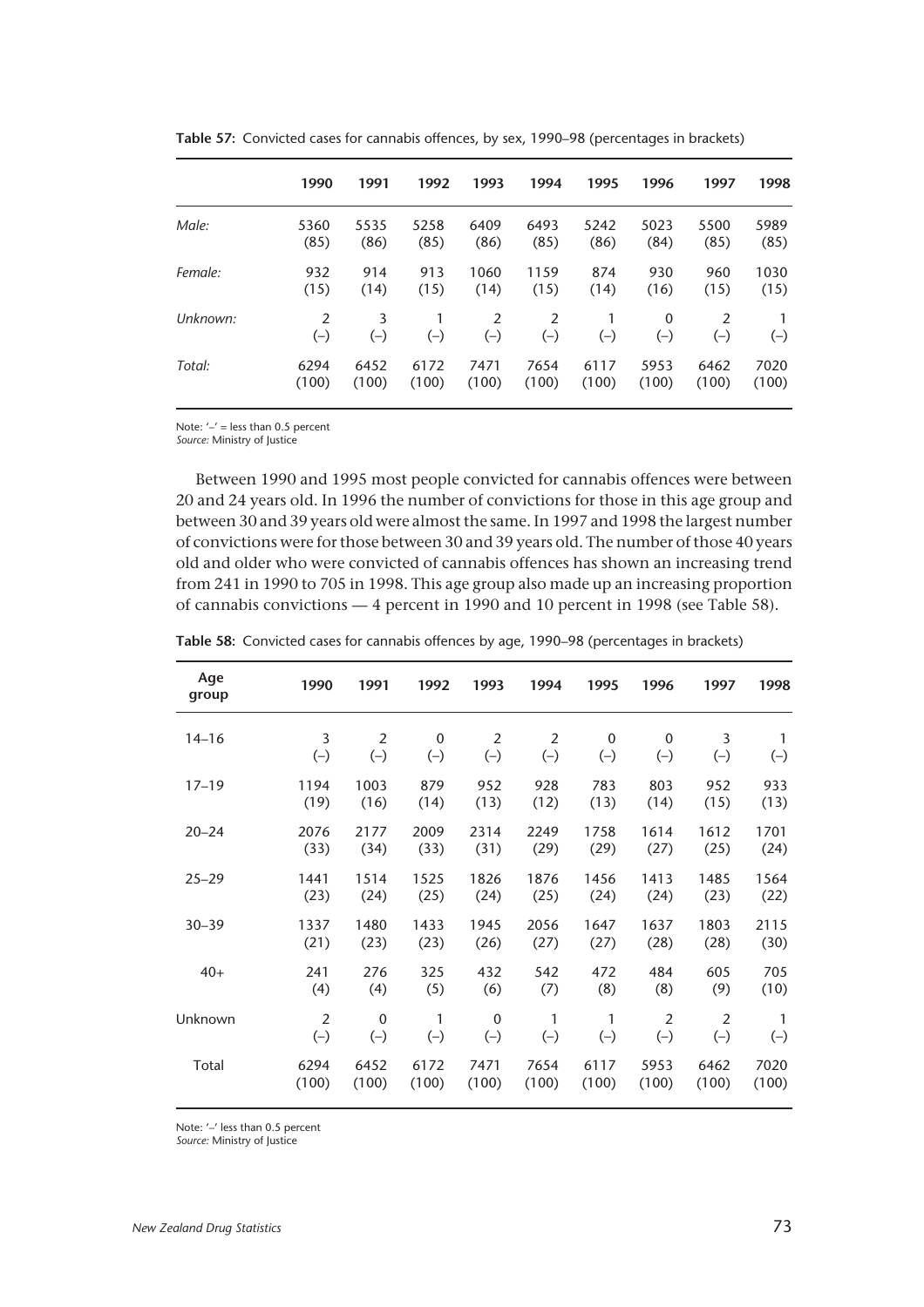**Table 57:** Convicted cases for cannabis offences, by sex, 1990–98 (percentages in brackets)

| | 1990 | 1991 | 1992 | 1993 | 1994 | 1995 | 1996 | 1997 | 1998 |
|---|---|---|---|---|---|---|---|---|---|
| *Male:* | 5360 | 5535 | 5258 | 6409 | 6493 | 5242 | 5023 | 5500 | 5989 |
| | (85) | (86) | (85) | (86) | (85) | (86) | (84) | (85) | (85) |
| *Female:* | 932 | 914 | 913 | 1060 | 1159 | 874 | 930 | 960 | 1030 |
| | (15) | (14) | (15) | (14) | (15) | (14) | (16) | (15) | (15) |
| *Unknown:* | 2 | 3 | 1 | 2 | 2 | 1 | 0 | 2 | 1 |
| | (–) | (–) | (–) | (–) | (–) | (–) | (–) | (–) | (–) |
| *Total:* | 6294 | 6452 | 6172 | 7471 | 7654 | 6117 | 5953 | 6462 | 7020 |
| | (100) | (100) | (100) | (100) | (100) | (100) | (100) | (100) | (100) |

Note: '–' = less than 0.5 percent
*Source:* Ministry of Justice

Between 1990 and 1995 most people convicted for cannabis offences were between 20 and 24 years old. In 1996 the number of convictions for those in this age group and between 30 and 39 years old were almost the same. In 1997 and 1998 the largest number of convictions were for those between 30 and 39 years old. The number of those 40 years old and older who were convicted of cannabis offences has shown an increasing trend from 241 in 1990 to 705 in 1998. This age group also made up an increasing proportion of cannabis convictions — 4 percent in 1990 and 10 percent in 1998 (see Table 58).

**Table 58:** Convicted cases for cannabis offences by age, 1990–98 (percentages in brackets)

| Age group | 1990 | 1991 | 1992 | 1993 | 1994 | 1995 | 1996 | 1997 | 1998 |
|---|---|---|---|---|---|---|---|---|---|
| 14–16 | 3 | 2 | 0 | 2 | 2 | 0 | 0 | 3 | 1 |
| | (–) | (–) | (–) | (–) | (–) | (–) | (–) | (–) | (–) |
| 17–19 | 1194 | 1003 | 879 | 952 | 928 | 783 | 803 | 952 | 933 |
| | (19) | (16) | (14) | (13) | (12) | (13) | (14) | (15) | (13) |
| 20–24 | 2076 | 2177 | 2009 | 2314 | 2249 | 1758 | 1614 | 1612 | 1701 |
| | (33) | (34) | (33) | (31) | (29) | (29) | (27) | (25) | (24) |
| 25–29 | 1441 | 1514 | 1525 | 1826 | 1876 | 1456 | 1413 | 1485 | 1564 |
| | (23) | (24) | (25) | (24) | (25) | (24) | (24) | (23) | (22) |
| 30–39 | 1337 | 1480 | 1433 | 1945 | 2056 | 1647 | 1637 | 1803 | 2115 |
| | (21) | (23) | (23) | (26) | (27) | (27) | (28) | (28) | (30) |
| 40+ | 241 | 276 | 325 | 432 | 542 | 472 | 484 | 605 | 705 |
| | (4) | (4) | (5) | (6) | (7) | (8) | (8) | (9) | (10) |
| Unknown | 2 | 0 | 1 | 0 | 1 | 1 | 2 | 2 | 1 |
| | (–) | (–) | (–) | (–) | (–) | (–) | (–) | (–) | (–) |
| Total | 6294 | 6452 | 6172 | 7471 | 7654 | 6117 | 5953 | 6462 | 7020 |
| | (100) | (100) | (100) | (100) | (100) | (100) | (100) | (100) | (100) |

Note: '–' less than 0.5 percent
*Source:* Ministry of Justice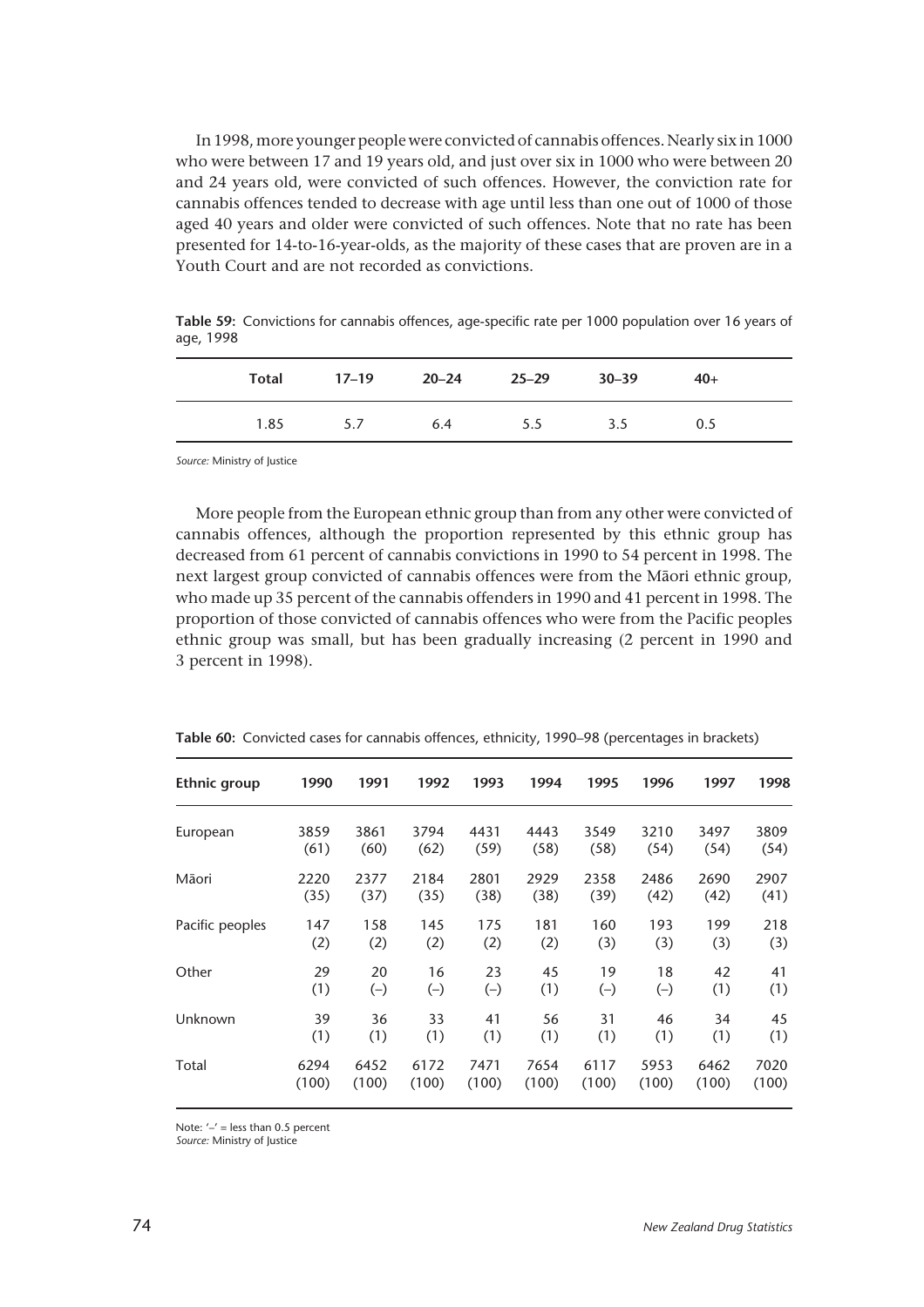In 1998, more younger people were convicted of cannabis offences. Nearly six in 1000 who were between 17 and 19 years old, and just over six in 1000 who were between 20 and 24 years old, were convicted of such offences. However, the conviction rate for cannabis offences tended to decrease with age until less than one out of 1000 of those aged 40 years and older were convicted of such offences. Note that no rate has been presented for 14-to-16-year-olds, as the majority of these cases that are proven are in a Youth Court and are not recorded as convictions.

**Table 59:** Convictions for cannabis offences, age-specific rate per 1000 population over 16 years of age, 1998

| Total | 17–19 | 20–24 | 25–29 | 30–39 | 40+ |
|---|---|---|---|---|---|
| 1.85 | 5.7 | 6.4 | 5.5 | 3.5 | 0.5 |

*Source:* Ministry of Justice

More people from the European ethnic group than from any other were convicted of cannabis offences, although the proportion represented by this ethnic group has decreased from 61 percent of cannabis convictions in 1990 to 54 percent in 1998. The next largest group convicted of cannabis offences were from the Māori ethnic group, who made up 35 percent of the cannabis offenders in 1990 and 41 percent in 1998. The proportion of those convicted of cannabis offences who were from the Pacific peoples ethnic group was small, but has been gradually increasing (2 percent in 1990 and 3 percent in 1998).

**Table 60:** Convicted cases for cannabis offences, ethnicity, 1990–98 (percentages in brackets)

| Ethnic group | 1990 | 1991 | 1992 | 1993 | 1994 | 1995 | 1996 | 1997 | 1998 |
|---|---|---|---|---|---|---|---|---|---|
| European | 3859 (61) | 3861 (60) | 3794 (62) | 4431 (59) | 4443 (58) | 3549 (58) | 3210 (54) | 3497 (54) | 3809 (54) |
| Māori | 2220 (35) | 2377 (37) | 2184 (35) | 2801 (38) | 2929 (38) | 2358 (39) | 2486 (42) | 2690 (42) | 2907 (41) |
| Pacific peoples | 147 (2) | 158 (2) | 145 (2) | 175 (2) | 181 (2) | 160 (3) | 193 (3) | 199 (3) | 218 (3) |
| Other | 29 (1) | 20 (–) | 16 (–) | 23 (–) | 45 (1) | 19 (–) | 18 (–) | 42 (1) | 41 (1) |
| Unknown | 39 (1) | 36 (1) | 33 (1) | 41 (1) | 56 (1) | 31 (1) | 46 (1) | 34 (1) | 45 (1) |
| Total | 6294 (100) | 6452 (100) | 6172 (100) | 7471 (100) | 7654 (100) | 6117 (100) | 5953 (100) | 6462 (100) | 7020 (100) |

Note: '–' = less than 0.5 percent
*Source:* Ministry of Justice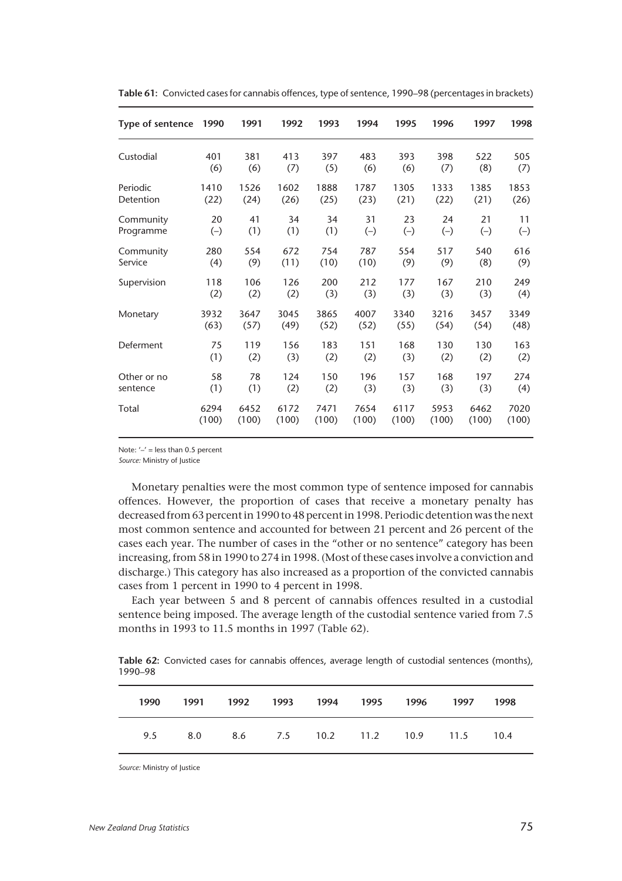**Table 61:** Convicted cases for cannabis offences, type of sentence, 1990–98 (percentages in brackets)

| Type of sentence | 1990 | 1991 | 1992 | 1993 | 1994 | 1995 | 1996 | 1997 | 1998 |
|---|---|---|---|---|---|---|---|---|---|
| Custodial | 401 (6) | 381 (6) | 413 (7) | 397 (5) | 483 (6) | 393 (6) | 398 (7) | 522 (8) | 505 (7) |
| Periodic Detention | 1410 (22) | 1526 (24) | 1602 (26) | 1888 (25) | 1787 (23) | 1305 (21) | 1333 (22) | 1385 (21) | 1853 (26) |
| Community Programme | 20 (–) | 41 (1) | 34 (1) | 34 (1) | 31 (–) | 23 (–) | 24 (–) | 21 (–) | 11 (–) |
| Community Service | 280 (4) | 554 (9) | 672 (11) | 754 (10) | 787 (10) | 554 (9) | 517 (9) | 540 (8) | 616 (9) |
| Supervision | 118 (2) | 106 (2) | 126 (2) | 200 (3) | 212 (3) | 177 (3) | 167 (3) | 210 (3) | 249 (4) |
| Monetary | 3932 (63) | 3647 (57) | 3045 (49) | 3865 (52) | 4007 (52) | 3340 (55) | 3216 (54) | 3457 (54) | 3349 (48) |
| Deferment | 75 (1) | 119 (2) | 156 (3) | 183 (2) | 151 (2) | 168 (3) | 130 (2) | 130 (2) | 163 (2) |
| Other or no sentence | 58 (1) | 78 (1) | 124 (2) | 150 (2) | 196 (3) | 157 (3) | 168 (3) | 197 (3) | 274 (4) |
| Total | 6294 (100) | 6452 (100) | 6172 (100) | 7471 (100) | 7654 (100) | 6117 (100) | 5953 (100) | 6462 (100) | 7020 (100) |

Note: '–' = less than 0.5 percent
*Source:* Ministry of Justice

Monetary penalties were the most common type of sentence imposed for cannabis offences. However, the proportion of cases that receive a monetary penalty has decreased from 63 percent in 1990 to 48 percent in 1998. Periodic detention was the next most common sentence and accounted for between 21 percent and 26 percent of the cases each year. The number of cases in the "other or no sentence" category has been increasing, from 58 in 1990 to 274 in 1998. (Most of these cases involve a conviction and discharge.) This category has also increased as a proportion of the convicted cannabis cases from 1 percent in 1990 to 4 percent in 1998.

Each year between 5 and 8 percent of cannabis offences resulted in a custodial sentence being imposed. The average length of the custodial sentence varied from 7.5 months in 1993 to 11.5 months in 1997 (Table 62).

**Table 62:** Convicted cases for cannabis offences, average length of custodial sentences (months), 1990–98

| 1990 | 1991 | 1992 | 1993 | 1994 | 1995 | 1996 | 1997 | 1998 |
|---|---|---|---|---|---|---|---|---|
| 9.5 | 8.0 | 8.6 | 7.5 | 10.2 | 11.2 | 10.9 | 11.5 | 10.4 |

*Source:* Ministry of Justice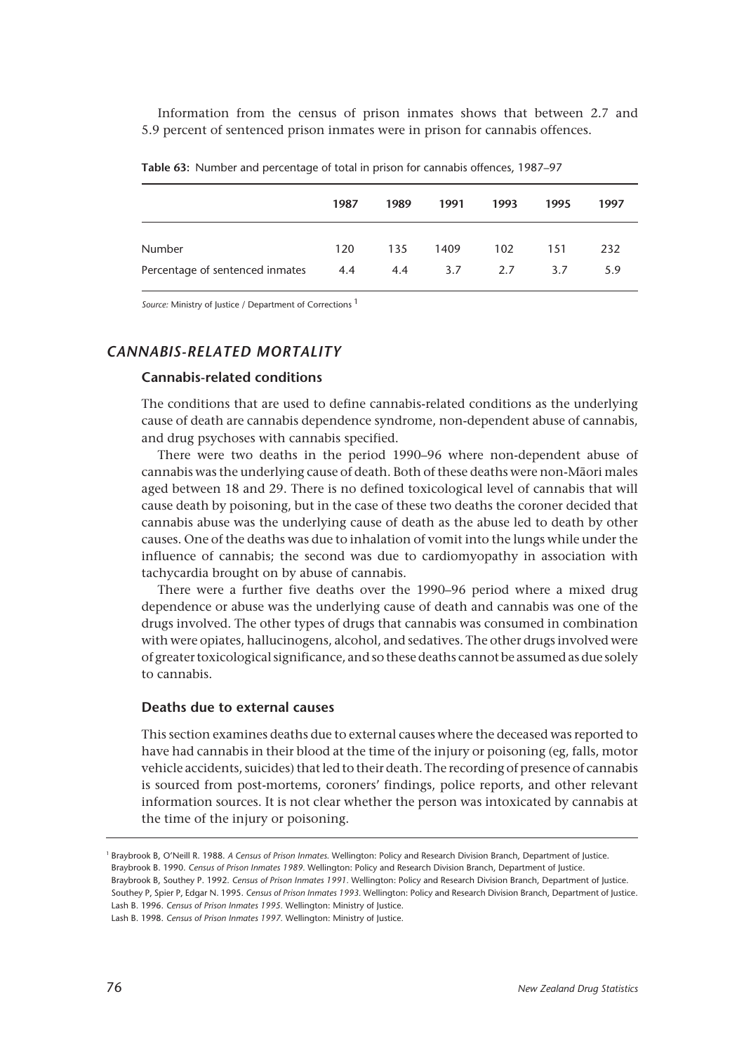Information from the census of prison inmates shows that between 2.7 and 5.9 percent of sentenced prison inmates were in prison for cannabis offences.

**Table 63:** Number and percentage of total in prison for cannabis offences, 1987–97

| | 1987 | 1989 | 1991 | 1993 | 1995 | 1997 |
|---|---|---|---|---|---|---|
| Number | 120 | 135 | 1409 | 102 | 151 | 232 |
| Percentage of sentenced inmates | 4.4 | 4.4 | 3.7 | 2.7 | 3.7 | 5.9 |

*Source:* Ministry of Justice / Department of Corrections [1]

## *CANNABIS-RELATED MORTALITY*

### Cannabis-related conditions

The conditions that are used to define cannabis-related conditions as the underlying cause of death are cannabis dependence syndrome, non-dependent abuse of cannabis, and drug psychoses with cannabis specified.

There were two deaths in the period 1990–96 where non-dependent abuse of cannabis was the underlying cause of death. Both of these deaths were non-Māori males aged between 18 and 29. There is no defined toxicological level of cannabis that will cause death by poisoning, but in the case of these two deaths the coroner decided that cannabis abuse was the underlying cause of death as the abuse led to death by other causes. One of the deaths was due to inhalation of vomit into the lungs while under the influence of cannabis; the second was due to cardiomyopathy in association with tachycardia brought on by abuse of cannabis.

There were a further five deaths over the 1990–96 period where a mixed drug dependence or abuse was the underlying cause of death and cannabis was one of the drugs involved. The other types of drugs that cannabis was consumed in combination with were opiates, hallucinogens, alcohol, and sedatives. The other drugs involved were of greater toxicological significance, and so these deaths cannot be assumed as due solely to cannabis.

### Deaths due to external causes

This section examines deaths due to external causes where the deceased was reported to have had cannabis in their blood at the time of the injury or poisoning (eg, falls, motor vehicle accidents, suicides) that led to their death. The recording of presence of cannabis is sourced from post-mortems, coroners' findings, police reports, and other relevant information sources. It is not clear whether the person was intoxicated by cannabis at the time of the injury or poisoning.

---

[1] Braybrook B, O'Neill R. 1988. *A Census of Prison Inmates.* Wellington: Policy and Research Division Branch, Department of Justice.
Braybrook B. 1990. *Census of Prison Inmates 1989.* Wellington: Policy and Research Division Branch, Department of Justice.
Braybrook B, Southey P. 1992. *Census of Prison Inmates 1991.* Wellington: Policy and Research Division Branch, Department of Justice.
Southey P, Spier P, Edgar N. 1995. *Census of Prison Inmates 1993.* Wellington: Policy and Research Division Branch, Department of Justice.
Lash B. 1996. *Census of Prison Inmates 1995.* Wellington: Ministry of Justice.
Lash B. 1998. *Census of Prison Inmates 1997.* Wellington: Ministry of Justice.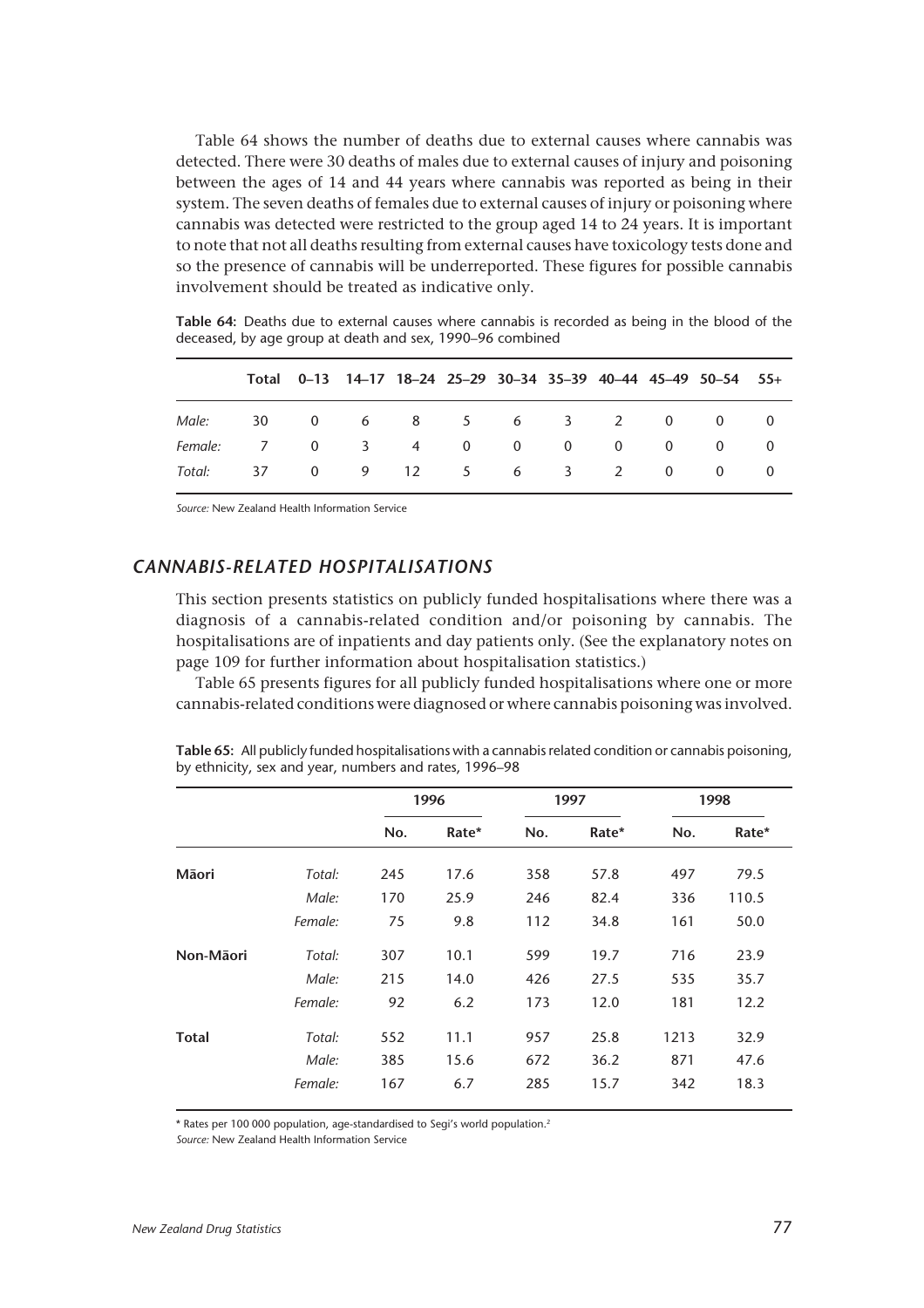Table 64 shows the number of deaths due to external causes where cannabis was detected. There were 30 deaths of males due to external causes of injury and poisoning between the ages of 14 and 44 years where cannabis was reported as being in their system. The seven deaths of females due to external causes of injury or poisoning where cannabis was detected were restricted to the group aged 14 to 24 years. It is important to note that not all deaths resulting from external causes have toxicology tests done and so the presence of cannabis will be underreported. These figures for possible cannabis involvement should be treated as indicative only.

**Table 64:** Deaths due to external causes where cannabis is recorded as being in the blood of the deceased, by age group at death and sex, 1990–96 combined

| | Total | 0–13 | 14–17 | 18–24 | 25–29 | 30–34 | 35–39 | 40–44 | 45–49 | 50–54 | 55+ |
|---|---|---|---|---|---|---|---|---|---|---|---|
| *Male:* | 30 | 0 | 6 | 8 | 5 | 6 | 3 | 2 | 0 | 0 | 0 |
| *Female:* | 7 | 0 | 3 | 4 | 0 | 0 | 0 | 0 | 0 | 0 | 0 |
| *Total:* | 37 | 0 | 9 | 12 | 5 | 6 | 3 | 2 | 0 | 0 | 0 |

*Source:* New Zealand Health Information Service

## CANNABIS-RELATED HOSPITALISATIONS

This section presents statistics on publicly funded hospitalisations where there was a diagnosis of a cannabis-related condition and/or poisoning by cannabis. The hospitalisations are of inpatients and day patients only. (See the explanatory notes on page 109 for further information about hospitalisation statistics.)

Table 65 presents figures for all publicly funded hospitalisations where one or more cannabis-related conditions were diagnosed or where cannabis poisoning was involved.

**Table 65:** All publicly funded hospitalisations with a cannabis related condition or cannabis poisoning, by ethnicity, sex and year, numbers and rates, 1996–98

| | | 1996 | | 1997 | | 1998 | |
|---|---|---|---|---|---|---|---|
| | | No. | Rate* | No. | Rate* | No. | Rate* |
| **Māori** | *Total:* | 245 | 17.6 | 358 | 57.8 | 497 | 79.5 |
| | *Male:* | 170 | 25.9 | 246 | 82.4 | 336 | 110.5 |
| | *Female:* | 75 | 9.8 | 112 | 34.8 | 161 | 50.0 |
| **Non-Māori** | *Total:* | 307 | 10.1 | 599 | 19.7 | 716 | 23.9 |
| | *Male:* | 215 | 14.0 | 426 | 27.5 | 535 | 35.7 |
| | *Female:* | 92 | 6.2 | 173 | 12.0 | 181 | 12.2 |
| **Total** | *Total:* | 552 | 11.1 | 957 | 25.8 | 1213 | 32.9 |
| | *Male:* | 385 | 15.6 | 672 | 36.2 | 871 | 47.6 |
| | *Female:* | 167 | 6.7 | 285 | 15.7 | 342 | 18.3 |

* Rates per 100 000 population, age-standardised to Segi's world population.[2]

*Source:* New Zealand Health Information Service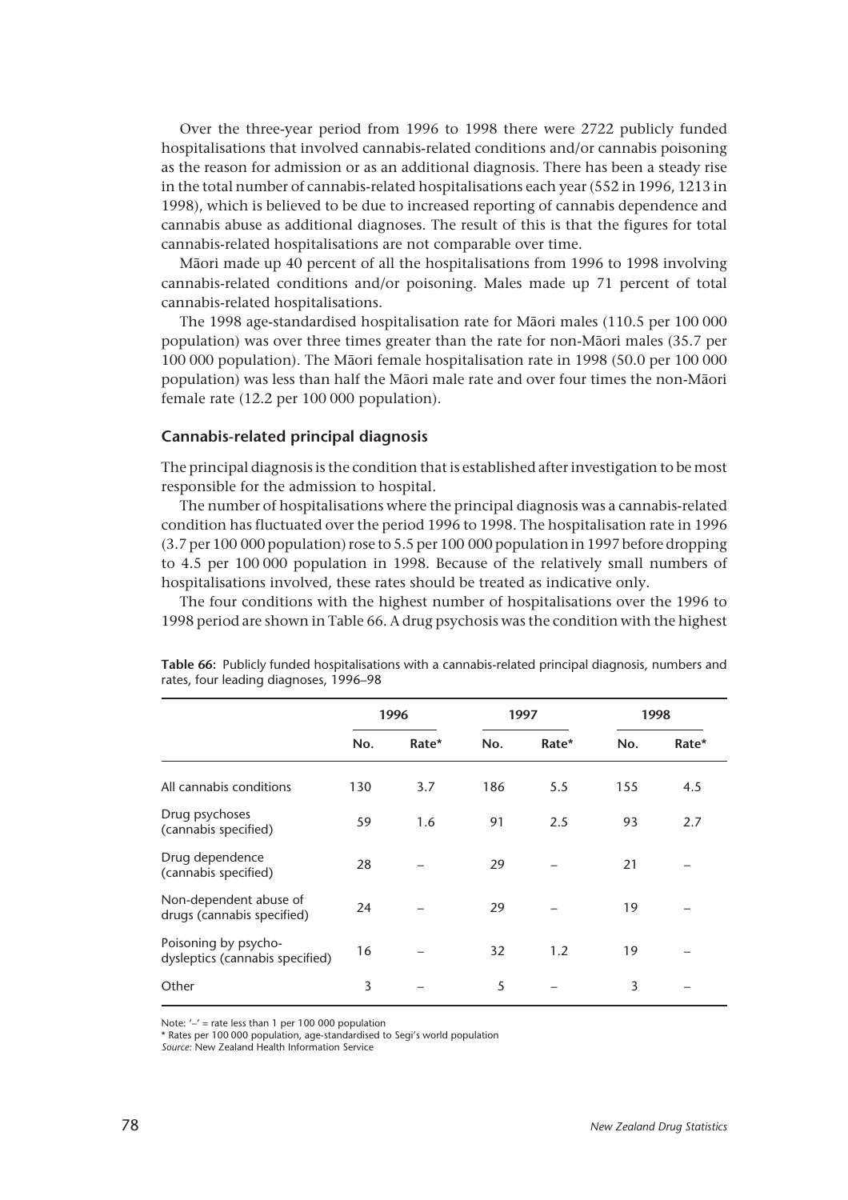Over the three-year period from 1996 to 1998 there were 2722 publicly funded hospitalisations that involved cannabis-related conditions and/or cannabis poisoning as the reason for admission or as an additional diagnosis. There has been a steady rise in the total number of cannabis-related hospitalisations each year (552 in 1996, 1213 in 1998), which is believed to be due to increased reporting of cannabis dependence and cannabis abuse as additional diagnoses. The result of this is that the figures for total cannabis-related hospitalisations are not comparable over time.

Māori made up 40 percent of all the hospitalisations from 1996 to 1998 involving cannabis-related conditions and/or poisoning. Males made up 71 percent of total cannabis-related hospitalisations.

The 1998 age-standardised hospitalisation rate for Māori males (110.5 per 100 000 population) was over three times greater than the rate for non-Māori males (35.7 per 100 000 population). The Māori female hospitalisation rate in 1998 (50.0 per 100 000 population) was less than half the Māori male rate and over four times the non-Māori female rate (12.2 per 100 000 population).

### Cannabis-related principal diagnosis

The principal diagnosis is the condition that is established after investigation to be most responsible for the admission to hospital.

The number of hospitalisations where the principal diagnosis was a cannabis-related condition has fluctuated over the period 1996 to 1998. The hospitalisation rate in 1996 (3.7 per 100 000 population) rose to 5.5 per 100 000 population in 1997 before dropping to 4.5 per 100 000 population in 1998. Because of the relatively small numbers of hospitalisations involved, these rates should be treated as indicative only.

The four conditions with the highest number of hospitalisations over the 1996 to 1998 period are shown in Table 66. A drug psychosis was the condition with the highest

**Table 66:** Publicly funded hospitalisations with a cannabis-related principal diagnosis, numbers and rates, four leading diagnoses, 1996–98

| | 1996 | | 1997 | | 1998 | |
|---|---|---|---|---|---|---|
| | No. | Rate* | No. | Rate* | No. | Rate* |
| All cannabis conditions | 130 | 3.7 | 186 | 5.5 | 155 | 4.5 |
| Drug psychoses (cannabis specified) | 59 | 1.6 | 91 | 2.5 | 93 | 2.7 |
| Drug dependence (cannabis specified) | 28 | – | 29 | – | 21 | – |
| Non-dependent abuse of drugs (cannabis specified) | 24 | – | 29 | – | 19 | – |
| Poisoning by psycho-dysleptics (cannabis specified) | 16 | – | 32 | 1.2 | 19 | – |
| Other | 3 | – | 5 | – | 3 | – |

Note: '–' = rate less than 1 per 100 000 population

\* Rates per 100 000 population, age-standardised to Segi's world population

*Source:* New Zealand Health Information Service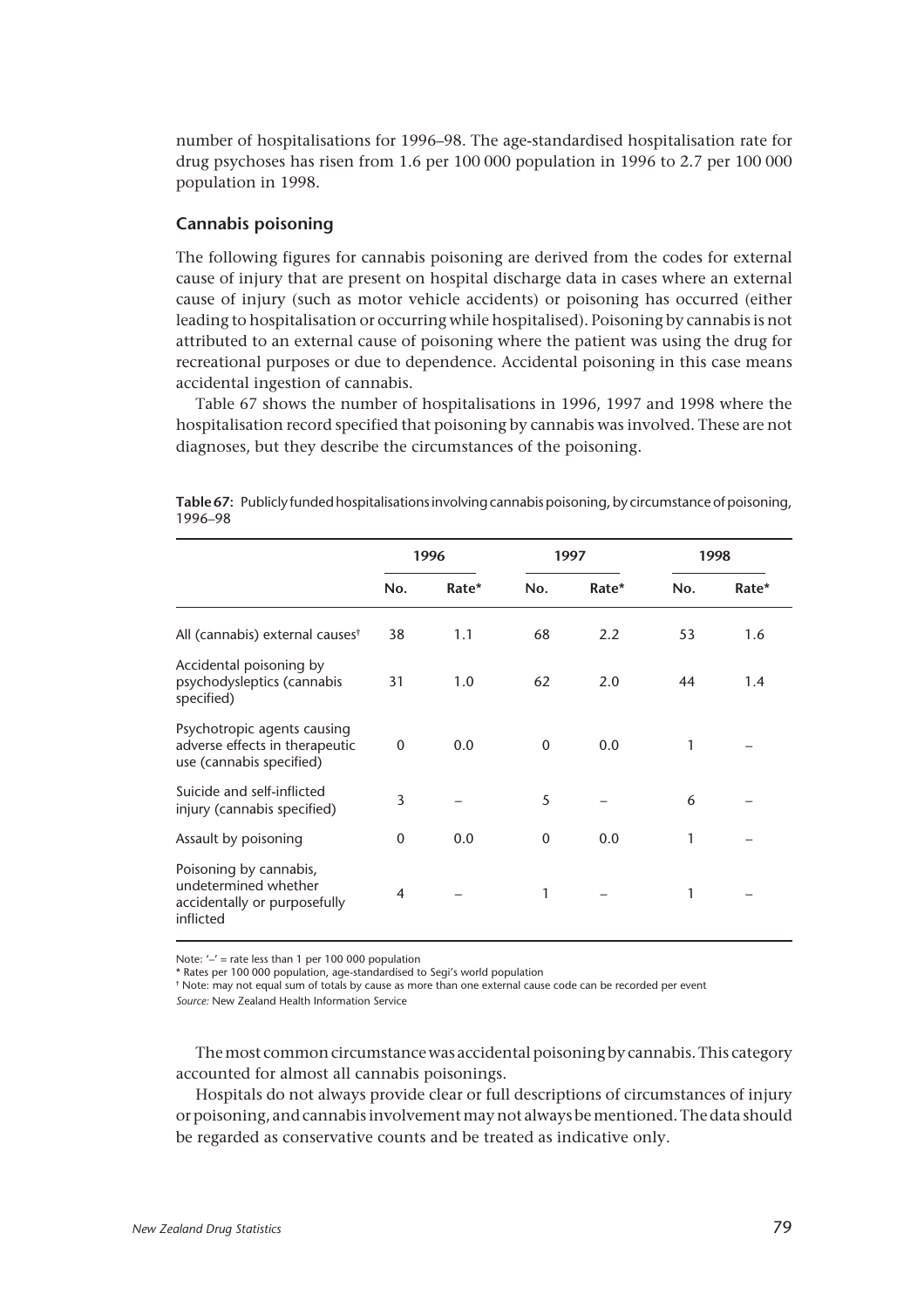number of hospitalisations for 1996–98. The age-standardised hospitalisation rate for drug psychoses has risen from 1.6 per 100 000 population in 1996 to 2.7 per 100 000 population in 1998.

### Cannabis poisoning

The following figures for cannabis poisoning are derived from the codes for external cause of injury that are present on hospital discharge data in cases where an external cause of injury (such as motor vehicle accidents) or poisoning has occurred (either leading to hospitalisation or occurring while hospitalised). Poisoning by cannabis is not attributed to an external cause of poisoning where the patient was using the drug for recreational purposes or due to dependence. Accidental poisoning in this case means accidental ingestion of cannabis.

Table 67 shows the number of hospitalisations in 1996, 1997 and 1998 where the hospitalisation record specified that poisoning by cannabis was involved. These are not diagnoses, but they describe the circumstances of the poisoning.

**Table 67:** Publicly funded hospitalisations involving cannabis poisoning, by circumstance of poisoning, 1996–98

| | 1996 | | 1997 | | 1998 | |
|---|---|---|---|---|---|---|
| | No. | Rate* | No. | Rate* | No. | Rate* |
| All (cannabis) external causes† | 38 | 1.1 | 68 | 2.2 | 53 | 1.6 |
| Accidental poisoning by psychodysleptics (cannabis specified) | 31 | 1.0 | 62 | 2.0 | 44 | 1.4 |
| Psychotropic agents causing adverse effects in therapeutic use (cannabis specified) | 0 | 0.0 | 0 | 0.0 | 1 | – |
| Suicide and self-inflicted injury (cannabis specified) | 3 | – | 5 | – | 6 | – |
| Assault by poisoning | 0 | 0.0 | 0 | 0.0 | 1 | – |
| Poisoning by cannabis, undetermined whether accidentally or purposefully inflicted | 4 | – | 1 | – | 1 | – |

Note: '–' = rate less than 1 per 100 000 population

\* Rates per 100 000 population, age-standardised to Segi's world population

† Note: may not equal sum of totals by cause as more than one external cause code can be recorded per event

*Source:* New Zealand Health Information Service

The most common circumstance was accidental poisoning by cannabis. This category accounted for almost all cannabis poisonings.

Hospitals do not always provide clear or full descriptions of circumstances of injury or poisoning, and cannabis involvement may not always be mentioned. The data should be regarded as conservative counts and be treated as indicative only.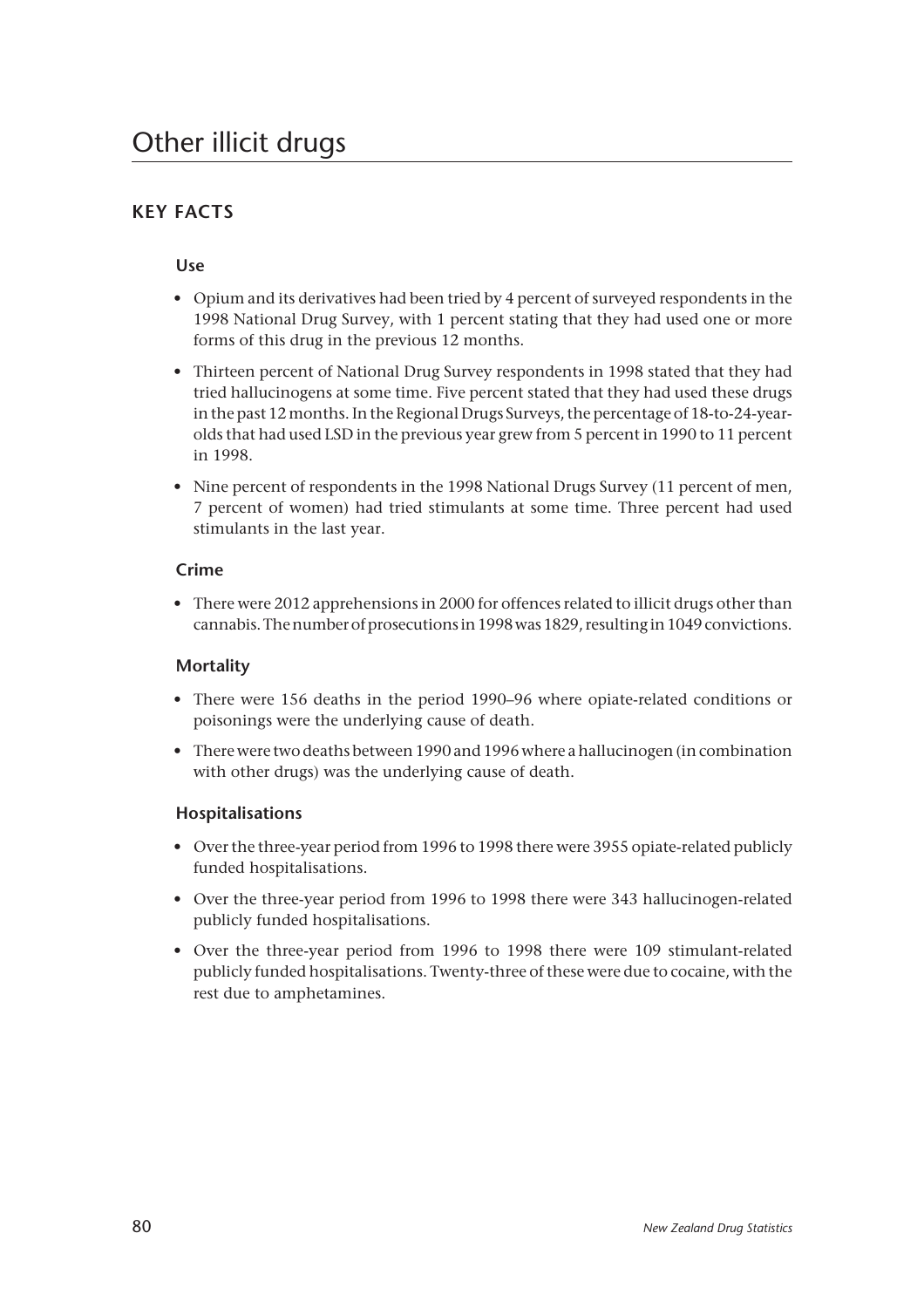# Other illicit drugs

## KEY FACTS

### Use

- Opium and its derivatives had been tried by 4 percent of surveyed respondents in the 1998 National Drug Survey, with 1 percent stating that they had used one or more forms of this drug in the previous 12 months.
- Thirteen percent of National Drug Survey respondents in 1998 stated that they had tried hallucinogens at some time. Five percent stated that they had used these drugs in the past 12 months. In the Regional Drugs Surveys, the percentage of 18-to-24-year-olds that had used LSD in the previous year grew from 5 percent in 1990 to 11 percent in 1998.
- Nine percent of respondents in the 1998 National Drugs Survey (11 percent of men, 7 percent of women) had tried stimulants at some time. Three percent had used stimulants in the last year.

### Crime

- There were 2012 apprehensions in 2000 for offences related to illicit drugs other than cannabis. The number of prosecutions in 1998 was 1829, resulting in 1049 convictions.

### Mortality

- There were 156 deaths in the period 1990–96 where opiate-related conditions or poisonings were the underlying cause of death.
- There were two deaths between 1990 and 1996 where a hallucinogen (in combination with other drugs) was the underlying cause of death.

### Hospitalisations

- Over the three-year period from 1996 to 1998 there were 3955 opiate-related publicly funded hospitalisations.
- Over the three-year period from 1996 to 1998 there were 343 hallucinogen-related publicly funded hospitalisations.
- Over the three-year period from 1996 to 1998 there were 109 stimulant-related publicly funded hospitalisations. Twenty-three of these were due to cocaine, with the rest due to amphetamines.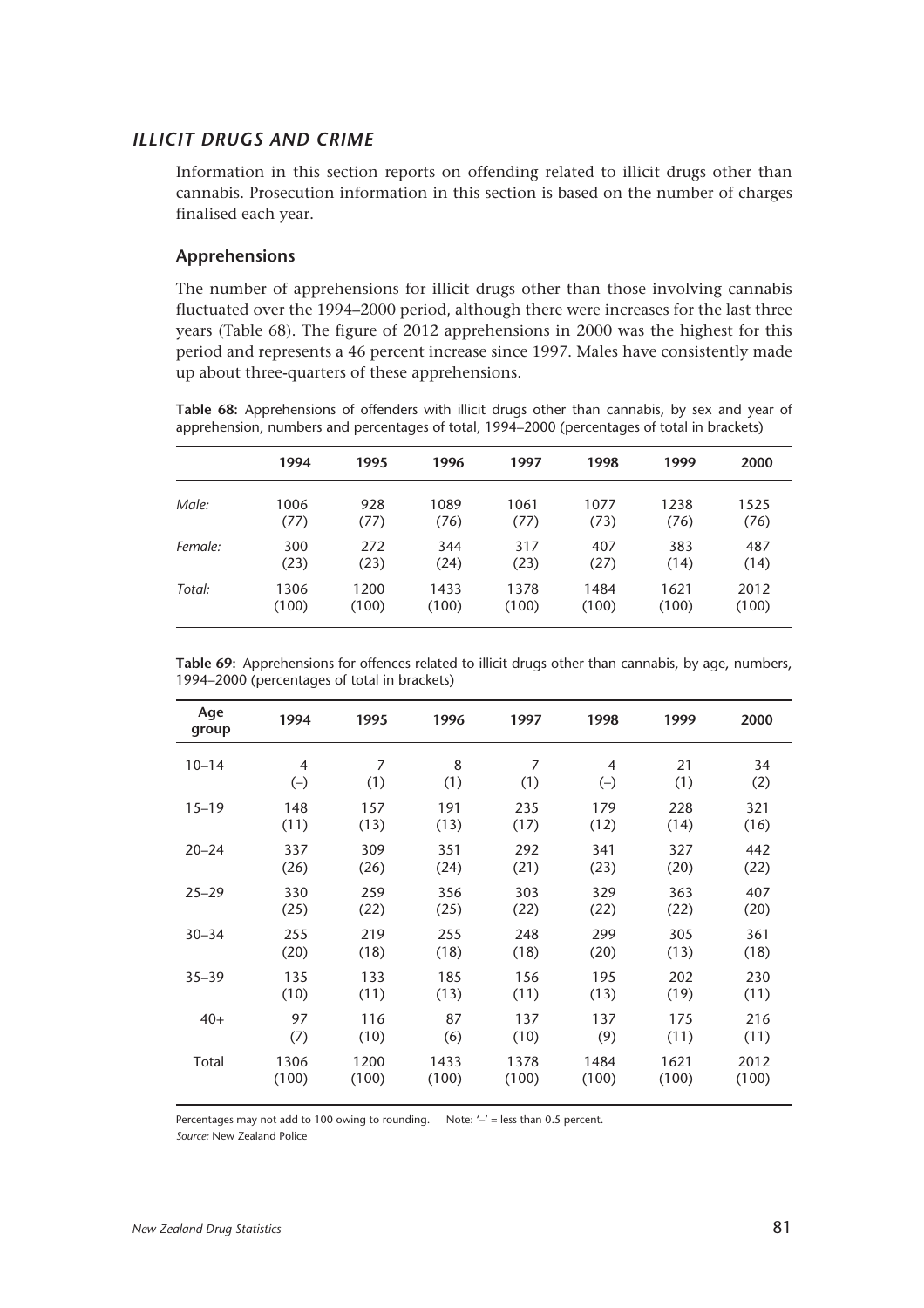## *ILLICIT DRUGS AND CRIME*

Information in this section reports on offending related to illicit drugs other than cannabis. Prosecution information in this section is based on the number of charges finalised each year.

### Apprehensions

The number of apprehensions for illicit drugs other than those involving cannabis fluctuated over the 1994–2000 period, although there were increases for the last three years (Table 68). The figure of 2012 apprehensions in 2000 was the highest for this period and represents a 46 percent increase since 1997. Males have consistently made up about three-quarters of these apprehensions.

**Table 68:** Apprehensions of offenders with illicit drugs other than cannabis, by sex and year of apprehension, numbers and percentages of total, 1994–2000 (percentages of total in brackets)

| | 1994 | 1995 | 1996 | 1997 | 1998 | 1999 | 2000 |
|---|---|---|---|---|---|---|---|
| *Male:* | 1006 | 928 | 1089 | 1061 | 1077 | 1238 | 1525 |
| | (77) | (77) | (76) | (77) | (73) | (76) | (76) |
| *Female:* | 300 | 272 | 344 | 317 | 407 | 383 | 487 |
| | (23) | (23) | (24) | (23) | (27) | (14) | (14) |
| *Total:* | 1306 | 1200 | 1433 | 1378 | 1484 | 1621 | 2012 |
| | (100) | (100) | (100) | (100) | (100) | (100) | (100) |

**Table 69:** Apprehensions for offences related to illicit drugs other than cannabis, by age, numbers, 1994–2000 (percentages of total in brackets)

| Age group | 1994 | 1995 | 1996 | 1997 | 1998 | 1999 | 2000 |
|---|---|---|---|---|---|---|---|
| 10–14 | 4 | 7 | 8 | 7 | 4 | 21 | 34 |
| | (–) | (1) | (1) | (1) | (–) | (1) | (2) |
| 15–19 | 148 | 157 | 191 | 235 | 179 | 228 | 321 |
| | (11) | (13) | (13) | (17) | (12) | (14) | (16) |
| 20–24 | 337 | 309 | 351 | 292 | 341 | 327 | 442 |
| | (26) | (26) | (24) | (21) | (23) | (20) | (22) |
| 25–29 | 330 | 259 | 356 | 303 | 329 | 363 | 407 |
| | (25) | (22) | (25) | (22) | (22) | (22) | (20) |
| 30–34 | 255 | 219 | 255 | 248 | 299 | 305 | 361 |
| | (20) | (18) | (18) | (18) | (20) | (13) | (18) |
| 35–39 | 135 | 133 | 185 | 156 | 195 | 202 | 230 |
| | (10) | (11) | (13) | (11) | (13) | (19) | (11) |
| 40+ | 97 | 116 | 87 | 137 | 137 | 175 | 216 |
| | (7) | (10) | (6) | (10) | (9) | (11) | (11) |
| Total | 1306 | 1200 | 1433 | 1378 | 1484 | 1621 | 2012 |
| | (100) | (100) | (100) | (100) | (100) | (100) | (100) |

Percentages may not add to 100 owing to rounding. Note: '–' = less than 0.5 percent.

*Source:* New Zealand Police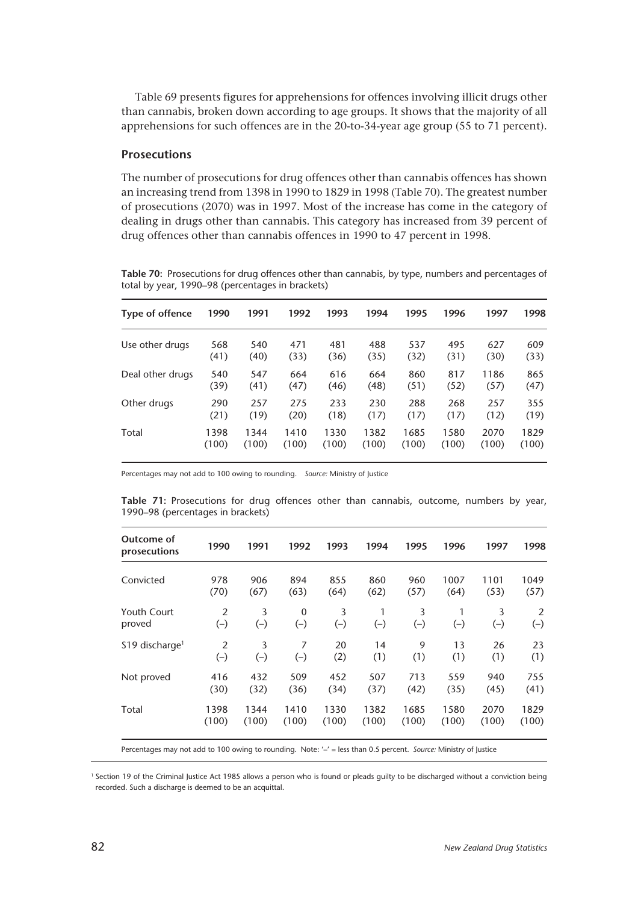Table 69 presents figures for apprehensions for offences involving illicit drugs other than cannabis, broken down according to age groups. It shows that the majority of all apprehensions for such offences are in the 20-to-34-year age group (55 to 71 percent).

### Prosecutions

The number of prosecutions for drug offences other than cannabis offences has shown an increasing trend from 1398 in 1990 to 1829 in 1998 (Table 70). The greatest number of prosecutions (2070) was in 1997. Most of the increase has come in the category of dealing in drugs other than cannabis. This category has increased from 39 percent of drug offences other than cannabis offences in 1990 to 47 percent in 1998.

**Table 70:** Prosecutions for drug offences other than cannabis, by type, numbers and percentages of total by year, 1990–98 (percentages in brackets)

| Type of offence | 1990 | 1991 | 1992 | 1993 | 1994 | 1995 | 1996 | 1997 | 1998 |
|---|---|---|---|---|---|---|---|---|---|
| Use other drugs | 568 (41) | 540 (40) | 471 (33) | 481 (36) | 488 (35) | 537 (32) | 495 (31) | 627 (30) | 609 (33) |
| Deal other drugs | 540 (39) | 547 (41) | 664 (47) | 616 (46) | 664 (48) | 860 (51) | 817 (52) | 1186 (57) | 865 (47) |
| Other drugs | 290 (21) | 257 (19) | 275 (20) | 233 (18) | 230 (17) | 288 (17) | 268 (17) | 257 (12) | 355 (19) |
| Total | 1398 (100) | 1344 (100) | 1410 (100) | 1330 (100) | 1382 (100) | 1685 (100) | 1580 (100) | 2070 (100) | 1829 (100) |

Percentages may not add to 100 owing to rounding. *Source:* Ministry of Justice

**Table 71:** Prosecutions for drug offences other than cannabis, outcome, numbers by year, 1990–98 (percentages in brackets)

| Outcome of prosecutions | 1990 | 1991 | 1992 | 1993 | 1994 | 1995 | 1996 | 1997 | 1998 |
|---|---|---|---|---|---|---|---|---|---|
| Convicted | 978 (70) | 906 (67) | 894 (63) | 855 (64) | 860 (62) | 960 (57) | 1007 (64) | 1101 (53) | 1049 (57) |
| Youth Court proved | 2 (–) | 3 (–) | 0 (–) | 3 (–) | 1 (–) | 3 (–) | 1 (–) | 3 (–) | 2 (–) |
| S19 discharge[1] | 2 (–) | 3 (–) | 7 (–) | 20 (2) | 14 (1) | 9 (1) | 13 (1) | 26 (1) | 23 (1) |
| Not proved | 416 (30) | 432 (32) | 509 (36) | 452 (34) | 507 (37) | 713 (42) | 559 (35) | 940 (45) | 755 (41) |
| Total | 1398 (100) | 1344 (100) | 1410 (100) | 1330 (100) | 1382 (100) | 1685 (100) | 1580 (100) | 2070 (100) | 1829 (100) |

Percentages may not add to 100 owing to rounding. Note: '–' = less than 0.5 percent. *Source:* Ministry of Justice

[1] Section 19 of the Criminal Justice Act 1985 allows a person who is found or pleads guilty to be discharged without a conviction being recorded. Such a discharge is deemed to be an acquittal.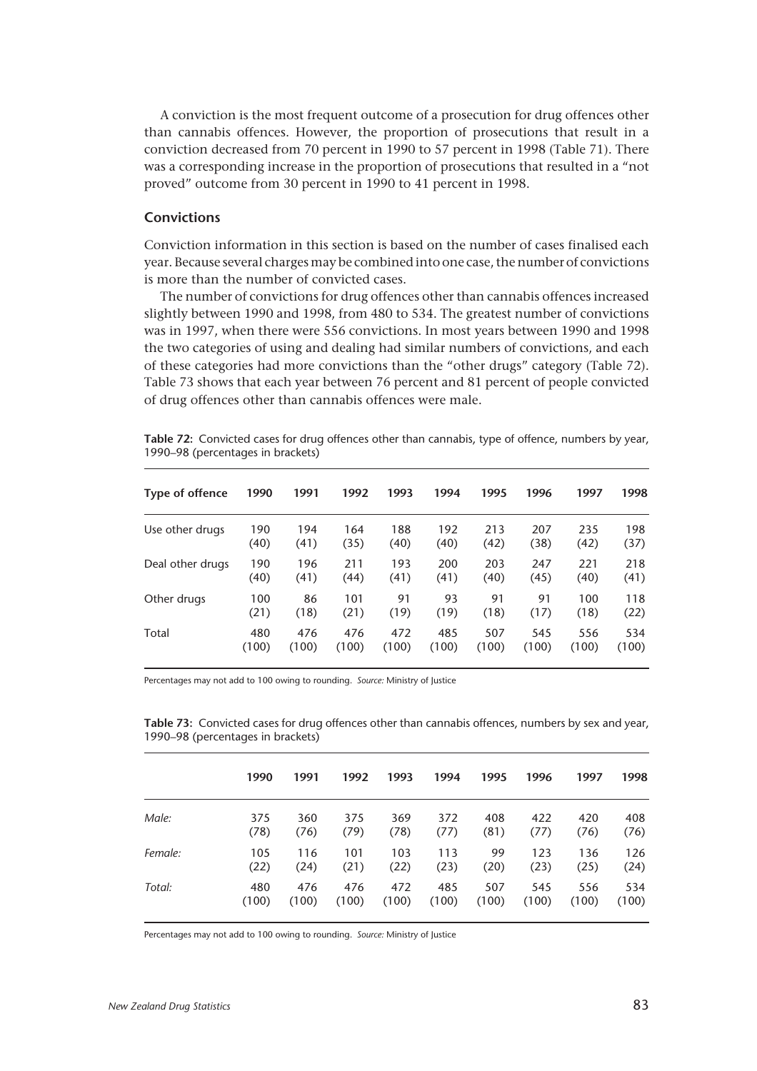A conviction is the most frequent outcome of a prosecution for drug offences other than cannabis offences. However, the proportion of prosecutions that result in a conviction decreased from 70 percent in 1990 to 57 percent in 1998 (Table 71). There was a corresponding increase in the proportion of prosecutions that resulted in a "not proved" outcome from 30 percent in 1990 to 41 percent in 1998.

### Convictions

Conviction information in this section is based on the number of cases finalised each year. Because several charges may be combined into one case, the number of convictions is more than the number of convicted cases.

The number of convictions for drug offences other than cannabis offences increased slightly between 1990 and 1998, from 480 to 534. The greatest number of convictions was in 1997, when there were 556 convictions. In most years between 1990 and 1998 the two categories of using and dealing had similar numbers of convictions, and each of these categories had more convictions than the "other drugs" category (Table 72). Table 73 shows that each year between 76 percent and 81 percent of people convicted of drug offences other than cannabis offences were male.

**Table 72:** Convicted cases for drug offences other than cannabis, type of offence, numbers by year, 1990–98 (percentages in brackets)

| Type of offence | 1990 | 1991 | 1992 | 1993 | 1994 | 1995 | 1996 | 1997 | 1998 |
|---|---|---|---|---|---|---|---|---|---|
| Use other drugs | 190 (40) | 194 (41) | 164 (35) | 188 (40) | 192 (40) | 213 (42) | 207 (38) | 235 (42) | 198 (37) |
| Deal other drugs | 190 (40) | 196 (41) | 211 (44) | 193 (41) | 200 (41) | 203 (40) | 247 (45) | 221 (40) | 218 (41) |
| Other drugs | 100 (21) | 86 (18) | 101 (21) | 91 (19) | 93 (19) | 91 (18) | 91 (17) | 100 (18) | 118 (22) |
| Total | 480 (100) | 476 (100) | 476 (100) | 472 (100) | 485 (100) | 507 (100) | 545 (100) | 556 (100) | 534 (100) |

Percentages may not add to 100 owing to rounding. *Source:* Ministry of Justice

**Table 73:** Convicted cases for drug offences other than cannabis offences, numbers by sex and year, 1990–98 (percentages in brackets)

| | 1990 | 1991 | 1992 | 1993 | 1994 | 1995 | 1996 | 1997 | 1998 |
|---|---|---|---|---|---|---|---|---|---|
| *Male:* | 375 (78) | 360 (76) | 375 (79) | 369 (78) | 372 (77) | 408 (81) | 422 (77) | 420 (76) | 408 (76) |
| *Female:* | 105 (22) | 116 (24) | 101 (21) | 103 (22) | 113 (23) | 99 (20) | 123 (23) | 136 (25) | 126 (24) |
| *Total:* | 480 (100) | 476 (100) | 476 (100) | 472 (100) | 485 (100) | 507 (100) | 545 (100) | 556 (100) | 534 (100) |

Percentages may not add to 100 owing to rounding. *Source:* Ministry of Justice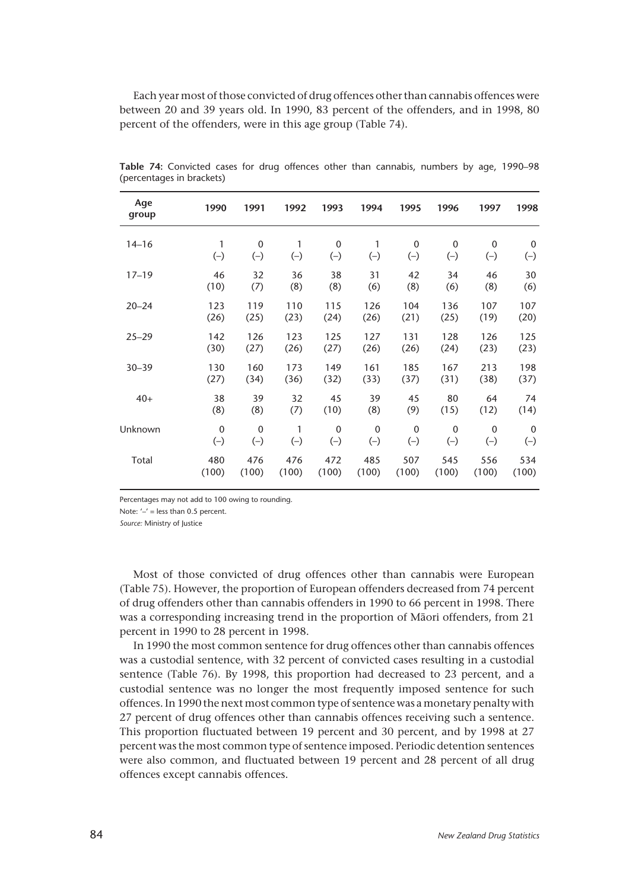Each year most of those convicted of drug offences other than cannabis offences were between 20 and 39 years old. In 1990, 83 percent of the offenders, and in 1998, 80 percent of the offenders, were in this age group (Table 74).

**Table 74:** Convicted cases for drug offences other than cannabis, numbers by age, 1990–98 (percentages in brackets)

| Age group | 1990 | 1991 | 1992 | 1993 | 1994 | 1995 | 1996 | 1997 | 1998 |
|---|---|---|---|---|---|---|---|---|---|
| 14–16 | 1 (–) | 0 (–) | 1 (–) | 0 (–) | 1 (–) | 0 (–) | 0 (–) | 0 (–) | 0 (–) |
| 17–19 | 46 (10) | 32 (7) | 36 (8) | 38 (8) | 31 (6) | 42 (8) | 34 (6) | 46 (8) | 30 (6) |
| 20–24 | 123 (26) | 119 (25) | 110 (23) | 115 (24) | 126 (26) | 104 (21) | 136 (25) | 107 (19) | 107 (20) |
| 25–29 | 142 (30) | 126 (27) | 123 (26) | 125 (27) | 127 (26) | 131 (26) | 128 (24) | 126 (23) | 125 (23) |
| 30–39 | 130 (27) | 160 (34) | 173 (36) | 149 (32) | 161 (33) | 185 (37) | 167 (31) | 213 (38) | 198 (37) |
| 40+ | 38 (8) | 39 (8) | 32 (7) | 45 (10) | 39 (8) | 45 (9) | 80 (15) | 64 (12) | 74 (14) |
| Unknown | 0 (–) | 0 (–) | 1 (–) | 0 (–) | 0 (–) | 0 (–) | 0 (–) | 0 (–) | 0 (–) |
| Total | 480 (100) | 476 (100) | 476 (100) | 472 (100) | 485 (100) | 507 (100) | 545 (100) | 556 (100) | 534 (100) |

Percentages may not add to 100 owing to rounding.

Note: '–' = less than 0.5 percent.

*Source:* Ministry of Justice

Most of those convicted of drug offences other than cannabis were European (Table 75). However, the proportion of European offenders decreased from 74 percent of drug offenders other than cannabis offenders in 1990 to 66 percent in 1998. There was a corresponding increasing trend in the proportion of Māori offenders, from 21 percent in 1990 to 28 percent in 1998.

In 1990 the most common sentence for drug offences other than cannabis offences was a custodial sentence, with 32 percent of convicted cases resulting in a custodial sentence (Table 76). By 1998, this proportion had decreased to 23 percent, and a custodial sentence was no longer the most frequently imposed sentence for such offences. In 1990 the next most common type of sentence was a monetary penalty with 27 percent of drug offences other than cannabis offences receiving such a sentence. This proportion fluctuated between 19 percent and 30 percent, and by 1998 at 27 percent was the most common type of sentence imposed. Periodic detention sentences were also common, and fluctuated between 19 percent and 28 percent of all drug offences except cannabis offences.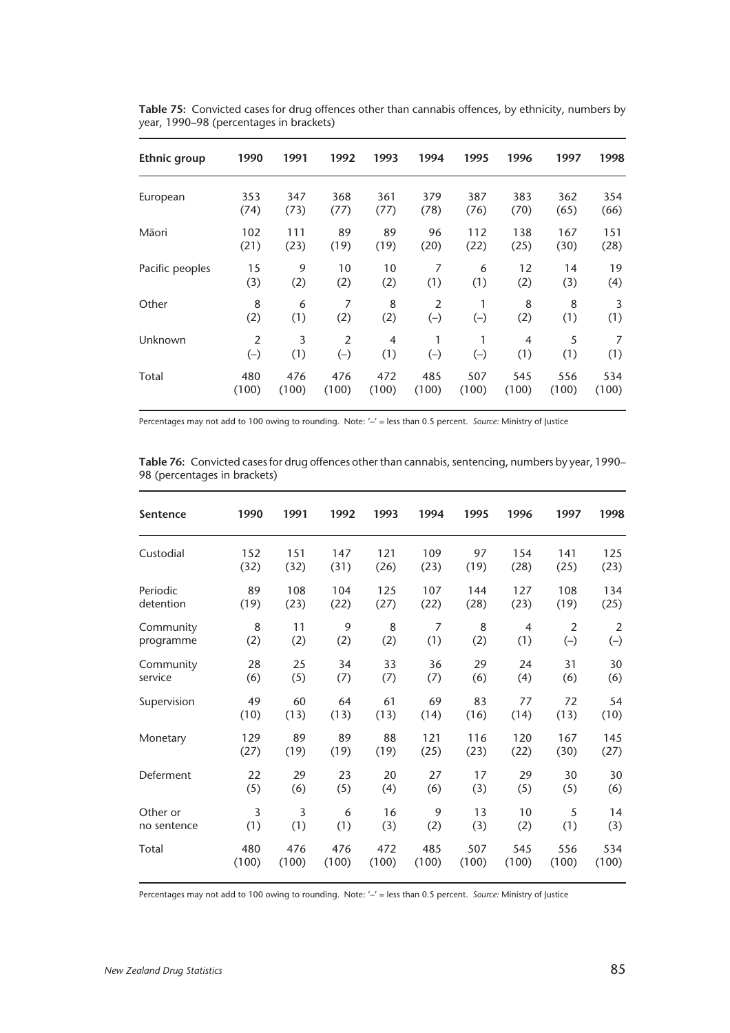**Table 75:** Convicted cases for drug offences other than cannabis offences, by ethnicity, numbers by year, 1990–98 (percentages in brackets)

| Ethnic group | 1990 | 1991 | 1992 | 1993 | 1994 | 1995 | 1996 | 1997 | 1998 |
|---|---|---|---|---|---|---|---|---|---|
| European | 353 (74) | 347 (73) | 368 (77) | 361 (77) | 379 (78) | 387 (76) | 383 (70) | 362 (65) | 354 (66) |
| Māori | 102 (21) | 111 (23) | 89 (19) | 89 (19) | 96 (20) | 112 (22) | 138 (25) | 167 (30) | 151 (28) |
| Pacific peoples | 15 (3) | 9 (2) | 10 (2) | 10 (2) | 7 (1) | 6 (1) | 12 (2) | 14 (3) | 19 (4) |
| Other | 8 (2) | 6 (1) | 7 (2) | 8 (2) | 2 (–) | 1 (–) | 8 (2) | 8 (1) | 3 (1) |
| Unknown | 2 (–) | 3 (1) | 2 (–) | 4 (1) | 1 (–) | 1 (–) | 4 (1) | 5 (1) | 7 (1) |
| Total | 480 (100) | 476 (100) | 476 (100) | 472 (100) | 485 (100) | 507 (100) | 545 (100) | 556 (100) | 534 (100) |

Percentages may not add to 100 owing to rounding. Note: '–' = less than 0.5 percent. *Source:* Ministry of Justice

**Table 76:** Convicted cases for drug offences other than cannabis, sentencing, numbers by year, 1990–98 (percentages in brackets)

| Sentence | 1990 | 1991 | 1992 | 1993 | 1994 | 1995 | 1996 | 1997 | 1998 |
|---|---|---|---|---|---|---|---|---|---|
| Custodial | 152 (32) | 151 (32) | 147 (31) | 121 (26) | 109 (23) | 97 (19) | 154 (28) | 141 (25) | 125 (23) |
| Periodic detention | 89 (19) | 108 (23) | 104 (22) | 125 (27) | 107 (22) | 144 (28) | 127 (23) | 108 (19) | 134 (25) |
| Community programme | 8 (2) | 11 (2) | 9 (2) | 8 (2) | 7 (1) | 8 (2) | 4 (1) | 2 (–) | 2 (–) |
| Community service | 28 (6) | 25 (5) | 34 (7) | 33 (7) | 36 (7) | 29 (6) | 24 (4) | 31 (6) | 30 (6) |
| Supervision | 49 (10) | 60 (13) | 64 (13) | 61 (13) | 69 (14) | 83 (16) | 77 (14) | 72 (13) | 54 (10) |
| Monetary | 129 (27) | 89 (19) | 89 (19) | 88 (19) | 121 (25) | 116 (23) | 120 (22) | 167 (30) | 145 (27) |
| Deferment | 22 (5) | 29 (6) | 23 (5) | 20 (4) | 27 (6) | 17 (3) | 29 (5) | 30 (5) | 30 (6) |
| Other or no sentence | 3 (1) | 3 (1) | 6 (1) | 16 (3) | 9 (2) | 13 (3) | 10 (2) | 5 (1) | 14 (3) |
| Total | 480 (100) | 476 (100) | 476 (100) | 472 (100) | 485 (100) | 507 (100) | 545 (100) | 556 (100) | 534 (100) |

Percentages may not add to 100 owing to rounding. Note: '–' = less than 0.5 percent. *Source:* Ministry of Justice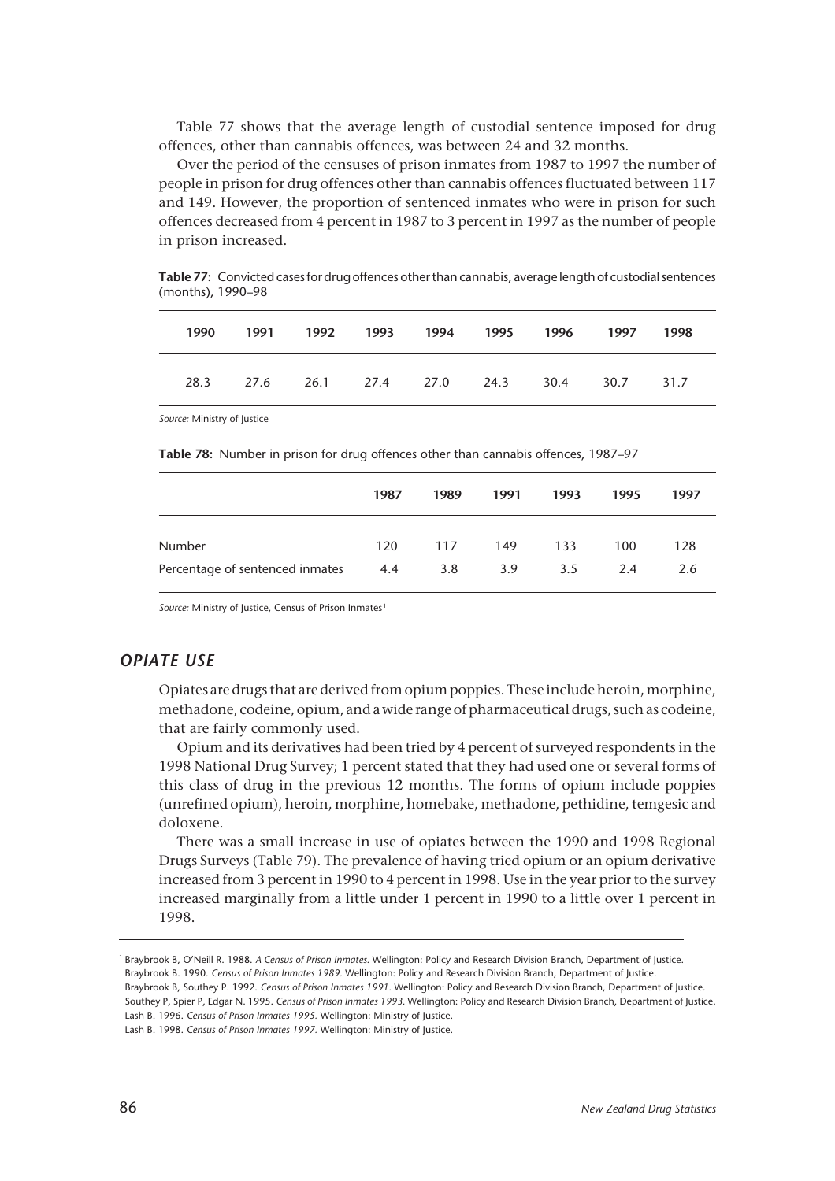Table 77 shows that the average length of custodial sentence imposed for drug offences, other than cannabis offences, was between 24 and 32 months.

Over the period of the censuses of prison inmates from 1987 to 1997 the number of people in prison for drug offences other than cannabis offences fluctuated between 117 and 149. However, the proportion of sentenced inmates who were in prison for such offences decreased from 4 percent in 1987 to 3 percent in 1997 as the number of people in prison increased.

**Table 77:** Convicted cases for drug offences other than cannabis, average length of custodial sentences (months), 1990–98

| 1990 | 1991 | 1992 | 1993 | 1994 | 1995 | 1996 | 1997 | 1998 |
|---|---|---|---|---|---|---|---|---|
| 28.3 | 27.6 | 26.1 | 27.4 | 27.0 | 24.3 | 30.4 | 30.7 | 31.7 |

*Source:* Ministry of Justice

**Table 78:** Number in prison for drug offences other than cannabis offences, 1987–97

| | 1987 | 1989 | 1991 | 1993 | 1995 | 1997 |
|---|---|---|---|---|---|---|
| Number | 120 | 117 | 149 | 133 | 100 | 128 |
| Percentage of sentenced inmates | 4.4 | 3.8 | 3.9 | 3.5 | 2.4 | 2.6 |

*Source:* Ministry of Justice, Census of Prison Inmates[1]

## *OPIATE USE*

Opiates are drugs that are derived from opium poppies. These include heroin, morphine, methadone, codeine, opium, and a wide range of pharmaceutical drugs, such as codeine, that are fairly commonly used.

Opium and its derivatives had been tried by 4 percent of surveyed respondents in the 1998 National Drug Survey; 1 percent stated that they had used one or several forms of this class of drug in the previous 12 months. The forms of opium include poppies (unrefined opium), heroin, morphine, homebake, methadone, pethidine, temgesic and doloxene.

There was a small increase in use of opiates between the 1990 and 1998 Regional Drugs Surveys (Table 79). The prevalence of having tried opium or an opium derivative increased from 3 percent in 1990 to 4 percent in 1998. Use in the year prior to the survey increased marginally from a little under 1 percent in 1990 to a little over 1 percent in 1998.

---

[1] Braybrook B, O'Neill R. 1988. *A Census of Prison Inmates.* Wellington: Policy and Research Division Branch, Department of Justice.
Braybrook B. 1990. *Census of Prison Inmates 1989.* Wellington: Policy and Research Division Branch, Department of Justice.
Braybrook B, Southey P. 1992. *Census of Prison Inmates 1991.* Wellington: Policy and Research Division Branch, Department of Justice.
Southey P, Spier P, Edgar N. 1995. *Census of Prison Inmates 1993.* Wellington: Policy and Research Division Branch, Department of Justice.
Lash B. 1996. *Census of Prison Inmates 1995.* Wellington: Ministry of Justice.
Lash B. 1998. *Census of Prison Inmates 1997.* Wellington: Ministry of Justice.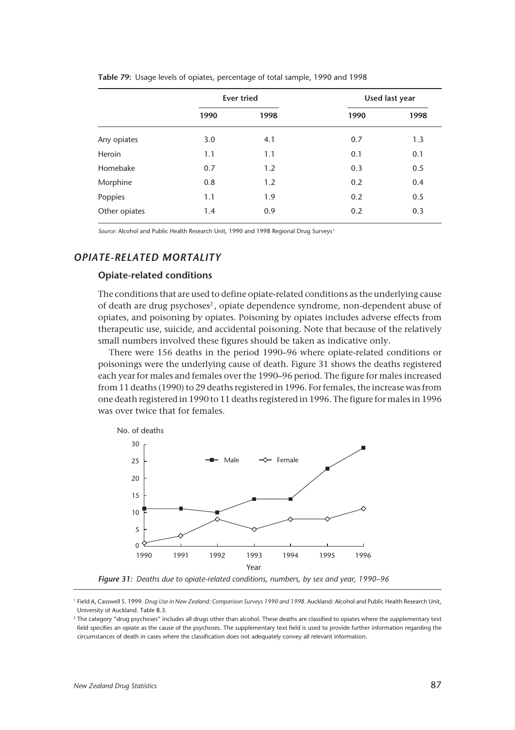**Table 79:** Usage levels of opiates, percentage of total sample, 1990 and 1998

| | Ever tried | | Used last year | |
|---|---|---|---|---|
| | 1990 | 1998 | 1990 | 1998 |
| Any opiates | 3.0 | 4.1 | 0.7 | 1.3 |
| Heroin | 1.1 | 1.1 | 0.1 | 0.1 |
| Homebake | 0.7 | 1.2 | 0.3 | 0.5 |
| Morphine | 0.8 | 1.2 | 0.2 | 0.4 |
| Poppies | 1.1 | 1.9 | 0.2 | 0.5 |
| Other opiates | 1.4 | 0.9 | 0.2 | 0.3 |

*Source:* Alcohol and Public Health Research Unit, 1990 and 1998 Regional Drug Surveys[1]

## *OPIATE-RELATED MORTALITY*

### Opiate-related conditions

The conditions that are used to define opiate-related conditions as the underlying cause of death are drug psychoses[2], opiate dependence syndrome, non-dependent abuse of opiates, and poisoning by opiates. Poisoning by opiates includes adverse effects from therapeutic use, suicide, and accidental poisoning. Note that because of the relatively small numbers involved these figures should be taken as indicative only.

There were 156 deaths in the period 1990–96 where opiate-related conditions or poisonings were the underlying cause of death. Figure 31 shows the deaths registered each year for males and females over the 1990–96 period. The figure for males increased from 11 deaths (1990) to 29 deaths registered in 1996. For females, the increase was from one death registered in 1990 to 11 deaths registered in 1996. The figure for males in 1996 was over twice that for females.

*Figure 31: Deaths due to opiate-related conditions, numbers, by sex and year, 1990–96*

[1] Field A, Casswell S. 1999. *Drug Use in New Zealand: Comparison Surveys 1990 and 1998*. Auckland: Alcohol and Public Health Research Unit, University of Auckland. Table 8.3.

[2] The category "drug psychoses" includes all drugs other than alcohol. These deaths are classified to opiates where the supplementary text field specifies an opiate as the cause of the psychoses. The supplementary text field is used to provide further information regarding the circumstances of death in cases where the classification does not adequately convey all relevant information.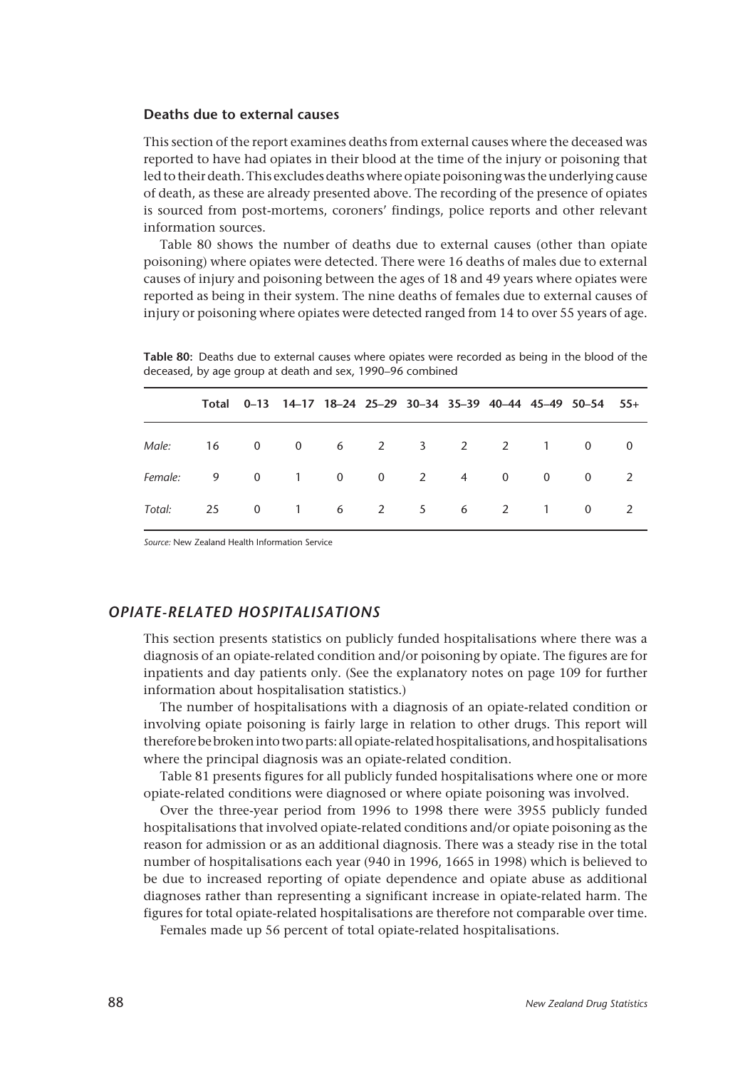### Deaths due to external causes

This section of the report examines deaths from external causes where the deceased was reported to have had opiates in their blood at the time of the injury or poisoning that led to their death. This excludes deaths where opiate poisoning was the underlying cause of death, as these are already presented above. The recording of the presence of opiates is sourced from post-mortems, coroners' findings, police reports and other relevant information sources.

Table 80 shows the number of deaths due to external causes (other than opiate poisoning) where opiates were detected. There were 16 deaths of males due to external causes of injury and poisoning between the ages of 18 and 49 years where opiates were reported as being in their system. The nine deaths of females due to external causes of injury or poisoning where opiates were detected ranged from 14 to over 55 years of age.

**Table 80:** Deaths due to external causes where opiates were recorded as being in the blood of the deceased, by age group at death and sex, 1990–96 combined

| | Total | 0–13 | 14–17 | 18–24 | 25–29 | 30–34 | 35–39 | 40–44 | 45–49 | 50–54 | 55+ |
|---|---|---|---|---|---|---|---|---|---|---|---|
| *Male:* | 16 | 0 | 0 | 6 | 2 | 3 | 2 | 2 | 1 | 0 | 0 |
| *Female:* | 9 | 0 | 1 | 0 | 0 | 2 | 4 | 0 | 0 | 0 | 2 |
| *Total:* | 25 | 0 | 1 | 6 | 2 | 5 | 6 | 2 | 1 | 0 | 2 |

*Source:* New Zealand Health Information Service

## *OPIATE-RELATED HOSPITALISATIONS*

This section presents statistics on publicly funded hospitalisations where there was a diagnosis of an opiate-related condition and/or poisoning by opiate. The figures are for inpatients and day patients only. (See the explanatory notes on page 109 for further information about hospitalisation statistics.)

The number of hospitalisations with a diagnosis of an opiate-related condition or involving opiate poisoning is fairly large in relation to other drugs. This report will therefore be broken into two parts: all opiate-related hospitalisations, and hospitalisations where the principal diagnosis was an opiate-related condition.

Table 81 presents figures for all publicly funded hospitalisations where one or more opiate-related conditions were diagnosed or where opiate poisoning was involved.

Over the three-year period from 1996 to 1998 there were 3955 publicly funded hospitalisations that involved opiate-related conditions and/or opiate poisoning as the reason for admission or as an additional diagnosis. There was a steady rise in the total number of hospitalisations each year (940 in 1996, 1665 in 1998) which is believed to be due to increased reporting of opiate dependence and opiate abuse as additional diagnoses rather than representing a significant increase in opiate-related harm. The figures for total opiate-related hospitalisations are therefore not comparable over time.

Females made up 56 percent of total opiate-related hospitalisations.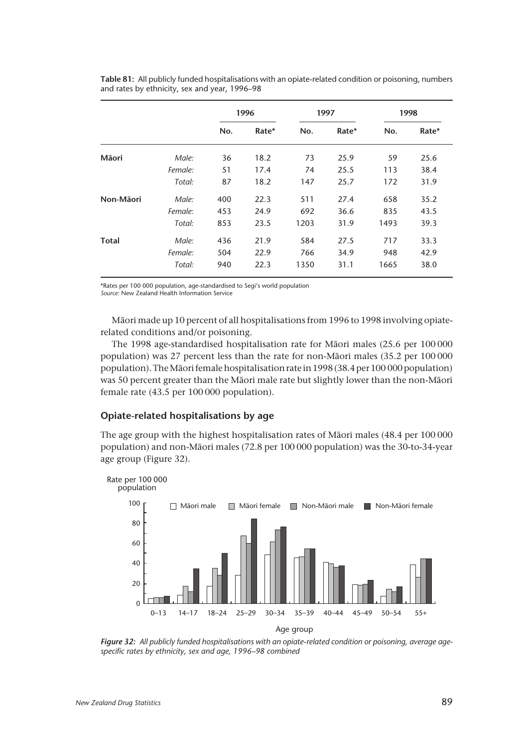**Table 81:** All publicly funded hospitalisations with an opiate-related condition or poisoning, numbers and rates by ethnicity, sex and year, 1996–98

| | | 1996 | | 1997 | | 1998 | |
|---|---|---|---|---|---|---|---|
| | | No. | Rate* | No. | Rate* | No. | Rate* |
| **Māori** | *Male:* | 36 | 18.2 | 73 | 25.9 | 59 | 25.6 |
| | *Female:* | 51 | 17.4 | 74 | 25.5 | 113 | 38.4 |
| | *Total:* | 87 | 18.2 | 147 | 25.7 | 172 | 31.9 |
| **Non-Māori** | *Male:* | 400 | 22.3 | 511 | 27.4 | 658 | 35.2 |
| | *Female:* | 453 | 24.9 | 692 | 36.6 | 835 | 43.5 |
| | *Total:* | 853 | 23.5 | 1203 | 31.9 | 1493 | 39.3 |
| **Total** | *Male:* | 436 | 21.9 | 584 | 27.5 | 717 | 33.3 |
| | *Female:* | 504 | 22.9 | 766 | 34.9 | 948 | 42.9 |
| | *Total:* | 940 | 22.3 | 1350 | 31.1 | 1665 | 38.0 |

*Rates per 100 000 population, age-standardised to Segi's world population
*Source:* New Zealand Health Information Service

Māori made up 10 percent of all hospitalisations from 1996 to 1998 involving opiate-related conditions and/or poisoning.

The 1998 age-standardised hospitalisation rate for Māori males (25.6 per 100 000 population) was 27 percent less than the rate for non-Māori males (35.2 per 100 000 population). The Māori female hospitalisation rate in 1998 (38.4 per 100 000 population) was 50 percent greater than the Māori male rate but slightly lower than the non-Māori female rate (43.5 per 100 000 population).

### Opiate-related hospitalisations by age

The age group with the highest hospitalisation rates of Māori males (48.4 per 100 000 population) and non-Māori males (72.8 per 100 000 population) was the 30-to-34-year age group (Figure 32).

*Figure 32: All publicly funded hospitalisations with an opiate-related condition or poisoning, average age-specific rates by ethnicity, sex and age, 1996–98 combined*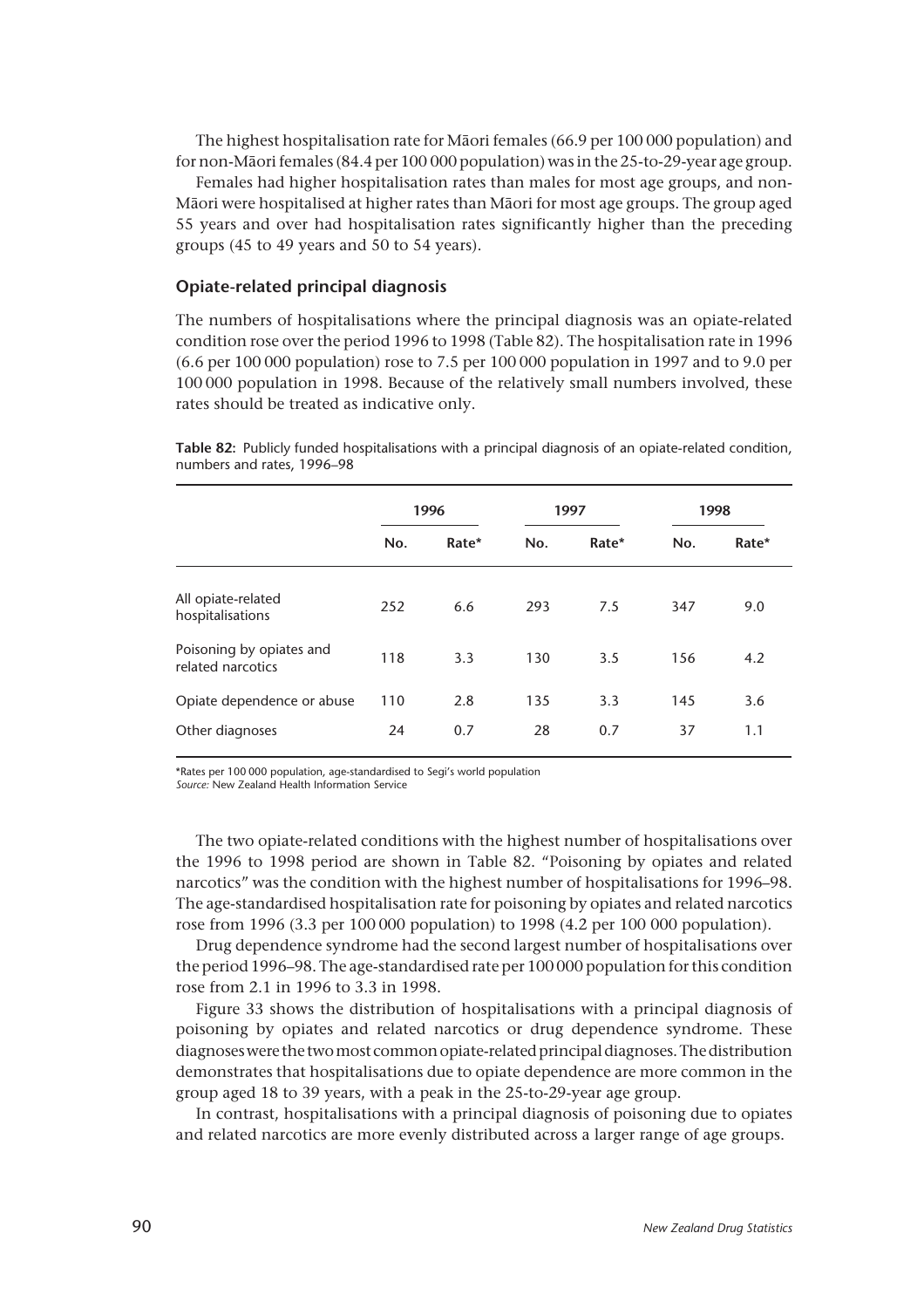The highest hospitalisation rate for Māori females (66.9 per 100 000 population) and for non-Māori females (84.4 per 100 000 population) was in the 25-to-29-year age group.

Females had higher hospitalisation rates than males for most age groups, and non-Māori were hospitalised at higher rates than Māori for most age groups. The group aged 55 years and over had hospitalisation rates significantly higher than the preceding groups (45 to 49 years and 50 to 54 years).

### Opiate-related principal diagnosis

The numbers of hospitalisations where the principal diagnosis was an opiate-related condition rose over the period 1996 to 1998 (Table 82). The hospitalisation rate in 1996 (6.6 per 100 000 population) rose to 7.5 per 100 000 population in 1997 and to 9.0 per 100 000 population in 1998. Because of the relatively small numbers involved, these rates should be treated as indicative only.

**Table 82:** Publicly funded hospitalisations with a principal diagnosis of an opiate-related condition, numbers and rates, 1996–98

| | 1996 | | 1997 | | 1998 | |
|---|---|---|---|---|---|---|
| | No. | Rate* | No. | Rate* | No. | Rate* |
| All opiate-related hospitalisations | 252 | 6.6 | 293 | 7.5 | 347 | 9.0 |
| Poisoning by opiates and related narcotics | 118 | 3.3 | 130 | 3.5 | 156 | 4.2 |
| Opiate dependence or abuse | 110 | 2.8 | 135 | 3.3 | 145 | 3.6 |
| Other diagnoses | 24 | 0.7 | 28 | 0.7 | 37 | 1.1 |

*Rates per 100 000 population, age-standardised to Segi's world population
*Source:* New Zealand Health Information Service

The two opiate-related conditions with the highest number of hospitalisations over the 1996 to 1998 period are shown in Table 82. "Poisoning by opiates and related narcotics" was the condition with the highest number of hospitalisations for 1996–98. The age-standardised hospitalisation rate for poisoning by opiates and related narcotics rose from 1996 (3.3 per 100 000 population) to 1998 (4.2 per 100 000 population).

Drug dependence syndrome had the second largest number of hospitalisations over the period 1996–98. The age-standardised rate per 100 000 population for this condition rose from 2.1 in 1996 to 3.3 in 1998.

Figure 33 shows the distribution of hospitalisations with a principal diagnosis of poisoning by opiates and related narcotics or drug dependence syndrome. These diagnoses were the two most common opiate-related principal diagnoses. The distribution demonstrates that hospitalisations due to opiate dependence are more common in the group aged 18 to 39 years, with a peak in the 25-to-29-year age group.

In contrast, hospitalisations with a principal diagnosis of poisoning due to opiates and related narcotics are more evenly distributed across a larger range of age groups.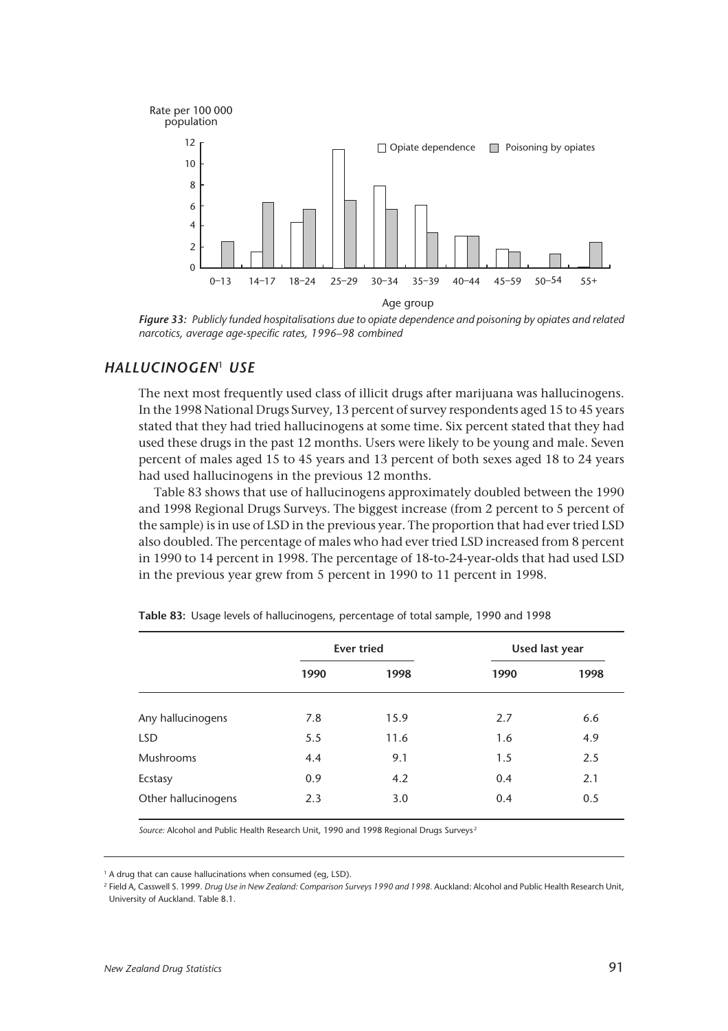*Figure 33: Publicly funded hospitalisations due to opiate dependence and poisoning by opiates and related narcotics, average age-specific rates, 1996–98 combined*

## HALLUCINOGEN[1] USE

The next most frequently used class of illicit drugs after marijuana was hallucinogens. In the 1998 National Drugs Survey, 13 percent of survey respondents aged 15 to 45 years stated that they had tried hallucinogens at some time. Six percent stated that they had used these drugs in the past 12 months. Users were likely to be young and male. Seven percent of males aged 15 to 45 years and 13 percent of both sexes aged 18 to 24 years had used hallucinogens in the previous 12 months.

Table 83 shows that use of hallucinogens approximately doubled between the 1990 and 1998 Regional Drugs Surveys. The biggest increase (from 2 percent to 5 percent of the sample) is in use of LSD in the previous year. The proportion that had ever tried LSD also doubled. The percentage of males who had ever tried LSD increased from 8 percent in 1990 to 14 percent in 1998. The percentage of 18-to-24-year-olds that had used LSD in the previous year grew from 5 percent in 1990 to 11 percent in 1998.

**Table 83:** Usage levels of hallucinogens, percentage of total sample, 1990 and 1998

| | Ever tried | | Used last year | |
|---|---|---|---|---|
| | 1990 | 1998 | 1990 | 1998 |
| Any hallucinogens | 7.8 | 15.9 | 2.7 | 6.6 |
| LSD | 5.5 | 11.6 | 1.6 | 4.9 |
| Mushrooms | 4.4 | 9.1 | 1.5 | 2.5 |
| Ecstasy | 0.9 | 4.2 | 0.4 | 2.1 |
| Other hallucinogens | 2.3 | 3.0 | 0.4 | 0.5 |

*Source:* Alcohol and Public Health Research Unit, 1990 and 1998 Regional Drugs Surveys[2]

[1] A drug that can cause hallucinations when consumed (eg, LSD).

[2] Field A, Casswell S. 1999. *Drug Use in New Zealand: Comparison Surveys 1990 and 1998*. Auckland: Alcohol and Public Health Research Unit, University of Auckland. Table 8.1.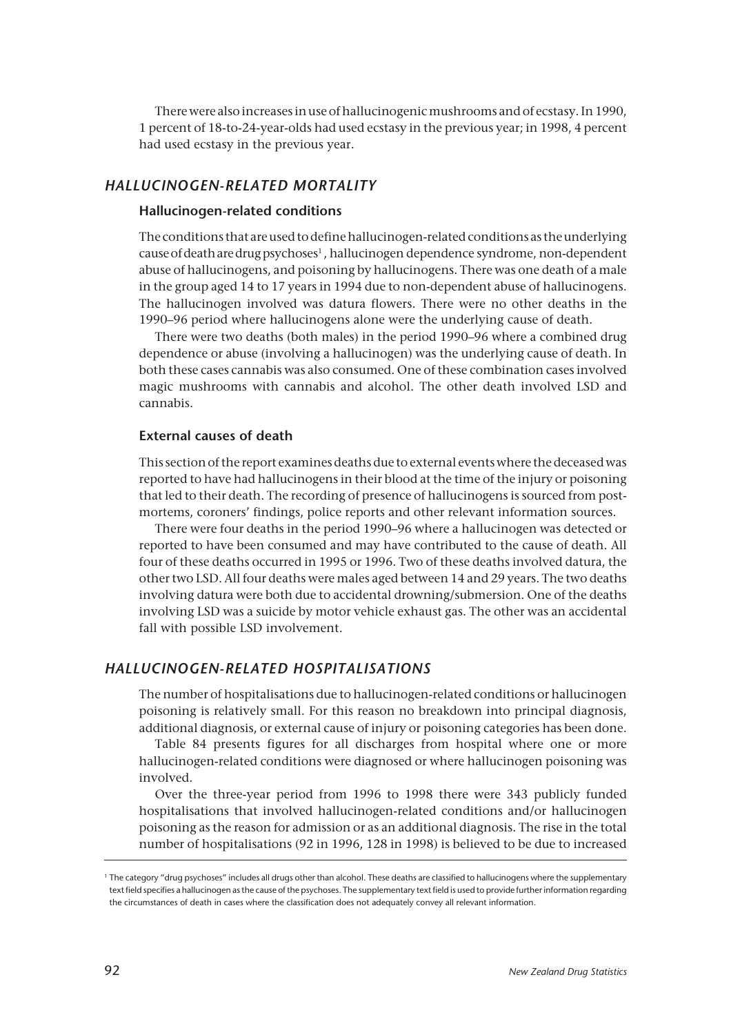There were also increases in use of hallucinogenic mushrooms and of ecstasy. In 1990, 1 percent of 18-to-24-year-olds had used ecstasy in the previous year; in 1998, 4 percent had used ecstasy in the previous year.

## *HALLUCINOGEN-RELATED MORTALITY*

### Hallucinogen-related conditions

The conditions that are used to define hallucinogen-related conditions as the underlying cause of death are drug psychoses[1], hallucinogen dependence syndrome, non-dependent abuse of hallucinogens, and poisoning by hallucinogens. There was one death of a male in the group aged 14 to 17 years in 1994 due to non-dependent abuse of hallucinogens. The hallucinogen involved was datura flowers. There were no other deaths in the 1990–96 period where hallucinogens alone were the underlying cause of death.

There were two deaths (both males) in the period 1990–96 where a combined drug dependence or abuse (involving a hallucinogen) was the underlying cause of death. In both these cases cannabis was also consumed. One of these combination cases involved magic mushrooms with cannabis and alcohol. The other death involved LSD and cannabis.

### External causes of death

This section of the report examines deaths due to external events where the deceased was reported to have had hallucinogens in their blood at the time of the injury or poisoning that led to their death. The recording of presence of hallucinogens is sourced from post-mortems, coroners' findings, police reports and other relevant information sources.

There were four deaths in the period 1990–96 where a hallucinogen was detected or reported to have been consumed and may have contributed to the cause of death. All four of these deaths occurred in 1995 or 1996. Two of these deaths involved datura, the other two LSD. All four deaths were males aged between 14 and 29 years. The two deaths involving datura were both due to accidental drowning/submersion. One of the deaths involving LSD was a suicide by motor vehicle exhaust gas. The other was an accidental fall with possible LSD involvement.

## *HALLUCINOGEN-RELATED HOSPITALISATIONS*

The number of hospitalisations due to hallucinogen-related conditions or hallucinogen poisoning is relatively small. For this reason no breakdown into principal diagnosis, additional diagnosis, or external cause of injury or poisoning categories has been done.

Table 84 presents figures for all discharges from hospital where one or more hallucinogen-related conditions were diagnosed or where hallucinogen poisoning was involved.

Over the three-year period from 1996 to 1998 there were 343 publicly funded hospitalisations that involved hallucinogen-related conditions and/or hallucinogen poisoning as the reason for admission or as an additional diagnosis. The rise in the total number of hospitalisations (92 in 1996, 128 in 1998) is believed to be due to increased

---

[1] The category "drug psychoses" includes all drugs other than alcohol. These deaths are classified to hallucinogens where the supplementary text field specifies a hallucinogen as the cause of the psychoses. The supplementary text field is used to provide further information regarding the circumstances of death in cases where the classification does not adequately convey all relevant information.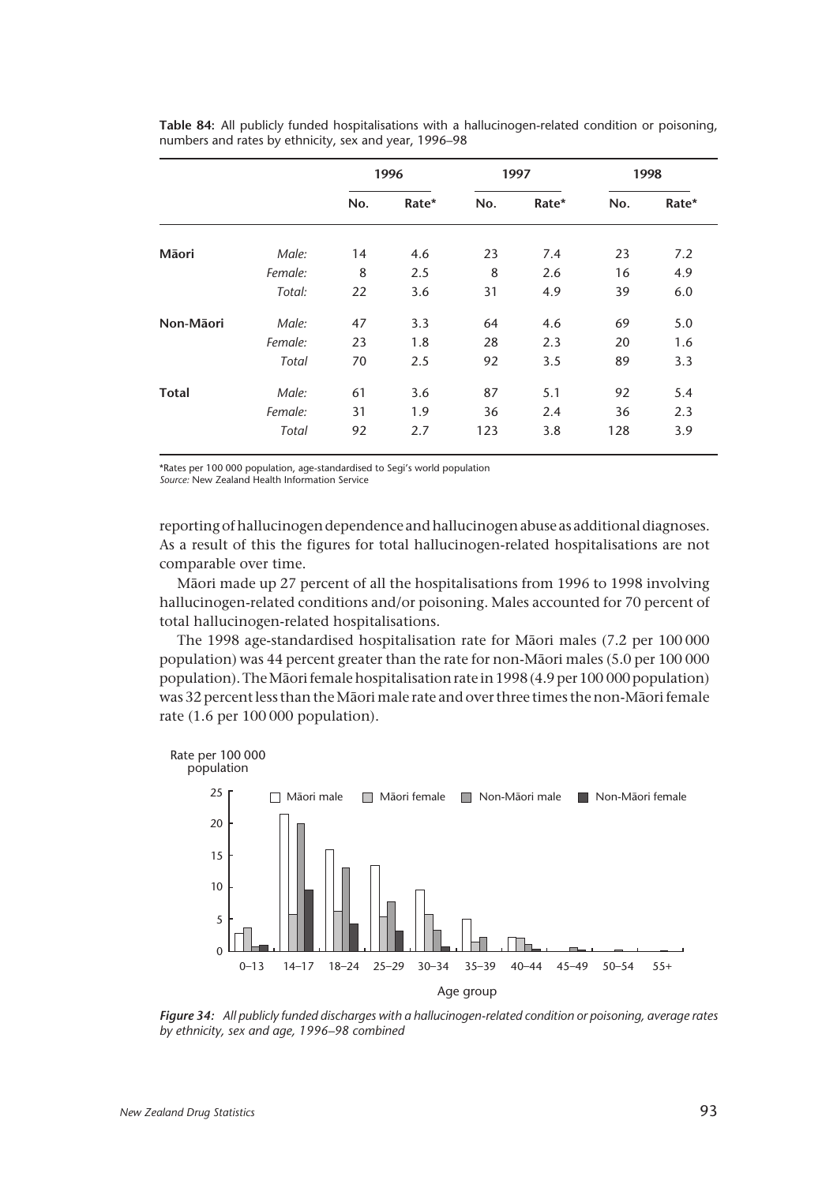**Table 84:** All publicly funded hospitalisations with a hallucinogen-related condition or poisoning, numbers and rates by ethnicity, sex and year, 1996–98

| | | 1996 | | 1997 | | 1998 | |
|---|---|---|---|---|---|---|---|
| | | No. | Rate* | No. | Rate* | No. | Rate* |
| **Māori** | *Male:* | 14 | 4.6 | 23 | 7.4 | 23 | 7.2 |
| | *Female:* | 8 | 2.5 | 8 | 2.6 | 16 | 4.9 |
| | *Total:* | 22 | 3.6 | 31 | 4.9 | 39 | 6.0 |
| **Non-Māori** | *Male:* | 47 | 3.3 | 64 | 4.6 | 69 | 5.0 |
| | *Female:* | 23 | 1.8 | 28 | 2.3 | 20 | 1.6 |
| | *Total* | 70 | 2.5 | 92 | 3.5 | 89 | 3.3 |
| **Total** | *Male:* | 61 | 3.6 | 87 | 5.1 | 92 | 5.4 |
| | *Female:* | 31 | 1.9 | 36 | 2.4 | 36 | 2.3 |
| | *Total* | 92 | 2.7 | 123 | 3.8 | 128 | 3.9 |

*Rates per 100 000 population, age-standardised to Segi's world population
*Source:* New Zealand Health Information Service

reporting of hallucinogen dependence and hallucinogen abuse as additional diagnoses. As a result of this the figures for total hallucinogen-related hospitalisations are not comparable over time.

Māori made up 27 percent of all the hospitalisations from 1996 to 1998 involving hallucinogen-related conditions and/or poisoning. Males accounted for 70 percent of total hallucinogen-related hospitalisations.

The 1998 age-standardised hospitalisation rate for Māori males (7.2 per 100 000 population) was 44 percent greater than the rate for non-Māori males (5.0 per 100 000 population). The Māori female hospitalisation rate in 1998 (4.9 per 100 000 population) was 32 percent less than the Māori male rate and over three times the non-Māori female rate (1.6 per 100 000 population).

*Figure 34: All publicly funded discharges with a hallucinogen-related condition or poisoning, average rates by ethnicity, sex and age, 1996–98 combined*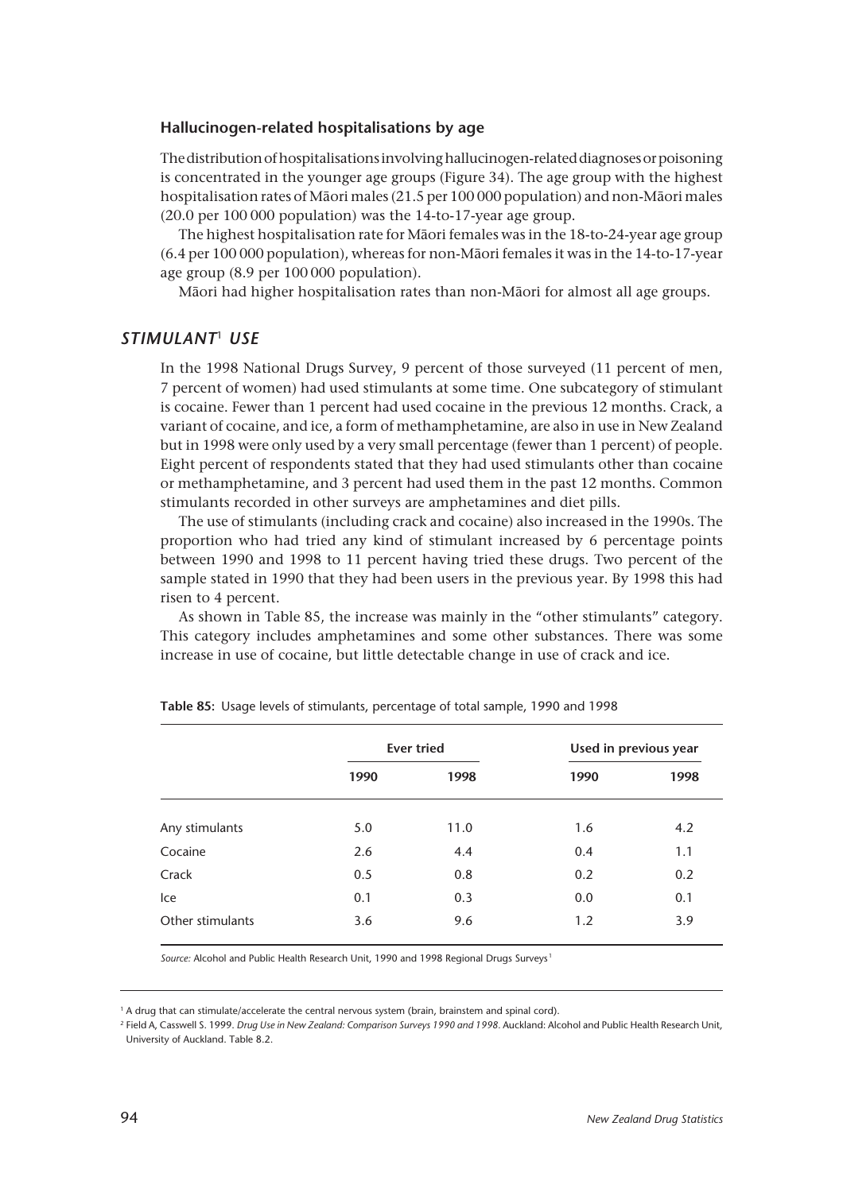### Hallucinogen-related hospitalisations by age

The distribution of hospitalisations involving hallucinogen-related diagnoses or poisoning is concentrated in the younger age groups (Figure 34). The age group with the highest hospitalisation rates of Māori males (21.5 per 100 000 population) and non-Māori males (20.0 per 100 000 population) was the 14-to-17-year age group.

The highest hospitalisation rate for Māori females was in the 18-to-24-year age group (6.4 per 100 000 population), whereas for non-Māori females it was in the 14-to-17-year age group (8.9 per 100 000 population).

Māori had higher hospitalisation rates than non-Māori for almost all age groups.

## *STIMULANT*[1] *USE*

In the 1998 National Drugs Survey, 9 percent of those surveyed (11 percent of men, 7 percent of women) had used stimulants at some time. One subcategory of stimulant is cocaine. Fewer than 1 percent had used cocaine in the previous 12 months. Crack, a variant of cocaine, and ice, a form of methamphetamine, are also in use in New Zealand but in 1998 were only used by a very small percentage (fewer than 1 percent) of people. Eight percent of respondents stated that they had used stimulants other than cocaine or methamphetamine, and 3 percent had used them in the past 12 months. Common stimulants recorded in other surveys are amphetamines and diet pills.

The use of stimulants (including crack and cocaine) also increased in the 1990s. The proportion who had tried any kind of stimulant increased by 6 percentage points between 1990 and 1998 to 11 percent having tried these drugs. Two percent of the sample stated in 1990 that they had been users in the previous year. By 1998 this had risen to 4 percent.

As shown in Table 85, the increase was mainly in the "other stimulants" category. This category includes amphetamines and some other substances. There was some increase in use of cocaine, but little detectable change in use of crack and ice.

**Table 85:** Usage levels of stimulants, percentage of total sample, 1990 and 1998

| | Ever tried | | Used in previous year | |
|---|---|---|---|---|
| | 1990 | 1998 | 1990 | 1998 |
| Any stimulants | 5.0 | 11.0 | 1.6 | 4.2 |
| Cocaine | 2.6 | 4.4 | 0.4 | 1.1 |
| Crack | 0.5 | 0.8 | 0.2 | 0.2 |
| Ice | 0.1 | 0.3 | 0.0 | 0.1 |
| Other stimulants | 3.6 | 9.6 | 1.2 | 3.9 |

*Source:* Alcohol and Public Health Research Unit, 1990 and 1998 Regional Drugs Surveys[1]

[1] A drug that can stimulate/accelerate the central nervous system (brain, brainstem and spinal cord).

[2] Field A, Casswell S. 1999. *Drug Use in New Zealand: Comparison Surveys 1990 and 1998*. Auckland: Alcohol and Public Health Research Unit, University of Auckland. Table 8.2.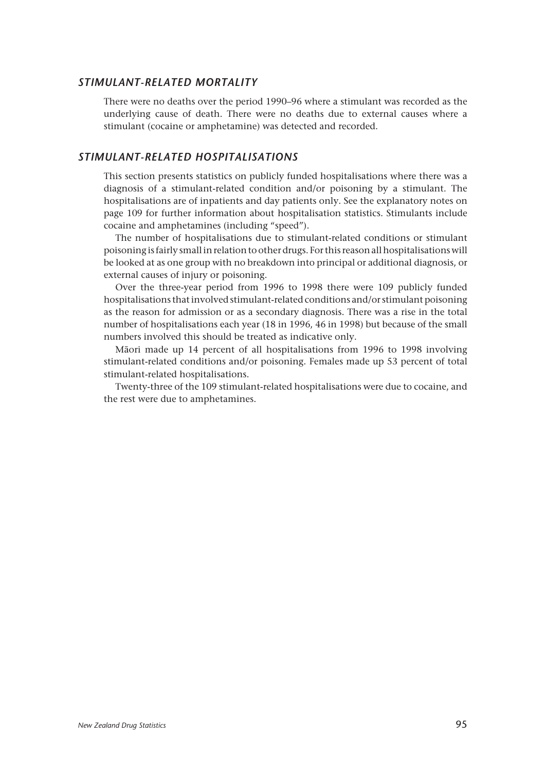## *STIMULANT-RELATED MORTALITY*

There were no deaths over the period 1990–96 where a stimulant was recorded as the underlying cause of death. There were no deaths due to external causes where a stimulant (cocaine or amphetamine) was detected and recorded.

## *STIMULANT-RELATED HOSPITALISATIONS*

This section presents statistics on publicly funded hospitalisations where there was a diagnosis of a stimulant-related condition and/or poisoning by a stimulant. The hospitalisations are of inpatients and day patients only. See the explanatory notes on page 109 for further information about hospitalisation statistics. Stimulants include cocaine and amphetamines (including "speed").

The number of hospitalisations due to stimulant-related conditions or stimulant poisoning is fairly small in relation to other drugs. For this reason all hospitalisations will be looked at as one group with no breakdown into principal or additional diagnosis, or external causes of injury or poisoning.

Over the three-year period from 1996 to 1998 there were 109 publicly funded hospitalisations that involved stimulant-related conditions and/or stimulant poisoning as the reason for admission or as a secondary diagnosis. There was a rise in the total number of hospitalisations each year (18 in 1996, 46 in 1998) but because of the small numbers involved this should be treated as indicative only.

Māori made up 14 percent of all hospitalisations from 1996 to 1998 involving stimulant-related conditions and/or poisoning. Females made up 53 percent of total stimulant-related hospitalisations.

Twenty-three of the 109 stimulant-related hospitalisations were due to cocaine, and the rest were due to amphetamines.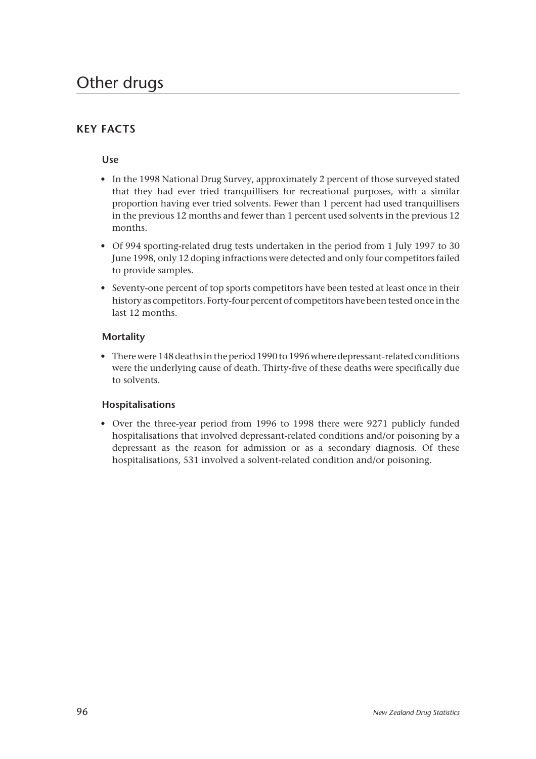# Other drugs

## KEY FACTS

### Use

- In the 1998 National Drug Survey, approximately 2 percent of those surveyed stated that they had ever tried tranquillisers for recreational purposes, with a similar proportion having ever tried solvents. Fewer than 1 percent had used tranquillisers in the previous 12 months and fewer than 1 percent used solvents in the previous 12 months.
- Of 994 sporting-related drug tests undertaken in the period from 1 July 1997 to 30 June 1998, only 12 doping infractions were detected and only four competitors failed to provide samples.
- Seventy-one percent of top sports competitors have been tested at least once in their history as competitors. Forty-four percent of competitors have been tested once in the last 12 months.

### Mortality

- There were 148 deaths in the period 1990 to 1996 where depressant-related conditions were the underlying cause of death. Thirty-five of these deaths were specifically due to solvents.

### Hospitalisations

- Over the three-year period from 1996 to 1998 there were 9271 publicly funded hospitalisations that involved depressant-related conditions and/or poisoning by a depressant as the reason for admission or as a secondary diagnosis. Of these hospitalisations, 531 involved a solvent-related condition and/or poisoning.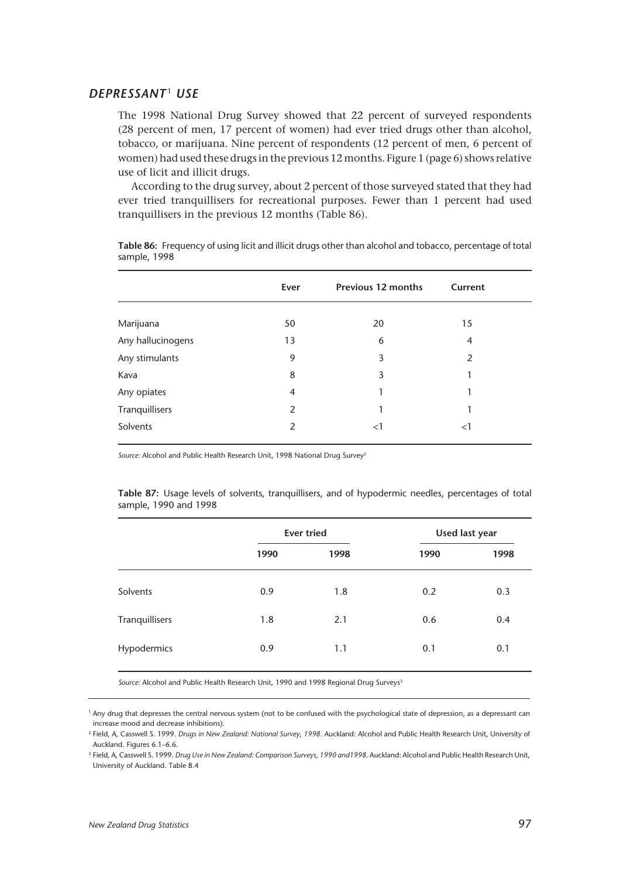## DEPRESSANT[1] USE

The 1998 National Drug Survey showed that 22 percent of surveyed respondents (28 percent of men, 17 percent of women) had ever tried drugs other than alcohol, tobacco, or marijuana. Nine percent of respondents (12 percent of men, 6 percent of women) had used these drugs in the previous 12 months. Figure 1 (page 6) shows relative use of licit and illicit drugs.

According to the drug survey, about 2 percent of those surveyed stated that they had ever tried tranquillisers for recreational purposes. Fewer than 1 percent had used tranquillisers in the previous 12 months (Table 86).

**Table 86:** Frequency of using licit and illicit drugs other than alcohol and tobacco, percentage of total sample, 1998

| | Ever | Previous 12 months | Current |
|---|---|---|---|
| Marijuana | 50 | 20 | 15 |
| Any hallucinogens | 13 | 6 | 4 |
| Any stimulants | 9 | 3 | 2 |
| Kava | 8 | 3 | 1 |
| Any opiates | 4 | 1 | 1 |
| Tranquillisers | 2 | 1 | 1 |
| Solvents | 2 | <1 | <1 |

*Source:* Alcohol and Public Health Research Unit, 1998 National Drug Survey[2]

**Table 87:** Usage levels of solvents, tranquillisers, and of hypodermic needles, percentages of total sample, 1990 and 1998

| | Ever tried | | Used last year | |
|---|---|---|---|---|
| | 1990 | 1998 | 1990 | 1998 |
| Solvents | 0.9 | 1.8 | 0.2 | 0.3 |
| Tranquillisers | 1.8 | 2.1 | 0.6 | 0.4 |
| Hypodermics | 0.9 | 1.1 | 0.1 | 0.1 |

*Source:* Alcohol and Public Health Research Unit, 1990 and 1998 Regional Drug Surveys[3]

[1] Any drug that depresses the central nervous system (not to be confused with the psychological state of depression, as a depressant can increase mood and decrease inhibitions).

[2] Field, A, Casswell S. 1999. *Drugs in New Zealand: National Survey, 1998*. Auckland: Alcohol and Public Health Research Unit, University of Auckland. Figures 6.1–6.6.

[3] Field, A, Casswell S. 1999. *Drug Use in New Zealand: Comparison Surveys, 1990 and1998*. Auckland: Alcohol and Public Health Research Unit, University of Auckland. Table 8.4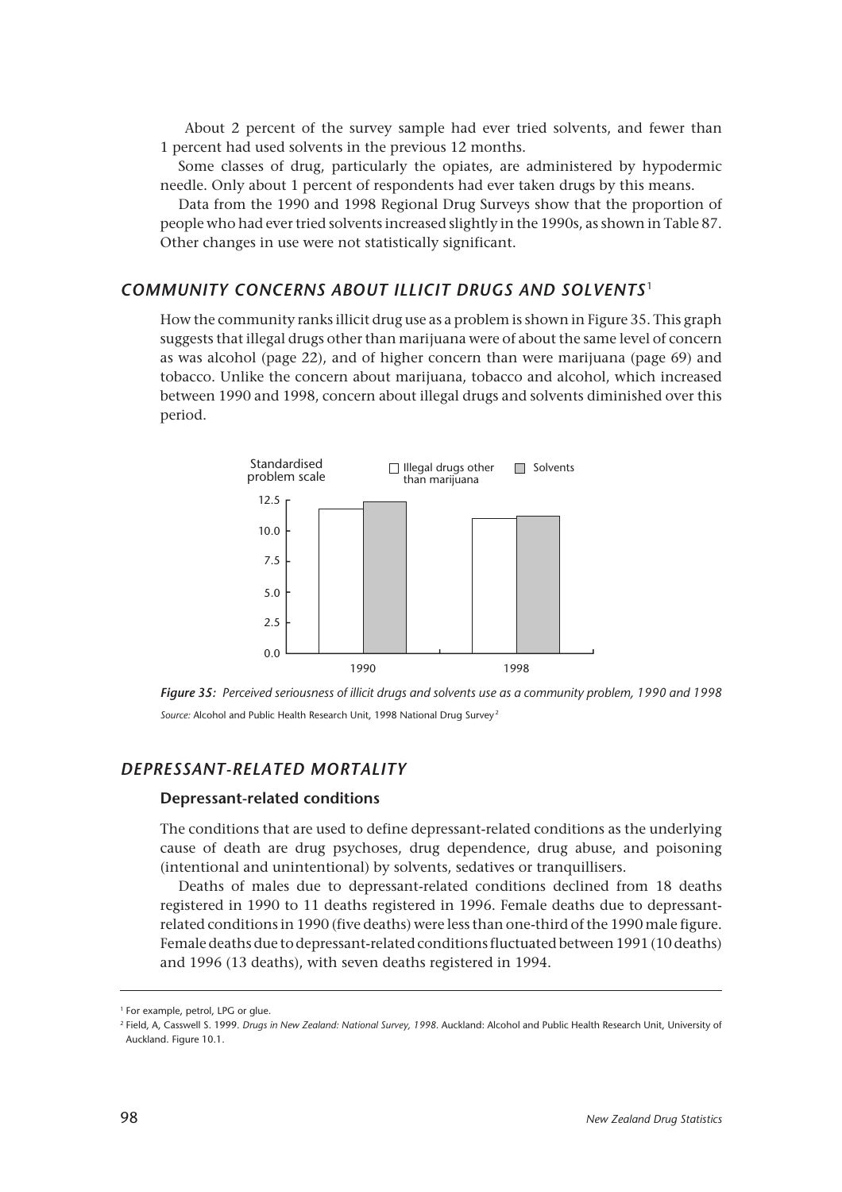About 2 percent of the survey sample had ever tried solvents, and fewer than 1 percent had used solvents in the previous 12 months.

Some classes of drug, particularly the opiates, are administered by hypodermic needle. Only about 1 percent of respondents had ever taken drugs by this means.

Data from the 1990 and 1998 Regional Drug Surveys show that the proportion of people who had ever tried solvents increased slightly in the 1990s, as shown in Table 87. Other changes in use were not statistically significant.

## *COMMUNITY CONCERNS ABOUT ILLICIT DRUGS AND SOLVENTS*[1]

How the community ranks illicit drug use as a problem is shown in Figure 35. This graph suggests that illegal drugs other than marijuana were of about the same level of concern as was alcohol (page 22), and of higher concern than were marijuana (page 69) and tobacco. Unlike the concern about marijuana, tobacco and alcohol, which increased between 1990 and 1998, concern about illegal drugs and solvents diminished over this period.

***Figure 35:*** *Perceived seriousness of illicit drugs and solvents use as a community problem, 1990 and 1998*

*Source:* Alcohol and Public Health Research Unit, 1998 National Drug Survey[2]

## *DEPRESSANT-RELATED MORTALITY*

### Depressant-related conditions

The conditions that are used to define depressant-related conditions as the underlying cause of death are drug psychoses, drug dependence, drug abuse, and poisoning (intentional and unintentional) by solvents, sedatives or tranquillisers.

Deaths of males due to depressant-related conditions declined from 18 deaths registered in 1990 to 11 deaths registered in 1996. Female deaths due to depressant-related conditions in 1990 (five deaths) were less than one-third of the 1990 male figure. Female deaths due to depressant-related conditions fluctuated between 1991 (10 deaths) and 1996 (13 deaths), with seven deaths registered in 1994.

---

[1] For example, petrol, LPG or glue.

[2] Field, A, Casswell S. 1999. *Drugs in New Zealand: National Survey, 1998*. Auckland: Alcohol and Public Health Research Unit, University of Auckland. Figure 10.1.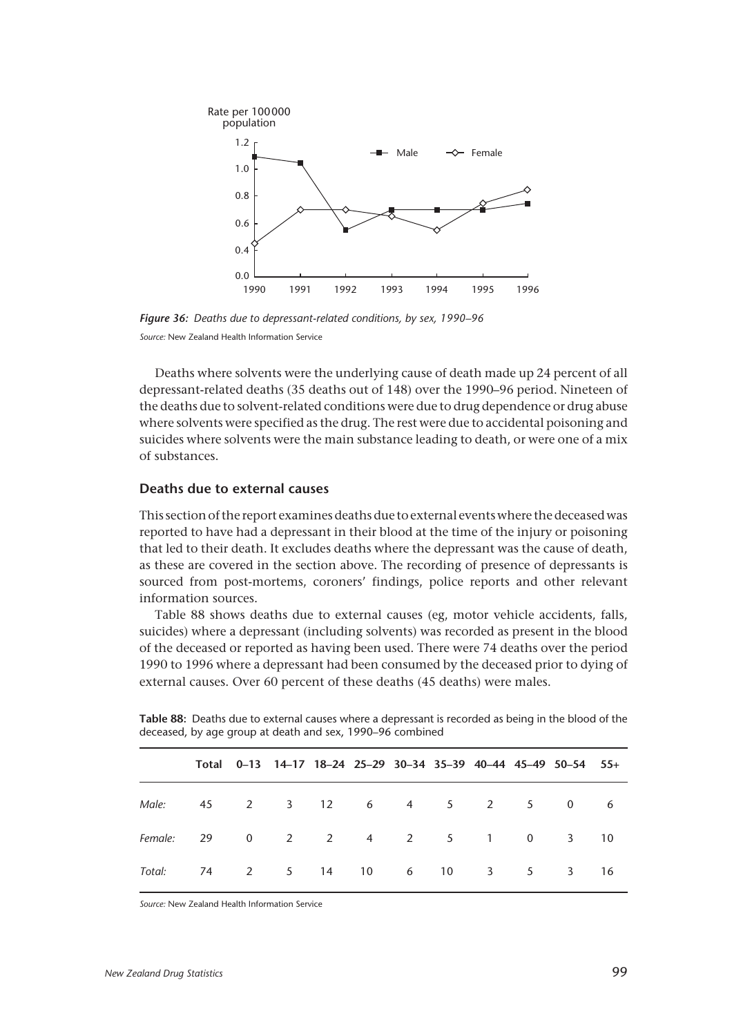*Figure 36: Deaths due to depressant-related conditions, by sex, 1990–96*

*Source:* New Zealand Health Information Service

Deaths where solvents were the underlying cause of death made up 24 percent of all depressant-related deaths (35 deaths out of 148) over the 1990–96 period. Nineteen of the deaths due to solvent-related conditions were due to drug dependence or drug abuse where solvents were specified as the drug. The rest were due to accidental poisoning and suicides where solvents were the main substance leading to death, or were one of a mix of substances.

### Deaths due to external causes

This section of the report examines deaths due to external events where the deceased was reported to have had a depressant in their blood at the time of the injury or poisoning that led to their death. It excludes deaths where the depressant was the cause of death, as these are covered in the section above. The recording of presence of depressants is sourced from post-mortems, coroners' findings, police reports and other relevant information sources.

Table 88 shows deaths due to external causes (eg, motor vehicle accidents, falls, suicides) where a depressant (including solvents) was recorded as present in the blood of the deceased or reported as having been used. There were 74 deaths over the period 1990 to 1996 where a depressant had been consumed by the deceased prior to dying of external causes. Over 60 percent of these deaths (45 deaths) were males.

**Table 88:** Deaths due to external causes where a depressant is recorded as being in the blood of the deceased, by age group at death and sex, 1990–96 combined

| | Total | 0–13 | 14–17 | 18–24 | 25–29 | 30–34 | 35–39 | 40–44 | 45–49 | 50–54 | 55+ |
|---|---|---|---|---|---|---|---|---|---|---|---|
| *Male:* | 45 | 2 | 3 | 12 | 6 | 4 | 5 | 2 | 5 | 0 | 6 |
| *Female:* | 29 | 0 | 2 | 2 | 4 | 2 | 5 | 1 | 0 | 3 | 10 |
| *Total:* | 74 | 2 | 5 | 14 | 10 | 6 | 10 | 3 | 5 | 3 | 16 |

*Source:* New Zealand Health Information Service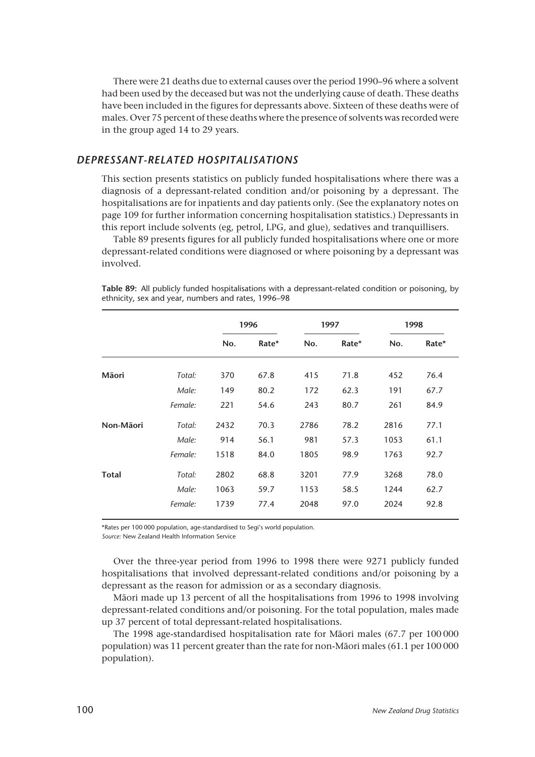There were 21 deaths due to external causes over the period 1990–96 where a solvent had been used by the deceased but was not the underlying cause of death. These deaths have been included in the figures for depressants above. Sixteen of these deaths were of males. Over 75 percent of these deaths where the presence of solvents was recorded were in the group aged 14 to 29 years.

## *DEPRESSANT-RELATED HOSPITALISATIONS*

This section presents statistics on publicly funded hospitalisations where there was a diagnosis of a depressant-related condition and/or poisoning by a depressant. The hospitalisations are for inpatients and day patients only. (See the explanatory notes on page 109 for further information concerning hospitalisation statistics.) Depressants in this report include solvents (eg, petrol, LPG, and glue), sedatives and tranquillisers.

Table 89 presents figures for all publicly funded hospitalisations where one or more depressant-related conditions were diagnosed or where poisoning by a depressant was involved.

**Table 89:** All publicly funded hospitalisations with a depressant-related condition or poisoning, by ethnicity, sex and year, numbers and rates, 1996–98

| | | 1996 | | 1997 | | 1998 | |
|---|---|---|---|---|---|---|---|
| | | No. | Rate* | No. | Rate* | No. | Rate* |
| **Māori** | *Total:* | 370 | 67.8 | 415 | 71.8 | 452 | 76.4 |
| | *Male:* | 149 | 80.2 | 172 | 62.3 | 191 | 67.7 |
| | *Female:* | 221 | 54.6 | 243 | 80.7 | 261 | 84.9 |
| **Non-Māori** | *Total:* | 2432 | 70.3 | 2786 | 78.2 | 2816 | 77.1 |
| | *Male:* | 914 | 56.1 | 981 | 57.3 | 1053 | 61.1 |
| | *Female:* | 1518 | 84.0 | 1805 | 98.9 | 1763 | 92.7 |
| **Total** | *Total:* | 2802 | 68.8 | 3201 | 77.9 | 3268 | 78.0 |
| | *Male:* | 1063 | 59.7 | 1153 | 58.5 | 1244 | 62.7 |
| | *Female:* | 1739 | 77.4 | 2048 | 97.0 | 2024 | 92.8 |

*Rates per 100 000 population, age-standardised to Segi's world population.
*Source:* New Zealand Health Information Service

Over the three-year period from 1996 to 1998 there were 9271 publicly funded hospitalisations that involved depressant-related conditions and/or poisoning by a depressant as the reason for admission or as a secondary diagnosis.

Māori made up 13 percent of all the hospitalisations from 1996 to 1998 involving depressant-related conditions and/or poisoning. For the total population, males made up 37 percent of total depressant-related hospitalisations.

The 1998 age-standardised hospitalisation rate for Māori males (67.7 per 100 000 population) was 11 percent greater than the rate for non-Māori males (61.1 per 100 000 population).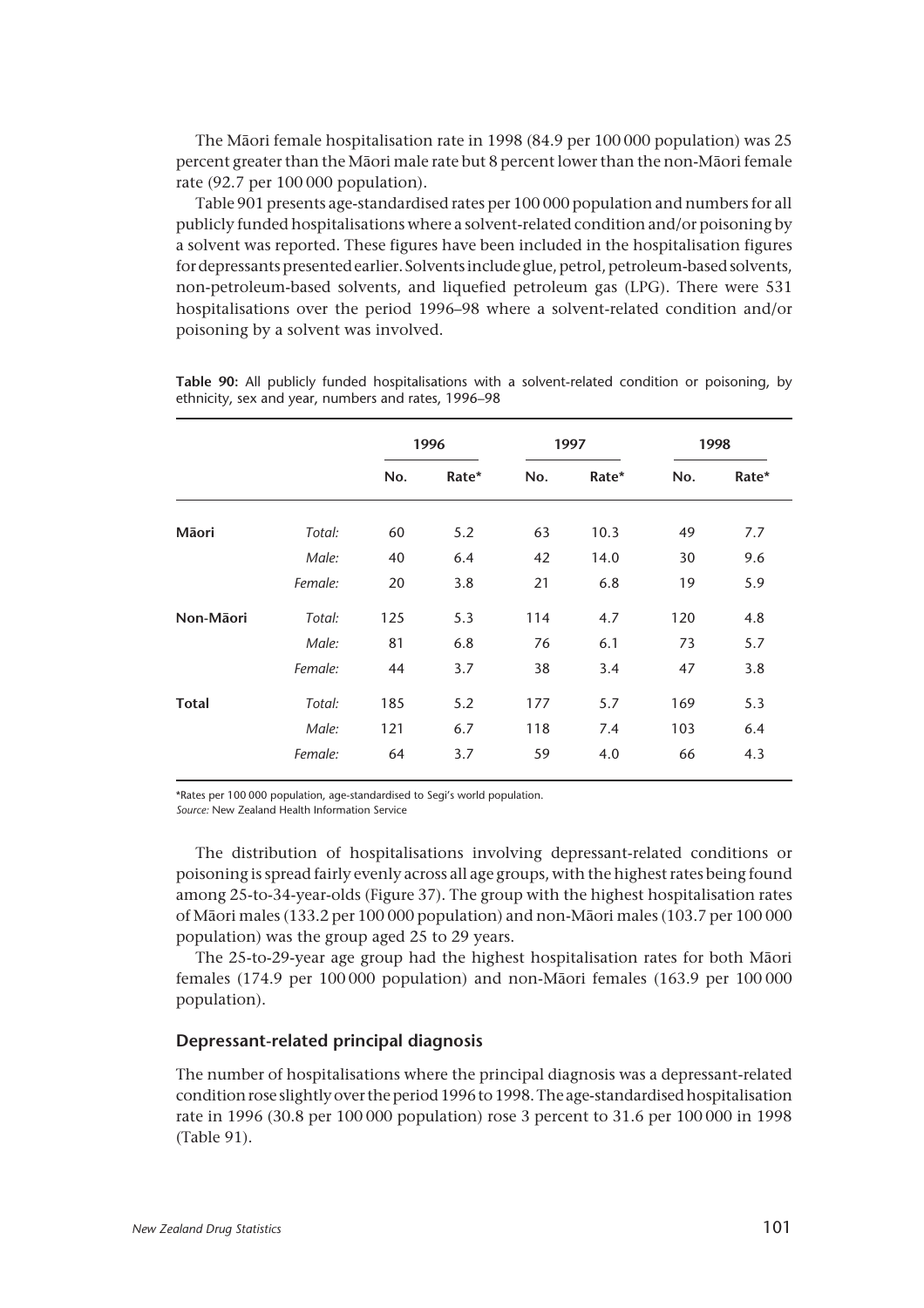The Māori female hospitalisation rate in 1998 (84.9 per 100 000 population) was 25 percent greater than the Māori male rate but 8 percent lower than the non-Māori female rate (92.7 per 100 000 population).

Table 901 presents age-standardised rates per 100 000 population and numbers for all publicly funded hospitalisations where a solvent-related condition and/or poisoning by a solvent was reported. These figures have been included in the hospitalisation figures for depressants presented earlier. Solvents include glue, petrol, petroleum-based solvents, non-petroleum-based solvents, and liquefied petroleum gas (LPG). There were 531 hospitalisations over the period 1996–98 where a solvent-related condition and/or poisoning by a solvent was involved.

**Table 90:** All publicly funded hospitalisations with a solvent-related condition or poisoning, by ethnicity, sex and year, numbers and rates, 1996–98

| | | 1996 | | 1997 | | 1998 | |
|---|---|---|---|---|---|---|---|
| | | No. | Rate* | No. | Rate* | No. | Rate* |
| **Māori** | *Total:* | 60 | 5.2 | 63 | 10.3 | 49 | 7.7 |
| | *Male:* | 40 | 6.4 | 42 | 14.0 | 30 | 9.6 |
| | *Female:* | 20 | 3.8 | 21 | 6.8 | 19 | 5.9 |
| **Non-Māori** | *Total:* | 125 | 5.3 | 114 | 4.7 | 120 | 4.8 |
| | *Male:* | 81 | 6.8 | 76 | 6.1 | 73 | 5.7 |
| | *Female:* | 44 | 3.7 | 38 | 3.4 | 47 | 3.8 |
| **Total** | *Total:* | 185 | 5.2 | 177 | 5.7 | 169 | 5.3 |
| | *Male:* | 121 | 6.7 | 118 | 7.4 | 103 | 6.4 |
| | *Female:* | 64 | 3.7 | 59 | 4.0 | 66 | 4.3 |

*Rates per 100 000 population, age-standardised to Segi's world population.
*Source:* New Zealand Health Information Service

The distribution of hospitalisations involving depressant-related conditions or poisoning is spread fairly evenly across all age groups, with the highest rates being found among 25-to-34-year-olds (Figure 37). The group with the highest hospitalisation rates of Māori males (133.2 per 100 000 population) and non-Māori males (103.7 per 100 000 population) was the group aged 25 to 29 years.

The 25-to-29-year age group had the highest hospitalisation rates for both Māori females (174.9 per 100 000 population) and non-Māori females (163.9 per 100 000 population).

### Depressant-related principal diagnosis

The number of hospitalisations where the principal diagnosis was a depressant-related condition rose slightly over the period 1996 to 1998. The age-standardised hospitalisation rate in 1996 (30.8 per 100 000 population) rose 3 percent to 31.6 per 100 000 in 1998 (Table 91).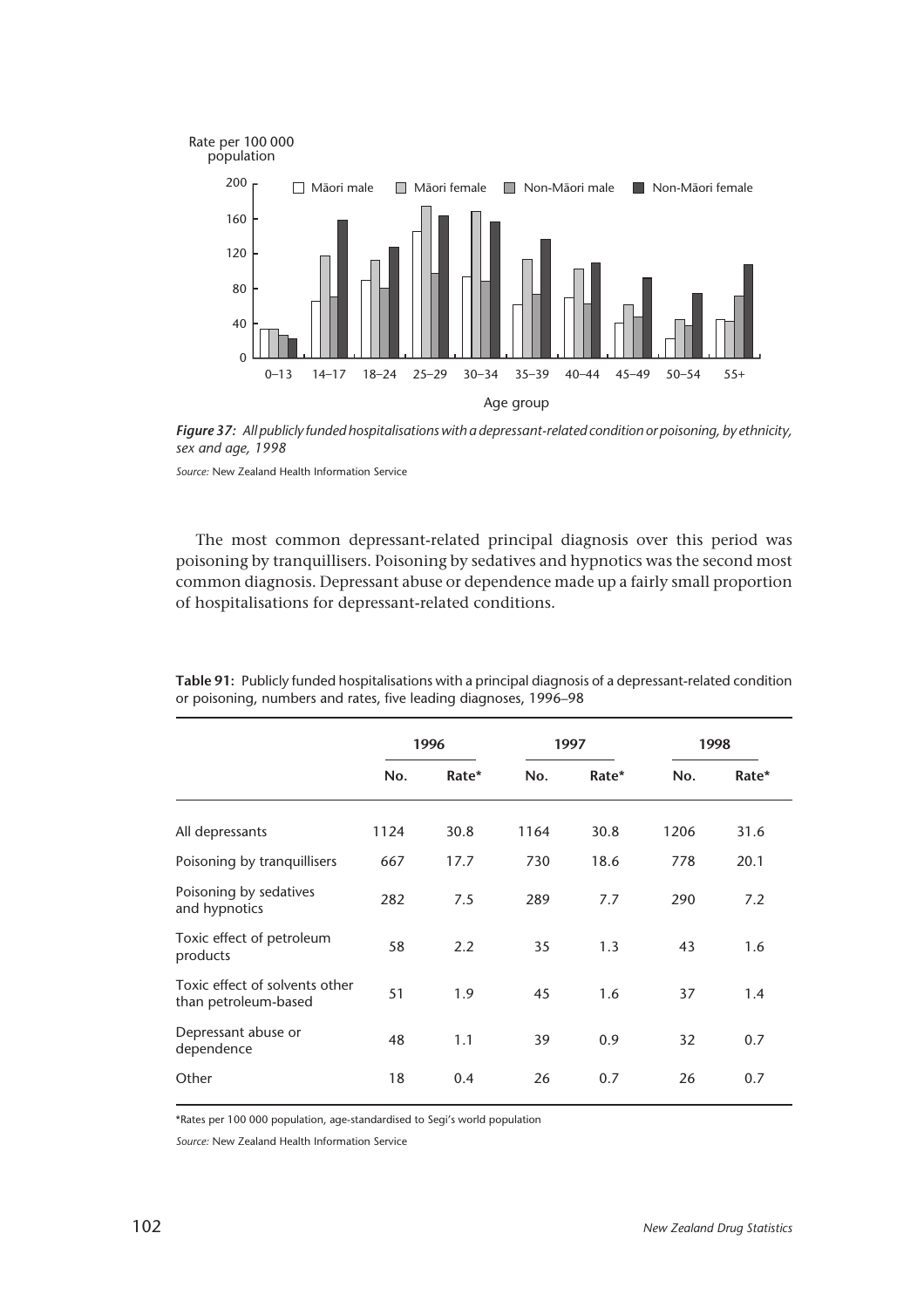Rate per 100 000 population

*Figure 37: All publicly funded hospitalisations with a depressant-related condition or poisoning, by ethnicity, sex and age, 1998*

*Source:* New Zealand Health Information Service

The most common depressant-related principal diagnosis over this period was poisoning by tranquillisers. Poisoning by sedatives and hypnotics was the second most common diagnosis. Depressant abuse or dependence made up a fairly small proportion of hospitalisations for depressant-related conditions.

**Table 91:** Publicly funded hospitalisations with a principal diagnosis of a depressant-related condition or poisoning, numbers and rates, five leading diagnoses, 1996–98

| | 1996 | | 1997 | | 1998 | |
|---|---|---|---|---|---|---|
| | No. | Rate* | No. | Rate* | No. | Rate* |
| All depressants | 1124 | 30.8 | 1164 | 30.8 | 1206 | 31.6 |
| Poisoning by tranquillisers | 667 | 17.7 | 730 | 18.6 | 778 | 20.1 |
| Poisoning by sedatives and hypnotics | 282 | 7.5 | 289 | 7.7 | 290 | 7.2 |
| Toxic effect of petroleum products | 58 | 2.2 | 35 | 1.3 | 43 | 1.6 |
| Toxic effect of solvents other than petroleum-based | 51 | 1.9 | 45 | 1.6 | 37 | 1.4 |
| Depressant abuse or dependence | 48 | 1.1 | 39 | 0.9 | 32 | 0.7 |
| Other | 18 | 0.4 | 26 | 0.7 | 26 | 0.7 |

*Rates per 100 000 population, age-standardised to Segi's world population

*Source:* New Zealand Health Information Service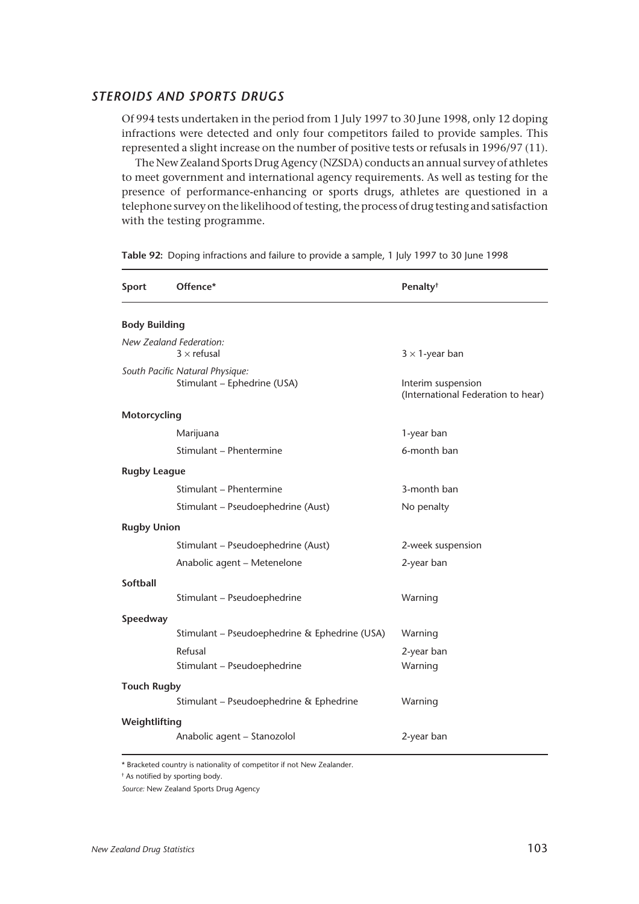## STEROIDS AND SPORTS DRUGS

Of 994 tests undertaken in the period from 1 July 1997 to 30 June 1998, only 12 doping infractions were detected and only four competitors failed to provide samples. This represented a slight increase on the number of positive tests or refusals in 1996/97 (11).

The New Zealand Sports Drug Agency (NZSDA) conducts an annual survey of athletes to meet government and international agency requirements. As well as testing for the presence of performance-enhancing or sports drugs, athletes are questioned in a telephone survey on the likelihood of testing, the process of drug testing and satisfaction with the testing programme.

**Table 92:** Doping infractions and failure to provide a sample, 1 July 1997 to 30 June 1998

| Sport | Offence* | Penalty† |
|---|---|---|
| **Body Building** | | |
| *New Zealand Federation:* | 3 × refusal | 3 × 1-year ban |
| *South Pacific Natural Physique:* | Stimulant – Ephedrine (USA) | Interim suspension (International Federation to hear) |
| **Motorcycling** | | |
| | Marijuana | 1-year ban |
| | Stimulant – Phentermine | 6-month ban |
| **Rugby League** | | |
| | Stimulant – Phentermine | 3-month ban |
| | Stimulant – Pseudoephedrine (Aust) | No penalty |
| **Rugby Union** | | |
| | Stimulant – Pseudoephedrine (Aust) | 2-week suspension |
| | Anabolic agent – Metenelone | 2-year ban |
| **Softball** | | |
| | Stimulant – Pseudoephedrine | Warning |
| **Speedway** | | |
| | Stimulant – Pseudoephedrine & Ephedrine (USA) | Warning |
| | Refusal | 2-year ban |
| | Stimulant – Pseudoephedrine | Warning |
| **Touch Rugby** | | |
| | Stimulant – Pseudoephedrine & Ephedrine | Warning |
| **Weightlifting** | | |
| | Anabolic agent – Stanozolol | 2-year ban |

\* Bracketed country is nationality of competitor if not New Zealander.

† As notified by sporting body.

*Source:* New Zealand Sports Drug Agency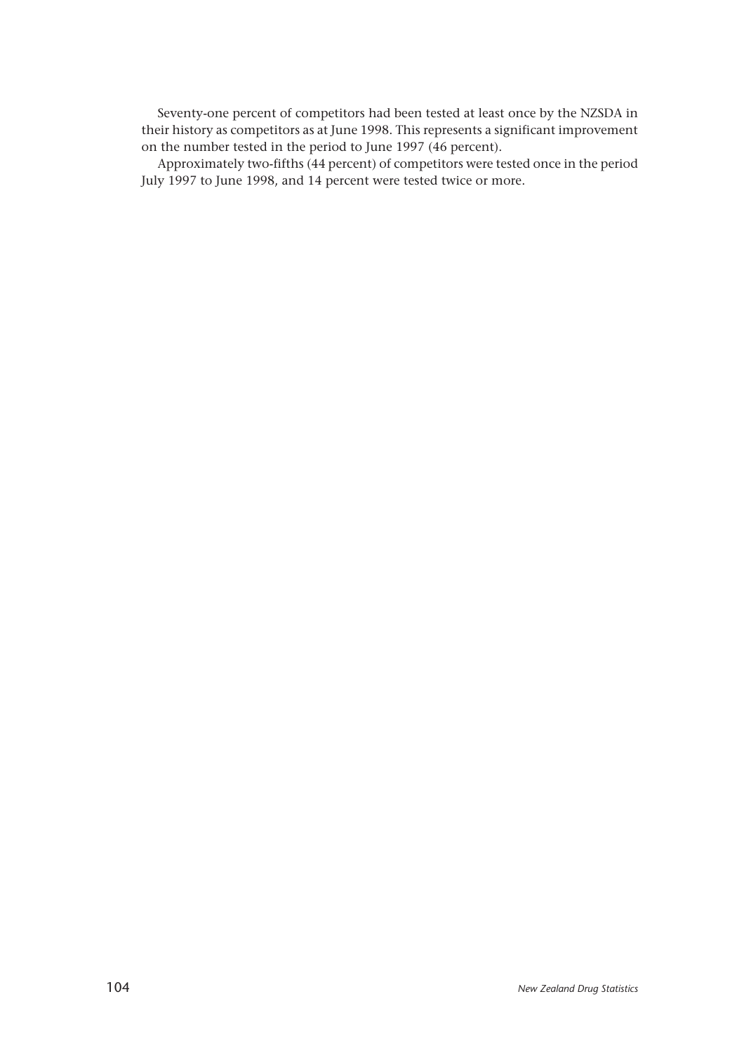Seventy-one percent of competitors had been tested at least once by the NZSDA in their history as competitors as at June 1998. This represents a significant improvement on the number tested in the period to June 1997 (46 percent).

Approximately two-fifths (44 percent) of competitors were tested once in the period July 1997 to June 1998, and 14 percent were tested twice or more.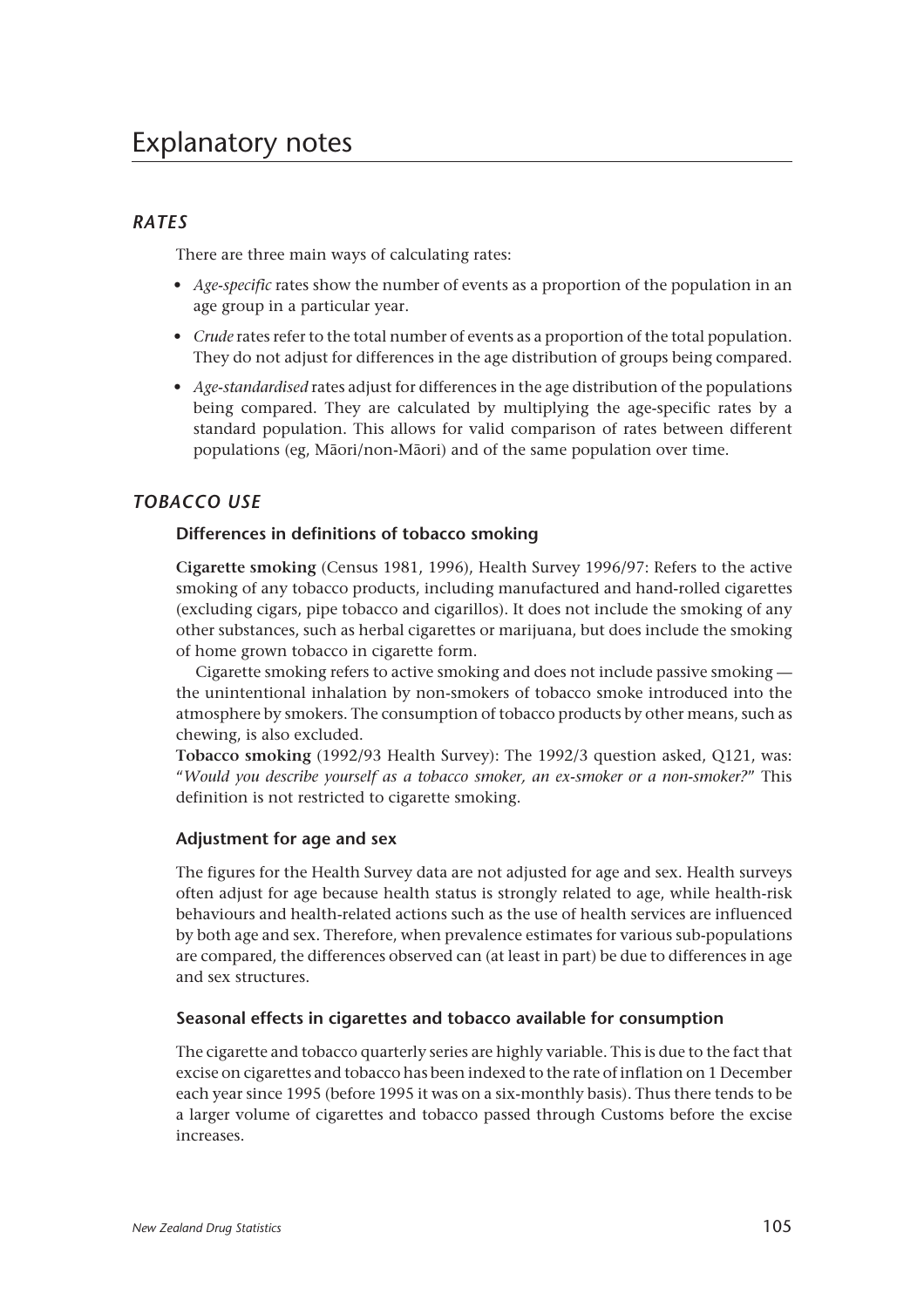# Explanatory notes

## *RATES*

There are three main ways of calculating rates:

- *Age-specific* rates show the number of events as a proportion of the population in an age group in a particular year.
- *Crude* rates refer to the total number of events as a proportion of the total population. They do not adjust for differences in the age distribution of groups being compared.
- *Age-standardised* rates adjust for differences in the age distribution of the populations being compared. They are calculated by multiplying the age-specific rates by a standard population. This allows for valid comparison of rates between different populations (eg, Māori/non-Māori) and of the same population over time.

## *TOBACCO USE*

### Differences in definitions of tobacco smoking

**Cigarette smoking** (Census 1981, 1996), Health Survey 1996/97: Refers to the active smoking of any tobacco products, including manufactured and hand-rolled cigarettes (excluding cigars, pipe tobacco and cigarillos). It does not include the smoking of any other substances, such as herbal cigarettes or marijuana, but does include the smoking of home grown tobacco in cigarette form.

Cigarette smoking refers to active smoking and does not include passive smoking — the unintentional inhalation by non-smokers of tobacco smoke introduced into the atmosphere by smokers. The consumption of tobacco products by other means, such as chewing, is also excluded.

**Tobacco smoking** (1992/93 Health Survey): The 1992/3 question asked, Q121, was: "*Would you describe yourself as a tobacco smoker, an ex-smoker or a non-smoker?*" This definition is not restricted to cigarette smoking.

### Adjustment for age and sex

The figures for the Health Survey data are not adjusted for age and sex. Health surveys often adjust for age because health status is strongly related to age, while health-risk behaviours and health-related actions such as the use of health services are influenced by both age and sex. Therefore, when prevalence estimates for various sub-populations are compared, the differences observed can (at least in part) be due to differences in age and sex structures.

### Seasonal effects in cigarettes and tobacco available for consumption

The cigarette and tobacco quarterly series are highly variable. This is due to the fact that excise on cigarettes and tobacco has been indexed to the rate of inflation on 1 December each year since 1995 (before 1995 it was on a six-monthly basis). Thus there tends to be a larger volume of cigarettes and tobacco passed through Customs before the excise increases.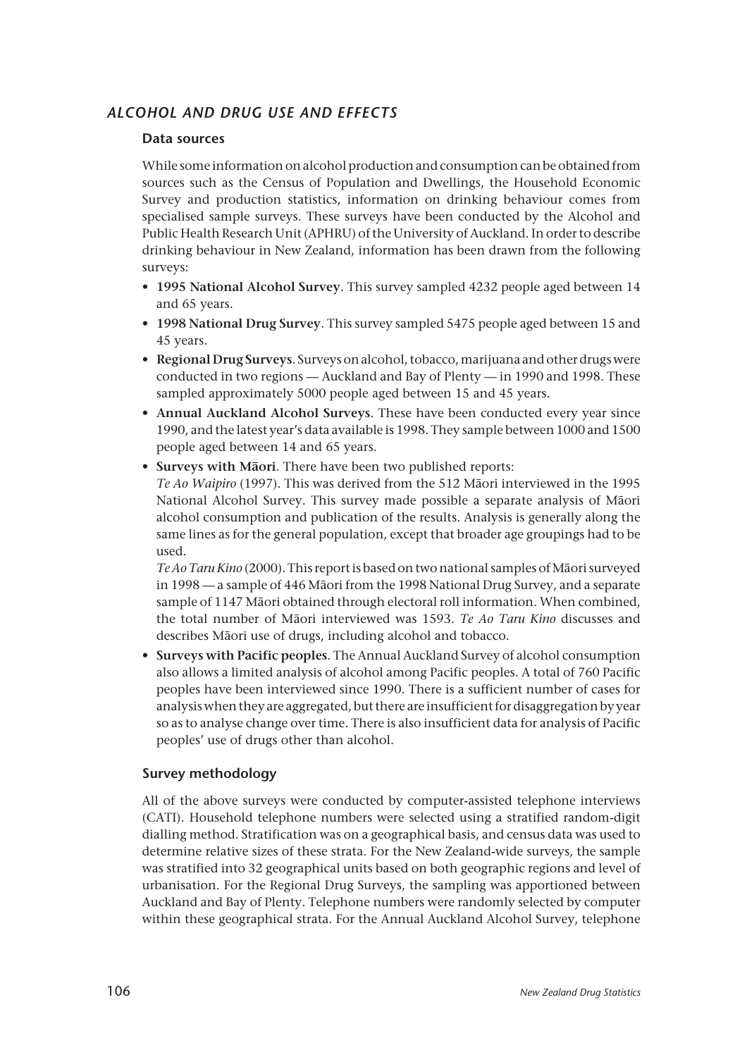## *ALCOHOL AND DRUG USE AND EFFECTS*

### Data sources

While some information on alcohol production and consumption can be obtained from sources such as the Census of Population and Dwellings, the Household Economic Survey and production statistics, information on drinking behaviour comes from specialised sample surveys. These surveys have been conducted by the Alcohol and Public Health Research Unit (APHRU) of the University of Auckland. In order to describe drinking behaviour in New Zealand, information has been drawn from the following surveys:

- **1995 National Alcohol Survey**. This survey sampled 4232 people aged between 14 and 65 years.
- **1998 National Drug Survey**. This survey sampled 5475 people aged between 15 and 45 years.
- **Regional Drug Surveys**. Surveys on alcohol, tobacco, marijuana and other drugs were conducted in two regions — Auckland and Bay of Plenty — in 1990 and 1998. These sampled approximately 5000 people aged between 15 and 45 years.
- **Annual Auckland Alcohol Surveys**. These have been conducted every year since 1990, and the latest year's data available is 1998. They sample between 1000 and 1500 people aged between 14 and 65 years.
- **Surveys with Māori**. There have been two published reports:
  *Te Ao Waipiro* (1997). This was derived from the 512 Māori interviewed in the 1995 National Alcohol Survey. This survey made possible a separate analysis of Māori alcohol consumption and publication of the results. Analysis is generally along the same lines as for the general population, except that broader age groupings had to be used.
  *Te Ao Taru Kino* (2000). This report is based on two national samples of Māori surveyed in 1998 — a sample of 446 Māori from the 1998 National Drug Survey, and a separate sample of 1147 Māori obtained through electoral roll information. When combined, the total number of Māori interviewed was 1593. *Te Ao Taru Kino* discusses and describes Māori use of drugs, including alcohol and tobacco.
- **Surveys with Pacific peoples**. The Annual Auckland Survey of alcohol consumption also allows a limited analysis of alcohol among Pacific peoples. A total of 760 Pacific peoples have been interviewed since 1990. There is a sufficient number of cases for analysis when they are aggregated, but there are insufficient for disaggregation by year so as to analyse change over time. There is also insufficient data for analysis of Pacific peoples' use of drugs other than alcohol.

### Survey methodology

All of the above surveys were conducted by computer-assisted telephone interviews (CATI). Household telephone numbers were selected using a stratified random-digit dialling method. Stratification was on a geographical basis, and census data was used to determine relative sizes of these strata. For the New Zealand-wide surveys, the sample was stratified into 32 geographical units based on both geographic regions and level of urbanisation. For the Regional Drug Surveys, the sampling was apportioned between Auckland and Bay of Plenty. Telephone numbers were randomly selected by computer within these geographical strata. For the Annual Auckland Alcohol Survey, telephone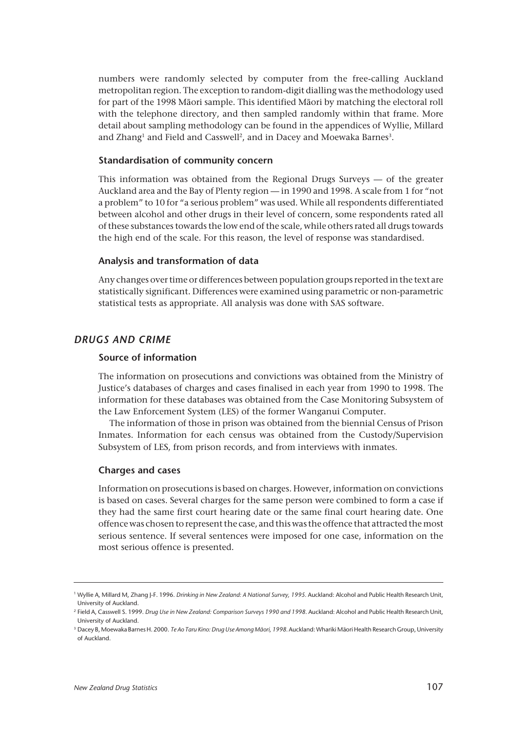numbers were randomly selected by computer from the free-calling Auckland metropolitan region. The exception to random-digit dialling was the methodology used for part of the 1998 Māori sample. This identified Māori by matching the electoral roll with the telephone directory, and then sampled randomly within that frame. More detail about sampling methodology can be found in the appendices of Wyllie, Millard and Zhang[1] and Field and Casswell[2], and in Dacey and Moewaka Barnes[3].

### Standardisation of community concern

This information was obtained from the Regional Drugs Surveys — of the greater Auckland area and the Bay of Plenty region — in 1990 and 1998. A scale from 1 for "not a problem" to 10 for "a serious problem" was used. While all respondents differentiated between alcohol and other drugs in their level of concern, some respondents rated all of these substances towards the low end of the scale, while others rated all drugs towards the high end of the scale. For this reason, the level of response was standardised.

### Analysis and transformation of data

Any changes over time or differences between population groups reported in the text are statistically significant. Differences were examined using parametric or non-parametric statistical tests as appropriate. All analysis was done with SAS software.

## *DRUGS AND CRIME*

### Source of information

The information on prosecutions and convictions was obtained from the Ministry of Justice's databases of charges and cases finalised in each year from 1990 to 1998. The information for these databases was obtained from the Case Monitoring Subsystem of the Law Enforcement System (LES) of the former Wanganui Computer.

The information of those in prison was obtained from the biennial Census of Prison Inmates. Information for each census was obtained from the Custody/Supervision Subsystem of LES, from prison records, and from interviews with inmates.

### Charges and cases

Information on prosecutions is based on charges. However, information on convictions is based on cases. Several charges for the same person were combined to form a case if they had the same first court hearing date or the same final court hearing date. One offence was chosen to represent the case, and this was the offence that attracted the most serious sentence. If several sentences were imposed for one case, information on the most serious offence is presented.

---

[1] Wyllie A, Millard M, Zhang J-F. 1996. *Drinking in New Zealand: A National Survey, 1995*. Auckland: Alcohol and Public Health Research Unit, University of Auckland.

[2] Field A, Casswell S. 1999. *Drug Use in New Zealand: Comparison Surveys 1990 and 1998*. Auckland: Alcohol and Public Health Research Unit, University of Auckland.

[3] Dacey B, Moewaka Barnes H. 2000. *Te Ao Taru Kino: Drug Use Among Māori, 1998*. Auckland: Whariki Māori Health Research Group, University of Auckland.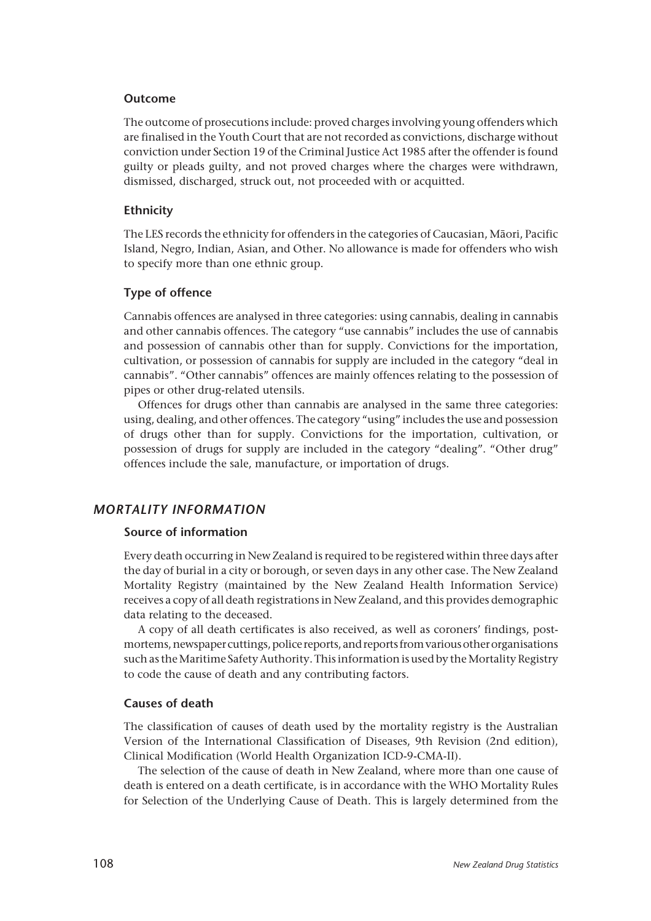### Outcome

The outcome of prosecutions include: proved charges involving young offenders which are finalised in the Youth Court that are not recorded as convictions, discharge without conviction under Section 19 of the Criminal Justice Act 1985 after the offender is found guilty or pleads guilty, and not proved charges where the charges were withdrawn, dismissed, discharged, struck out, not proceeded with or acquitted.

### Ethnicity

The LES records the ethnicity for offenders in the categories of Caucasian, Māori, Pacific Island, Negro, Indian, Asian, and Other. No allowance is made for offenders who wish to specify more than one ethnic group.

### Type of offence

Cannabis offences are analysed in three categories: using cannabis, dealing in cannabis and other cannabis offences. The category "use cannabis" includes the use of cannabis and possession of cannabis other than for supply. Convictions for the importation, cultivation, or possession of cannabis for supply are included in the category "deal in cannabis". "Other cannabis" offences are mainly offences relating to the possession of pipes or other drug-related utensils.

Offences for drugs other than cannabis are analysed in the same three categories: using, dealing, and other offences. The category "using" includes the use and possession of drugs other than for supply. Convictions for the importation, cultivation, or possession of drugs for supply are included in the category "dealing". "Other drug" offences include the sale, manufacture, or importation of drugs.

## *MORTALITY INFORMATION*

### Source of information

Every death occurring in New Zealand is required to be registered within three days after the day of burial in a city or borough, or seven days in any other case. The New Zealand Mortality Registry (maintained by the New Zealand Health Information Service) receives a copy of all death registrations in New Zealand, and this provides demographic data relating to the deceased.

A copy of all death certificates is also received, as well as coroners' findings, post-mortems, newspaper cuttings, police reports, and reports from various other organisations such as the Maritime Safety Authority. This information is used by the Mortality Registry to code the cause of death and any contributing factors.

### Causes of death

The classification of causes of death used by the mortality registry is the Australian Version of the International Classification of Diseases, 9th Revision (2nd edition), Clinical Modification (World Health Organization ICD-9-CMA-II).

The selection of the cause of death in New Zealand, where more than one cause of death is entered on a death certificate, is in accordance with the WHO Mortality Rules for Selection of the Underlying Cause of Death. This is largely determined from the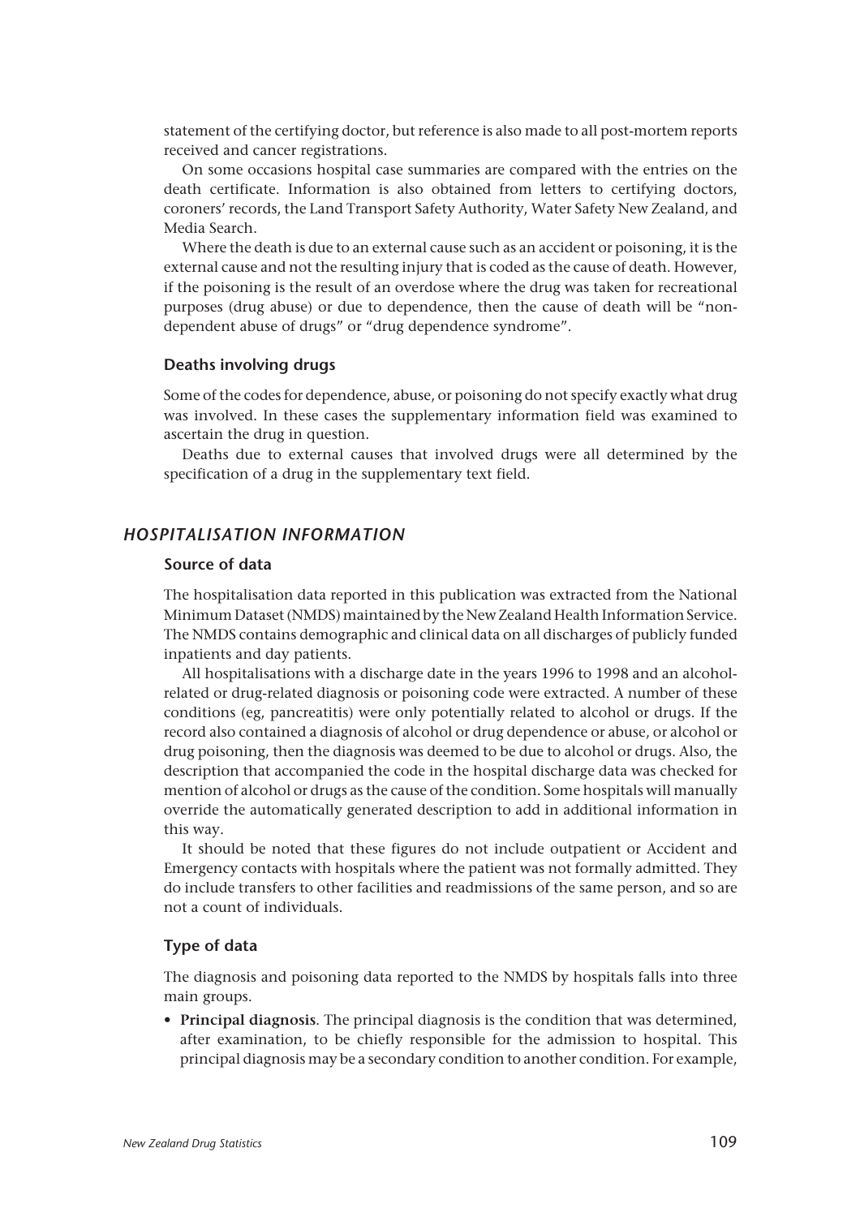statement of the certifying doctor, but reference is also made to all post-mortem reports received and cancer registrations.

On some occasions hospital case summaries are compared with the entries on the death certificate. Information is also obtained from letters to certifying doctors, coroners' records, the Land Transport Safety Authority, Water Safety New Zealand, and Media Search.

Where the death is due to an external cause such as an accident or poisoning, it is the external cause and not the resulting injury that is coded as the cause of death. However, if the poisoning is the result of an overdose where the drug was taken for recreational purposes (drug abuse) or due to dependence, then the cause of death will be "non-dependent abuse of drugs" or "drug dependence syndrome".

### Deaths involving drugs

Some of the codes for dependence, abuse, or poisoning do not specify exactly what drug was involved. In these cases the supplementary information field was examined to ascertain the drug in question.

Deaths due to external causes that involved drugs were all determined by the specification of a drug in the supplementary text field.

## *HOSPITALISATION INFORMATION*

### Source of data

The hospitalisation data reported in this publication was extracted from the National Minimum Dataset (NMDS) maintained by the New Zealand Health Information Service. The NMDS contains demographic and clinical data on all discharges of publicly funded inpatients and day patients.

All hospitalisations with a discharge date in the years 1996 to 1998 and an alcohol-related or drug-related diagnosis or poisoning code were extracted. A number of these conditions (eg, pancreatitis) were only potentially related to alcohol or drugs. If the record also contained a diagnosis of alcohol or drug dependence or abuse, or alcohol or drug poisoning, then the diagnosis was deemed to be due to alcohol or drugs. Also, the description that accompanied the code in the hospital discharge data was checked for mention of alcohol or drugs as the cause of the condition. Some hospitals will manually override the automatically generated description to add in additional information in this way.

It should be noted that these figures do not include outpatient or Accident and Emergency contacts with hospitals where the patient was not formally admitted. They do include transfers to other facilities and readmissions of the same person, and so are not a count of individuals.

### Type of data

The diagnosis and poisoning data reported to the NMDS by hospitals falls into three main groups.

- **Principal diagnosis**. The principal diagnosis is the condition that was determined, after examination, to be chiefly responsible for the admission to hospital. This principal diagnosis may be a secondary condition to another condition. For example,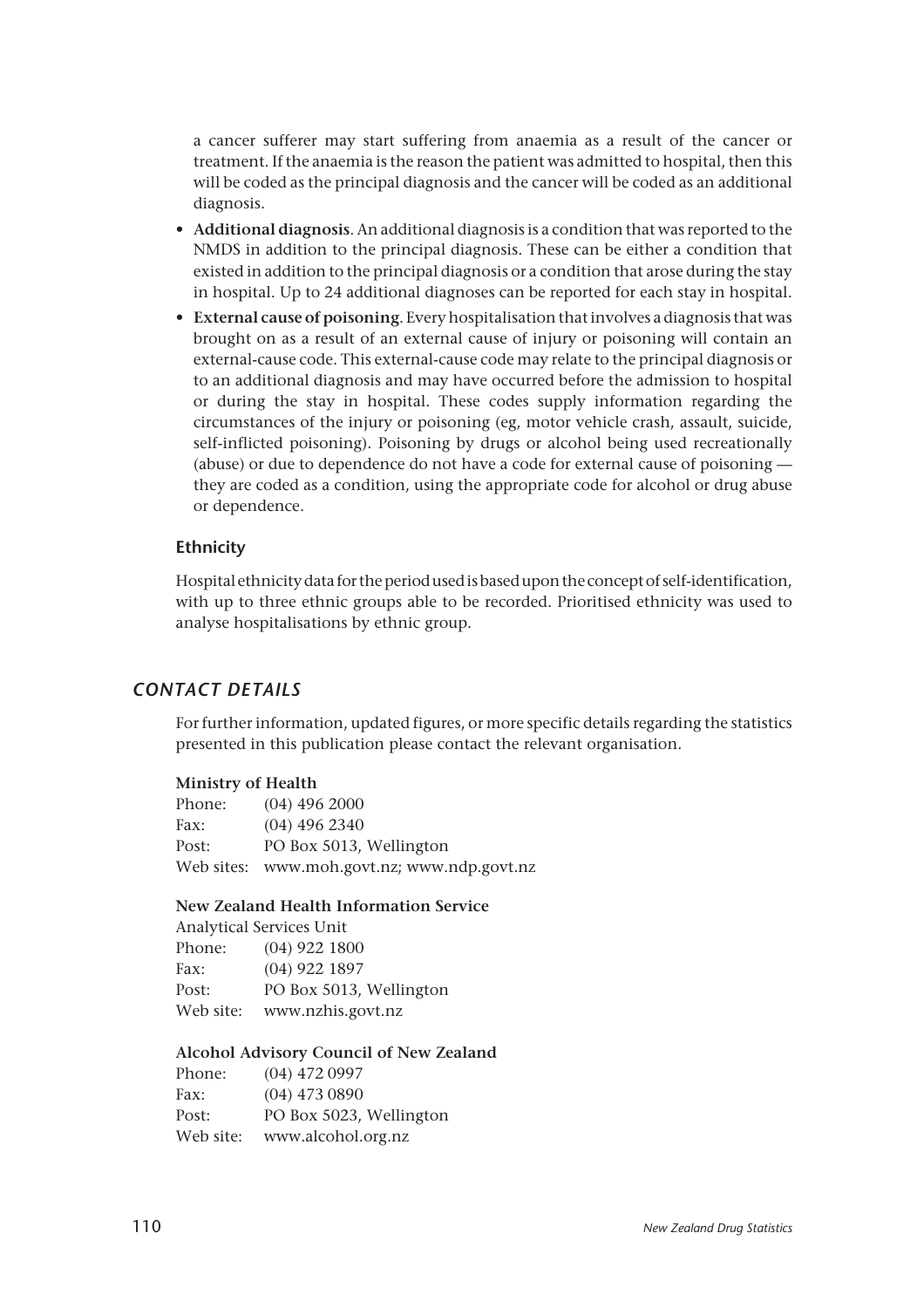a cancer sufferer may start suffering from anaemia as a result of the cancer or treatment. If the anaemia is the reason the patient was admitted to hospital, then this will be coded as the principal diagnosis and the cancer will be coded as an additional diagnosis.

- **Additional diagnosis**. An additional diagnosis is a condition that was reported to the NMDS in addition to the principal diagnosis. These can be either a condition that existed in addition to the principal diagnosis or a condition that arose during the stay in hospital. Up to 24 additional diagnoses can be reported for each stay in hospital.
- **External cause of poisoning**. Every hospitalisation that involves a diagnosis that was brought on as a result of an external cause of injury or poisoning will contain an external-cause code. This external-cause code may relate to the principal diagnosis or to an additional diagnosis and may have occurred before the admission to hospital or during the stay in hospital. These codes supply information regarding the circumstances of the injury or poisoning (eg, motor vehicle crash, assault, suicide, self-inflicted poisoning). Poisoning by drugs or alcohol being used recreationally (abuse) or due to dependence do not have a code for external cause of poisoning — they are coded as a condition, using the appropriate code for alcohol or drug abuse or dependence.

### Ethnicity

Hospital ethnicity data for the period used is based upon the concept of self-identification, with up to three ethnic groups able to be recorded. Prioritised ethnicity was used to analyse hospitalisations by ethnic group.

## *CONTACT DETAILS*

For further information, updated figures, or more specific details regarding the statistics presented in this publication please contact the relevant organisation.

**Ministry of Health**

Phone: (04) 496 2000
Fax: (04) 496 2340
Post: PO Box 5013, Wellington
Web sites: www.moh.govt.nz; www.ndp.govt.nz

**New Zealand Health Information Service**

Analytical Services Unit
Phone: (04) 922 1800
Fax: (04) 922 1897
Post: PO Box 5013, Wellington
Web site: www.nzhis.govt.nz

**Alcohol Advisory Council of New Zealand**

Phone: (04) 472 0997
Fax: (04) 473 0890
Post: PO Box 5023, Wellington
Web site: www.alcohol.org.nz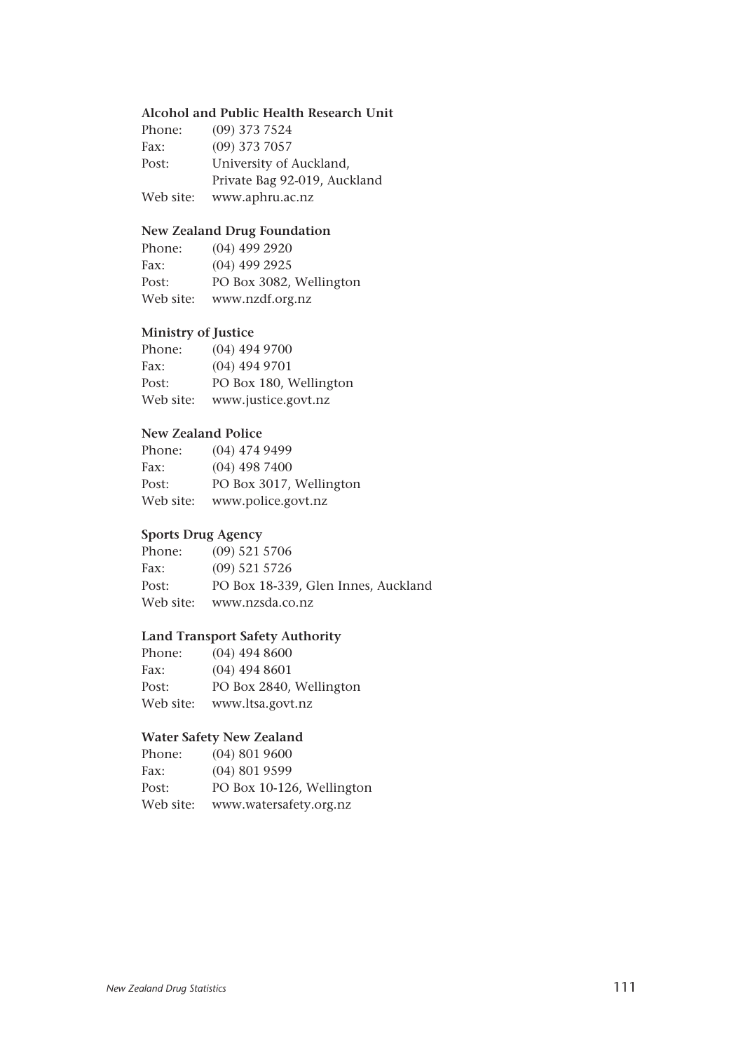**Alcohol and Public Health Research Unit**

Phone: (09) 373 7524
Fax: (09) 373 7057
Post: University of Auckland,
Private Bag 92-019, Auckland
Web site: www.aphru.ac.nz

**New Zealand Drug Foundation**

Phone: (04) 499 2920
Fax: (04) 499 2925
Post: PO Box 3082, Wellington
Web site: www.nzdf.org.nz

**Ministry of Justice**

Phone: (04) 494 9700
Fax: (04) 494 9701
Post: PO Box 180, Wellington
Web site: www.justice.govt.nz

**New Zealand Police**

Phone: (04) 474 9499
Fax: (04) 498 7400
Post: PO Box 3017, Wellington
Web site: www.police.govt.nz

**Sports Drug Agency**

Phone: (09) 521 5706
Fax: (09) 521 5726
Post: PO Box 18-339, Glen Innes, Auckland
Web site: www.nzsda.co.nz

**Land Transport Safety Authority**

Phone: (04) 494 8600
Fax: (04) 494 8601
Post: PO Box 2840, Wellington
Web site: www.ltsa.govt.nz

**Water Safety New Zealand**

Phone: (04) 801 9600
Fax: (04) 801 9599
Post: PO Box 10-126, Wellington
Web site: www.watersafety.org.nz